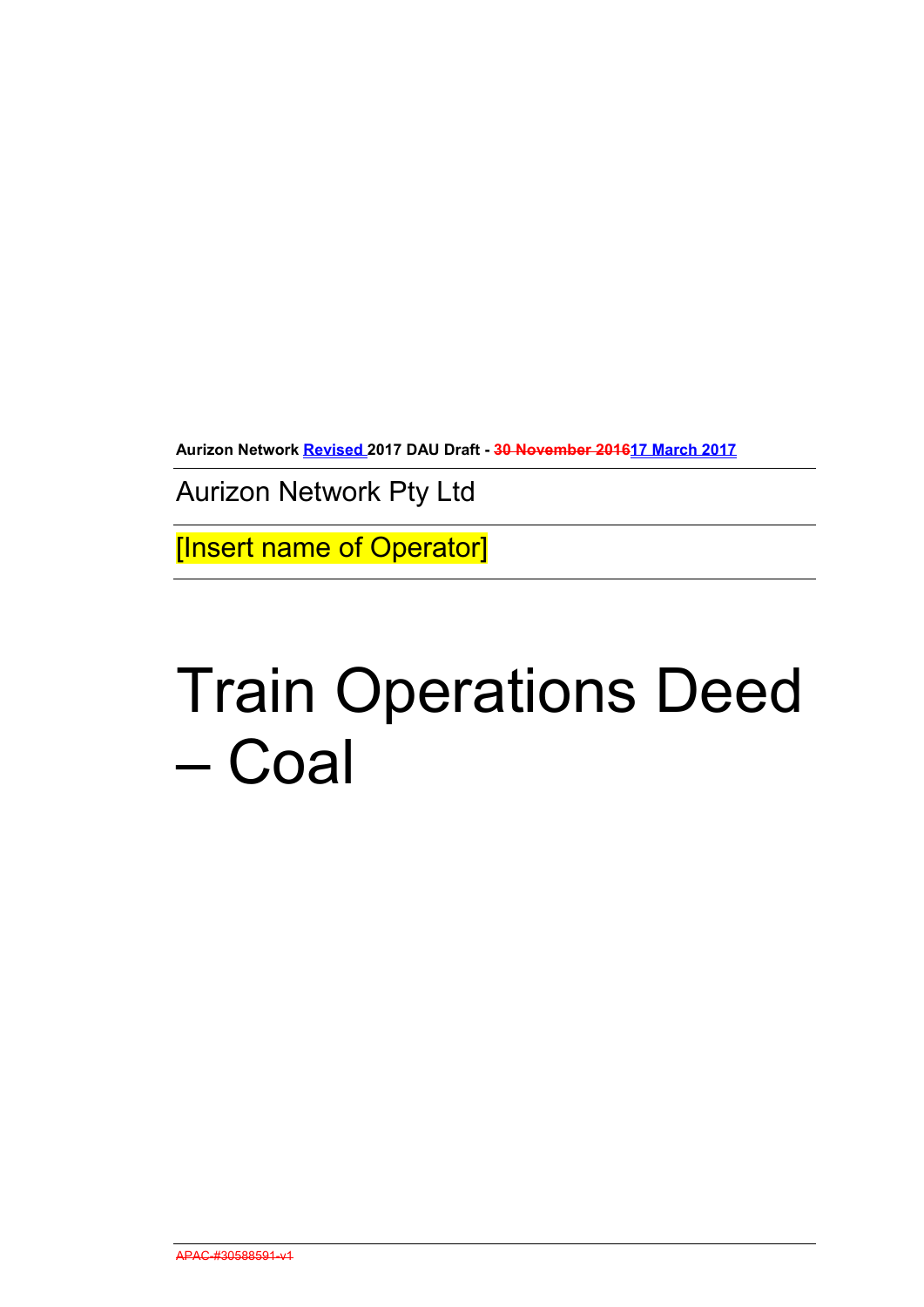**Aurizon Network Revised 2017 DAU Draft - ~~30 November 2016~~17 March 2017**

Aurizon Network Pty Ltd

[Insert name of Operator]

# Train Operations Deed – Coal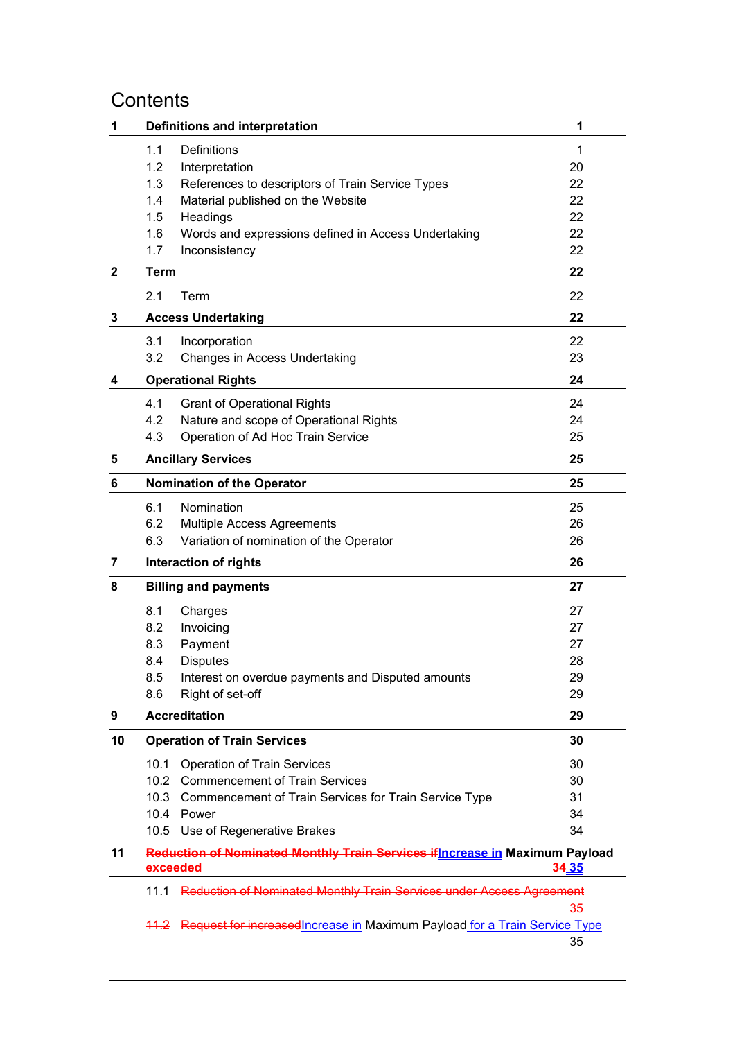# Contents

| | | |
|---|---|---|
| **1** | **Definitions and interpretation** | **1** |
| 1.1 | Definitions | 1 |
| 1.2 | Interpretation | 20 |
| 1.3 | References to descriptors of Train Service Types | 22 |
| 1.4 | Material published on the Website | 22 |
| 1.5 | Headings | 22 |
| 1.6 | Words and expressions defined in Access Undertaking | 22 |
| 1.7 | Inconsistency | 22 |
| **2** | **Term** | **22** |
| 2.1 | Term | 22 |
| **3** | **Access Undertaking** | **22** |
| 3.1 | Incorporation | 22 |
| 3.2 | Changes in Access Undertaking | 23 |
| **4** | **Operational Rights** | **24** |
| 4.1 | Grant of Operational Rights | 24 |
| 4.2 | Nature and scope of Operational Rights | 24 |
| 4.3 | Operation of Ad Hoc Train Service | 25 |
| **5** | **Ancillary Services** | **25** |
| **6** | **Nomination of the Operator** | **25** |
| 6.1 | Nomination | 25 |
| 6.2 | Multiple Access Agreements | 26 |
| 6.3 | Variation of nomination of the Operator | 26 |
| **7** | **Interaction of rights** | **26** |
| **8** | **Billing and payments** | **27** |
| 8.1 | Charges | 27 |
| 8.2 | Invoicing | 27 |
| 8.3 | Payment | 27 |
| 8.4 | Disputes | 28 |
| 8.5 | Interest on overdue payments and Disputed amounts | 29 |
| 8.6 | Right of set-off | 29 |
| **9** | **Accreditation** | **29** |
| **10** | **Operation of Train Services** | **30** |
| 10.1 | Operation of Train Services | 30 |
| 10.2 | Commencement of Train Services | 30 |
| 10.3 | Commencement of Train Services for Train Service Type | 31 |
| 10.4 | Power | 34 |
| 10.5 | Use of Regenerative Brakes | 34 |
| **11** | **~~Reduction of Nominated Monthly Train Services if~~Increase in Maximum Payload ~~exceeded~~** | **~~34~~ 35** |
| 11.1 | ~~Reduction of Nominated Monthly Train Services under Access Agreement~~ | ~~35~~ |
| ~~11.2~~ | ~~Request for increased~~Increase in Maximum Payload for a Train Service Type | 35 |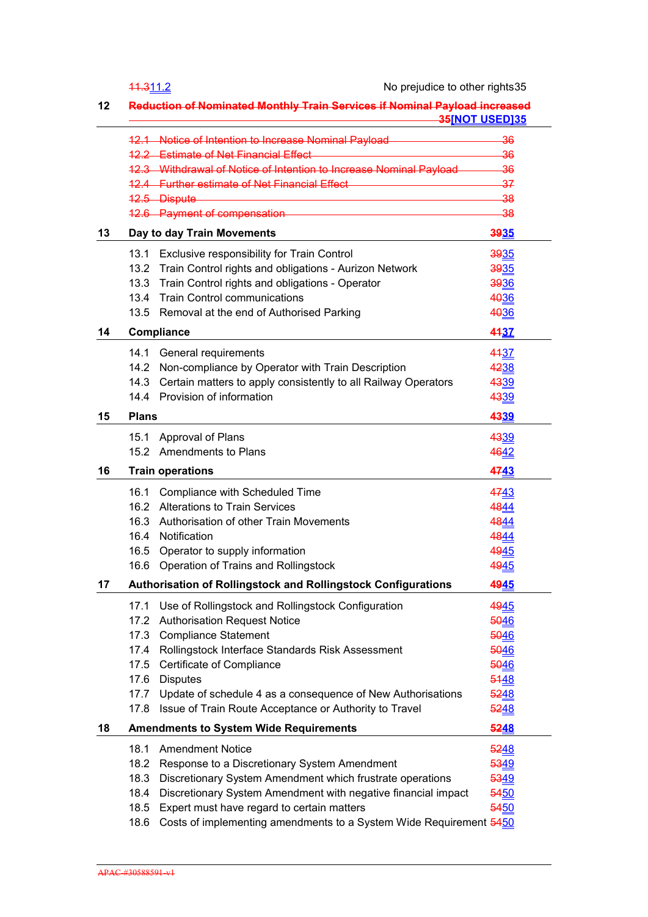| | | |
|---|---|---|
| | ~~11.3~~11.2 No prejudice to other rights | 35 |
| **12** | **~~Reduction of Nominated Monthly Train Services if Nominal Payload increased~~ [NOT USED]** | **~~35~~35** |
| | ~~12.1 Notice of Intention to Increase Nominal Payload~~ | ~~36~~ |
| | ~~12.2 Estimate of Net Financial Effect~~ | ~~36~~ |
| | ~~12.3 Withdrawal of Notice of Intention to Increase Nominal Payload~~ | ~~36~~ |
| | ~~12.4 Further estimate of Net Financial Effect~~ | ~~37~~ |
| | ~~12.5 Dispute~~ | ~~38~~ |
| | ~~12.6 Payment of compensation~~ | ~~38~~ |
| **13** | **Day to day Train Movements** | **~~39~~35** |
| | 13.1 Exclusive responsibility for Train Control | ~~39~~35 |
| | 13.2 Train Control rights and obligations - Aurizon Network | ~~39~~35 |
| | 13.3 Train Control rights and obligations - Operator | ~~39~~36 |
| | 13.4 Train Control communications | ~~40~~36 |
| | 13.5 Removal at the end of Authorised Parking | ~~40~~36 |
| **14** | **Compliance** | **~~41~~37** |
| | 14.1 General requirements | ~~41~~37 |
| | 14.2 Non-compliance by Operator with Train Description | ~~42~~38 |
| | 14.3 Certain matters to apply consistently to all Railway Operators | ~~43~~39 |
| | 14.4 Provision of information | ~~43~~39 |
| **15** | **Plans** | **~~43~~39** |
| | 15.1 Approval of Plans | ~~43~~39 |
| | 15.2 Amendments to Plans | ~~46~~42 |
| **16** | **Train operations** | **~~47~~43** |
| | 16.1 Compliance with Scheduled Time | ~~47~~43 |
| | 16.2 Alterations to Train Services | ~~48~~44 |
| | 16.3 Authorisation of other Train Movements | ~~48~~44 |
| | 16.4 Notification | ~~48~~44 |
| | 16.5 Operator to supply information | ~~49~~45 |
| | 16.6 Operation of Trains and Rollingstock | ~~49~~45 |
| **17** | **Authorisation of Rollingstock and Rollingstock Configurations** | **~~49~~45** |
| | 17.1 Use of Rollingstock and Rollingstock Configuration | ~~49~~45 |
| | 17.2 Authorisation Request Notice | ~~50~~46 |
| | 17.3 Compliance Statement | ~~50~~46 |
| | 17.4 Rollingstock Interface Standards Risk Assessment | ~~50~~46 |
| | 17.5 Certificate of Compliance | ~~50~~46 |
| | 17.6 Disputes | ~~51~~48 |
| | 17.7 Update of schedule 4 as a consequence of New Authorisations | ~~52~~48 |
| | 17.8 Issue of Train Route Acceptance or Authority to Travel | ~~52~~48 |
| **18** | **Amendments to System Wide Requirements** | **~~52~~48** |
| | 18.1 Amendment Notice | ~~52~~48 |
| | 18.2 Response to a Discretionary System Amendment | ~~53~~49 |
| | 18.3 Discretionary System Amendment which frustrate operations | ~~53~~49 |
| | 18.4 Discretionary System Amendment with negative financial impact | ~~54~~50 |
| | 18.5 Expert must have regard to certain matters | ~~54~~50 |
| | 18.6 Costs of implementing amendments to a System Wide Requirement | ~~54~~50 |

~~APAC-#30588591-v1~~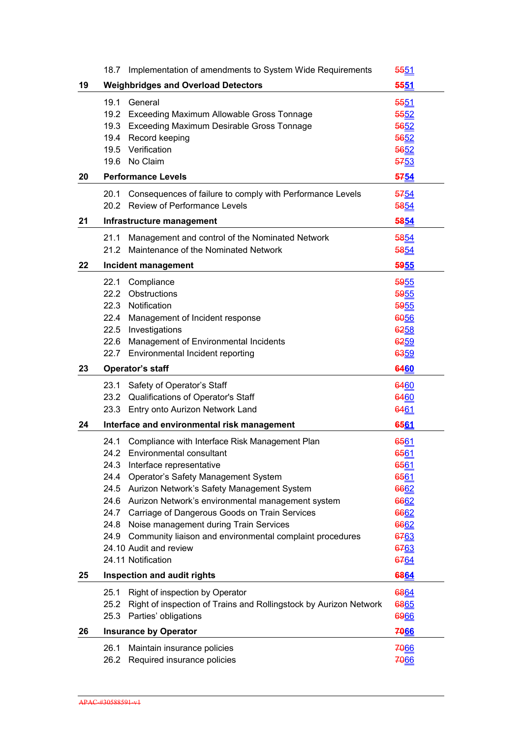| | | |
|---|---|---|
| | 18.7 Implementation of amendments to System Wide Requirements | ~~55~~51 |
| **19** | **Weighbridges and Overload Detectors** | **~~55~~51** |
| | 19.1 General | ~~55~~51 |
| | 19.2 Exceeding Maximum Allowable Gross Tonnage | ~~55~~52 |
| | 19.3 Exceeding Maximum Desirable Gross Tonnage | ~~56~~52 |
| | 19.4 Record keeping | ~~56~~52 |
| | 19.5 Verification | ~~56~~52 |
| | 19.6 No Claim | ~~57~~53 |
| **20** | **Performance Levels** | **~~57~~54** |
| | 20.1 Consequences of failure to comply with Performance Levels | ~~57~~54 |
| | 20.2 Review of Performance Levels | ~~58~~54 |
| **21** | **Infrastructure management** | **~~58~~54** |
| | 21.1 Management and control of the Nominated Network | ~~58~~54 |
| | 21.2 Maintenance of the Nominated Network | ~~58~~54 |
| **22** | **Incident management** | **~~59~~55** |
| | 22.1 Compliance | ~~59~~55 |
| | 22.2 Obstructions | ~~59~~55 |
| | 22.3 Notification | ~~59~~55 |
| | 22.4 Management of Incident response | ~~60~~56 |
| | 22.5 Investigations | ~~62~~58 |
| | 22.6 Management of Environmental Incidents | ~~62~~59 |
| | 22.7 Environmental Incident reporting | ~~63~~59 |
| **23** | **Operator's staff** | **~~64~~60** |
| | 23.1 Safety of Operator's Staff | ~~64~~60 |
| | 23.2 Qualifications of Operator's Staff | ~~64~~60 |
| | 23.3 Entry onto Aurizon Network Land | ~~64~~61 |
| **24** | **Interface and environmental risk management** | **~~65~~61** |
| | 24.1 Compliance with Interface Risk Management Plan | ~~65~~61 |
| | 24.2 Environmental consultant | ~~65~~61 |
| | 24.3 Interface representative | ~~65~~61 |
| | 24.4 Operator's Safety Management System | ~~65~~61 |
| | 24.5 Aurizon Network's Safety Management System | ~~66~~62 |
| | 24.6 Aurizon Network's environmental management system | ~~66~~62 |
| | 24.7 Carriage of Dangerous Goods on Train Services | ~~66~~62 |
| | 24.8 Noise management during Train Services | ~~66~~62 |
| | 24.9 Community liaison and environmental complaint procedures | ~~67~~63 |
| | 24.10 Audit and review | ~~67~~63 |
| | 24.11 Notification | ~~67~~64 |
| **25** | **Inspection and audit rights** | **~~68~~64** |
| | 25.1 Right of inspection by Operator | ~~68~~64 |
| | 25.2 Right of inspection of Trains and Rollingstock by Aurizon Network | ~~68~~65 |
| | 25.3 Parties' obligations | ~~69~~66 |
| **26** | **Insurance by Operator** | **~~70~~66** |
| | 26.1 Maintain insurance policies | ~~70~~66 |
| | 26.2 Required insurance policies | ~~70~~66 |

~~APAC-#30588591-v1~~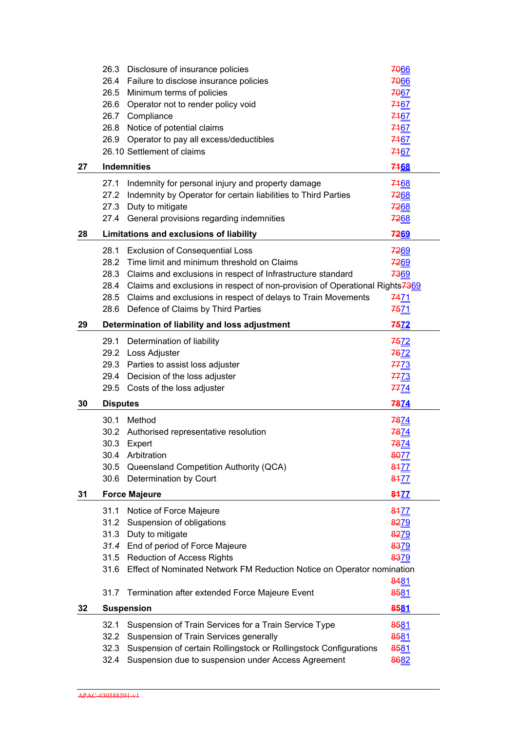| | | |
|---|---|---|
| | 26.3 Disclosure of insurance policies | ~~70~~66 |
| | 26.4 Failure to disclose insurance policies | ~~70~~66 |
| | 26.5 Minimum terms of policies | ~~70~~67 |
| | 26.6 Operator not to render policy void | ~~71~~67 |
| | 26.7 Compliance | ~~71~~67 |
| | 26.8 Notice of potential claims | ~~71~~67 |
| | 26.9 Operator to pay all excess/deductibles | ~~71~~67 |
| | 26.10 Settlement of claims | ~~71~~67 |
| **27** | **Indemnities** | **~~71~~68** |
| | 27.1 Indemnity for personal injury and property damage | ~~71~~68 |
| | 27.2 Indemnity by Operator for certain liabilities to Third Parties | ~~72~~68 |
| | 27.3 Duty to mitigate | ~~72~~68 |
| | 27.4 General provisions regarding indemnities | ~~72~~68 |
| **28** | **Limitations and exclusions of liability** | **~~72~~69** |
| | 28.1 Exclusion of Consequential Loss | ~~72~~69 |
| | 28.2 Time limit and minimum threshold on Claims | ~~72~~69 |
| | 28.3 Claims and exclusions in respect of Infrastructure standard | ~~73~~69 |
| | 28.4 Claims and exclusions in respect of non-provision of Operational Rights | ~~73~~69 |
| | 28.5 Claims and exclusions in respect of delays to Train Movements | ~~74~~71 |
| | 28.6 Defence of Claims by Third Parties | ~~75~~71 |
| **29** | **Determination of liability and loss adjustment** | **~~75~~72** |
| | 29.1 Determination of liability | ~~75~~72 |
| | 29.2 Loss Adjuster | ~~76~~72 |
| | 29.3 Parties to assist loss adjuster | ~~77~~73 |
| | 29.4 Decision of the loss adjuster | ~~77~~73 |
| | 29.5 Costs of the loss adjuster | ~~77~~74 |
| **30** | **Disputes** | **~~78~~74** |
| | 30.1 Method | ~~78~~74 |
| | 30.2 Authorised representative resolution | ~~78~~74 |
| | 30.3 Expert | ~~78~~74 |
| | 30.4 Arbitration | ~~80~~77 |
| | 30.5 Queensland Competition Authority (QCA) | ~~81~~77 |
| | 30.6 Determination by Court | ~~81~~77 |
| **31** | **Force Majeure** | **~~81~~77** |
| | 31.1 Notice of Force Majeure | ~~81~~77 |
| | 31.2 Suspension of obligations | ~~82~~79 |
| | 31.3 Duty to mitigate | ~~82~~79 |
| | *31.4* End of period of Force Majeure | ~~83~~79 |
| | 31.5 Reduction of Access Rights | ~~83~~79 |
| | 31.6 Effect of Nominated Network FM Reduction Notice on Operator nomination | ~~84~~81 |
| | 31.7 Termination after extended Force Majeure Event | ~~85~~81 |
| **32** | **Suspension** | **~~85~~81** |
| | 32.1 Suspension of Train Services for a Train Service Type | ~~85~~81 |
| | 32.2 Suspension of Train Services generally | ~~85~~81 |
| | 32.3 Suspension of certain Rollingstock or Rollingstock Configurations | ~~85~~81 |
| | 32.4 Suspension due to suspension under Access Agreement | ~~86~~82 |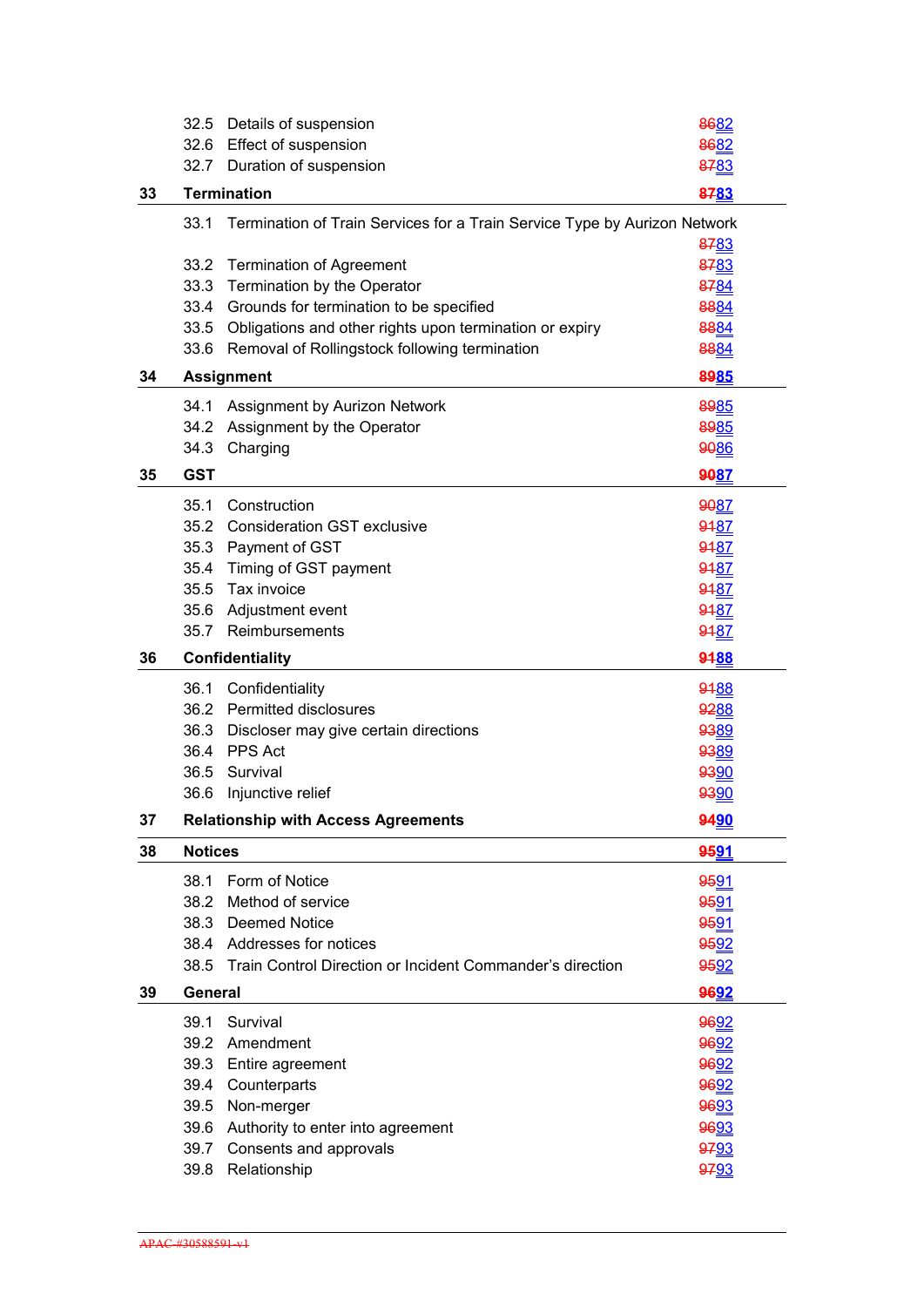| | | |
|---|---|---|
| 32.5 | Details of suspension | ~~86~~82 |
| 32.6 | Effect of suspension | ~~86~~82 |
| 32.7 | Duration of suspension | ~~87~~83 |
| **33** | **Termination** | **~~87~~83** |
| 33.1 | Termination of Train Services for a Train Service Type by Aurizon Network | ~~87~~83 |
| 33.2 | Termination of Agreement | ~~87~~83 |
| 33.3 | Termination by the Operator | ~~87~~84 |
| 33.4 | Grounds for termination to be specified | ~~88~~84 |
| 33.5 | Obligations and other rights upon termination or expiry | ~~88~~84 |
| 33.6 | Removal of Rollingstock following termination | ~~88~~84 |
| **34** | **Assignment** | **~~89~~85** |
| 34.1 | Assignment by Aurizon Network | ~~89~~85 |
| 34.2 | Assignment by the Operator | ~~89~~85 |
| 34.3 | Charging | ~~90~~86 |
| **35** | **GST** | **~~90~~87** |
| 35.1 | Construction | ~~90~~87 |
| 35.2 | Consideration GST exclusive | ~~91~~87 |
| 35.3 | Payment of GST | ~~91~~87 |
| 35.4 | Timing of GST payment | ~~91~~87 |
| 35.5 | Tax invoice | ~~91~~87 |
| 35.6 | Adjustment event | ~~91~~87 |
| 35.7 | Reimbursements | ~~91~~87 |
| **36** | **Confidentiality** | **~~91~~88** |
| 36.1 | Confidentiality | ~~91~~88 |
| 36.2 | Permitted disclosures | ~~92~~88 |
| 36.3 | Discloser may give certain directions | ~~93~~89 |
| 36.4 | PPS Act | ~~93~~89 |
| 36.5 | Survival | ~~93~~90 |
| 36.6 | Injunctive relief | ~~93~~90 |
| **37** | **Relationship with Access Agreements** | **~~94~~90** |
| **38** | **Notices** | **~~95~~91** |
| 38.1 | Form of Notice | ~~95~~91 |
| 38.2 | Method of service | ~~95~~91 |
| 38.3 | Deemed Notice | ~~95~~91 |
| 38.4 | Addresses for notices | ~~95~~92 |
| 38.5 | Train Control Direction or Incident Commander's direction | ~~95~~92 |
| **39** | **General** | **~~96~~92** |
| 39.1 | Survival | ~~96~~92 |
| 39.2 | Amendment | ~~96~~92 |
| 39.3 | Entire agreement | ~~96~~92 |
| 39.4 | Counterparts | ~~96~~92 |
| 39.5 | Non-merger | ~~96~~93 |
| 39.6 | Authority to enter into agreement | ~~96~~93 |
| 39.7 | Consents and approvals | ~~97~~93 |
| 39.8 | Relationship | ~~97~~93 |

~~APAC-#30588591-v1~~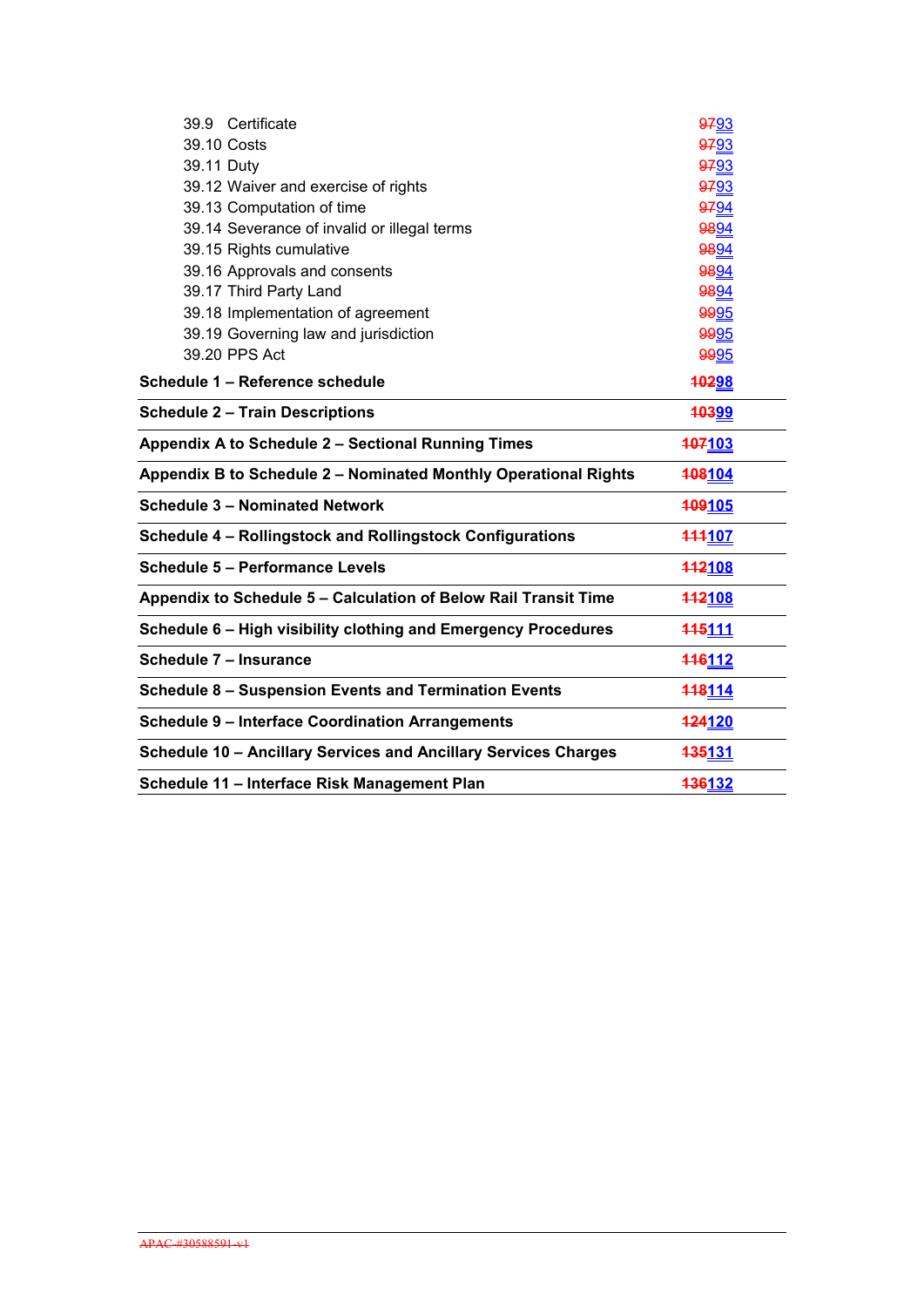| | |
|---|---|
| 39.9 Certificate | ~~97~~93 |
| 39.10 Costs | ~~97~~93 |
| 39.11 Duty | ~~97~~93 |
| 39.12 Waiver and exercise of rights | ~~97~~93 |
| 39.13 Computation of time | ~~97~~94 |
| 39.14 Severance of invalid or illegal terms | ~~98~~94 |
| 39.15 Rights cumulative | ~~98~~94 |
| 39.16 Approvals and consents | ~~98~~94 |
| 39.17 Third Party Land | ~~98~~94 |
| 39.18 Implementation of agreement | ~~99~~95 |
| 39.19 Governing law and jurisdiction | ~~99~~95 |
| 39.20 PPS Act | ~~99~~95 |
| **Schedule 1 – Reference schedule** | **~~102~~98** |
| **Schedule 2 – Train Descriptions** | **~~103~~99** |
| **Appendix A to Schedule 2 – Sectional Running Times** | **~~107~~103** |
| **Appendix B to Schedule 2 – Nominated Monthly Operational Rights** | **~~108~~104** |
| **Schedule 3 – Nominated Network** | **~~109~~105** |
| **Schedule 4 – Rollingstock and Rollingstock Configurations** | **~~111~~107** |
| **Schedule 5 – Performance Levels** | **~~112~~108** |
| **Appendix to Schedule 5 – Calculation of Below Rail Transit Time** | **~~112~~108** |
| **Schedule 6 – High visibility clothing and Emergency Procedures** | **~~115~~111** |
| **Schedule 7 – Insurance** | **~~116~~112** |
| **Schedule 8 – Suspension Events and Termination Events** | **~~118~~114** |
| **Schedule 9 – Interface Coordination Arrangements** | **~~124~~120** |
| **Schedule 10 – Ancillary Services and Ancillary Services Charges** | **~~135~~131** |
| **Schedule 11 – Interface Risk Management Plan** | **~~136~~132** |

~~APAC-#30588591-v1~~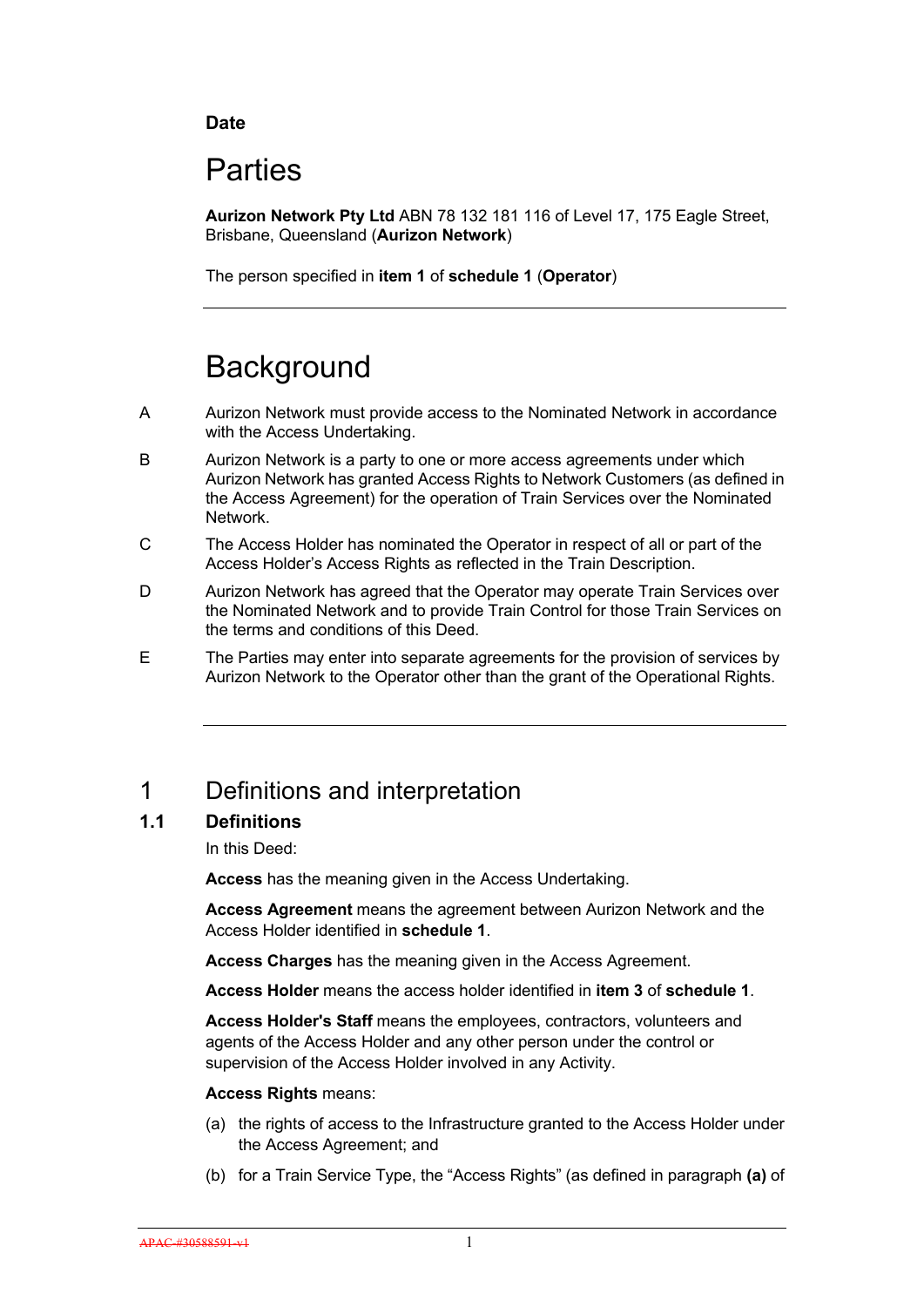**Date**

# Parties

**Aurizon Network Pty Ltd** ABN 78 132 181 116 of Level 17, 175 Eagle Street, Brisbane, Queensland (**Aurizon Network**)

The person specified in **item 1** of **schedule 1** (**Operator**)

---

# Background

A Aurizon Network must provide access to the Nominated Network in accordance with the Access Undertaking.

B Aurizon Network is a party to one or more access agreements under which Aurizon Network has granted Access Rights to Network Customers (as defined in the Access Agreement) for the operation of Train Services over the Nominated Network.

C The Access Holder has nominated the Operator in respect of all or part of the Access Holder's Access Rights as reflected in the Train Description.

D Aurizon Network has agreed that the Operator may operate Train Services over the Nominated Network and to provide Train Control for those Train Services on the terms and conditions of this Deed.

E The Parties may enter into separate agreements for the provision of services by Aurizon Network to the Operator other than the grant of the Operational Rights.

---

# 1 Definitions and interpretation

## 1.1 Definitions

In this Deed:

**Access** has the meaning given in the Access Undertaking.

**Access Agreement** means the agreement between Aurizon Network and the Access Holder identified in **schedule 1**.

**Access Charges** has the meaning given in the Access Agreement.

**Access Holder** means the access holder identified in **item 3** of **schedule 1**.

**Access Holder's Staff** means the employees, contractors, volunteers and agents of the Access Holder and any other person under the control or supervision of the Access Holder involved in any Activity.

**Access Rights** means:

(a) the rights of access to the Infrastructure granted to the Access Holder under the Access Agreement; and

(b) for a Train Service Type, the "Access Rights" (as defined in paragraph **(a)** of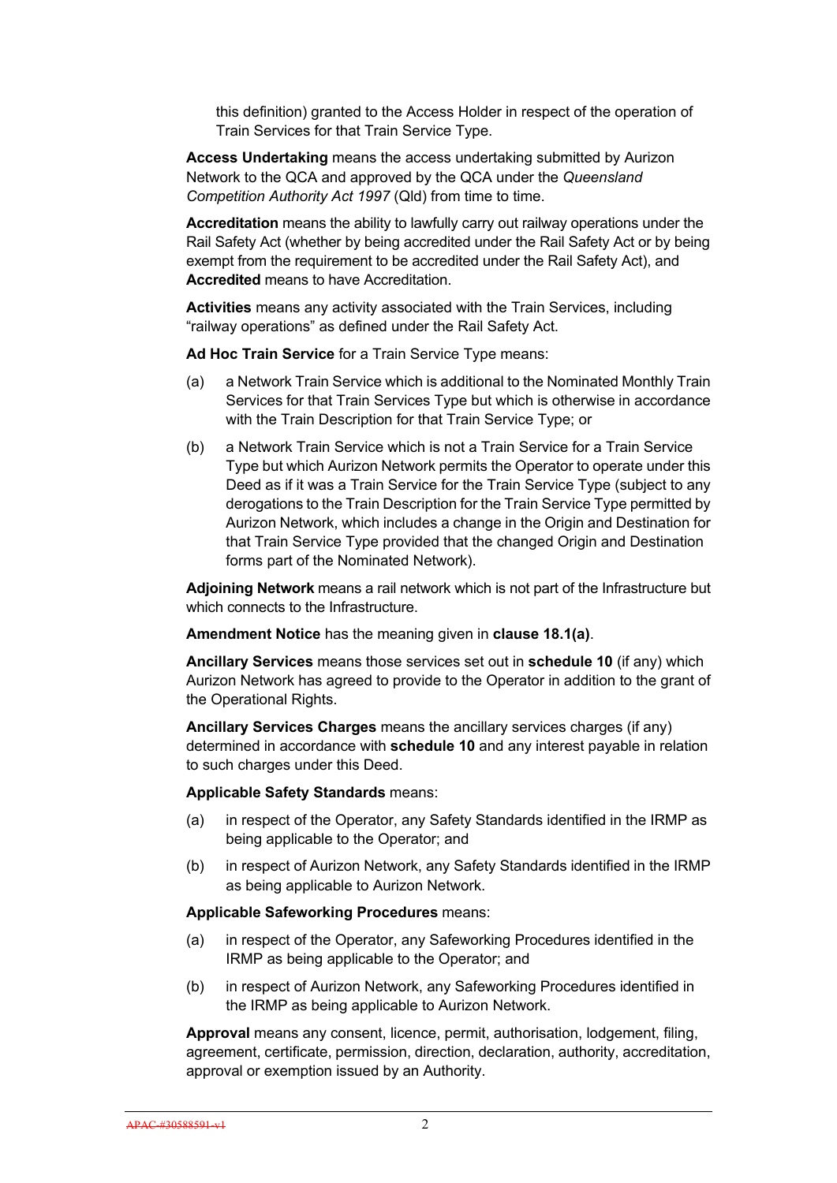this definition) granted to the Access Holder in respect of the operation of Train Services for that Train Service Type.

**Access Undertaking** means the access undertaking submitted by Aurizon Network to the QCA and approved by the QCA under the *Queensland Competition Authority Act 1997* (Qld) from time to time.

**Accreditation** means the ability to lawfully carry out railway operations under the Rail Safety Act (whether by being accredited under the Rail Safety Act or by being exempt from the requirement to be accredited under the Rail Safety Act), and **Accredited** means to have Accreditation.

**Activities** means any activity associated with the Train Services, including "railway operations" as defined under the Rail Safety Act.

**Ad Hoc Train Service** for a Train Service Type means:

(a) a Network Train Service which is additional to the Nominated Monthly Train Services for that Train Services Type but which is otherwise in accordance with the Train Description for that Train Service Type; or

(b) a Network Train Service which is not a Train Service for a Train Service Type but which Aurizon Network permits the Operator to operate under this Deed as if it was a Train Service for the Train Service Type (subject to any derogations to the Train Description for the Train Service Type permitted by Aurizon Network, which includes a change in the Origin and Destination for that Train Service Type provided that the changed Origin and Destination forms part of the Nominated Network).

**Adjoining Network** means a rail network which is not part of the Infrastructure but which connects to the Infrastructure.

**Amendment Notice** has the meaning given in **clause 18.1(a)**.

**Ancillary Services** means those services set out in **schedule 10** (if any) which Aurizon Network has agreed to provide to the Operator in addition to the grant of the Operational Rights.

**Ancillary Services Charges** means the ancillary services charges (if any) determined in accordance with **schedule 10** and any interest payable in relation to such charges under this Deed.

**Applicable Safety Standards** means:

(a) in respect of the Operator, any Safety Standards identified in the IRMP as being applicable to the Operator; and

(b) in respect of Aurizon Network, any Safety Standards identified in the IRMP as being applicable to Aurizon Network.

**Applicable Safeworking Procedures** means:

(a) in respect of the Operator, any Safeworking Procedures identified in the IRMP as being applicable to the Operator; and

(b) in respect of Aurizon Network, any Safeworking Procedures identified in the IRMP as being applicable to Aurizon Network.

**Approval** means any consent, licence, permit, authorisation, lodgement, filing, agreement, certificate, permission, direction, declaration, authority, accreditation, approval or exemption issued by an Authority.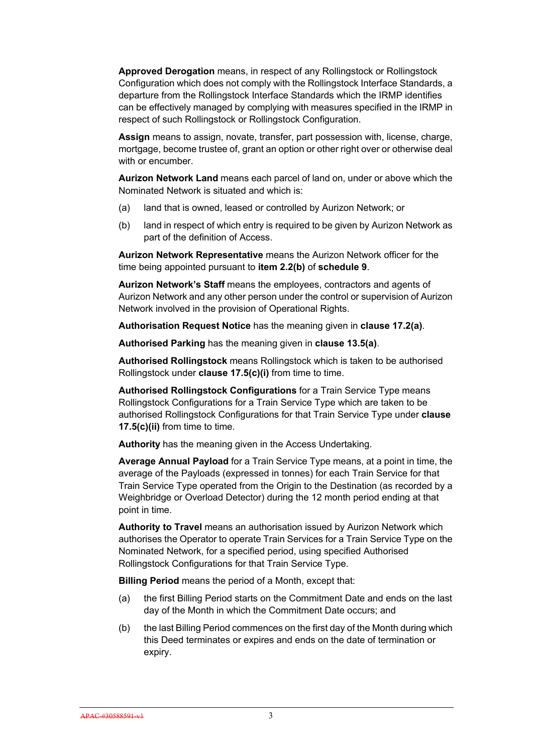**Approved Derogation** means, in respect of any Rollingstock or Rollingstock Configuration which does not comply with the Rollingstock Interface Standards, a departure from the Rollingstock Interface Standards which the IRMP identifies can be effectively managed by complying with measures specified in the IRMP in respect of such Rollingstock or Rollingstock Configuration.

**Assign** means to assign, novate, transfer, part possession with, license, charge, mortgage, become trustee of, grant an option or other right over or otherwise deal with or encumber.

**Aurizon Network Land** means each parcel of land on, under or above which the Nominated Network is situated and which is:

(a) land that is owned, leased or controlled by Aurizon Network; or

(b) land in respect of which entry is required to be given by Aurizon Network as part of the definition of Access.

**Aurizon Network Representative** means the Aurizon Network officer for the time being appointed pursuant to **item 2.2(b)** of **schedule 9**.

**Aurizon Network's Staff** means the employees, contractors and agents of Aurizon Network and any other person under the control or supervision of Aurizon Network involved in the provision of Operational Rights.

**Authorisation Request Notice** has the meaning given in **clause 17.2(a)**.

**Authorised Parking** has the meaning given in **clause 13.5(a)**.

**Authorised Rollingstock** means Rollingstock which is taken to be authorised Rollingstock under **clause 17.5(c)(i)** from time to time.

**Authorised Rollingstock Configurations** for a Train Service Type means Rollingstock Configurations for a Train Service Type which are taken to be authorised Rollingstock Configurations for that Train Service Type under **clause 17.5(c)(ii)** from time to time.

**Authority** has the meaning given in the Access Undertaking.

**Average Annual Payload** for a Train Service Type means, at a point in time, the average of the Payloads (expressed in tonnes) for each Train Service for that Train Service Type operated from the Origin to the Destination (as recorded by a Weighbridge or Overload Detector) during the 12 month period ending at that point in time.

**Authority to Travel** means an authorisation issued by Aurizon Network which authorises the Operator to operate Train Services for a Train Service Type on the Nominated Network, for a specified period, using specified Authorised Rollingstock Configurations for that Train Service Type.

**Billing Period** means the period of a Month, except that:

(a) the first Billing Period starts on the Commitment Date and ends on the last day of the Month in which the Commitment Date occurs; and

(b) the last Billing Period commences on the first day of the Month during which this Deed terminates or expires and ends on the date of termination or expiry.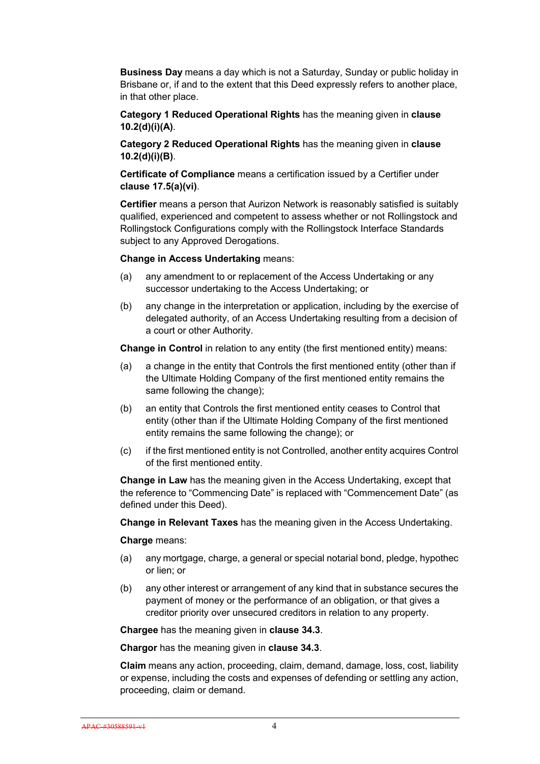**Business Day** means a day which is not a Saturday, Sunday or public holiday in Brisbane or, if and to the extent that this Deed expressly refers to another place, in that other place.

**Category 1 Reduced Operational Rights** has the meaning given in **clause 10.2(d)(i)(A)**.

**Category 2 Reduced Operational Rights** has the meaning given in **clause 10.2(d)(i)(B)**.

**Certificate of Compliance** means a certification issued by a Certifier under **clause 17.5(a)(vi)**.

**Certifier** means a person that Aurizon Network is reasonably satisfied is suitably qualified, experienced and competent to assess whether or not Rollingstock and Rollingstock Configurations comply with the Rollingstock Interface Standards subject to any Approved Derogations.

**Change in Access Undertaking** means:

(a) any amendment to or replacement of the Access Undertaking or any successor undertaking to the Access Undertaking; or

(b) any change in the interpretation or application, including by the exercise of delegated authority, of an Access Undertaking resulting from a decision of a court or other Authority.

**Change in Control** in relation to any entity (the first mentioned entity) means:

(a) a change in the entity that Controls the first mentioned entity (other than if the Ultimate Holding Company of the first mentioned entity remains the same following the change);

(b) an entity that Controls the first mentioned entity ceases to Control that entity (other than if the Ultimate Holding Company of the first mentioned entity remains the same following the change); or

(c) if the first mentioned entity is not Controlled, another entity acquires Control of the first mentioned entity.

**Change in Law** has the meaning given in the Access Undertaking, except that the reference to "Commencing Date" is replaced with "Commencement Date" (as defined under this Deed).

**Change in Relevant Taxes** has the meaning given in the Access Undertaking.

**Charge** means:

(a) any mortgage, charge, a general or special notarial bond, pledge, hypothec or lien; or

(b) any other interest or arrangement of any kind that in substance secures the payment of money or the performance of an obligation, or that gives a creditor priority over unsecured creditors in relation to any property.

**Chargee** has the meaning given in **clause 34.3**.

**Chargor** has the meaning given in **clause 34.3**.

**Claim** means any action, proceeding, claim, demand, damage, loss, cost, liability or expense, including the costs and expenses of defending or settling any action, proceeding, claim or demand.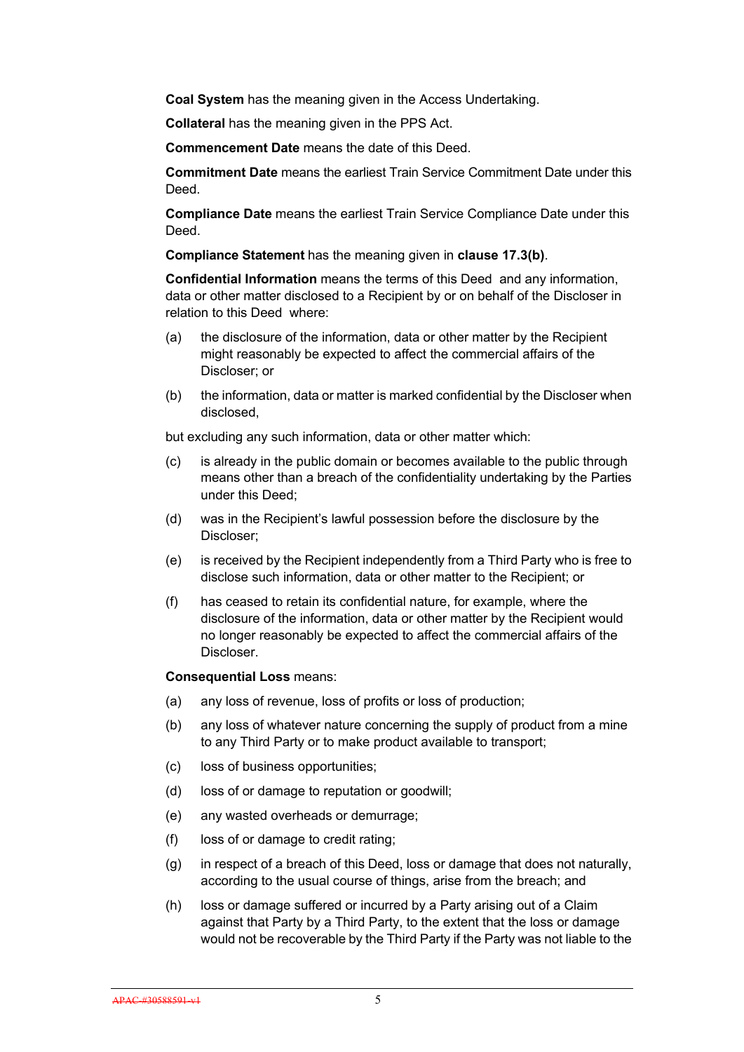**Coal System** has the meaning given in the Access Undertaking.

**Collateral** has the meaning given in the PPS Act.

**Commencement Date** means the date of this Deed.

**Commitment Date** means the earliest Train Service Commitment Date under this Deed.

**Compliance Date** means the earliest Train Service Compliance Date under this Deed.

**Compliance Statement** has the meaning given in **clause 17.3(b)**.

**Confidential Information** means the terms of this Deed and any information, data or other matter disclosed to a Recipient by or on behalf of the Discloser in relation to this Deed where:

(a) the disclosure of the information, data or other matter by the Recipient might reasonably be expected to affect the commercial affairs of the Discloser; or

(b) the information, data or matter is marked confidential by the Discloser when disclosed,

but excluding any such information, data or other matter which:

(c) is already in the public domain or becomes available to the public through means other than a breach of the confidentiality undertaking by the Parties under this Deed;

(d) was in the Recipient's lawful possession before the disclosure by the Discloser;

(e) is received by the Recipient independently from a Third Party who is free to disclose such information, data or other matter to the Recipient; or

(f) has ceased to retain its confidential nature, for example, where the disclosure of the information, data or other matter by the Recipient would no longer reasonably be expected to affect the commercial affairs of the Discloser.

**Consequential Loss** means:

(a) any loss of revenue, loss of profits or loss of production;

(b) any loss of whatever nature concerning the supply of product from a mine to any Third Party or to make product available to transport;

(c) loss of business opportunities;

(d) loss of or damage to reputation or goodwill;

(e) any wasted overheads or demurrage;

(f) loss of or damage to credit rating;

(g) in respect of a breach of this Deed, loss or damage that does not naturally, according to the usual course of things, arise from the breach; and

(h) loss or damage suffered or incurred by a Party arising out of a Claim against that Party by a Third Party, to the extent that the loss or damage would not be recoverable by the Third Party if the Party was not liable to the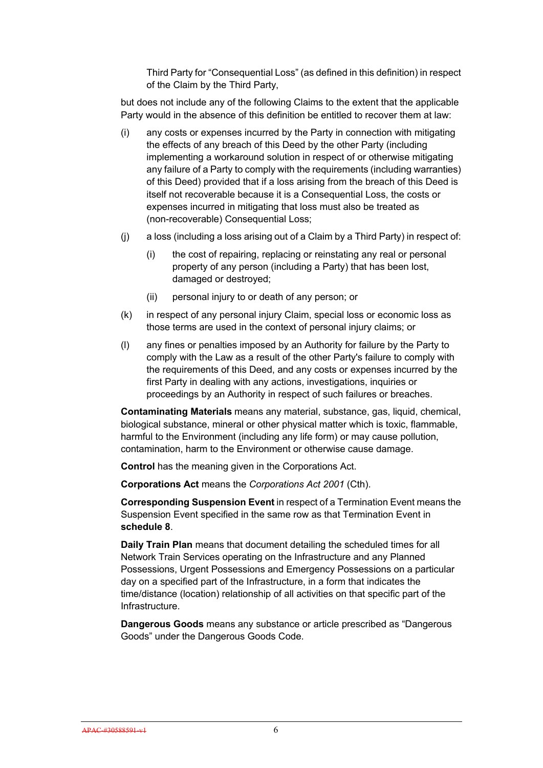Third Party for "Consequential Loss" (as defined in this definition) in respect of the Claim by the Third Party,

but does not include any of the following Claims to the extent that the applicable Party would in the absence of this definition be entitled to recover them at law:

(i) any costs or expenses incurred by the Party in connection with mitigating the effects of any breach of this Deed by the other Party (including implementing a workaround solution in respect of or otherwise mitigating any failure of a Party to comply with the requirements (including warranties) of this Deed) provided that if a loss arising from the breach of this Deed is itself not recoverable because it is a Consequential Loss, the costs or expenses incurred in mitigating that loss must also be treated as (non-recoverable) Consequential Loss;

(j) a loss (including a loss arising out of a Claim by a Third Party) in respect of:

  (i) the cost of repairing, replacing or reinstating any real or personal property of any person (including a Party) that has been lost, damaged or destroyed;

  (ii) personal injury to or death of any person; or

(k) in respect of any personal injury Claim, special loss or economic loss as those terms are used in the context of personal injury claims; or

(l) any fines or penalties imposed by an Authority for failure by the Party to comply with the Law as a result of the other Party's failure to comply with the requirements of this Deed, and any costs or expenses incurred by the first Party in dealing with any actions, investigations, inquiries or proceedings by an Authority in respect of such failures or breaches.

**Contaminating Materials** means any material, substance, gas, liquid, chemical, biological substance, mineral or other physical matter which is toxic, flammable, harmful to the Environment (including any life form) or may cause pollution, contamination, harm to the Environment or otherwise cause damage.

**Control** has the meaning given in the Corporations Act.

**Corporations Act** means the *Corporations Act 2001* (Cth).

**Corresponding Suspension Event** in respect of a Termination Event means the Suspension Event specified in the same row as that Termination Event in **schedule 8**.

**Daily Train Plan** means that document detailing the scheduled times for all Network Train Services operating on the Infrastructure and any Planned Possessions, Urgent Possessions and Emergency Possessions on a particular day on a specified part of the Infrastructure, in a form that indicates the time/distance (location) relationship of all activities on that specific part of the Infrastructure.

**Dangerous Goods** means any substance or article prescribed as "Dangerous Goods" under the Dangerous Goods Code.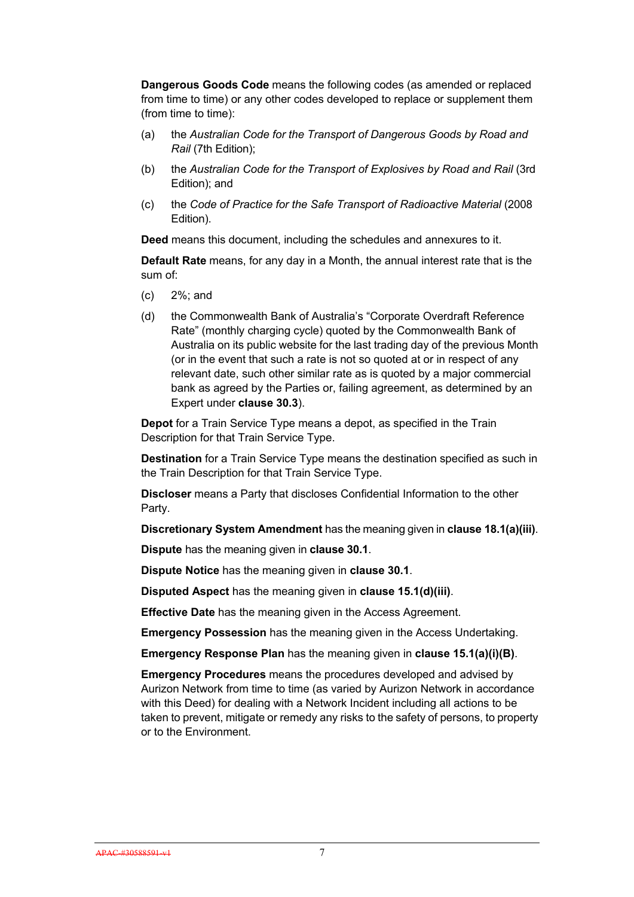**Dangerous Goods Code** means the following codes (as amended or replaced from time to time) or any other codes developed to replace or supplement them (from time to time):

(a) the *Australian Code for the Transport of Dangerous Goods by Road and Rail* (7th Edition);

(b) the *Australian Code for the Transport of Explosives by Road and Rail* (3rd Edition); and

(c) the *Code of Practice for the Safe Transport of Radioactive Material* (2008 Edition).

**Deed** means this document, including the schedules and annexures to it.

**Default Rate** means, for any day in a Month, the annual interest rate that is the sum of:

(c) 2%; and

(d) the Commonwealth Bank of Australia's "Corporate Overdraft Reference Rate" (monthly charging cycle) quoted by the Commonwealth Bank of Australia on its public website for the last trading day of the previous Month (or in the event that such a rate is not so quoted at or in respect of any relevant date, such other similar rate as is quoted by a major commercial bank as agreed by the Parties or, failing agreement, as determined by an Expert under **clause 30.3**).

**Depot** for a Train Service Type means a depot, as specified in the Train Description for that Train Service Type.

**Destination** for a Train Service Type means the destination specified as such in the Train Description for that Train Service Type.

**Discloser** means a Party that discloses Confidential Information to the other Party.

**Discretionary System Amendment** has the meaning given in **clause 18.1(a)(iii)**.

**Dispute** has the meaning given in **clause 30.1**.

**Dispute Notice** has the meaning given in **clause 30.1**.

**Disputed Aspect** has the meaning given in **clause 15.1(d)(iii)**.

**Effective Date** has the meaning given in the Access Agreement.

**Emergency Possession** has the meaning given in the Access Undertaking.

**Emergency Response Plan** has the meaning given in **clause 15.1(a)(i)(B)**.

**Emergency Procedures** means the procedures developed and advised by Aurizon Network from time to time (as varied by Aurizon Network in accordance with this Deed) for dealing with a Network Incident including all actions to be taken to prevent, mitigate or remedy any risks to the safety of persons, to property or to the Environment.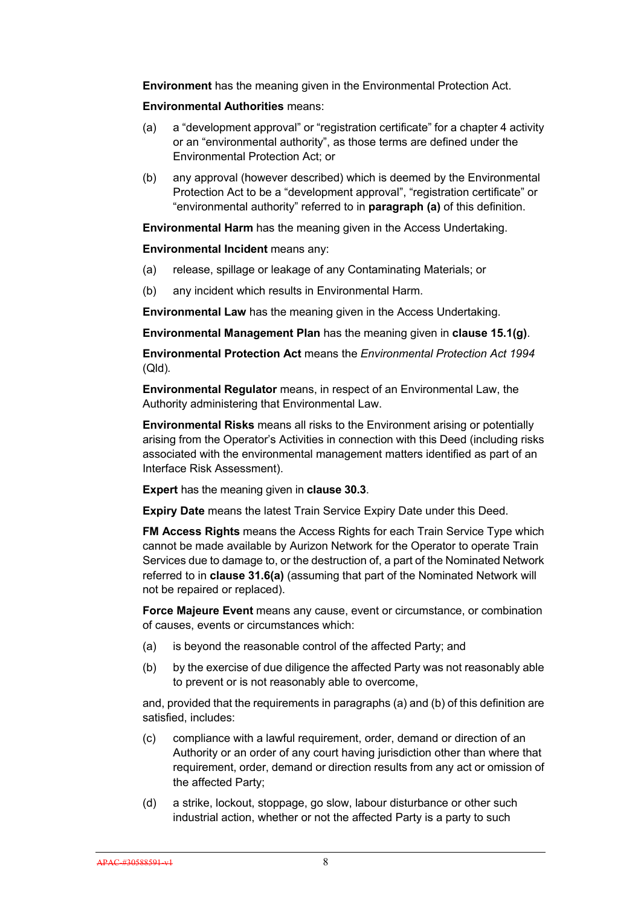**Environment** has the meaning given in the Environmental Protection Act.

**Environmental Authorities** means:

(a) a “development approval” or “registration certificate” for a chapter 4 activity or an “environmental authority”, as those terms are defined under the Environmental Protection Act; or

(b) any approval (however described) which is deemed by the Environmental Protection Act to be a “development approval”, “registration certificate” or “environmental authority” referred to in **paragraph (a)** of this definition.

**Environmental Harm** has the meaning given in the Access Undertaking.

**Environmental Incident** means any:

(a) release, spillage or leakage of any Contaminating Materials; or

(b) any incident which results in Environmental Harm.

**Environmental Law** has the meaning given in the Access Undertaking.

**Environmental Management Plan** has the meaning given in **clause 15.1(g)**.

**Environmental Protection Act** means the *Environmental Protection Act 1994* (Qld).

**Environmental Regulator** means, in respect of an Environmental Law, the Authority administering that Environmental Law.

**Environmental Risks** means all risks to the Environment arising or potentially arising from the Operator’s Activities in connection with this Deed (including risks associated with the environmental management matters identified as part of an Interface Risk Assessment).

**Expert** has the meaning given in **clause 30.3**.

**Expiry Date** means the latest Train Service Expiry Date under this Deed.

**FM Access Rights** means the Access Rights for each Train Service Type which cannot be made available by Aurizon Network for the Operator to operate Train Services due to damage to, or the destruction of, a part of the Nominated Network referred to in **clause 31.6(a)** (assuming that part of the Nominated Network will not be repaired or replaced).

**Force Majeure Event** means any cause, event or circumstance, or combination of causes, events or circumstances which:

(a) is beyond the reasonable control of the affected Party; and

(b) by the exercise of due diligence the affected Party was not reasonably able to prevent or is not reasonably able to overcome,

and, provided that the requirements in paragraphs (a) and (b) of this definition are satisfied, includes:

(c) compliance with a lawful requirement, order, demand or direction of an Authority or an order of any court having jurisdiction other than where that requirement, order, demand or direction results from any act or omission of the affected Party;

(d) a strike, lockout, stoppage, go slow, labour disturbance or other such industrial action, whether or not the affected Party is a party to such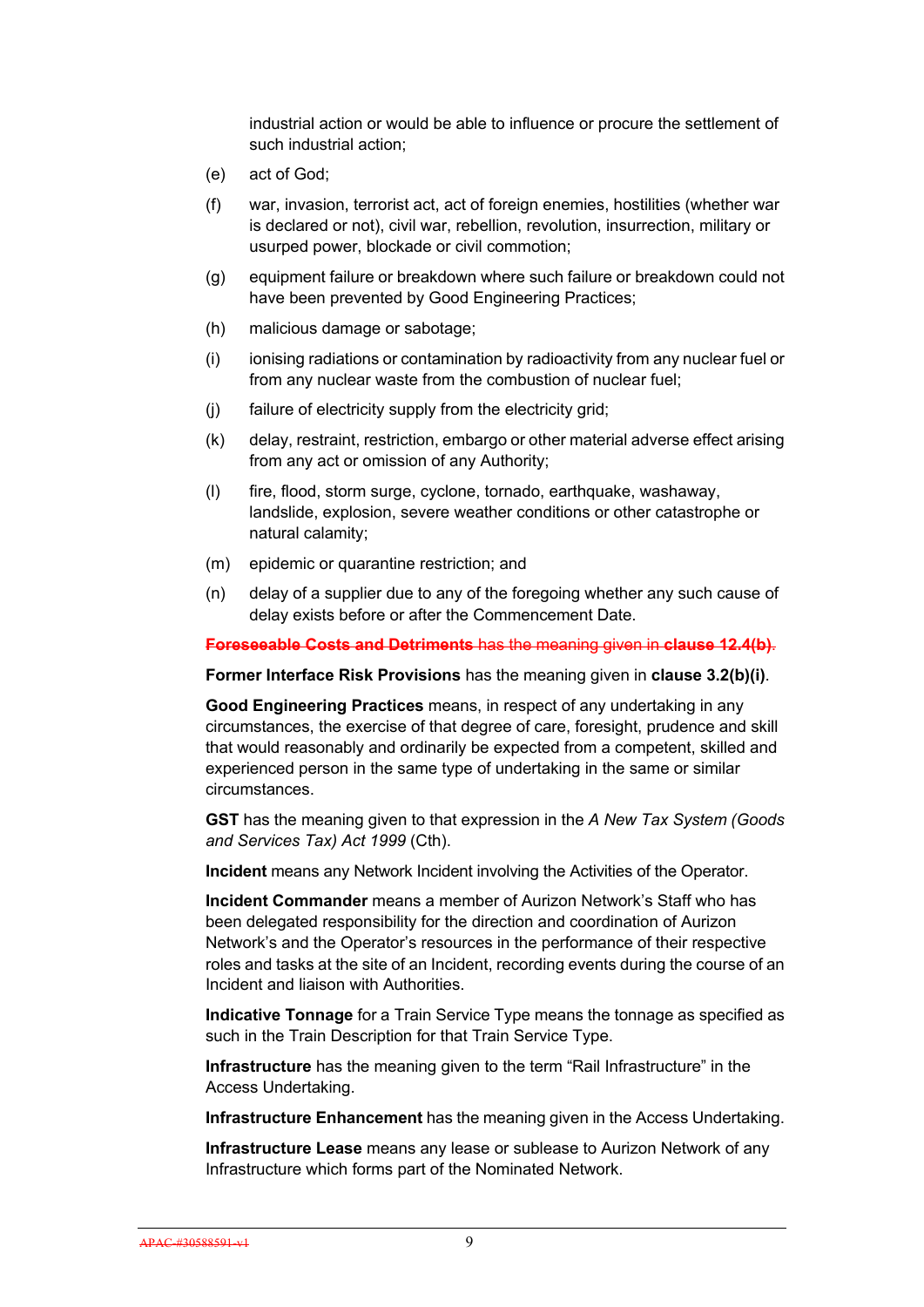industrial action or would be able to influence or procure the settlement of such industrial action;

(e) act of God;

(f) war, invasion, terrorist act, act of foreign enemies, hostilities (whether war is declared or not), civil war, rebellion, revolution, insurrection, military or usurped power, blockade or civil commotion;

(g) equipment failure or breakdown where such failure or breakdown could not have been prevented by Good Engineering Practices;

(h) malicious damage or sabotage;

(i) ionising radiations or contamination by radioactivity from any nuclear fuel or from any nuclear waste from the combustion of nuclear fuel;

(j) failure of electricity supply from the electricity grid;

(k) delay, restraint, restriction, embargo or other material adverse effect arising from any act or omission of any Authority;

(l) fire, flood, storm surge, cyclone, tornado, earthquake, washaway, landslide, explosion, severe weather conditions or other catastrophe or natural calamity;

(m) epidemic or quarantine restriction; and

(n) delay of a supplier due to any of the foregoing whether any such cause of delay exists before or after the Commencement Date.

~~**Foreseeable Costs and Detriments** has the meaning given in **clause 12.4(b)**.~~

**Former Interface Risk Provisions** has the meaning given in **clause 3.2(b)(i)**.

**Good Engineering Practices** means, in respect of any undertaking in any circumstances, the exercise of that degree of care, foresight, prudence and skill that would reasonably and ordinarily be expected from a competent, skilled and experienced person in the same type of undertaking in the same or similar circumstances.

**GST** has the meaning given to that expression in the *A New Tax System (Goods and Services Tax) Act 1999* (Cth).

**Incident** means any Network Incident involving the Activities of the Operator.

**Incident Commander** means a member of Aurizon Network's Staff who has been delegated responsibility for the direction and coordination of Aurizon Network's and the Operator's resources in the performance of their respective roles and tasks at the site of an Incident, recording events during the course of an Incident and liaison with Authorities.

**Indicative Tonnage** for a Train Service Type means the tonnage as specified as such in the Train Description for that Train Service Type.

**Infrastructure** has the meaning given to the term "Rail Infrastructure" in the Access Undertaking.

**Infrastructure Enhancement** has the meaning given in the Access Undertaking.

**Infrastructure Lease** means any lease or sublease to Aurizon Network of any Infrastructure which forms part of the Nominated Network.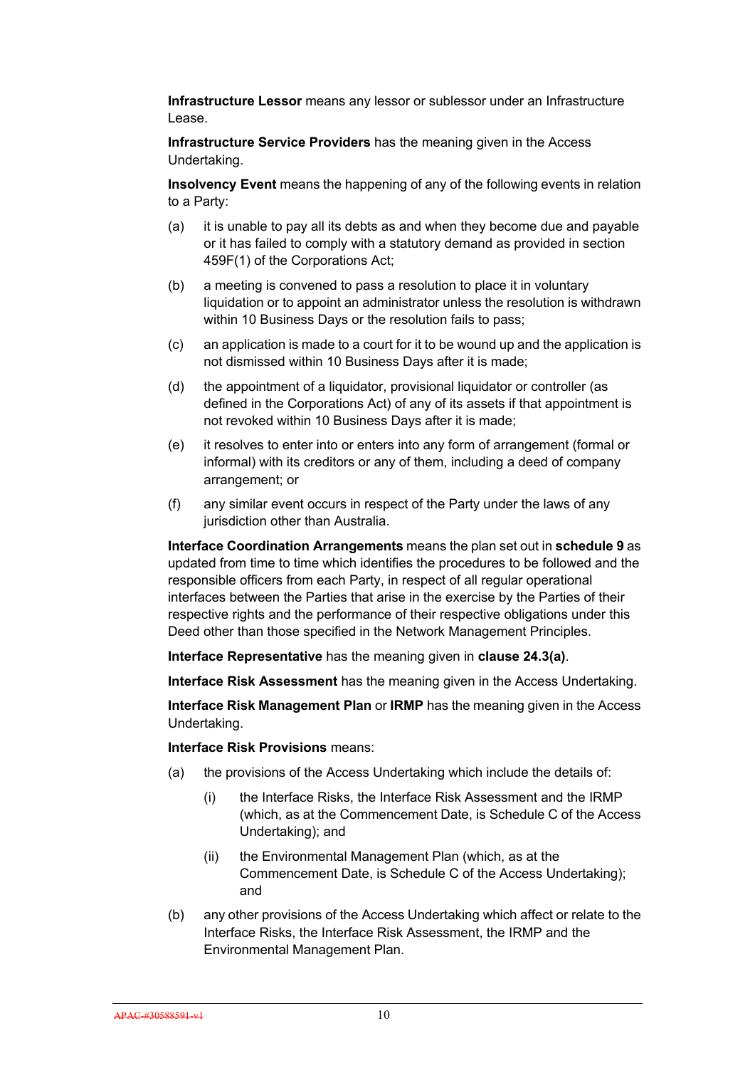**Infrastructure Lessor** means any lessor or sublessor under an Infrastructure Lease.

**Infrastructure Service Providers** has the meaning given in the Access Undertaking.

**Insolvency Event** means the happening of any of the following events in relation to a Party:

(a) it is unable to pay all its debts as and when they become due and payable or it has failed to comply with a statutory demand as provided in section 459F(1) of the Corporations Act;

(b) a meeting is convened to pass a resolution to place it in voluntary liquidation or to appoint an administrator unless the resolution is withdrawn within 10 Business Days or the resolution fails to pass;

(c) an application is made to a court for it to be wound up and the application is not dismissed within 10 Business Days after it is made;

(d) the appointment of a liquidator, provisional liquidator or controller (as defined in the Corporations Act) of any of its assets if that appointment is not revoked within 10 Business Days after it is made;

(e) it resolves to enter into or enters into any form of arrangement (formal or informal) with its creditors or any of them, including a deed of company arrangement; or

(f) any similar event occurs in respect of the Party under the laws of any jurisdiction other than Australia.

**Interface Coordination Arrangements** means the plan set out in **schedule 9** as updated from time to time which identifies the procedures to be followed and the responsible officers from each Party, in respect of all regular operational interfaces between the Parties that arise in the exercise by the Parties of their respective rights and the performance of their respective obligations under this Deed other than those specified in the Network Management Principles.

**Interface Representative** has the meaning given in **clause 24.3(a)**.

**Interface Risk Assessment** has the meaning given in the Access Undertaking.

**Interface Risk Management Plan** or **IRMP** has the meaning given in the Access Undertaking.

**Interface Risk Provisions** means:

(a) the provisions of the Access Undertaking which include the details of:

   (i) the Interface Risks, the Interface Risk Assessment and the IRMP (which, as at the Commencement Date, is Schedule C of the Access Undertaking); and

   (ii) the Environmental Management Plan (which, as at the Commencement Date, is Schedule C of the Access Undertaking); and

(b) any other provisions of the Access Undertaking which affect or relate to the Interface Risks, the Interface Risk Assessment, the IRMP and the Environmental Management Plan.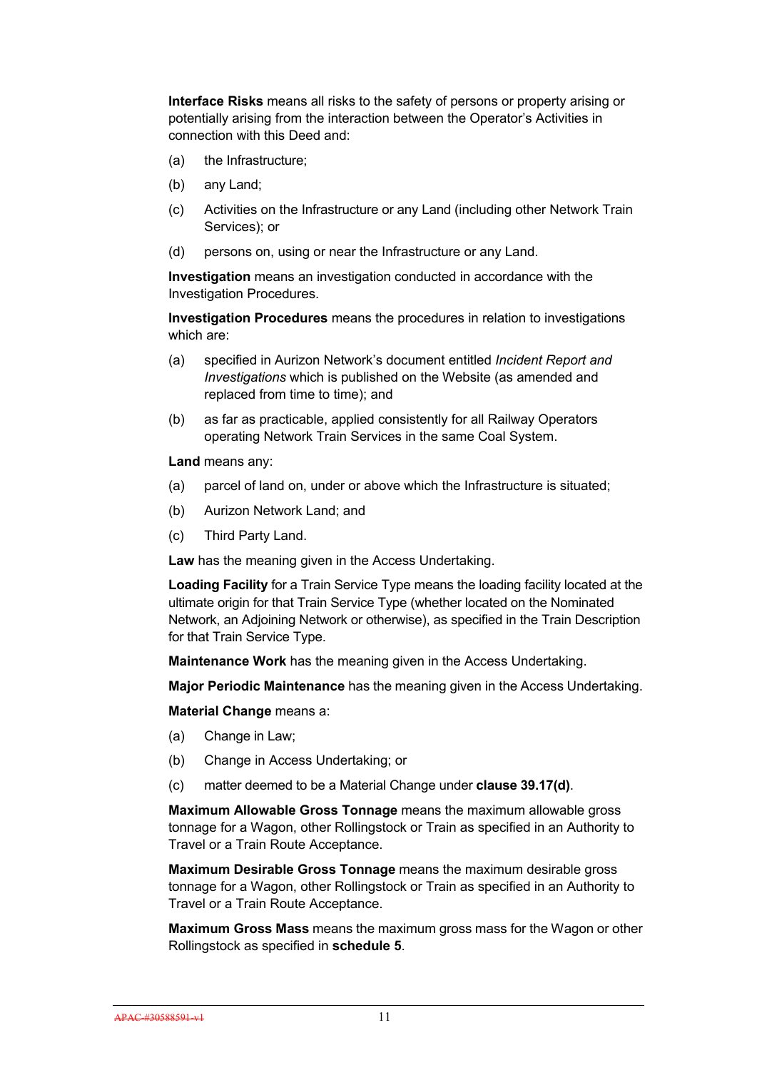**Interface Risks** means all risks to the safety of persons or property arising or potentially arising from the interaction between the Operator's Activities in connection with this Deed and:

(a) the Infrastructure;

(b) any Land;

(c) Activities on the Infrastructure or any Land (including other Network Train Services); or

(d) persons on, using or near the Infrastructure or any Land.

**Investigation** means an investigation conducted in accordance with the Investigation Procedures.

**Investigation Procedures** means the procedures in relation to investigations which are:

(a) specified in Aurizon Network's document entitled *Incident Report and Investigations* which is published on the Website (as amended and replaced from time to time); and

(b) as far as practicable, applied consistently for all Railway Operators operating Network Train Services in the same Coal System.

**Land** means any:

(a) parcel of land on, under or above which the Infrastructure is situated;

(b) Aurizon Network Land; and

(c) Third Party Land.

**Law** has the meaning given in the Access Undertaking.

**Loading Facility** for a Train Service Type means the loading facility located at the ultimate origin for that Train Service Type (whether located on the Nominated Network, an Adjoining Network or otherwise), as specified in the Train Description for that Train Service Type.

**Maintenance Work** has the meaning given in the Access Undertaking.

**Major Periodic Maintenance** has the meaning given in the Access Undertaking.

**Material Change** means a:

(a) Change in Law;

(b) Change in Access Undertaking; or

(c) matter deemed to be a Material Change under **clause 39.17(d)**.

**Maximum Allowable Gross Tonnage** means the maximum allowable gross tonnage for a Wagon, other Rollingstock or Train as specified in an Authority to Travel or a Train Route Acceptance.

**Maximum Desirable Gross Tonnage** means the maximum desirable gross tonnage for a Wagon, other Rollingstock or Train as specified in an Authority to Travel or a Train Route Acceptance.

**Maximum Gross Mass** means the maximum gross mass for the Wagon or other Rollingstock as specified in **schedule 5**.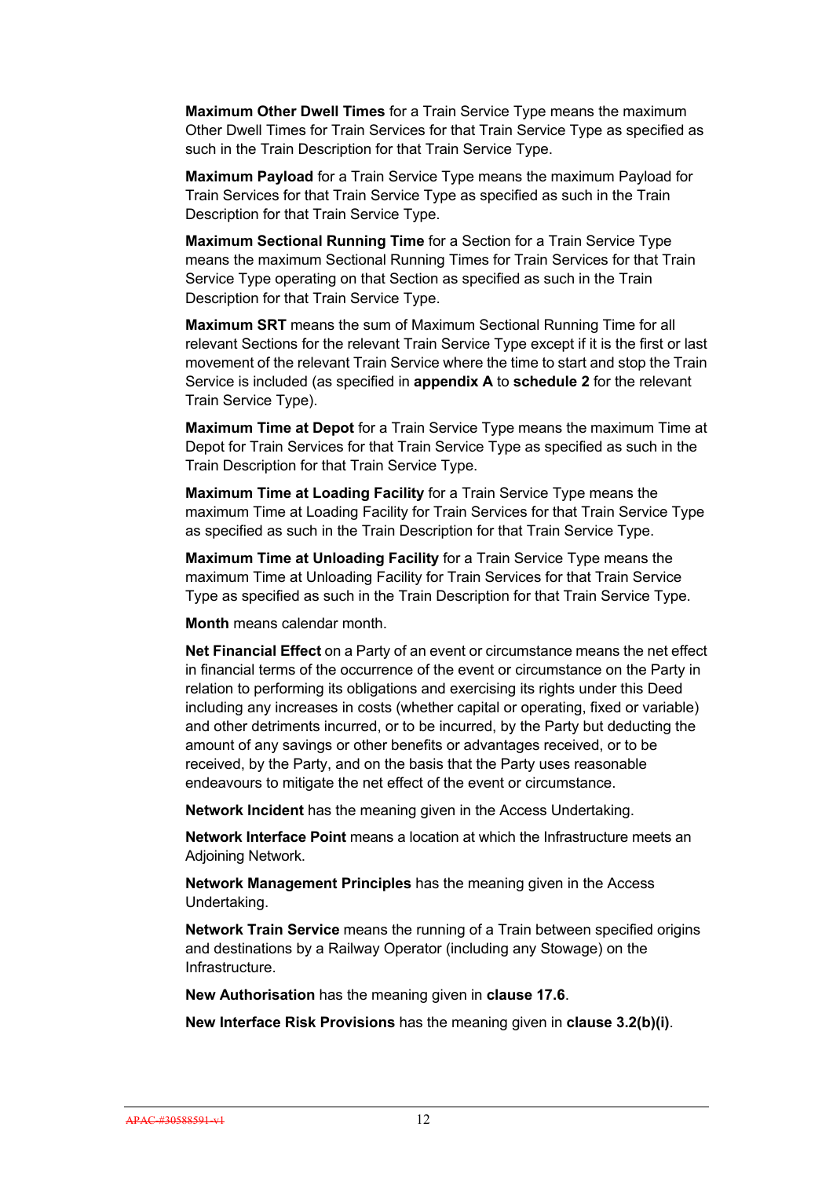**Maximum Other Dwell Times** for a Train Service Type means the maximum Other Dwell Times for Train Services for that Train Service Type as specified as such in the Train Description for that Train Service Type.

**Maximum Payload** for a Train Service Type means the maximum Payload for Train Services for that Train Service Type as specified as such in the Train Description for that Train Service Type.

**Maximum Sectional Running Time** for a Section for a Train Service Type means the maximum Sectional Running Times for Train Services for that Train Service Type operating on that Section as specified as such in the Train Description for that Train Service Type.

**Maximum SRT** means the sum of Maximum Sectional Running Time for all relevant Sections for the relevant Train Service Type except if it is the first or last movement of the relevant Train Service where the time to start and stop the Train Service is included (as specified in **appendix A** to **schedule 2** for the relevant Train Service Type).

**Maximum Time at Depot** for a Train Service Type means the maximum Time at Depot for Train Services for that Train Service Type as specified as such in the Train Description for that Train Service Type.

**Maximum Time at Loading Facility** for a Train Service Type means the maximum Time at Loading Facility for Train Services for that Train Service Type as specified as such in the Train Description for that Train Service Type.

**Maximum Time at Unloading Facility** for a Train Service Type means the maximum Time at Unloading Facility for Train Services for that Train Service Type as specified as such in the Train Description for that Train Service Type.

**Month** means calendar month.

**Net Financial Effect** on a Party of an event or circumstance means the net effect in financial terms of the occurrence of the event or circumstance on the Party in relation to performing its obligations and exercising its rights under this Deed including any increases in costs (whether capital or operating, fixed or variable) and other detriments incurred, or to be incurred, by the Party but deducting the amount of any savings or other benefits or advantages received, or to be received, by the Party, and on the basis that the Party uses reasonable endeavours to mitigate the net effect of the event or circumstance.

**Network Incident** has the meaning given in the Access Undertaking.

**Network Interface Point** means a location at which the Infrastructure meets an Adjoining Network.

**Network Management Principles** has the meaning given in the Access Undertaking.

**Network Train Service** means the running of a Train between specified origins and destinations by a Railway Operator (including any Stowage) on the Infrastructure.

**New Authorisation** has the meaning given in **clause 17.6**.

**New Interface Risk Provisions** has the meaning given in **clause 3.2(b)(i)**.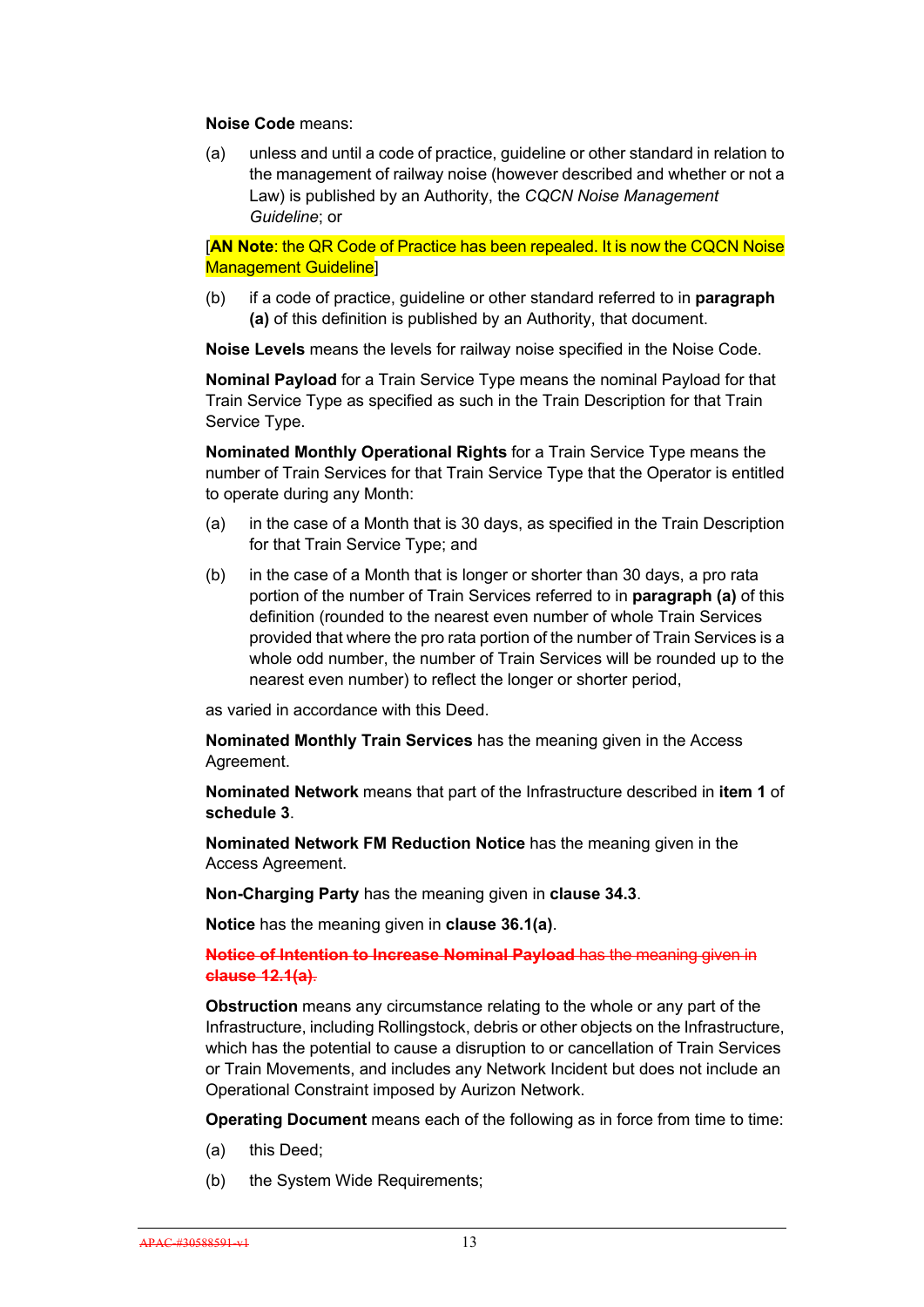**Noise Code** means:

(a) unless and until a code of practice, guideline or other standard in relation to the management of railway noise (however described and whether or not a Law) is published by an Authority, the *CQCN Noise Management Guideline*; or

[**AN Note**: the QR Code of Practice has been repealed. It is now the CQCN Noise Management Guideline]

(b) if a code of practice, guideline or other standard referred to in **paragraph (a)** of this definition is published by an Authority, that document.

**Noise Levels** means the levels for railway noise specified in the Noise Code.

**Nominal Payload** for a Train Service Type means the nominal Payload for that Train Service Type as specified as such in the Train Description for that Train Service Type.

**Nominated Monthly Operational Rights** for a Train Service Type means the number of Train Services for that Train Service Type that the Operator is entitled to operate during any Month:

(a) in the case of a Month that is 30 days, as specified in the Train Description for that Train Service Type; and

(b) in the case of a Month that is longer or shorter than 30 days, a pro rata portion of the number of Train Services referred to in **paragraph (a)** of this definition (rounded to the nearest even number of whole Train Services provided that where the pro rata portion of the number of Train Services is a whole odd number, the number of Train Services will be rounded up to the nearest even number) to reflect the longer or shorter period,

as varied in accordance with this Deed.

**Nominated Monthly Train Services** has the meaning given in the Access Agreement.

**Nominated Network** means that part of the Infrastructure described in **item 1** of **schedule 3**.

**Nominated Network FM Reduction Notice** has the meaning given in the Access Agreement.

**Non-Charging Party** has the meaning given in **clause 34.3**.

**Notice** has the meaning given in **clause 36.1(a)**.

~~**Notice of Intention to Increase Nominal Payload** has the meaning given in **clause 12.1(a)**.~~

**Obstruction** means any circumstance relating to the whole or any part of the Infrastructure, including Rollingstock, debris or other objects on the Infrastructure, which has the potential to cause a disruption to or cancellation of Train Services or Train Movements, and includes any Network Incident but does not include an Operational Constraint imposed by Aurizon Network.

**Operating Document** means each of the following as in force from time to time:

(a) this Deed;

(b) the System Wide Requirements;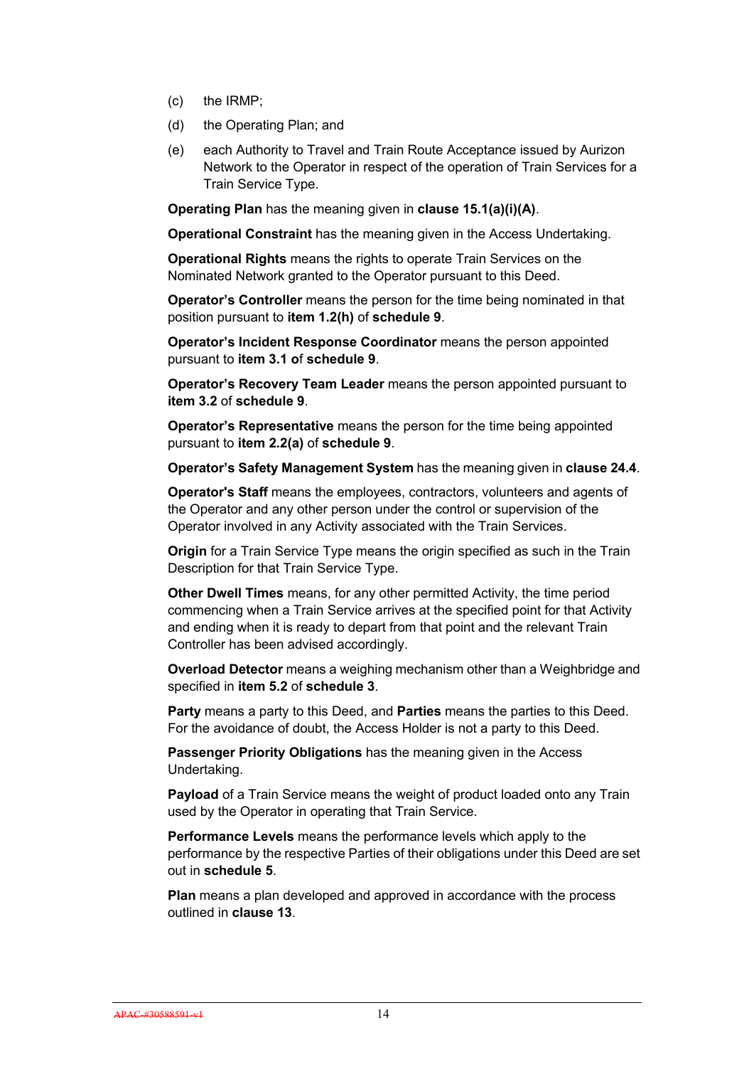(c) the IRMP;

(d) the Operating Plan; and

(e) each Authority to Travel and Train Route Acceptance issued by Aurizon Network to the Operator in respect of the operation of Train Services for a Train Service Type.

**Operating Plan** has the meaning given in **clause 15.1(a)(i)(A)**.

**Operational Constraint** has the meaning given in the Access Undertaking.

**Operational Rights** means the rights to operate Train Services on the Nominated Network granted to the Operator pursuant to this Deed.

**Operator's Controller** means the person for the time being nominated in that position pursuant to **item 1.2(h)** of **schedule 9**.

**Operator's Incident Response Coordinator** means the person appointed pursuant to **item 3.1 of schedule 9**.

**Operator's Recovery Team Leader** means the person appointed pursuant to **item 3.2** of **schedule 9**.

**Operator's Representative** means the person for the time being appointed pursuant to **item 2.2(a)** of **schedule 9**.

**Operator's Safety Management System** has the meaning given in **clause 24.4**.

**Operator's Staff** means the employees, contractors, volunteers and agents of the Operator and any other person under the control or supervision of the Operator involved in any Activity associated with the Train Services.

**Origin** for a Train Service Type means the origin specified as such in the Train Description for that Train Service Type.

**Other Dwell Times** means, for any other permitted Activity, the time period commencing when a Train Service arrives at the specified point for that Activity and ending when it is ready to depart from that point and the relevant Train Controller has been advised accordingly.

**Overload Detector** means a weighing mechanism other than a Weighbridge and specified in **item 5.2** of **schedule 3**.

**Party** means a party to this Deed, and **Parties** means the parties to this Deed. For the avoidance of doubt, the Access Holder is not a party to this Deed.

**Passenger Priority Obligations** has the meaning given in the Access Undertaking.

**Payload** of a Train Service means the weight of product loaded onto any Train used by the Operator in operating that Train Service.

**Performance Levels** means the performance levels which apply to the performance by the respective Parties of their obligations under this Deed are set out in **schedule 5**.

**Plan** means a plan developed and approved in accordance with the process outlined in **clause 13**.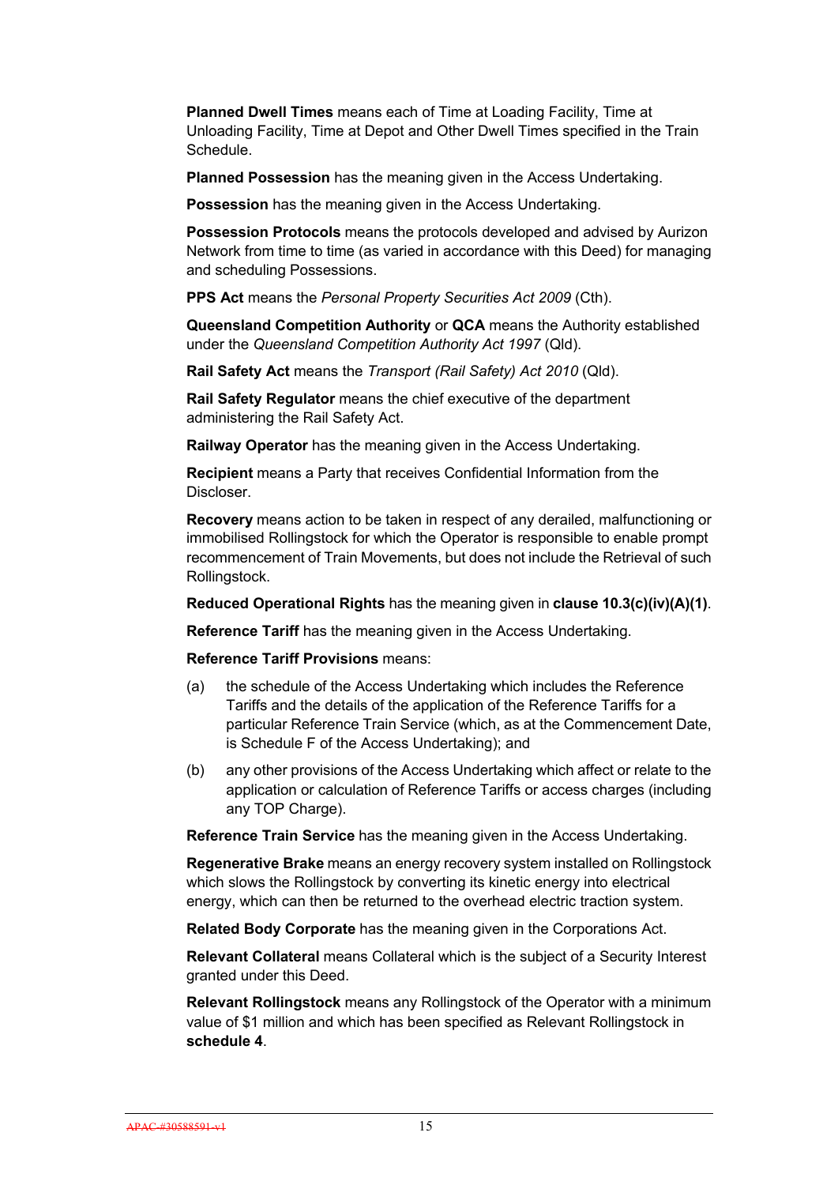**Planned Dwell Times** means each of Time at Loading Facility, Time at Unloading Facility, Time at Depot and Other Dwell Times specified in the Train Schedule.

**Planned Possession** has the meaning given in the Access Undertaking.

**Possession** has the meaning given in the Access Undertaking.

**Possession Protocols** means the protocols developed and advised by Aurizon Network from time to time (as varied in accordance with this Deed) for managing and scheduling Possessions.

**PPS Act** means the *Personal Property Securities Act 2009* (Cth).

**Queensland Competition Authority** or **QCA** means the Authority established under the *Queensland Competition Authority Act 1997* (Qld).

**Rail Safety Act** means the *Transport (Rail Safety) Act 2010* (Qld).

**Rail Safety Regulator** means the chief executive of the department administering the Rail Safety Act.

**Railway Operator** has the meaning given in the Access Undertaking.

**Recipient** means a Party that receives Confidential Information from the Discloser.

**Recovery** means action to be taken in respect of any derailed, malfunctioning or immobilised Rollingstock for which the Operator is responsible to enable prompt recommencement of Train Movements, but does not include the Retrieval of such Rollingstock.

**Reduced Operational Rights** has the meaning given in **clause 10.3(c)(iv)(A)(1)**.

**Reference Tariff** has the meaning given in the Access Undertaking.

**Reference Tariff Provisions** means:

(a) the schedule of the Access Undertaking which includes the Reference Tariffs and the details of the application of the Reference Tariffs for a particular Reference Train Service (which, as at the Commencement Date, is Schedule F of the Access Undertaking); and

(b) any other provisions of the Access Undertaking which affect or relate to the application or calculation of Reference Tariffs or access charges (including any TOP Charge).

**Reference Train Service** has the meaning given in the Access Undertaking.

**Regenerative Brake** means an energy recovery system installed on Rollingstock which slows the Rollingstock by converting its kinetic energy into electrical energy, which can then be returned to the overhead electric traction system.

**Related Body Corporate** has the meaning given in the Corporations Act.

**Relevant Collateral** means Collateral which is the subject of a Security Interest granted under this Deed.

**Relevant Rollingstock** means any Rollingstock of the Operator with a minimum value of $1 million and which has been specified as Relevant Rollingstock in **schedule 4**.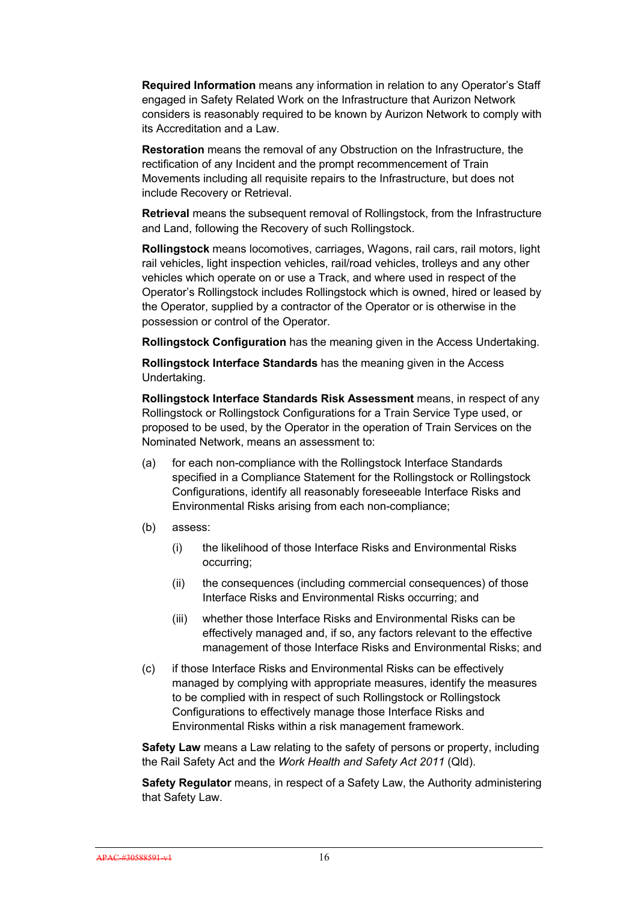**Required Information** means any information in relation to any Operator's Staff engaged in Safety Related Work on the Infrastructure that Aurizon Network considers is reasonably required to be known by Aurizon Network to comply with its Accreditation and a Law.

**Restoration** means the removal of any Obstruction on the Infrastructure, the rectification of any Incident and the prompt recommencement of Train Movements including all requisite repairs to the Infrastructure, but does not include Recovery or Retrieval.

**Retrieval** means the subsequent removal of Rollingstock, from the Infrastructure and Land, following the Recovery of such Rollingstock.

**Rollingstock** means locomotives, carriages, Wagons, rail cars, rail motors, light rail vehicles, light inspection vehicles, rail/road vehicles, trolleys and any other vehicles which operate on or use a Track, and where used in respect of the Operator's Rollingstock includes Rollingstock which is owned, hired or leased by the Operator, supplied by a contractor of the Operator or is otherwise in the possession or control of the Operator.

**Rollingstock Configuration** has the meaning given in the Access Undertaking.

**Rollingstock Interface Standards** has the meaning given in the Access Undertaking.

**Rollingstock Interface Standards Risk Assessment** means, in respect of any Rollingstock or Rollingstock Configurations for a Train Service Type used, or proposed to be used, by the Operator in the operation of Train Services on the Nominated Network, means an assessment to:

(a) for each non-compliance with the Rollingstock Interface Standards specified in a Compliance Statement for the Rollingstock or Rollingstock Configurations, identify all reasonably foreseeable Interface Risks and Environmental Risks arising from each non-compliance;

(b) assess:

  (i) the likelihood of those Interface Risks and Environmental Risks occurring;

  (ii) the consequences (including commercial consequences) of those Interface Risks and Environmental Risks occurring; and

  (iii) whether those Interface Risks and Environmental Risks can be effectively managed and, if so, any factors relevant to the effective management of those Interface Risks and Environmental Risks; and

(c) if those Interface Risks and Environmental Risks can be effectively managed by complying with appropriate measures, identify the measures to be complied with in respect of such Rollingstock or Rollingstock Configurations to effectively manage those Interface Risks and Environmental Risks within a risk management framework.

**Safety Law** means a Law relating to the safety of persons or property, including the Rail Safety Act and the *Work Health and Safety Act 2011* (Qld).

**Safety Regulator** means, in respect of a Safety Law, the Authority administering that Safety Law.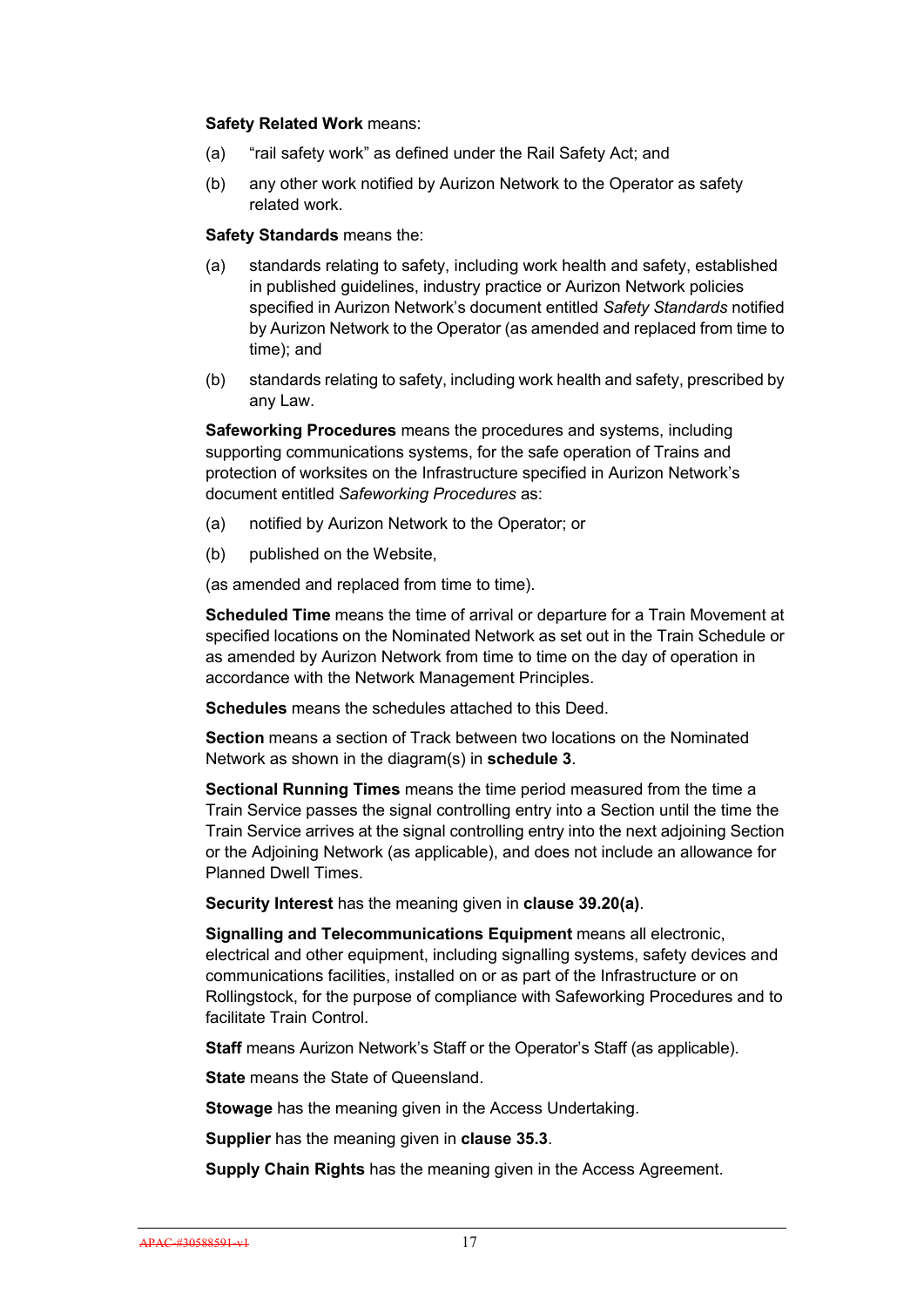**Safety Related Work** means:

(a) "rail safety work" as defined under the Rail Safety Act; and

(b) any other work notified by Aurizon Network to the Operator as safety related work.

**Safety Standards** means the:

(a) standards relating to safety, including work health and safety, established in published guidelines, industry practice or Aurizon Network policies specified in Aurizon Network's document entitled *Safety Standards* notified by Aurizon Network to the Operator (as amended and replaced from time to time); and

(b) standards relating to safety, including work health and safety, prescribed by any Law.

**Safeworking Procedures** means the procedures and systems, including supporting communications systems, for the safe operation of Trains and protection of worksites on the Infrastructure specified in Aurizon Network's document entitled *Safeworking Procedures* as:

(a) notified by Aurizon Network to the Operator; or

(b) published on the Website,

(as amended and replaced from time to time).

**Scheduled Time** means the time of arrival or departure for a Train Movement at specified locations on the Nominated Network as set out in the Train Schedule or as amended by Aurizon Network from time to time on the day of operation in accordance with the Network Management Principles.

**Schedules** means the schedules attached to this Deed.

**Section** means a section of Track between two locations on the Nominated Network as shown in the diagram(s) in **schedule 3**.

**Sectional Running Times** means the time period measured from the time a Train Service passes the signal controlling entry into a Section until the time the Train Service arrives at the signal controlling entry into the next adjoining Section or the Adjoining Network (as applicable), and does not include an allowance for Planned Dwell Times.

**Security Interest** has the meaning given in **clause 39.20(a)**.

**Signalling and Telecommunications Equipment** means all electronic, electrical and other equipment, including signalling systems, safety devices and communications facilities, installed on or as part of the Infrastructure or on Rollingstock, for the purpose of compliance with Safeworking Procedures and to facilitate Train Control.

**Staff** means Aurizon Network's Staff or the Operator's Staff (as applicable).

**State** means the State of Queensland.

**Stowage** has the meaning given in the Access Undertaking.

**Supplier** has the meaning given in **clause 35.3**.

**Supply Chain Rights** has the meaning given in the Access Agreement.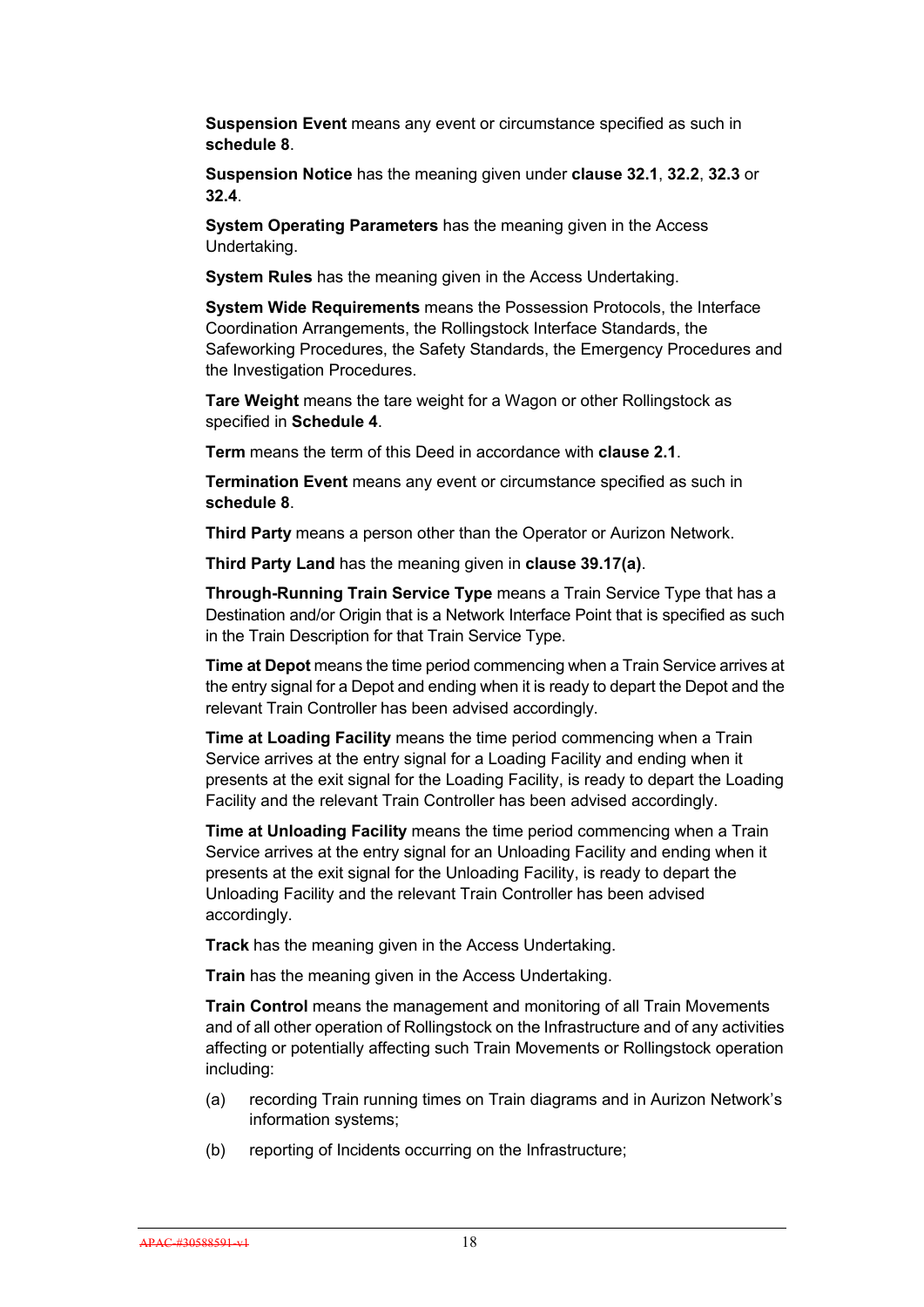**Suspension Event** means any event or circumstance specified as such in **schedule 8**.

**Suspension Notice** has the meaning given under **clause 32.1**, **32.2**, **32.3** or **32.4**.

**System Operating Parameters** has the meaning given in the Access Undertaking.

**System Rules** has the meaning given in the Access Undertaking.

**System Wide Requirements** means the Possession Protocols, the Interface Coordination Arrangements, the Rollingstock Interface Standards, the Safeworking Procedures, the Safety Standards, the Emergency Procedures and the Investigation Procedures.

**Tare Weight** means the tare weight for a Wagon or other Rollingstock as specified in **Schedule 4**.

**Term** means the term of this Deed in accordance with **clause 2.1**.

**Termination Event** means any event or circumstance specified as such in **schedule 8**.

**Third Party** means a person other than the Operator or Aurizon Network.

**Third Party Land** has the meaning given in **clause 39.17(a)**.

**Through-Running Train Service Type** means a Train Service Type that has a Destination and/or Origin that is a Network Interface Point that is specified as such in the Train Description for that Train Service Type.

**Time at Depot** means the time period commencing when a Train Service arrives at the entry signal for a Depot and ending when it is ready to depart the Depot and the relevant Train Controller has been advised accordingly.

**Time at Loading Facility** means the time period commencing when a Train Service arrives at the entry signal for a Loading Facility and ending when it presents at the exit signal for the Loading Facility, is ready to depart the Loading Facility and the relevant Train Controller has been advised accordingly.

**Time at Unloading Facility** means the time period commencing when a Train Service arrives at the entry signal for an Unloading Facility and ending when it presents at the exit signal for the Unloading Facility, is ready to depart the Unloading Facility and the relevant Train Controller has been advised accordingly.

**Track** has the meaning given in the Access Undertaking.

**Train** has the meaning given in the Access Undertaking.

**Train Control** means the management and monitoring of all Train Movements and of all other operation of Rollingstock on the Infrastructure and of any activities affecting or potentially affecting such Train Movements or Rollingstock operation including:

(a) recording Train running times on Train diagrams and in Aurizon Network's information systems;

(b) reporting of Incidents occurring on the Infrastructure;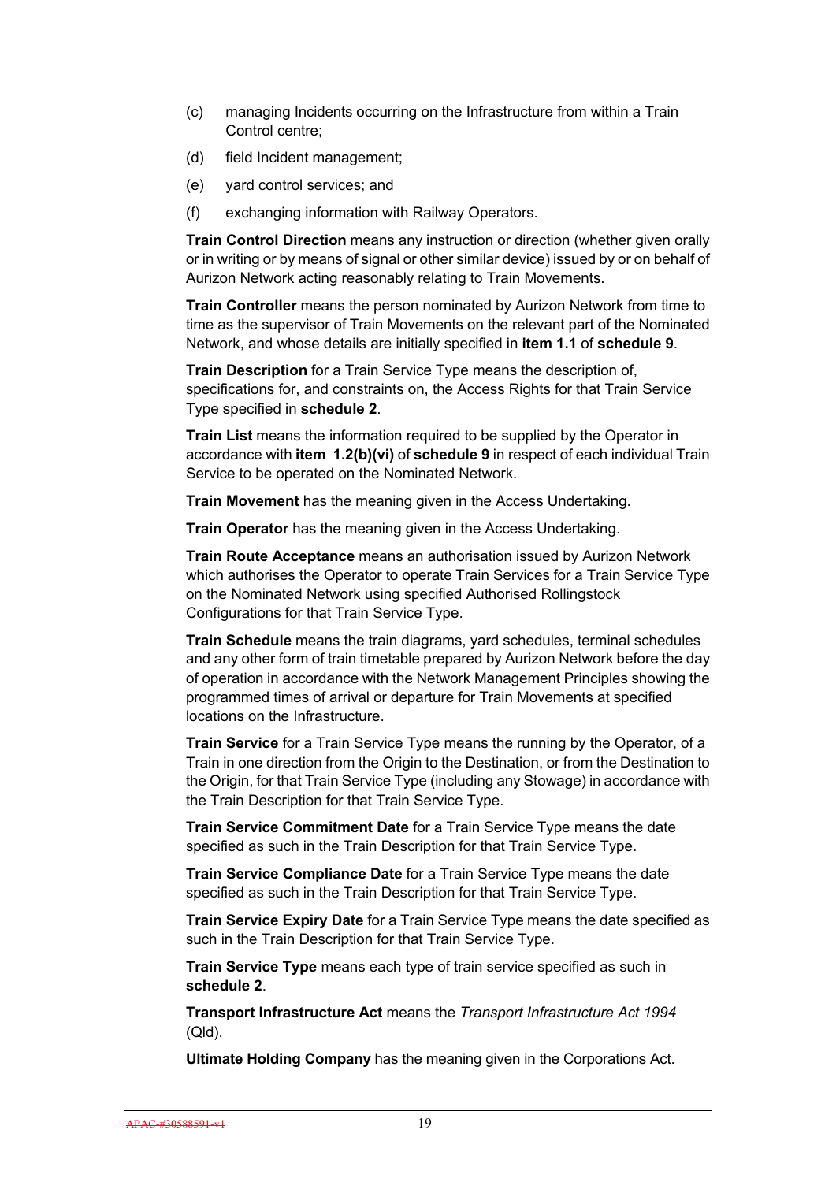(c) managing Incidents occurring on the Infrastructure from within a Train Control centre;

(d) field Incident management;

(e) yard control services; and

(f) exchanging information with Railway Operators.

**Train Control Direction** means any instruction or direction (whether given orally or in writing or by means of signal or other similar device) issued by or on behalf of Aurizon Network acting reasonably relating to Train Movements.

**Train Controller** means the person nominated by Aurizon Network from time to time as the supervisor of Train Movements on the relevant part of the Nominated Network, and whose details are initially specified in **item 1.1** of **schedule 9**.

**Train Description** for a Train Service Type means the description of, specifications for, and constraints on, the Access Rights for that Train Service Type specified in **schedule 2**.

**Train List** means the information required to be supplied by the Operator in accordance with **item 1.2(b)(vi)** of **schedule 9** in respect of each individual Train Service to be operated on the Nominated Network.

**Train Movement** has the meaning given in the Access Undertaking.

**Train Operator** has the meaning given in the Access Undertaking.

**Train Route Acceptance** means an authorisation issued by Aurizon Network which authorises the Operator to operate Train Services for a Train Service Type on the Nominated Network using specified Authorised Rollingstock Configurations for that Train Service Type.

**Train Schedule** means the train diagrams, yard schedules, terminal schedules and any other form of train timetable prepared by Aurizon Network before the day of operation in accordance with the Network Management Principles showing the programmed times of arrival or departure for Train Movements at specified locations on the Infrastructure.

**Train Service** for a Train Service Type means the running by the Operator, of a Train in one direction from the Origin to the Destination, or from the Destination to the Origin, for that Train Service Type (including any Stowage) in accordance with the Train Description for that Train Service Type.

**Train Service Commitment Date** for a Train Service Type means the date specified as such in the Train Description for that Train Service Type.

**Train Service Compliance Date** for a Train Service Type means the date specified as such in the Train Description for that Train Service Type.

**Train Service Expiry Date** for a Train Service Type means the date specified as such in the Train Description for that Train Service Type.

**Train Service Type** means each type of train service specified as such in **schedule 2**.

**Transport Infrastructure Act** means the *Transport Infrastructure Act 1994* (Qld).

**Ultimate Holding Company** has the meaning given in the Corporations Act.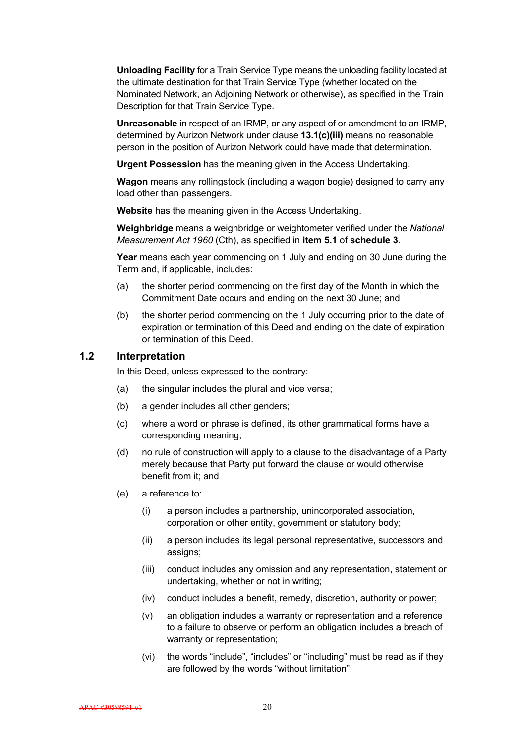**Unloading Facility** for a Train Service Type means the unloading facility located at the ultimate destination for that Train Service Type (whether located on the Nominated Network, an Adjoining Network or otherwise), as specified in the Train Description for that Train Service Type.

**Unreasonable** in respect of an IRMP, or any aspect of or amendment to an IRMP, determined by Aurizon Network under clause **13.1(c)(iii)** means no reasonable person in the position of Aurizon Network could have made that determination.

**Urgent Possession** has the meaning given in the Access Undertaking.

**Wagon** means any rollingstock (including a wagon bogie) designed to carry any load other than passengers.

**Website** has the meaning given in the Access Undertaking.

**Weighbridge** means a weighbridge or weightometer verified under the *National Measurement Act 1960* (Cth), as specified in **item 5.1** of **schedule 3**.

**Year** means each year commencing on 1 July and ending on 30 June during the Term and, if applicable, includes:

(a) the shorter period commencing on the first day of the Month in which the Commitment Date occurs and ending on the next 30 June; and

(b) the shorter period commencing on the 1 July occurring prior to the date of expiration or termination of this Deed and ending on the date of expiration or termination of this Deed.

## 1.2 Interpretation

In this Deed, unless expressed to the contrary:

(a) the singular includes the plural and vice versa;

(b) a gender includes all other genders;

(c) where a word or phrase is defined, its other grammatical forms have a corresponding meaning;

(d) no rule of construction will apply to a clause to the disadvantage of a Party merely because that Party put forward the clause or would otherwise benefit from it; and

(e) a reference to:

(i) a person includes a partnership, unincorporated association, corporation or other entity, government or statutory body;

(ii) a person includes its legal personal representative, successors and assigns;

(iii) conduct includes any omission and any representation, statement or undertaking, whether or not in writing;

(iv) conduct includes a benefit, remedy, discretion, authority or power;

(v) an obligation includes a warranty or representation and a reference to a failure to observe or perform an obligation includes a breach of warranty or representation;

(vi) the words "include", "includes" or "including" must be read as if they are followed by the words "without limitation";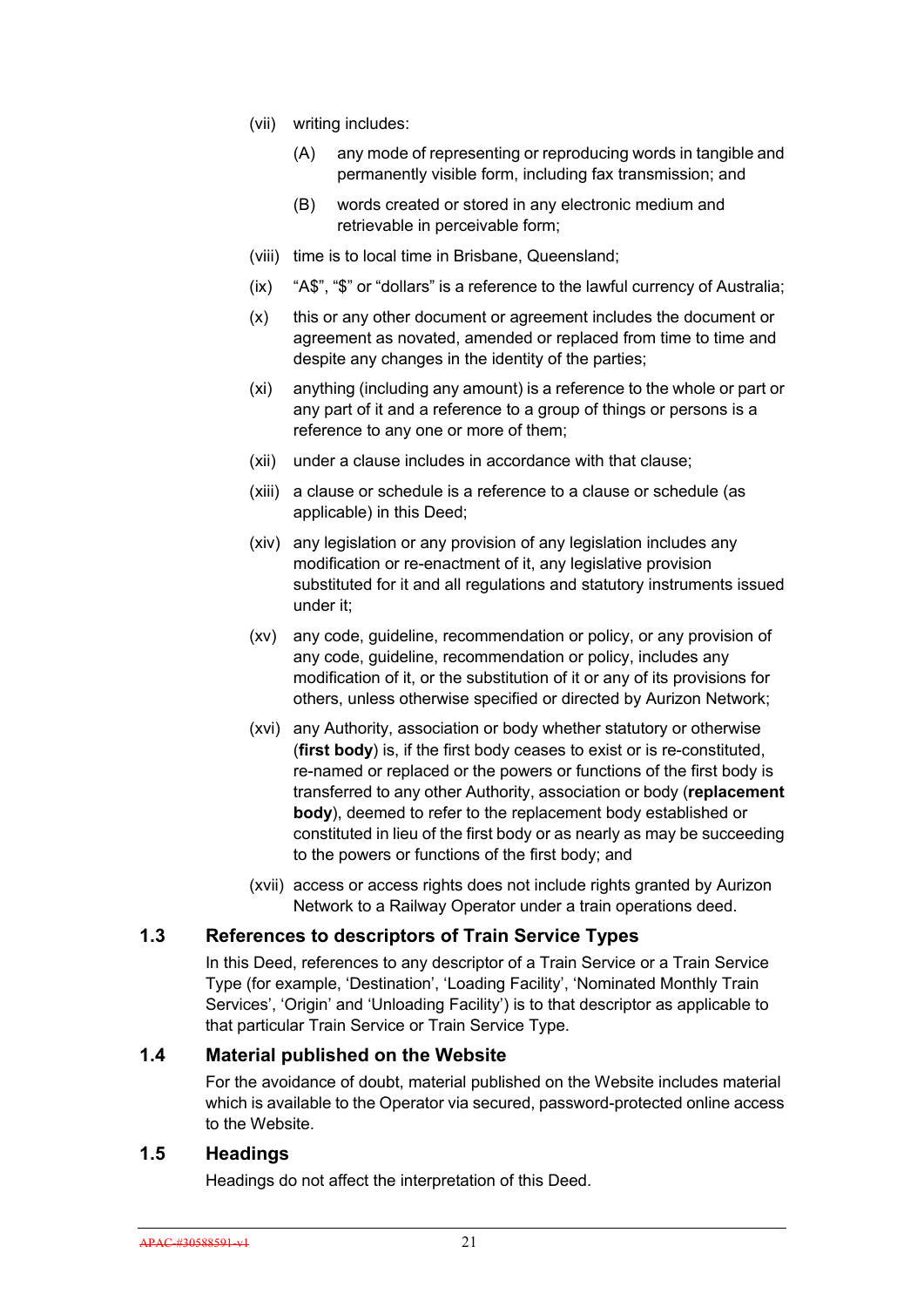(vii) writing includes:

(A) any mode of representing or reproducing words in tangible and permanently visible form, including fax transmission; and

(B) words created or stored in any electronic medium and retrievable in perceivable form;

(viii) time is to local time in Brisbane, Queensland;

(ix) "A$", "$" or "dollars" is a reference to the lawful currency of Australia;

(x) this or any other document or agreement includes the document or agreement as novated, amended or replaced from time to time and despite any changes in the identity of the parties;

(xi) anything (including any amount) is a reference to the whole or part or any part of it and a reference to a group of things or persons is a reference to any one or more of them;

(xii) under a clause includes in accordance with that clause;

(xiii) a clause or schedule is a reference to a clause or schedule (as applicable) in this Deed;

(xiv) any legislation or any provision of any legislation includes any modification or re-enactment of it, any legislative provision substituted for it and all regulations and statutory instruments issued under it;

(xv) any code, guideline, recommendation or policy, or any provision of any code, guideline, recommendation or policy, includes any modification of it, or the substitution of it or any of its provisions for others, unless otherwise specified or directed by Aurizon Network;

(xvi) any Authority, association or body whether statutory or otherwise (**first body**) is, if the first body ceases to exist or is re-constituted, re-named or replaced or the powers or functions of the first body is transferred to any other Authority, association or body (**replacement body**), deemed to refer to the replacement body established or constituted in lieu of the first body or as nearly as may be succeeding to the powers or functions of the first body; and

(xvii) access or access rights does not include rights granted by Aurizon Network to a Railway Operator under a train operations deed.

## 1.3 References to descriptors of Train Service Types

In this Deed, references to any descriptor of a Train Service or a Train Service Type (for example, 'Destination', 'Loading Facility', 'Nominated Monthly Train Services', 'Origin' and 'Unloading Facility') is to that descriptor as applicable to that particular Train Service or Train Service Type.

## 1.4 Material published on the Website

For the avoidance of doubt, material published on the Website includes material which is available to the Operator via secured, password-protected online access to the Website.

## 1.5 Headings

Headings do not affect the interpretation of this Deed.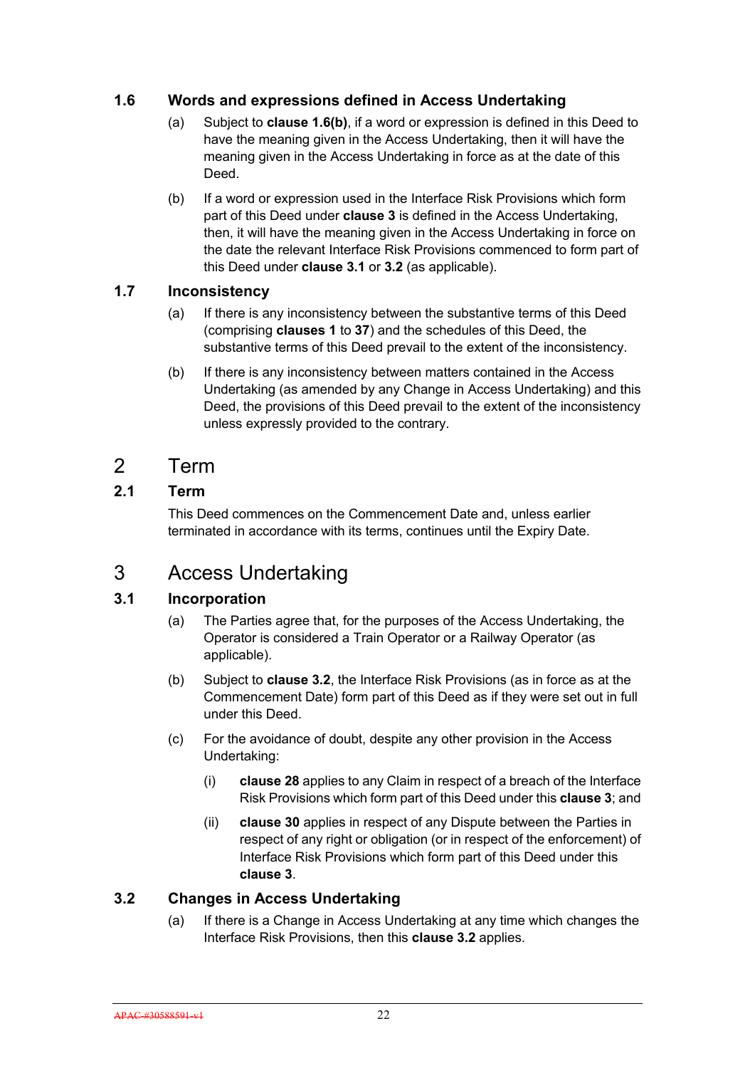### 1.6 Words and expressions defined in Access Undertaking

(a) Subject to **clause 1.6(b)**, if a word or expression is defined in this Deed to have the meaning given in the Access Undertaking, then it will have the meaning given in the Access Undertaking in force as at the date of this Deed.

(b) If a word or expression used in the Interface Risk Provisions which form part of this Deed under **clause 3** is defined in the Access Undertaking, then, it will have the meaning given in the Access Undertaking in force on the date the relevant Interface Risk Provisions commenced to form part of this Deed under **clause 3.1** or **3.2** (as applicable).

### 1.7 Inconsistency

(a) If there is any inconsistency between the substantive terms of this Deed (comprising **clauses 1** to **37**) and the schedules of this Deed, the substantive terms of this Deed prevail to the extent of the inconsistency.

(b) If there is any inconsistency between matters contained in the Access Undertaking (as amended by any Change in Access Undertaking) and this Deed, the provisions of this Deed prevail to the extent of the inconsistency unless expressly provided to the contrary.

## 2 Term

### 2.1 Term

This Deed commences on the Commencement Date and, unless earlier terminated in accordance with its terms, continues until the Expiry Date.

## 3 Access Undertaking

### 3.1 Incorporation

(a) The Parties agree that, for the purposes of the Access Undertaking, the Operator is considered a Train Operator or a Railway Operator (as applicable).

(b) Subject to **clause 3.2**, the Interface Risk Provisions (as in force as at the Commencement Date) form part of this Deed as if they were set out in full under this Deed.

(c) For the avoidance of doubt, despite any other provision in the Access Undertaking:

(i) **clause 28** applies to any Claim in respect of a breach of the Interface Risk Provisions which form part of this Deed under this **clause 3**; and

(ii) **clause 30** applies in respect of any Dispute between the Parties in respect of any right or obligation (or in respect of the enforcement) of Interface Risk Provisions which form part of this Deed under this **clause 3**.

### 3.2 Changes in Access Undertaking

(a) If there is a Change in Access Undertaking at any time which changes the Interface Risk Provisions, then this **clause 3.2** applies.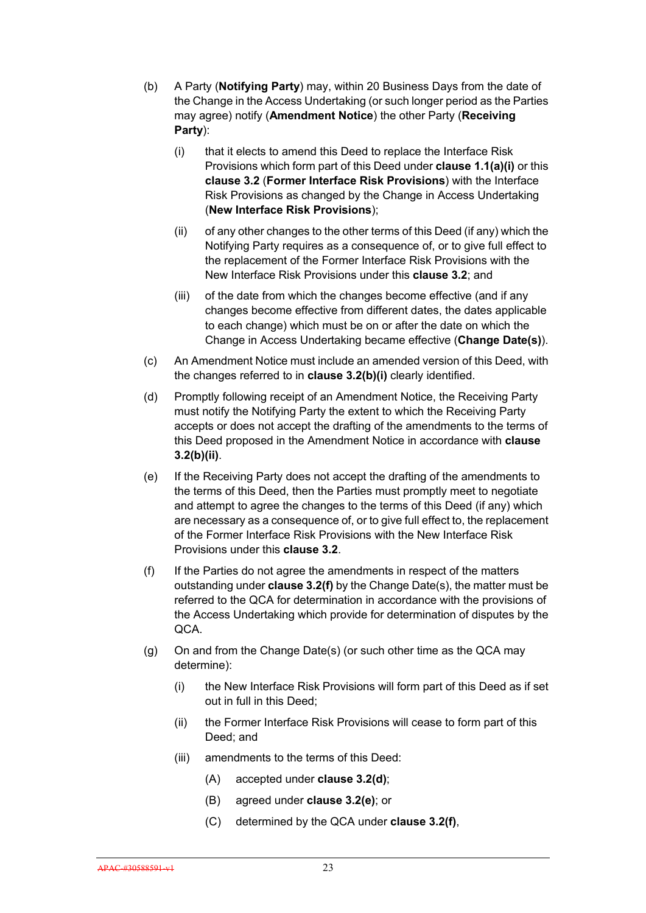(b) A Party (**Notifying Party**) may, within 20 Business Days from the date of the Change in the Access Undertaking (or such longer period as the Parties may agree) notify (**Amendment Notice**) the other Party (**Receiving Party**):

    (i) that it elects to amend this Deed to replace the Interface Risk Provisions which form part of this Deed under **clause 1.1(a)(i)** or this **clause 3.2** (**Former Interface Risk Provisions**) with the Interface Risk Provisions as changed by the Change in Access Undertaking (**New Interface Risk Provisions**);

    (ii) of any other changes to the other terms of this Deed (if any) which the Notifying Party requires as a consequence of, or to give full effect to the replacement of the Former Interface Risk Provisions with the New Interface Risk Provisions under this **clause 3.2**; and

    (iii) of the date from which the changes become effective (and if any changes become effective from different dates, the dates applicable to each change) which must be on or after the date on which the Change in Access Undertaking became effective (**Change Date(s)**).

(c) An Amendment Notice must include an amended version of this Deed, with the changes referred to in **clause 3.2(b)(i)** clearly identified.

(d) Promptly following receipt of an Amendment Notice, the Receiving Party must notify the Notifying Party the extent to which the Receiving Party accepts or does not accept the drafting of the amendments to the terms of this Deed proposed in the Amendment Notice in accordance with **clause 3.2(b)(ii)**.

(e) If the Receiving Party does not accept the drafting of the amendments to the terms of this Deed, then the Parties must promptly meet to negotiate and attempt to agree the changes to the terms of this Deed (if any) which are necessary as a consequence of, or to give full effect to, the replacement of the Former Interface Risk Provisions with the New Interface Risk Provisions under this **clause 3.2**.

(f) If the Parties do not agree the amendments in respect of the matters outstanding under **clause 3.2(f)** by the Change Date(s), the matter must be referred to the QCA for determination in accordance with the provisions of the Access Undertaking which provide for determination of disputes by the QCA.

(g) On and from the Change Date(s) (or such other time as the QCA may determine):

    (i) the New Interface Risk Provisions will form part of this Deed as if set out in full in this Deed;

    (ii) the Former Interface Risk Provisions will cease to form part of this Deed; and

    (iii) amendments to the terms of this Deed:

        (A) accepted under **clause 3.2(d)**;

        (B) agreed under **clause 3.2(e)**; or

        (C) determined by the QCA under **clause 3.2(f)**,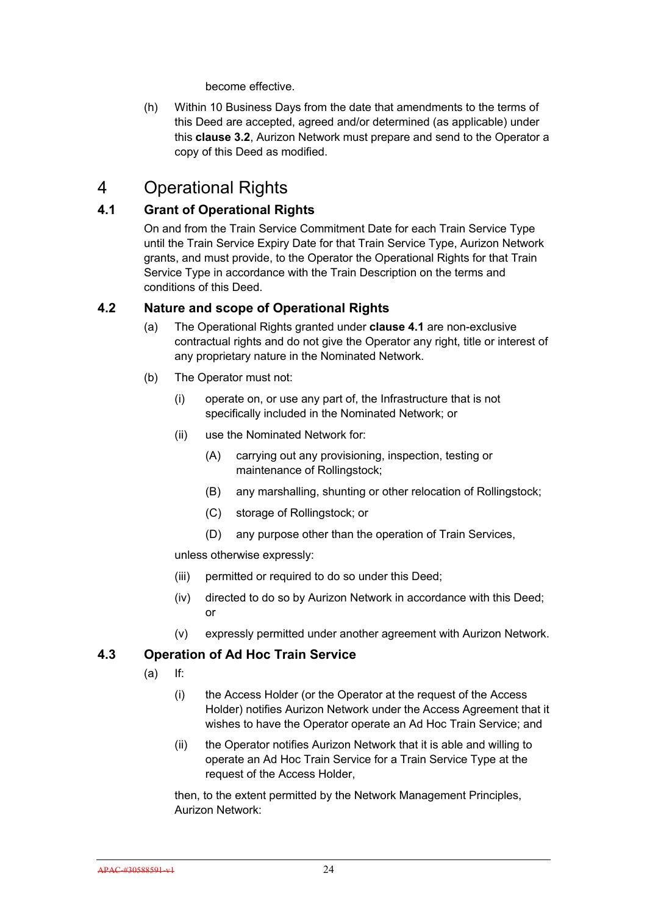become effective.

(h) Within 10 Business Days from the date that amendments to the terms of this Deed are accepted, agreed and/or determined (as applicable) under this **clause 3.2**, Aurizon Network must prepare and send to the Operator a copy of this Deed as modified.

# 4 Operational Rights

## 4.1 Grant of Operational Rights

On and from the Train Service Commitment Date for each Train Service Type until the Train Service Expiry Date for that Train Service Type, Aurizon Network grants, and must provide, to the Operator the Operational Rights for that Train Service Type in accordance with the Train Description on the terms and conditions of this Deed.

## 4.2 Nature and scope of Operational Rights

(a) The Operational Rights granted under **clause 4.1** are non-exclusive contractual rights and do not give the Operator any right, title or interest of any proprietary nature in the Nominated Network.

(b) The Operator must not:

   (i) operate on, or use any part of, the Infrastructure that is not specifically included in the Nominated Network; or

   (ii) use the Nominated Network for:

      (A) carrying out any provisioning, inspection, testing or maintenance of Rollingstock;

      (B) any marshalling, shunting or other relocation of Rollingstock;

      (C) storage of Rollingstock; or

      (D) any purpose other than the operation of Train Services,

   unless otherwise expressly:

   (iii) permitted or required to do so under this Deed;

   (iv) directed to do so by Aurizon Network in accordance with this Deed; or

   (v) expressly permitted under another agreement with Aurizon Network.

## 4.3 Operation of Ad Hoc Train Service

(a) If:

   (i) the Access Holder (or the Operator at the request of the Access Holder) notifies Aurizon Network under the Access Agreement that it wishes to have the Operator operate an Ad Hoc Train Service; and

   (ii) the Operator notifies Aurizon Network that it is able and willing to operate an Ad Hoc Train Service for a Train Service Type at the request of the Access Holder,

   then, to the extent permitted by the Network Management Principles, Aurizon Network: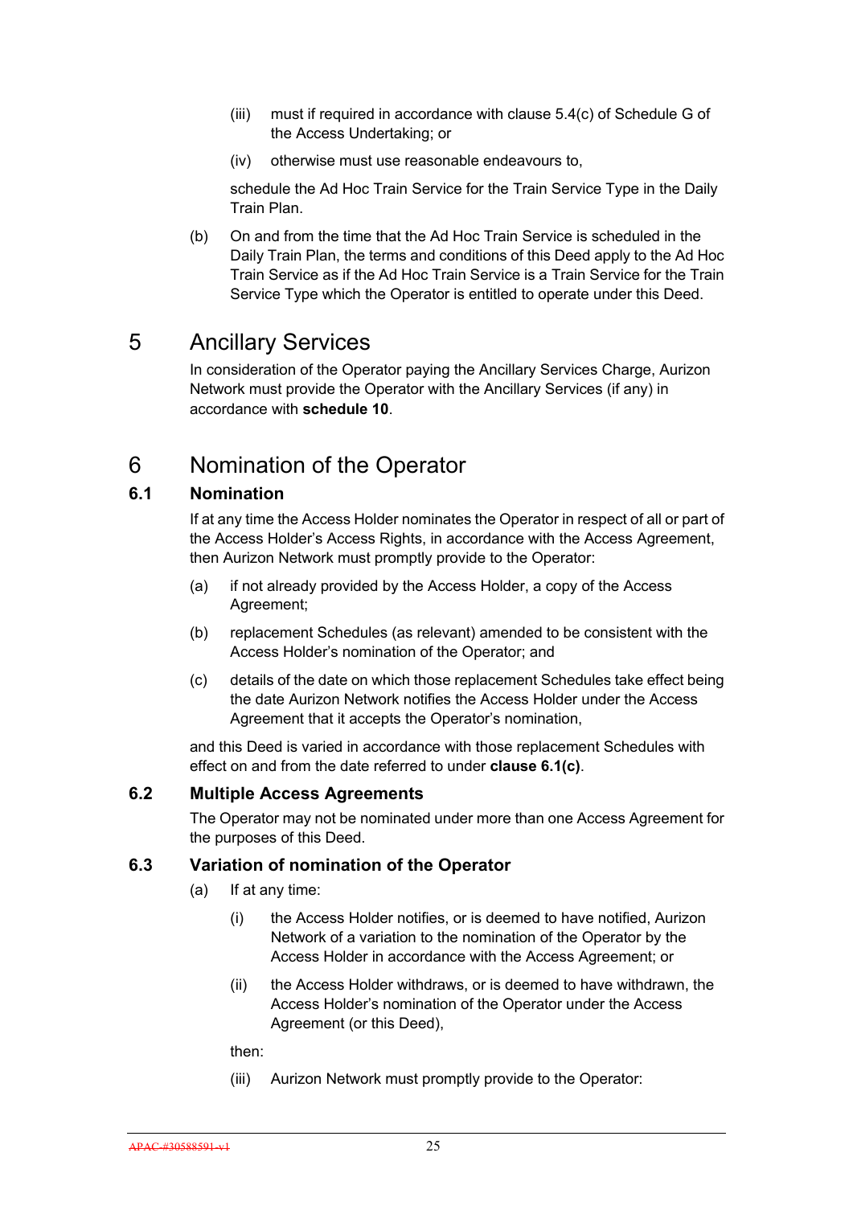(iii) must if required in accordance with clause 5.4(c) of Schedule G of the Access Undertaking; or

(iv) otherwise must use reasonable endeavours to,

schedule the Ad Hoc Train Service for the Train Service Type in the Daily Train Plan.

(b) On and from the time that the Ad Hoc Train Service is scheduled in the Daily Train Plan, the terms and conditions of this Deed apply to the Ad Hoc Train Service as if the Ad Hoc Train Service is a Train Service for the Train Service Type which the Operator is entitled to operate under this Deed.

# 5 Ancillary Services

In consideration of the Operator paying the Ancillary Services Charge, Aurizon Network must provide the Operator with the Ancillary Services (if any) in accordance with **schedule 10**.

# 6 Nomination of the Operator

## 6.1 Nomination

If at any time the Access Holder nominates the Operator in respect of all or part of the Access Holder's Access Rights, in accordance with the Access Agreement, then Aurizon Network must promptly provide to the Operator:

(a) if not already provided by the Access Holder, a copy of the Access Agreement;

(b) replacement Schedules (as relevant) amended to be consistent with the Access Holder's nomination of the Operator; and

(c) details of the date on which those replacement Schedules take effect being the date Aurizon Network notifies the Access Holder under the Access Agreement that it accepts the Operator's nomination,

and this Deed is varied in accordance with those replacement Schedules with effect on and from the date referred to under **clause 6.1(c)**.

## 6.2 Multiple Access Agreements

The Operator may not be nominated under more than one Access Agreement for the purposes of this Deed.

## 6.3 Variation of nomination of the Operator

(a) If at any time:

(i) the Access Holder notifies, or is deemed to have notified, Aurizon Network of a variation to the nomination of the Operator by the Access Holder in accordance with the Access Agreement; or

(ii) the Access Holder withdraws, or is deemed to have withdrawn, the Access Holder's nomination of the Operator under the Access Agreement (or this Deed),

then:

(iii) Aurizon Network must promptly provide to the Operator: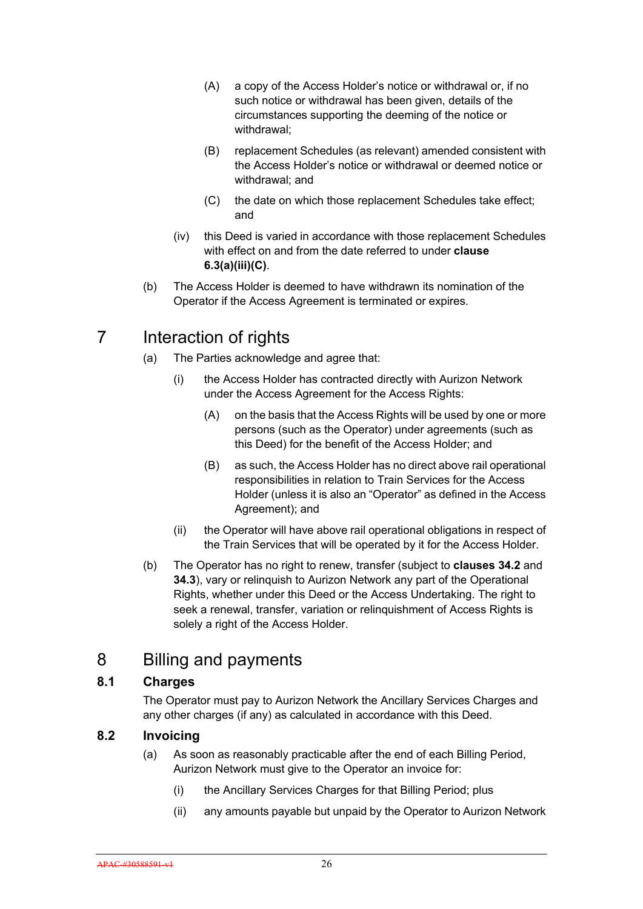(A) a copy of the Access Holder's notice or withdrawal or, if no such notice or withdrawal has been given, details of the circumstances supporting the deeming of the notice or withdrawal;

(B) replacement Schedules (as relevant) amended consistent with the Access Holder's notice or withdrawal or deemed notice or withdrawal; and

(C) the date on which those replacement Schedules take effect; and

(iv) this Deed is varied in accordance with those replacement Schedules with effect on and from the date referred to under **clause 6.3(a)(iii)(C)**.

(b) The Access Holder is deemed to have withdrawn its nomination of the Operator if the Access Agreement is terminated or expires.

# 7 Interaction of rights

(a) The Parties acknowledge and agree that:

(i) the Access Holder has contracted directly with Aurizon Network under the Access Agreement for the Access Rights:

(A) on the basis that the Access Rights will be used by one or more persons (such as the Operator) under agreements (such as this Deed) for the benefit of the Access Holder; and

(B) as such, the Access Holder has no direct above rail operational responsibilities in relation to Train Services for the Access Holder (unless it is also an "Operator" as defined in the Access Agreement); and

(ii) the Operator will have above rail operational obligations in respect of the Train Services that will be operated by it for the Access Holder.

(b) The Operator has no right to renew, transfer (subject to **clauses 34.2** and **34.3**), vary or relinquish to Aurizon Network any part of the Operational Rights, whether under this Deed or the Access Undertaking. The right to seek a renewal, transfer, variation or relinquishment of Access Rights is solely a right of the Access Holder.

# 8 Billing and payments

## 8.1 Charges

The Operator must pay to Aurizon Network the Ancillary Services Charges and any other charges (if any) as calculated in accordance with this Deed.

## 8.2 Invoicing

(a) As soon as reasonably practicable after the end of each Billing Period, Aurizon Network must give to the Operator an invoice for:

(i) the Ancillary Services Charges for that Billing Period; plus

(ii) any amounts payable but unpaid by the Operator to Aurizon Network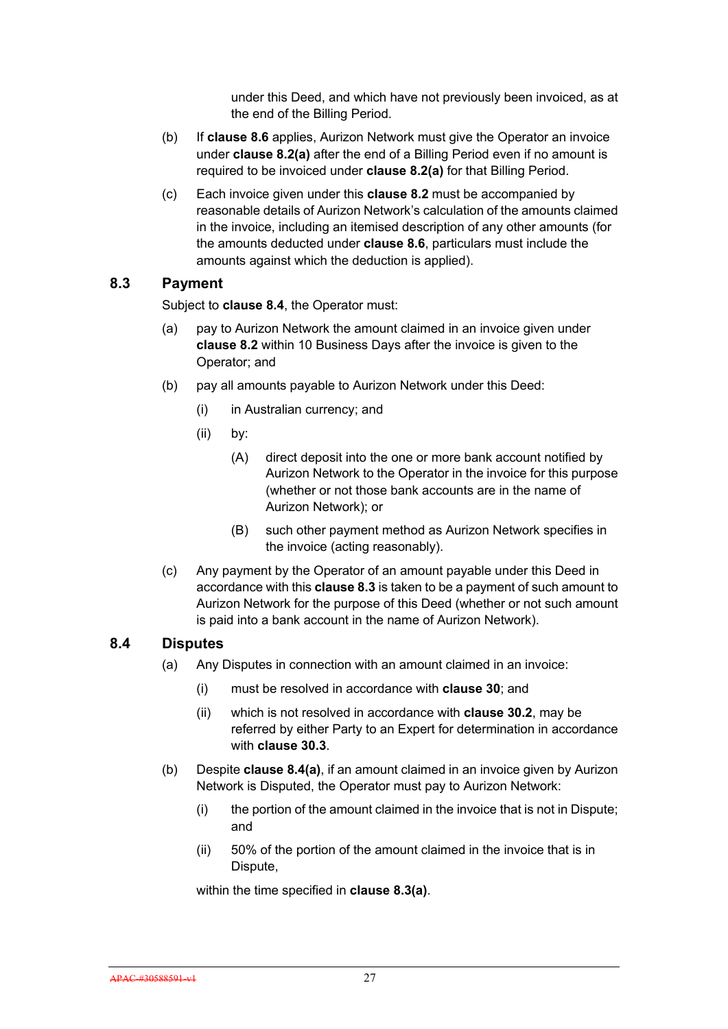under this Deed, and which have not previously been invoiced, as at the end of the Billing Period.

(b) If **clause 8.6** applies, Aurizon Network must give the Operator an invoice under **clause 8.2(a)** after the end of a Billing Period even if no amount is required to be invoiced under **clause 8.2(a)** for that Billing Period.

(c) Each invoice given under this **clause 8.2** must be accompanied by reasonable details of Aurizon Network's calculation of the amounts claimed in the invoice, including an itemised description of any other amounts (for the amounts deducted under **clause 8.6**, particulars must include the amounts against which the deduction is applied).

## 8.3 Payment

Subject to **clause 8.4**, the Operator must:

(a) pay to Aurizon Network the amount claimed in an invoice given under **clause 8.2** within 10 Business Days after the invoice is given to the Operator; and

(b) pay all amounts payable to Aurizon Network under this Deed:

(i) in Australian currency; and

(ii) by:

(A) direct deposit into the one or more bank account notified by Aurizon Network to the Operator in the invoice for this purpose (whether or not those bank accounts are in the name of Aurizon Network); or

(B) such other payment method as Aurizon Network specifies in the invoice (acting reasonably).

(c) Any payment by the Operator of an amount payable under this Deed in accordance with this **clause 8.3** is taken to be a payment of such amount to Aurizon Network for the purpose of this Deed (whether or not such amount is paid into a bank account in the name of Aurizon Network).

## 8.4 Disputes

(a) Any Disputes in connection with an amount claimed in an invoice:

(i) must be resolved in accordance with **clause 30**; and

(ii) which is not resolved in accordance with **clause 30.2**, may be referred by either Party to an Expert for determination in accordance with **clause 30.3**.

(b) Despite **clause 8.4(a)**, if an amount claimed in an invoice given by Aurizon Network is Disputed, the Operator must pay to Aurizon Network:

(i) the portion of the amount claimed in the invoice that is not in Dispute; and

(ii) 50% of the portion of the amount claimed in the invoice that is in Dispute,

within the time specified in **clause 8.3(a)**.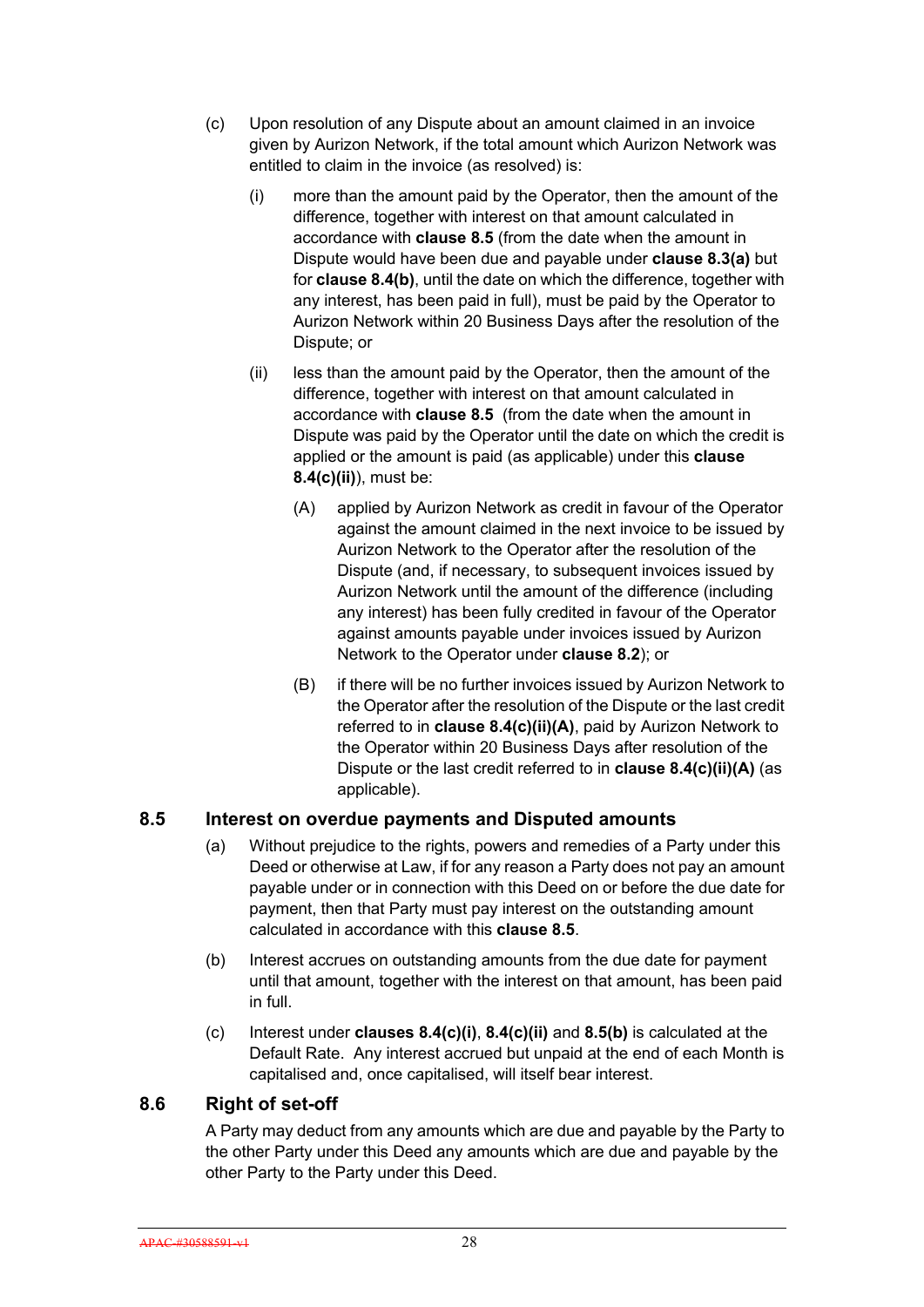(c) Upon resolution of any Dispute about an amount claimed in an invoice given by Aurizon Network, if the total amount which Aurizon Network was entitled to claim in the invoice (as resolved) is:

(i) more than the amount paid by the Operator, then the amount of the difference, together with interest on that amount calculated in accordance with **clause 8.5** (from the date when the amount in Dispute would have been due and payable under **clause 8.3(a)** but for **clause 8.4(b)**, until the date on which the difference, together with any interest, has been paid in full), must be paid by the Operator to Aurizon Network within 20 Business Days after the resolution of the Dispute; or

(ii) less than the amount paid by the Operator, then the amount of the difference, together with interest on that amount calculated in accordance with **clause 8.5** (from the date when the amount in Dispute was paid by the Operator until the date on which the credit is applied or the amount is paid (as applicable) under this **clause 8.4(c)(ii)**), must be:

(A) applied by Aurizon Network as credit in favour of the Operator against the amount claimed in the next invoice to be issued by Aurizon Network to the Operator after the resolution of the Dispute (and, if necessary, to subsequent invoices issued by Aurizon Network until the amount of the difference (including any interest) has been fully credited in favour of the Operator against amounts payable under invoices issued by Aurizon Network to the Operator under **clause 8.2**); or

(B) if there will be no further invoices issued by Aurizon Network to the Operator after the resolution of the Dispute or the last credit referred to in **clause 8.4(c)(ii)(A)**, paid by Aurizon Network to the Operator within 20 Business Days after resolution of the Dispute or the last credit referred to in **clause 8.4(c)(ii)(A)** (as applicable).

## 8.5 Interest on overdue payments and Disputed amounts

(a) Without prejudice to the rights, powers and remedies of a Party under this Deed or otherwise at Law, if for any reason a Party does not pay an amount payable under or in connection with this Deed on or before the due date for payment, then that Party must pay interest on the outstanding amount calculated in accordance with this **clause 8.5**.

(b) Interest accrues on outstanding amounts from the due date for payment until that amount, together with the interest on that amount, has been paid in full.

(c) Interest under **clauses 8.4(c)(i)**, **8.4(c)(ii)** and **8.5(b)** is calculated at the Default Rate. Any interest accrued but unpaid at the end of each Month is capitalised and, once capitalised, will itself bear interest.

## 8.6 Right of set-off

A Party may deduct from any amounts which are due and payable by the Party to the other Party under this Deed any amounts which are due and payable by the other Party to the Party under this Deed.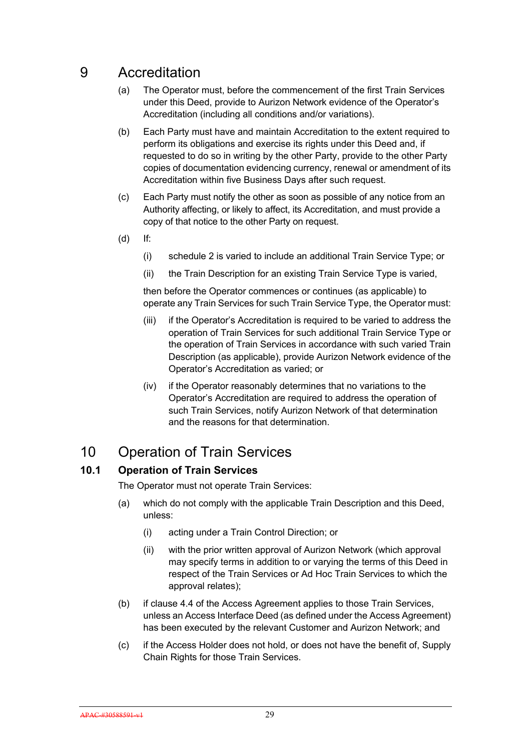# 9 Accreditation

(a) The Operator must, before the commencement of the first Train Services under this Deed, provide to Aurizon Network evidence of the Operator's Accreditation (including all conditions and/or variations).

(b) Each Party must have and maintain Accreditation to the extent required to perform its obligations and exercise its rights under this Deed and, if requested to do so in writing by the other Party, provide to the other Party copies of documentation evidencing currency, renewal or amendment of its Accreditation within five Business Days after such request.

(c) Each Party must notify the other as soon as possible of any notice from an Authority affecting, or likely to affect, its Accreditation, and must provide a copy of that notice to the other Party on request.

(d) If:

(i) schedule 2 is varied to include an additional Train Service Type; or

(ii) the Train Description for an existing Train Service Type is varied,

then before the Operator commences or continues (as applicable) to operate any Train Services for such Train Service Type, the Operator must:

(iii) if the Operator's Accreditation is required to be varied to address the operation of Train Services for such additional Train Service Type or the operation of Train Services in accordance with such varied Train Description (as applicable), provide Aurizon Network evidence of the Operator's Accreditation as varied; or

(iv) if the Operator reasonably determines that no variations to the Operator's Accreditation are required to address the operation of such Train Services, notify Aurizon Network of that determination and the reasons for that determination.

# 10 Operation of Train Services

## 10.1 Operation of Train Services

The Operator must not operate Train Services:

(a) which do not comply with the applicable Train Description and this Deed, unless:

(i) acting under a Train Control Direction; or

(ii) with the prior written approval of Aurizon Network (which approval may specify terms in addition to or varying the terms of this Deed in respect of the Train Services or Ad Hoc Train Services to which the approval relates);

(b) if clause 4.4 of the Access Agreement applies to those Train Services, unless an Access Interface Deed (as defined under the Access Agreement) has been executed by the relevant Customer and Aurizon Network; and

(c) if the Access Holder does not hold, or does not have the benefit of, Supply Chain Rights for those Train Services.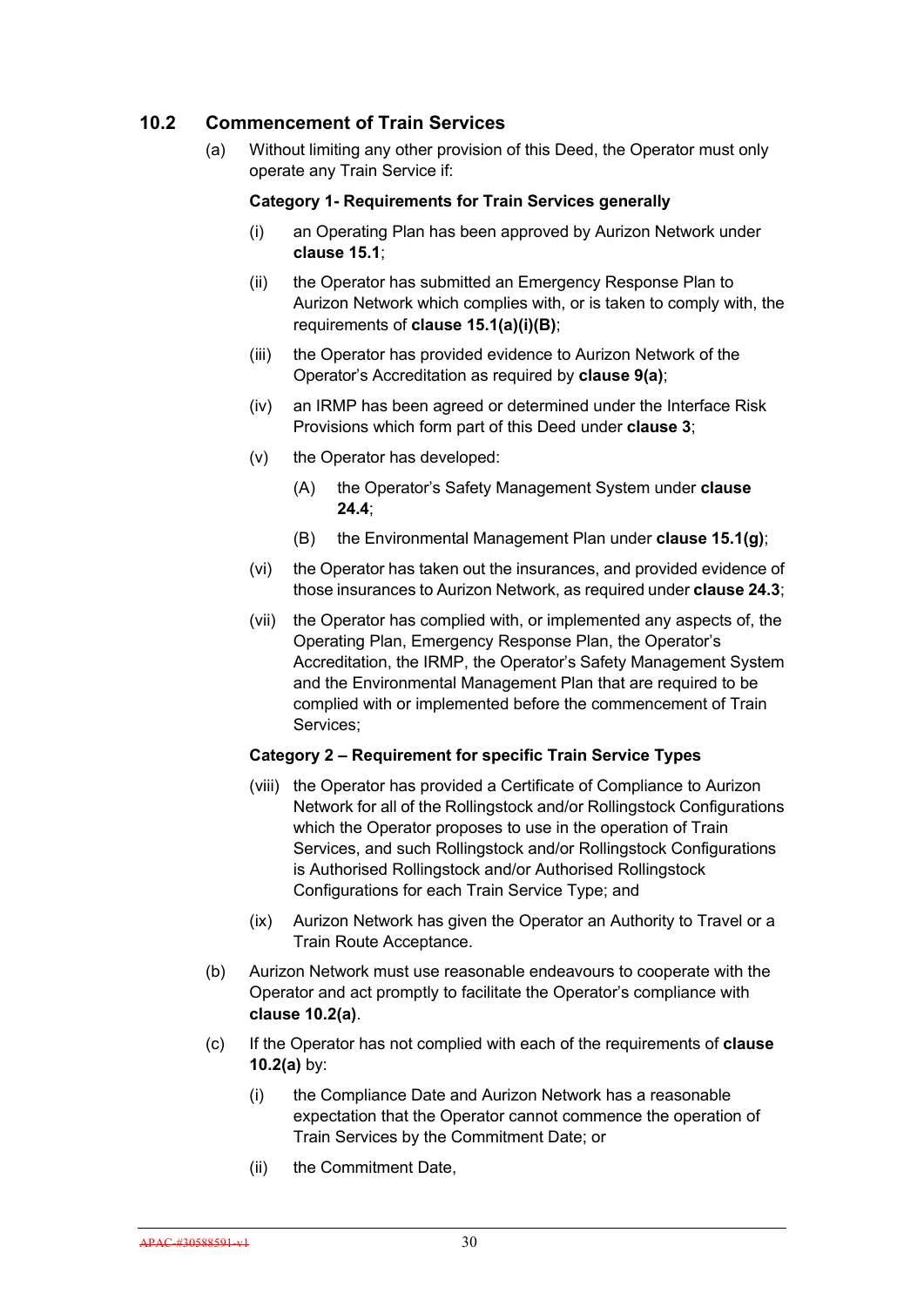## 10.2 Commencement of Train Services

(a) Without limiting any other provision of this Deed, the Operator must only operate any Train Service if:

**Category 1- Requirements for Train Services generally**

(i) an Operating Plan has been approved by Aurizon Network under **clause 15.1**;

(ii) the Operator has submitted an Emergency Response Plan to Aurizon Network which complies with, or is taken to comply with, the requirements of **clause 15.1(a)(i)(B)**;

(iii) the Operator has provided evidence to Aurizon Network of the Operator's Accreditation as required by **clause 9(a)**;

(iv) an IRMP has been agreed or determined under the Interface Risk Provisions which form part of this Deed under **clause 3**;

(v) the Operator has developed:

(A) the Operator's Safety Management System under **clause 24.4**;

(B) the Environmental Management Plan under **clause 15.1(g)**;

(vi) the Operator has taken out the insurances, and provided evidence of those insurances to Aurizon Network, as required under **clause 24.3**;

(vii) the Operator has complied with, or implemented any aspects of, the Operating Plan, Emergency Response Plan, the Operator's Accreditation, the IRMP, the Operator's Safety Management System and the Environmental Management Plan that are required to be complied with or implemented before the commencement of Train Services;

**Category 2 – Requirement for specific Train Service Types**

(viii) the Operator has provided a Certificate of Compliance to Aurizon Network for all of the Rollingstock and/or Rollingstock Configurations which the Operator proposes to use in the operation of Train Services, and such Rollingstock and/or Rollingstock Configurations is Authorised Rollingstock and/or Authorised Rollingstock Configurations for each Train Service Type; and

(ix) Aurizon Network has given the Operator an Authority to Travel or a Train Route Acceptance.

(b) Aurizon Network must use reasonable endeavours to cooperate with the Operator and act promptly to facilitate the Operator's compliance with **clause 10.2(a)**.

(c) If the Operator has not complied with each of the requirements of **clause 10.2(a)** by:

(i) the Compliance Date and Aurizon Network has a reasonable expectation that the Operator cannot commence the operation of Train Services by the Commitment Date; or

(ii) the Commitment Date,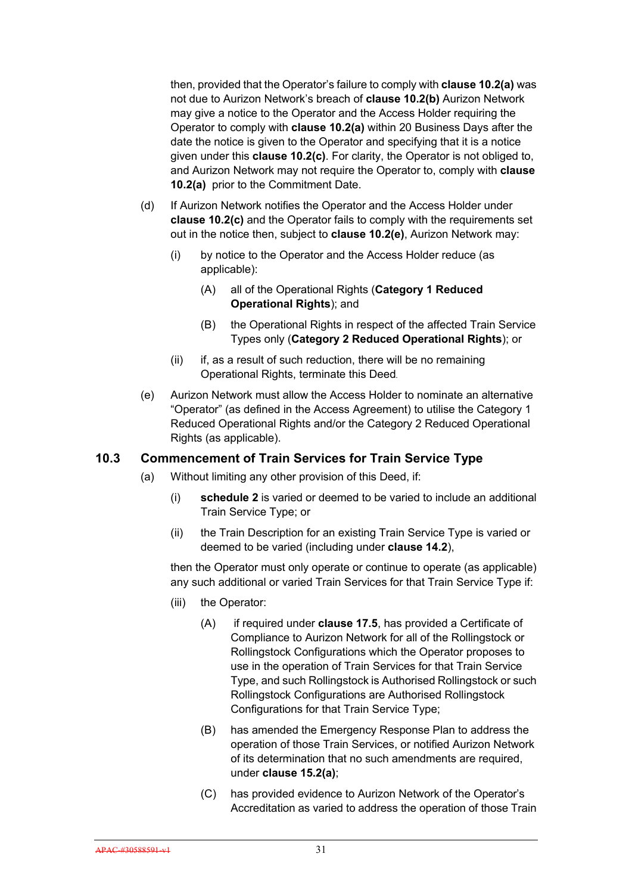then, provided that the Operator's failure to comply with **clause 10.2(a)** was not due to Aurizon Network's breach of **clause 10.2(b)** Aurizon Network may give a notice to the Operator and the Access Holder requiring the Operator to comply with **clause 10.2(a)** within 20 Business Days after the date the notice is given to the Operator and specifying that it is a notice given under this **clause 10.2(c)**. For clarity, the Operator is not obliged to, and Aurizon Network may not require the Operator to, comply with **clause 10.2(a)** prior to the Commitment Date.

(d) If Aurizon Network notifies the Operator and the Access Holder under **clause 10.2(c)** and the Operator fails to comply with the requirements set out in the notice then, subject to **clause 10.2(e)**, Aurizon Network may:

  (i) by notice to the Operator and the Access Holder reduce (as applicable):

    (A) all of the Operational Rights (**Category 1 Reduced Operational Rights**); and

    (B) the Operational Rights in respect of the affected Train Service Types only (**Category 2 Reduced Operational Rights**); or

  (ii) if, as a result of such reduction, there will be no remaining Operational Rights, terminate this Deed.

(e) Aurizon Network must allow the Access Holder to nominate an alternative "Operator" (as defined in the Access Agreement) to utilise the Category 1 Reduced Operational Rights and/or the Category 2 Reduced Operational Rights (as applicable).

### 10.3 Commencement of Train Services for Train Service Type

(a) Without limiting any other provision of this Deed, if:

  (i) **schedule 2** is varied or deemed to be varied to include an additional Train Service Type; or

  (ii) the Train Description for an existing Train Service Type is varied or deemed to be varied (including under **clause 14.2**),

  then the Operator must only operate or continue to operate (as applicable) any such additional or varied Train Services for that Train Service Type if:

  (iii) the Operator:

    (A) if required under **clause 17.5**, has provided a Certificate of Compliance to Aurizon Network for all of the Rollingstock or Rollingstock Configurations which the Operator proposes to use in the operation of Train Services for that Train Service Type, and such Rollingstock is Authorised Rollingstock or such Rollingstock Configurations are Authorised Rollingstock Configurations for that Train Service Type;

    (B) has amended the Emergency Response Plan to address the operation of those Train Services, or notified Aurizon Network of its determination that no such amendments are required, under **clause 15.2(a)**;

    (C) has provided evidence to Aurizon Network of the Operator's Accreditation as varied to address the operation of those Train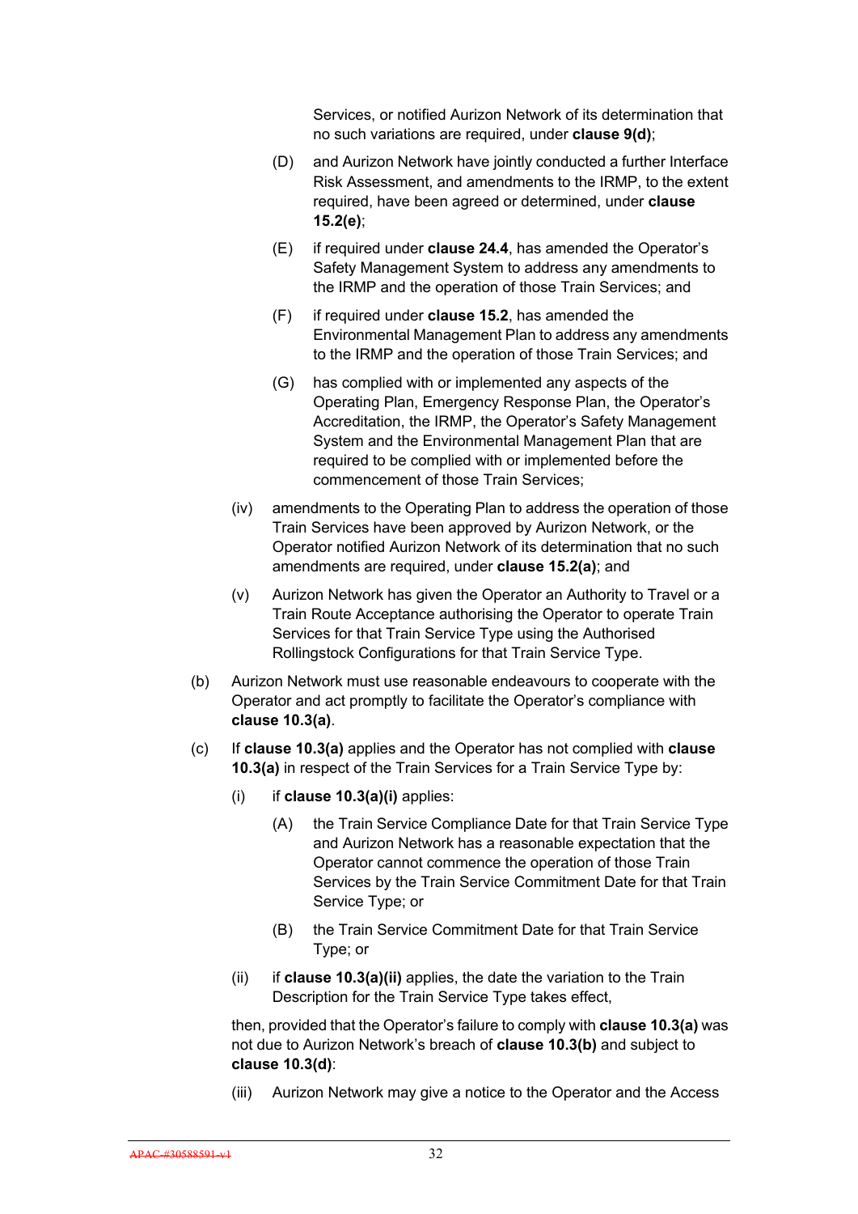Services, or notified Aurizon Network of its determination that no such variations are required, under **clause 9(d)**;

(D) and Aurizon Network have jointly conducted a further Interface Risk Assessment, and amendments to the IRMP, to the extent required, have been agreed or determined, under **clause 15.2(e)**;

(E) if required under **clause 24.4**, has amended the Operator's Safety Management System to address any amendments to the IRMP and the operation of those Train Services; and

(F) if required under **clause 15.2**, has amended the Environmental Management Plan to address any amendments to the IRMP and the operation of those Train Services; and

(G) has complied with or implemented any aspects of the Operating Plan, Emergency Response Plan, the Operator's Accreditation, the IRMP, the Operator's Safety Management System and the Environmental Management Plan that are required to be complied with or implemented before the commencement of those Train Services;

(iv) amendments to the Operating Plan to address the operation of those Train Services have been approved by Aurizon Network, or the Operator notified Aurizon Network of its determination that no such amendments are required, under **clause 15.2(a)**; and

(v) Aurizon Network has given the Operator an Authority to Travel or a Train Route Acceptance authorising the Operator to operate Train Services for that Train Service Type using the Authorised Rollingstock Configurations for that Train Service Type.

(b) Aurizon Network must use reasonable endeavours to cooperate with the Operator and act promptly to facilitate the Operator's compliance with **clause 10.3(a)**.

(c) If **clause 10.3(a)** applies and the Operator has not complied with **clause 10.3(a)** in respect of the Train Services for a Train Service Type by:

(i) if **clause 10.3(a)(i)** applies:

(A) the Train Service Compliance Date for that Train Service Type and Aurizon Network has a reasonable expectation that the Operator cannot commence the operation of those Train Services by the Train Service Commitment Date for that Train Service Type; or

(B) the Train Service Commitment Date for that Train Service Type; or

(ii) if **clause 10.3(a)(ii)** applies, the date the variation to the Train Description for the Train Service Type takes effect,

then, provided that the Operator's failure to comply with **clause 10.3(a)** was not due to Aurizon Network's breach of **clause 10.3(b)** and subject to **clause 10.3(d)**:

(iii) Aurizon Network may give a notice to the Operator and the Access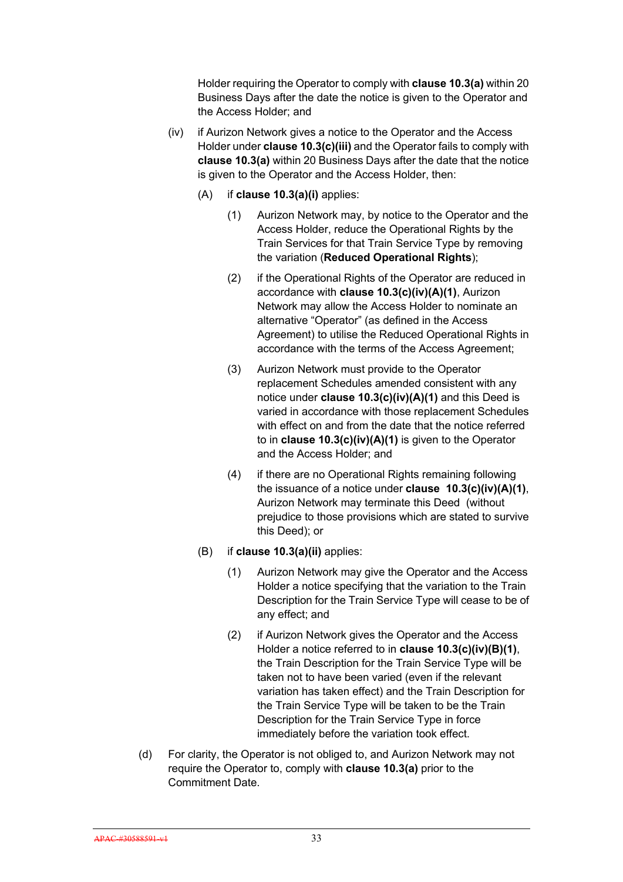Holder requiring the Operator to comply with **clause 10.3(a)** within 20 Business Days after the date the notice is given to the Operator and the Access Holder; and

(iv) if Aurizon Network gives a notice to the Operator and the Access Holder under **clause 10.3(c)(iii)** and the Operator fails to comply with **clause 10.3(a)** within 20 Business Days after the date that the notice is given to the Operator and the Access Holder, then:

(A) if **clause 10.3(a)(i)** applies:

(1) Aurizon Network may, by notice to the Operator and the Access Holder, reduce the Operational Rights by the Train Services for that Train Service Type by removing the variation (**Reduced Operational Rights**);

(2) if the Operational Rights of the Operator are reduced in accordance with **clause 10.3(c)(iv)(A)(1)**, Aurizon Network may allow the Access Holder to nominate an alternative "Operator" (as defined in the Access Agreement) to utilise the Reduced Operational Rights in accordance with the terms of the Access Agreement;

(3) Aurizon Network must provide to the Operator replacement Schedules amended consistent with any notice under **clause 10.3(c)(iv)(A)(1)** and this Deed is varied in accordance with those replacement Schedules with effect on and from the date that the notice referred to in **clause 10.3(c)(iv)(A)(1)** is given to the Operator and the Access Holder; and

(4) if there are no Operational Rights remaining following the issuance of a notice under **clause 10.3(c)(iv)(A)(1)**, Aurizon Network may terminate this Deed (without prejudice to those provisions which are stated to survive this Deed); or

(B) if **clause 10.3(a)(ii)** applies:

(1) Aurizon Network may give the Operator and the Access Holder a notice specifying that the variation to the Train Description for the Train Service Type will cease to be of any effect; and

(2) if Aurizon Network gives the Operator and the Access Holder a notice referred to in **clause 10.3(c)(iv)(B)(1)**, the Train Description for the Train Service Type will be taken not to have been varied (even if the relevant variation has taken effect) and the Train Description for the Train Service Type will be taken to be the Train Description for the Train Service Type in force immediately before the variation took effect.

(d) For clarity, the Operator is not obliged to, and Aurizon Network may not require the Operator to, comply with **clause 10.3(a)** prior to the Commitment Date.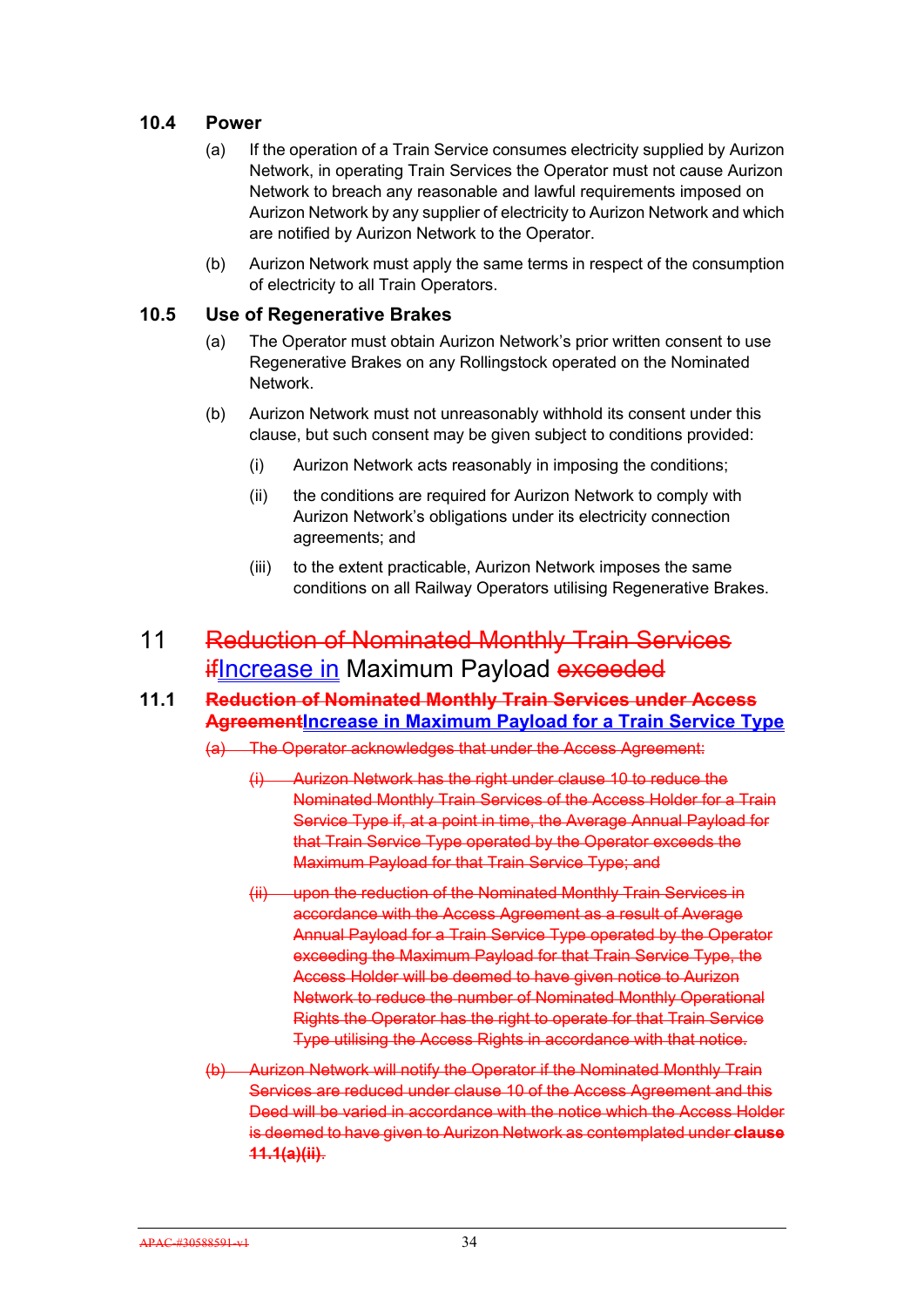### 10.4 Power

(a) If the operation of a Train Service consumes electricity supplied by Aurizon Network, in operating Train Services the Operator must not cause Aurizon Network to breach any reasonable and lawful requirements imposed on Aurizon Network by any supplier of electricity to Aurizon Network and which are notified by Aurizon Network to the Operator.

(b) Aurizon Network must apply the same terms in respect of the consumption of electricity to all Train Operators.

### 10.5 Use of Regenerative Brakes

(a) The Operator must obtain Aurizon Network's prior written consent to use Regenerative Brakes on any Rollingstock operated on the Nominated Network.

(b) Aurizon Network must not unreasonably withhold its consent under this clause, but such consent may be given subject to conditions provided:

(i) Aurizon Network acts reasonably in imposing the conditions;

(ii) the conditions are required for Aurizon Network to comply with Aurizon Network's obligations under its electricity connection agreements; and

(iii) to the extent practicable, Aurizon Network imposes the same conditions on all Railway Operators utilising Regenerative Brakes.

## 11 ~~Reduction of Nominated Monthly Train Services if~~Increase in Maximum Payload ~~exceeded~~

### 11.1 ~~Reduction of Nominated Monthly Train Services under Access Agreement~~Increase in Maximum Payload for a Train Service Type

~~(a) The Operator acknowledges that under the Access Agreement:~~

~~(i) Aurizon Network has the right under clause 10 to reduce the Nominated Monthly Train Services of the Access Holder for a Train Service Type if, at a point in time, the Average Annual Payload for that Train Service Type operated by the Operator exceeds the Maximum Payload for that Train Service Type; and~~

~~(ii) upon the reduction of the Nominated Monthly Train Services in accordance with the Access Agreement as a result of Average Annual Payload for a Train Service Type operated by the Operator exceeding the Maximum Payload for that Train Service Type, the Access Holder will be deemed to have given notice to Aurizon Network to reduce the number of Nominated Monthly Operational Rights the Operator has the right to operate for that Train Service Type utilising the Access Rights in accordance with that notice.~~

~~(b) Aurizon Network will notify the Operator if the Nominated Monthly Train Services are reduced under clause 10 of the Access Agreement and this Deed will be varied in accordance with the notice which the Access Holder is deemed to have given to Aurizon Network as contemplated under **clause 11.1(a)(ii)**.~~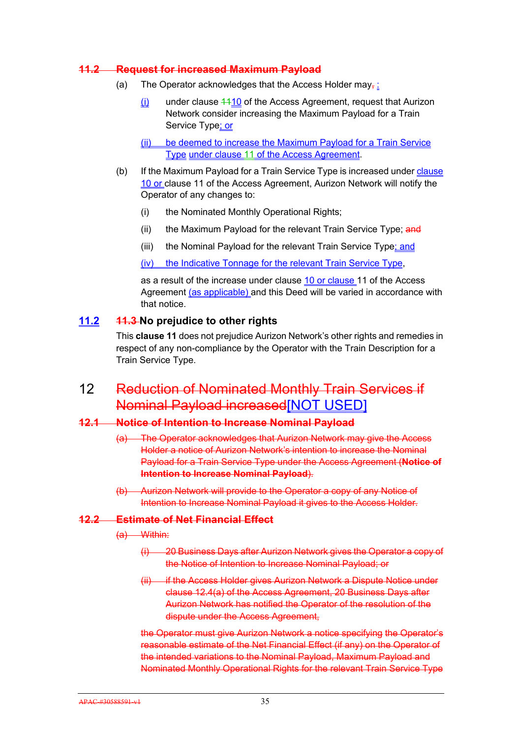## ~~11.2 Request for increased Maximum Payload~~

(a) The Operator acknowledges that the Access Holder may~~,~~ :

(i) under clause ~~11~~10 of the Access Agreement, request that Aurizon Network consider increasing the Maximum Payload for a Train Service Type; or

(ii) be deemed to increase the Maximum Payload for a Train Service Type under clause 11 of the Access Agreement.

(b) If the Maximum Payload for a Train Service Type is increased under clause 10 or clause 11 of the Access Agreement, Aurizon Network will notify the Operator of any changes to:

(i) the Nominated Monthly Operational Rights;

(ii) the Maximum Payload for the relevant Train Service Type; ~~and~~

(iii) the Nominal Payload for the relevant Train Service Type; and

(iv) the Indicative Tonnage for the relevant Train Service Type,

as a result of the increase under clause 10 or clause 11 of the Access Agreement (as applicable) and this Deed will be varied in accordance with that notice.

## 11.2 ~~11.3~~ No prejudice to other rights

This **clause 11** does not prejudice Aurizon Network's other rights and remedies in respect of any non-compliance by the Operator with the Train Description for a Train Service Type.

# 12 ~~Reduction of Nominated Monthly Train Services if Nominal Payload increased~~[NOT USED]

## ~~12.1 Notice of Intention to Increase Nominal Payload~~

~~(a) The Operator acknowledges that Aurizon Network may give the Access Holder a notice of Aurizon Network's intention to increase the Nominal Payload for a Train Service Type under the Access Agreement (**Notice of Intention to Increase Nominal Payload**).~~

~~(b) Aurizon Network will provide to the Operator a copy of any Notice of Intention to Increase Nominal Payload it gives to the Access Holder.~~

## ~~12.2 Estimate of Net Financial Effect~~

~~(a) Within:~~

~~(i) 20 Business Days after Aurizon Network gives the Operator a copy of the Notice of Intention to Increase Nominal Payload; or~~

~~(ii) if the Access Holder gives Aurizon Network a Dispute Notice under clause 12.4(a) of the Access Agreement, 20 Business Days after Aurizon Network has notified the Operator of the resolution of the dispute under the Access Agreement,~~

~~the Operator must give Aurizon Network a notice specifying the Operator's reasonable estimate of the Net Financial Effect (if any) on the Operator of the intended variations to the Nominal Payload, Maximum Payload and Nominated Monthly Operational Rights for the relevant Train Service Type~~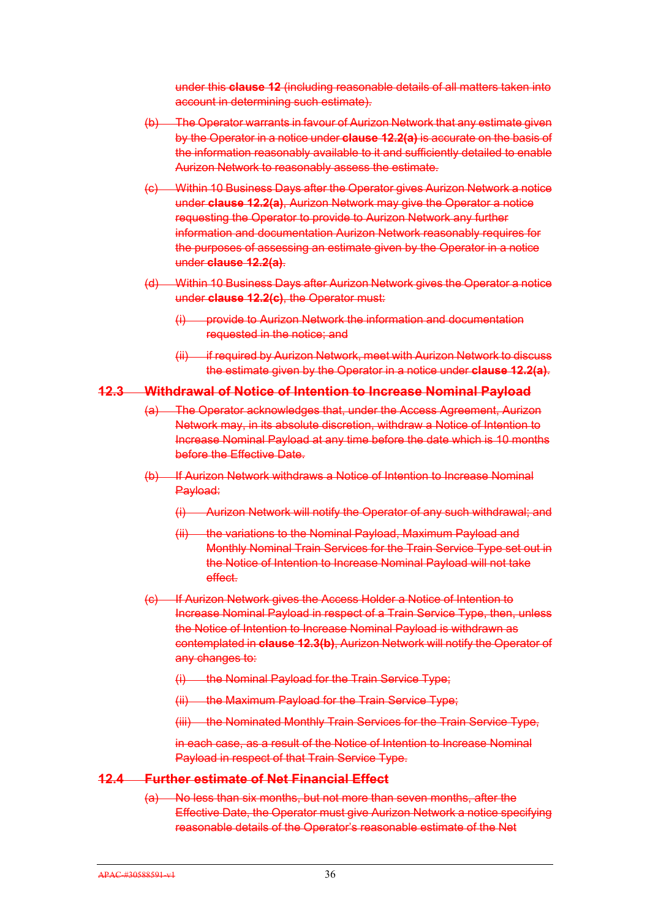under this **clause 12** (including reasonable details of all matters taken into account in determining such estimate).

(b) The Operator warrants in favour of Aurizon Network that any estimate given by the Operator in a notice under **clause 12.2(a)** is accurate on the basis of the information reasonably available to it and sufficiently detailed to enable Aurizon Network to reasonably assess the estimate.

(c) Within 10 Business Days after the Operator gives Aurizon Network a notice under **clause 12.2(a)**, Aurizon Network may give the Operator a notice requesting the Operator to provide to Aurizon Network any further information and documentation Aurizon Network reasonably requires for the purposes of assessing an estimate given by the Operator in a notice under **clause 12.2(a)**.

(d) Within 10 Business Days after Aurizon Network gives the Operator a notice under **clause 12.2(c)**, the Operator must:

(i) provide to Aurizon Network the information and documentation requested in the notice; and

(ii) if required by Aurizon Network, meet with Aurizon Network to discuss the estimate given by the Operator in a notice under **clause 12.2(a)**.

## 12.3 Withdrawal of Notice of Intention to Increase Nominal Payload

(a) The Operator acknowledges that, under the Access Agreement, Aurizon Network may, in its absolute discretion, withdraw a Notice of Intention to Increase Nominal Payload at any time before the date which is 10 months before the Effective Date.

(b) If Aurizon Network withdraws a Notice of Intention to Increase Nominal Payload:

(i) Aurizon Network will notify the Operator of any such withdrawal; and

(ii) the variations to the Nominal Payload, Maximum Payload and Monthly Nominal Train Services for the Train Service Type set out in the Notice of Intention to Increase Nominal Payload will not take effect.

(c) If Aurizon Network gives the Access Holder a Notice of Intention to Increase Nominal Payload in respect of a Train Service Type, then, unless the Notice of Intention to Increase Nominal Payload is withdrawn as contemplated in **clause 12.3(b)**, Aurizon Network will notify the Operator of any changes to:

(i) the Nominal Payload for the Train Service Type;

(ii) the Maximum Payload for the Train Service Type;

(iii) the Nominated Monthly Train Services for the Train Service Type,

in each case, as a result of the Notice of Intention to Increase Nominal Payload in respect of that Train Service Type.

## 12.4 Further estimate of Net Financial Effect

(a) No less than six months, but not more than seven months, after the Effective Date, the Operator must give Aurizon Network a notice specifying reasonable details of the Operator's reasonable estimate of the Net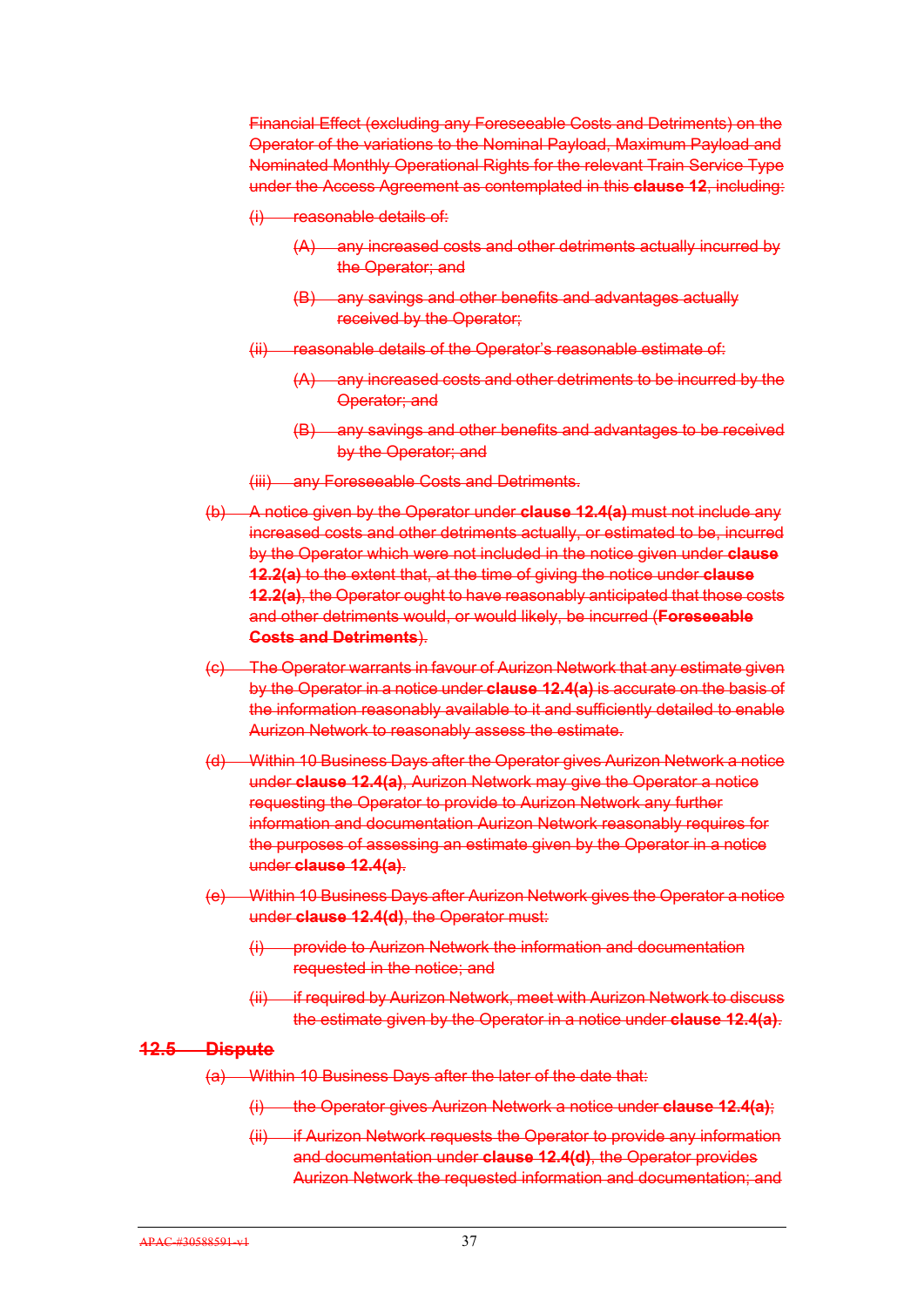~~Financial Effect (excluding any Foreseeable Costs and Detriments) on the Operator of the variations to the Nominal Payload, Maximum Payload and Nominated Monthly Operational Rights for the relevant Train Service Type under the Access Agreement as contemplated in this **clause 12**, including:~~

~~(i) reasonable details of:~~

~~(A) any increased costs and other detriments actually incurred by the Operator; and~~

~~(B) any savings and other benefits and advantages actually received by the Operator;~~

~~(ii) reasonable details of the Operator's reasonable estimate of:~~

~~(A) any increased costs and other detriments to be incurred by the Operator; and~~

~~(B) any savings and other benefits and advantages to be received by the Operator; and~~

~~(iii) any Foreseeable Costs and Detriments.~~

~~(b) A notice given by the Operator under **clause 12.4(a)** must not include any increased costs and other detriments actually, or estimated to be, incurred by the Operator which were not included in the notice given under **clause 12.2(a)** to the extent that, at the time of giving the notice under **clause 12.2(a)**, the Operator ought to have reasonably anticipated that those costs and other detriments would, or would likely, be incurred (**Foreseeable Costs and Detriments**).~~

~~(c) The Operator warrants in favour of Aurizon Network that any estimate given by the Operator in a notice under **clause 12.4(a)** is accurate on the basis of the information reasonably available to it and sufficiently detailed to enable Aurizon Network to reasonably assess the estimate.~~

~~(d) Within 10 Business Days after the Operator gives Aurizon Network a notice under **clause 12.4(a)**, Aurizon Network may give the Operator a notice requesting the Operator to provide to Aurizon Network any further information and documentation Aurizon Network reasonably requires for the purposes of assessing an estimate given by the Operator in a notice under **clause 12.4(a)**.~~

~~(e) Within 10 Business Days after Aurizon Network gives the Operator a notice under **clause 12.4(d)**, the Operator must:~~

~~(i) provide to Aurizon Network the information and documentation requested in the notice; and~~

~~(ii) if required by Aurizon Network, meet with Aurizon Network to discuss the estimate given by the Operator in a notice under **clause 12.4(a)**.~~

## ~~12.5 Dispute~~

~~(a) Within 10 Business Days after the later of the date that:~~

~~(i) the Operator gives Aurizon Network a notice under **clause 12.4(a)**;~~

~~(ii) if Aurizon Network requests the Operator to provide any information and documentation under **clause 12.4(d)**, the Operator provides Aurizon Network the requested information and documentation; and~~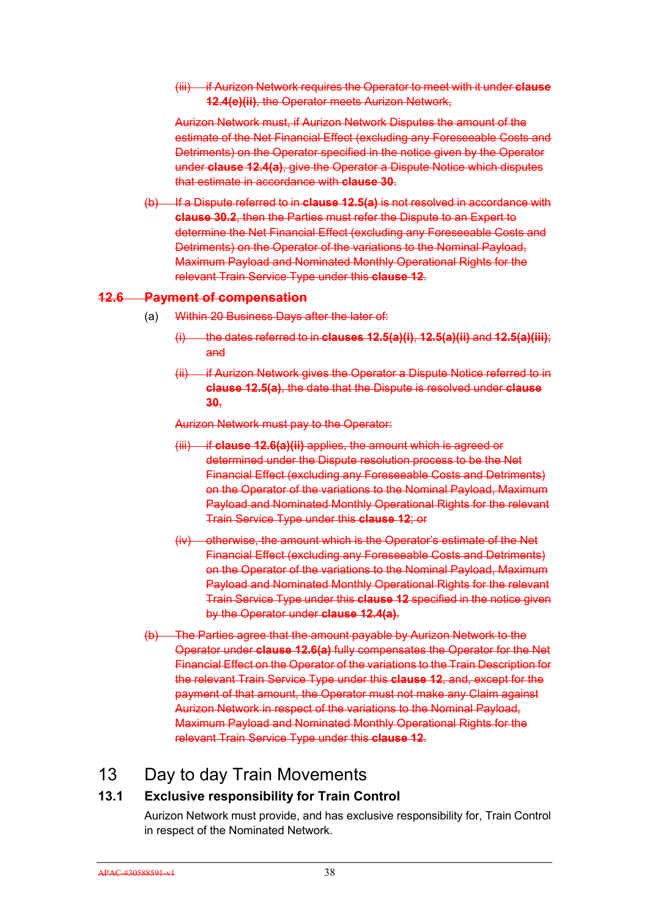(iii) if Aurizon Network requires the Operator to meet with it under **clause 12.4(e)(ii)**, the Operator meets Aurizon Network,

Aurizon Network must, if Aurizon Network Disputes the amount of the estimate of the Net Financial Effect (excluding any Foreseeable Costs and Detriments) on the Operator specified in the notice given by the Operator under **clause 12.4(a)**, give the Operator a Dispute Notice which disputes that estimate in accordance with **clause 30**.

(b) If a Dispute referred to in **clause 12.5(a)** is not resolved in accordance with **clause 30.2**, then the Parties must refer the Dispute to an Expert to determine the Net Financial Effect (excluding any Foreseeable Costs and Detriments) on the Operator of the variations to the Nominal Payload, Maximum Payload and Nominated Monthly Operational Rights for the relevant Train Service Type under this **clause 12**.

### 12.6 Payment of compensation

(a) Within 20 Business Days after the later of:

(i) the dates referred to in **clauses 12.5(a)(i)**, **12.5(a)(ii)** and **12.5(a)(iii)**; and

(ii) if Aurizon Network gives the Operator a Dispute Notice referred to in **clause 12.5(a)**, the date that the Dispute is resolved under **clause 30**,

Aurizon Network must pay to the Operator:

(iii) if **clause 12.6(a)(ii)** applies, the amount which is agreed or determined under the Dispute resolution process to be the Net Financial Effect (excluding any Foreseeable Costs and Detriments) on the Operator of the variations to the Nominal Payload, Maximum Payload and Nominated Monthly Operational Rights for the relevant Train Service Type under this **clause 12**; or

(iv) otherwise, the amount which is the Operator's estimate of the Net Financial Effect (excluding any Foreseeable Costs and Detriments) on the Operator of the variations to the Nominal Payload, Maximum Payload and Nominated Monthly Operational Rights for the relevant Train Service Type under this **clause 12** specified in the notice given by the Operator under **clause 12.4(a)**.

(b) The Parties agree that the amount payable by Aurizon Network to the Operator under **clause 12.6(a)** fully compensates the Operator for the Net Financial Effect on the Operator of the variations to the Train Description for the relevant Train Service Type under this **clause 12**, and, except for the payment of that amount, the Operator must not make any Claim against Aurizon Network in respect of the variations to the Nominal Payload, Maximum Payload and Nominated Monthly Operational Rights for the relevant Train Service Type under this **clause 12**.

# 13 Day to day Train Movements

### 13.1 Exclusive responsibility for Train Control

Aurizon Network must provide, and has exclusive responsibility for, Train Control in respect of the Nominated Network.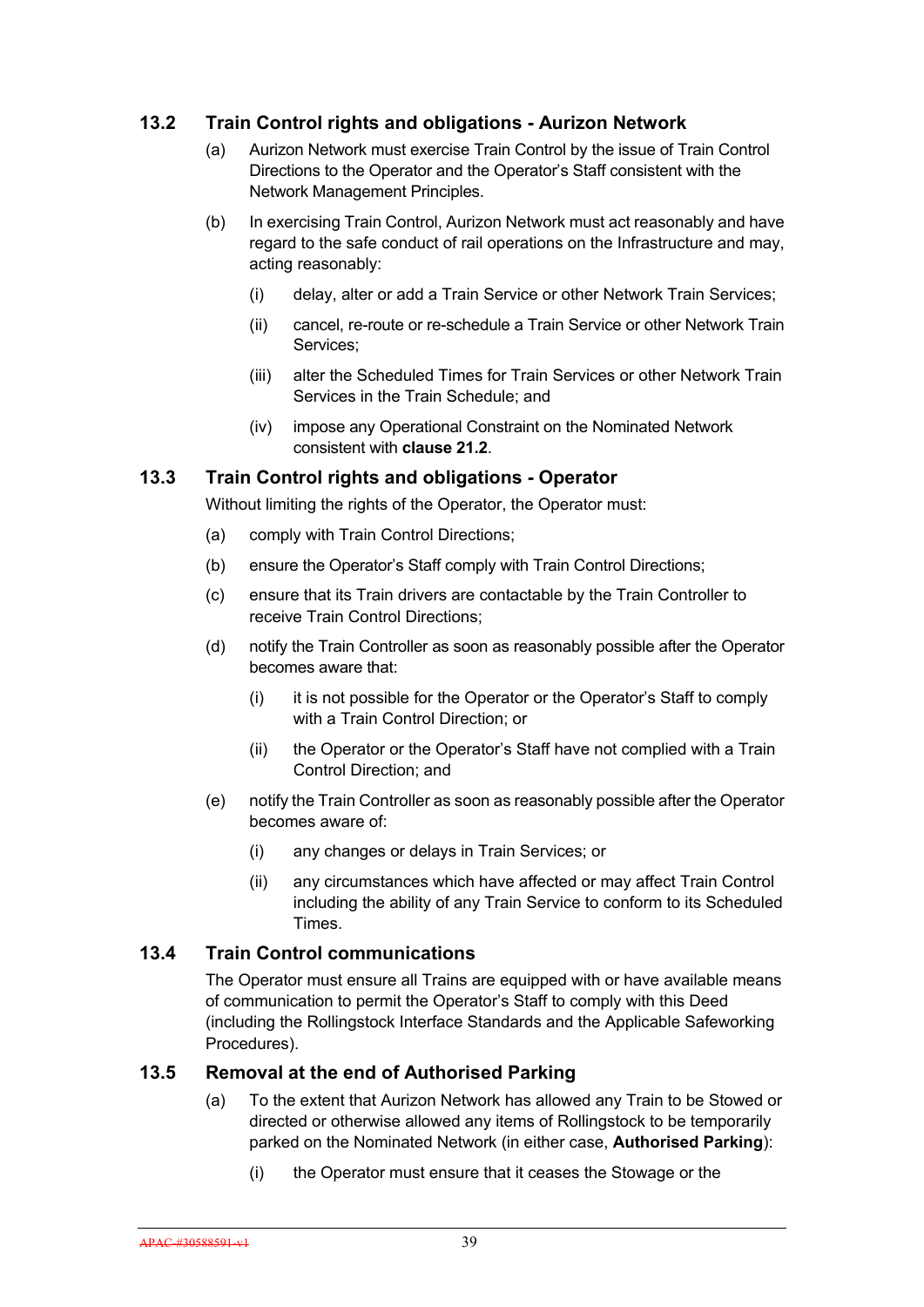### 13.2 Train Control rights and obligations - Aurizon Network

(a) Aurizon Network must exercise Train Control by the issue of Train Control Directions to the Operator and the Operator's Staff consistent with the Network Management Principles.

(b) In exercising Train Control, Aurizon Network must act reasonably and have regard to the safe conduct of rail operations on the Infrastructure and may, acting reasonably:

  (i) delay, alter or add a Train Service or other Network Train Services;

  (ii) cancel, re-route or re-schedule a Train Service or other Network Train Services;

  (iii) alter the Scheduled Times for Train Services or other Network Train Services in the Train Schedule; and

  (iv) impose any Operational Constraint on the Nominated Network consistent with **clause 21.2**.

### 13.3 Train Control rights and obligations - Operator

Without limiting the rights of the Operator, the Operator must:

(a) comply with Train Control Directions;

(b) ensure the Operator's Staff comply with Train Control Directions;

(c) ensure that its Train drivers are contactable by the Train Controller to receive Train Control Directions;

(d) notify the Train Controller as soon as reasonably possible after the Operator becomes aware that:

  (i) it is not possible for the Operator or the Operator's Staff to comply with a Train Control Direction; or

  (ii) the Operator or the Operator's Staff have not complied with a Train Control Direction; and

(e) notify the Train Controller as soon as reasonably possible after the Operator becomes aware of:

  (i) any changes or delays in Train Services; or

  (ii) any circumstances which have affected or may affect Train Control including the ability of any Train Service to conform to its Scheduled Times.

### 13.4 Train Control communications

The Operator must ensure all Trains are equipped with or have available means of communication to permit the Operator's Staff to comply with this Deed (including the Rollingstock Interface Standards and the Applicable Safeworking Procedures).

### 13.5 Removal at the end of Authorised Parking

(a) To the extent that Aurizon Network has allowed any Train to be Stowed or directed or otherwise allowed any items of Rollingstock to be temporarily parked on the Nominated Network (in either case, **Authorised Parking**):

  (i) the Operator must ensure that it ceases the Stowage or the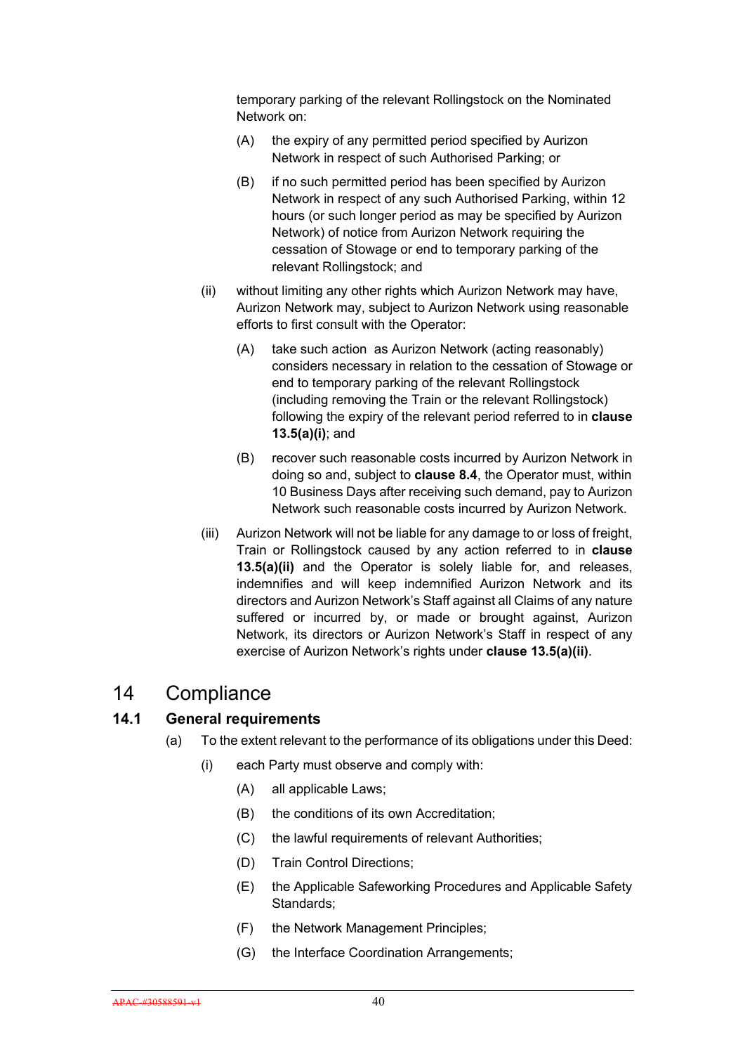temporary parking of the relevant Rollingstock on the Nominated Network on:

(A) the expiry of any permitted period specified by Aurizon Network in respect of such Authorised Parking; or

(B) if no such permitted period has been specified by Aurizon Network in respect of any such Authorised Parking, within 12 hours (or such longer period as may be specified by Aurizon Network) of notice from Aurizon Network requiring the cessation of Stowage or end to temporary parking of the relevant Rollingstock; and

(ii) without limiting any other rights which Aurizon Network may have, Aurizon Network may, subject to Aurizon Network using reasonable efforts to first consult with the Operator:

(A) take such action as Aurizon Network (acting reasonably) considers necessary in relation to the cessation of Stowage or end to temporary parking of the relevant Rollingstock (including removing the Train or the relevant Rollingstock) following the expiry of the relevant period referred to in **clause 13.5(a)(i)**; and

(B) recover such reasonable costs incurred by Aurizon Network in doing so and, subject to **clause 8.4**, the Operator must, within 10 Business Days after receiving such demand, pay to Aurizon Network such reasonable costs incurred by Aurizon Network.

(iii) Aurizon Network will not be liable for any damage to or loss of freight, Train or Rollingstock caused by any action referred to in **clause 13.5(a)(ii)** and the Operator is solely liable for, and releases, indemnifies and will keep indemnified Aurizon Network and its directors and Aurizon Network's Staff against all Claims of any nature suffered or incurred by, or made or brought against, Aurizon Network, its directors or Aurizon Network's Staff in respect of any exercise of Aurizon Network's rights under **clause 13.5(a)(ii)**.

# 14 Compliance

## 14.1 General requirements

(a) To the extent relevant to the performance of its obligations under this Deed:

(i) each Party must observe and comply with:

(A) all applicable Laws;

(B) the conditions of its own Accreditation;

(C) the lawful requirements of relevant Authorities;

(D) Train Control Directions;

(E) the Applicable Safeworking Procedures and Applicable Safety Standards;

(F) the Network Management Principles;

(G) the Interface Coordination Arrangements;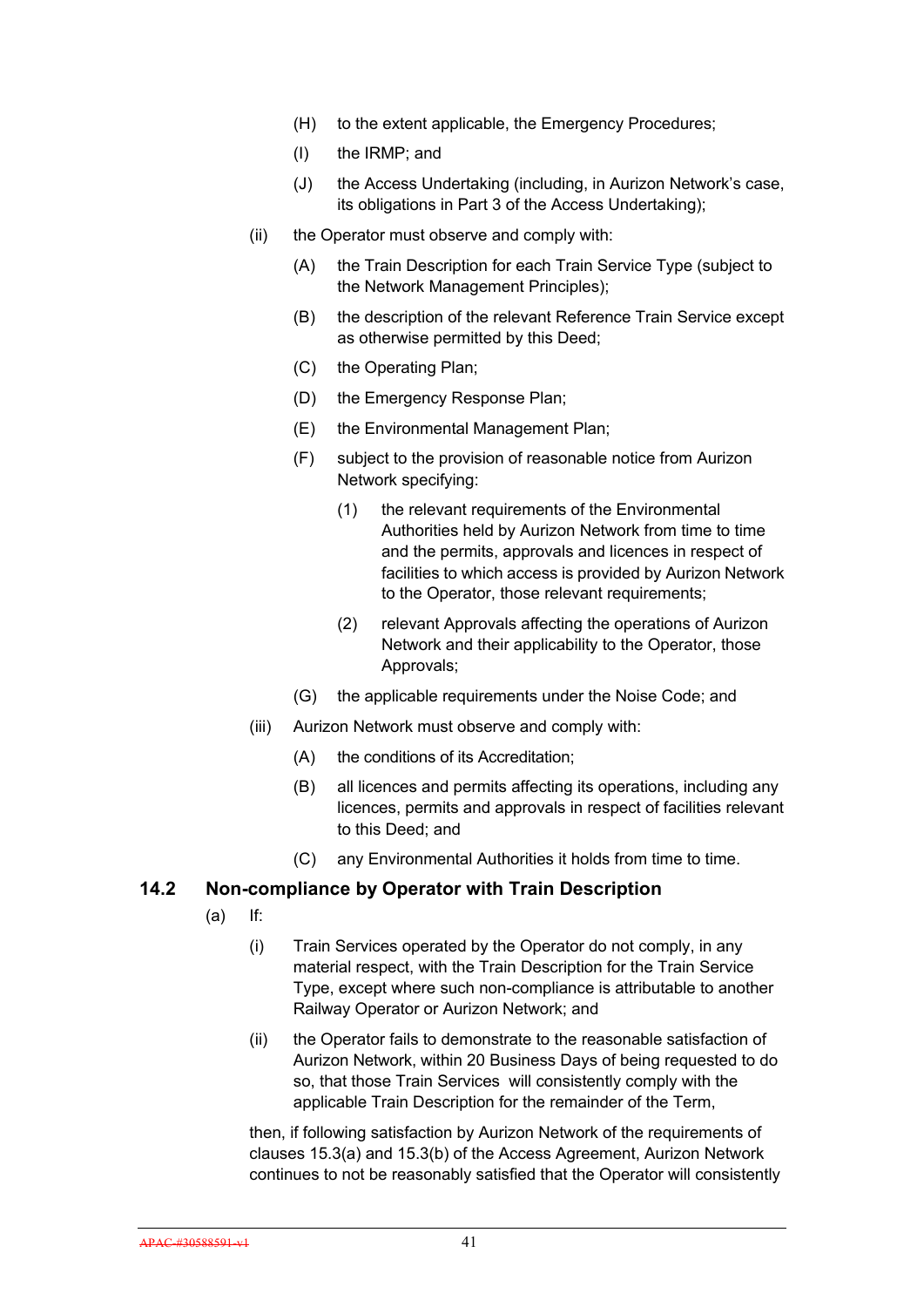(H) to the extent applicable, the Emergency Procedures;

(I) the IRMP; and

(J) the Access Undertaking (including, in Aurizon Network's case, its obligations in Part 3 of the Access Undertaking);

(ii) the Operator must observe and comply with:

(A) the Train Description for each Train Service Type (subject to the Network Management Principles);

(B) the description of the relevant Reference Train Service except as otherwise permitted by this Deed;

(C) the Operating Plan;

(D) the Emergency Response Plan;

(E) the Environmental Management Plan;

(F) subject to the provision of reasonable notice from Aurizon Network specifying:

(1) the relevant requirements of the Environmental Authorities held by Aurizon Network from time to time and the permits, approvals and licences in respect of facilities to which access is provided by Aurizon Network to the Operator, those relevant requirements;

(2) relevant Approvals affecting the operations of Aurizon Network and their applicability to the Operator, those Approvals;

(G) the applicable requirements under the Noise Code; and

(iii) Aurizon Network must observe and comply with:

(A) the conditions of its Accreditation;

(B) all licences and permits affecting its operations, including any licences, permits and approvals in respect of facilities relevant to this Deed; and

(C) any Environmental Authorities it holds from time to time.

## 14.2 Non-compliance by Operator with Train Description

(a) If:

(i) Train Services operated by the Operator do not comply, in any material respect, with the Train Description for the Train Service Type, except where such non-compliance is attributable to another Railway Operator or Aurizon Network; and

(ii) the Operator fails to demonstrate to the reasonable satisfaction of Aurizon Network, within 20 Business Days of being requested to do so, that those Train Services will consistently comply with the applicable Train Description for the remainder of the Term,

then, if following satisfaction by Aurizon Network of the requirements of clauses 15.3(a) and 15.3(b) of the Access Agreement, Aurizon Network continues to not be reasonably satisfied that the Operator will consistently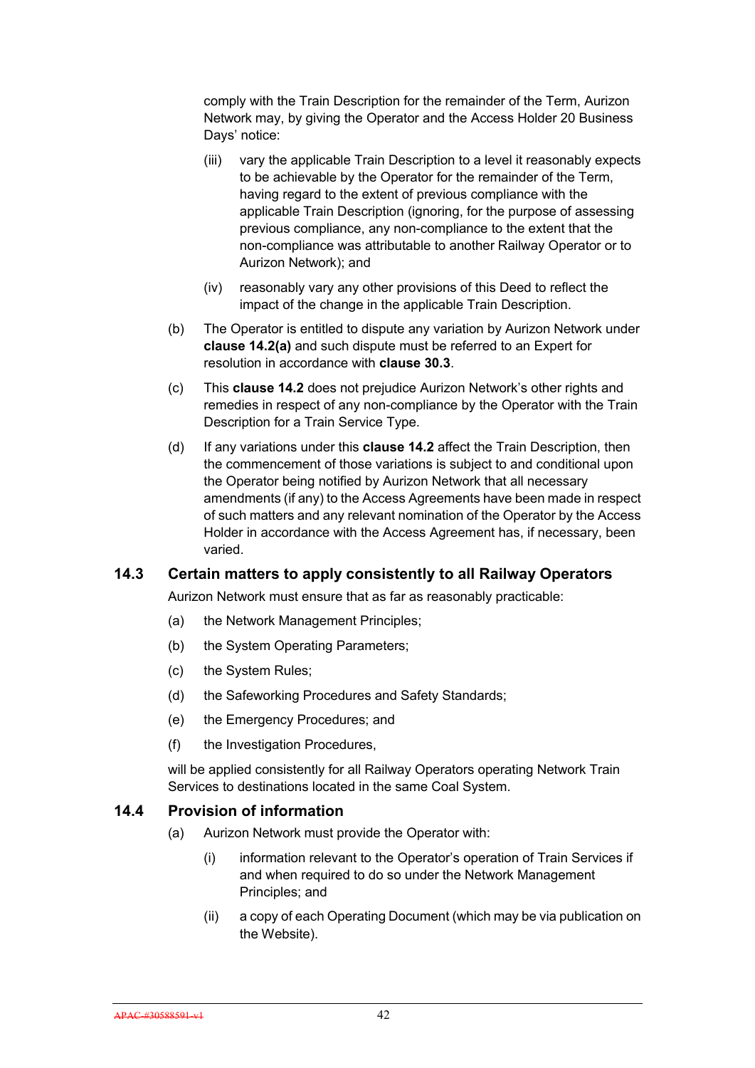comply with the Train Description for the remainder of the Term, Aurizon Network may, by giving the Operator and the Access Holder 20 Business Days' notice:

(iii) vary the applicable Train Description to a level it reasonably expects to be achievable by the Operator for the remainder of the Term, having regard to the extent of previous compliance with the applicable Train Description (ignoring, for the purpose of assessing previous compliance, any non-compliance to the extent that the non-compliance was attributable to another Railway Operator or to Aurizon Network); and

(iv) reasonably vary any other provisions of this Deed to reflect the impact of the change in the applicable Train Description.

(b) The Operator is entitled to dispute any variation by Aurizon Network under **clause 14.2(a)** and such dispute must be referred to an Expert for resolution in accordance with **clause 30.3**.

(c) This **clause 14.2** does not prejudice Aurizon Network's other rights and remedies in respect of any non-compliance by the Operator with the Train Description for a Train Service Type.

(d) If any variations under this **clause 14.2** affect the Train Description, then the commencement of those variations is subject to and conditional upon the Operator being notified by Aurizon Network that all necessary amendments (if any) to the Access Agreements have been made in respect of such matters and any relevant nomination of the Operator by the Access Holder in accordance with the Access Agreement has, if necessary, been varied.

## 14.3 Certain matters to apply consistently to all Railway Operators

Aurizon Network must ensure that as far as reasonably practicable:

(a) the Network Management Principles;

(b) the System Operating Parameters;

(c) the System Rules;

(d) the Safeworking Procedures and Safety Standards;

(e) the Emergency Procedures; and

(f) the Investigation Procedures,

will be applied consistently for all Railway Operators operating Network Train Services to destinations located in the same Coal System.

## 14.4 Provision of information

(a) Aurizon Network must provide the Operator with:

(i) information relevant to the Operator's operation of Train Services if and when required to do so under the Network Management Principles; and

(ii) a copy of each Operating Document (which may be via publication on the Website).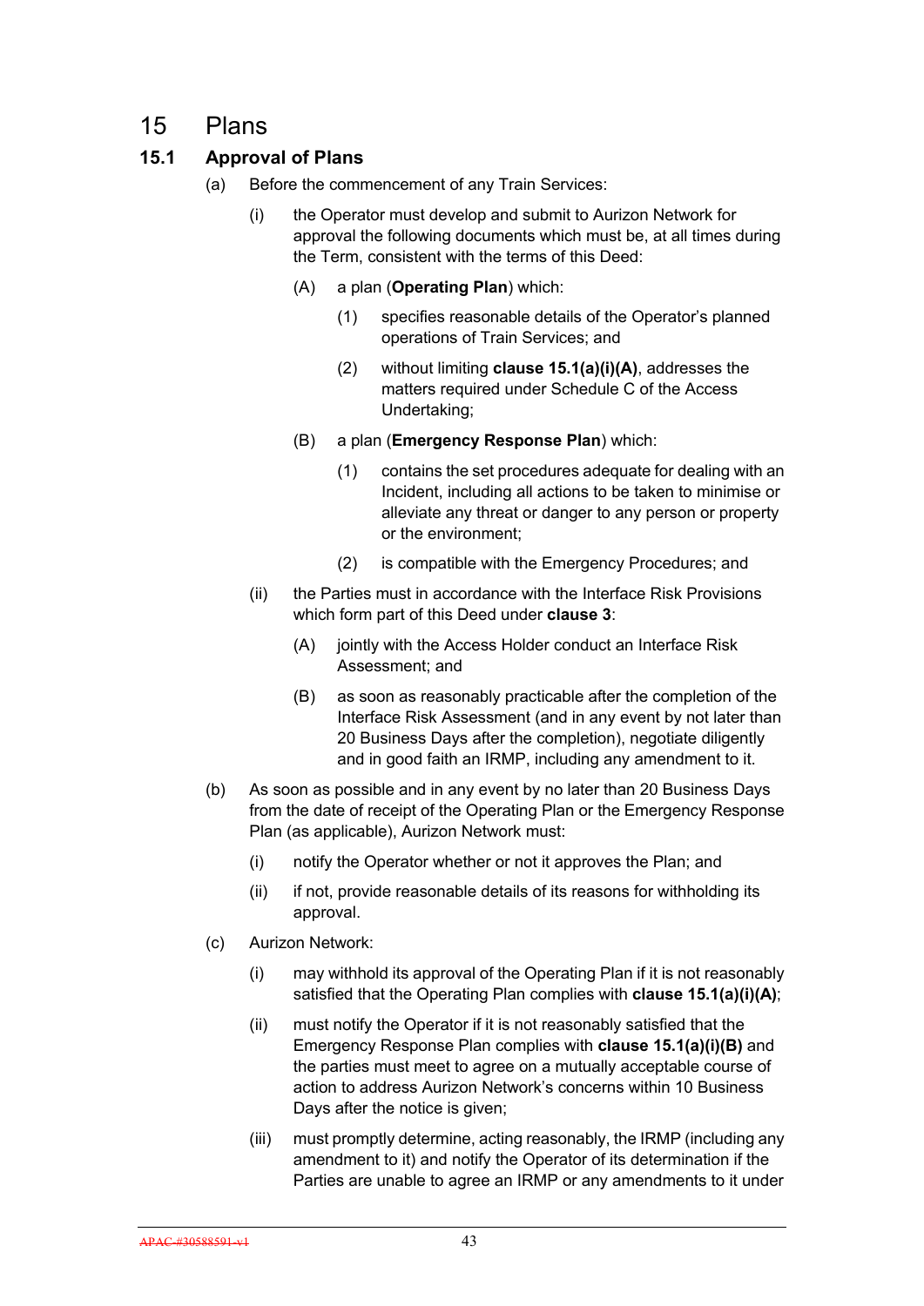# 15 Plans

## 15.1 Approval of Plans

(a) Before the commencement of any Train Services:

(i) the Operator must develop and submit to Aurizon Network for approval the following documents which must be, at all times during the Term, consistent with the terms of this Deed:

(A) a plan (**Operating Plan**) which:

(1) specifies reasonable details of the Operator's planned operations of Train Services; and

(2) without limiting **clause 15.1(a)(i)(A)**, addresses the matters required under Schedule C of the Access Undertaking;

(B) a plan (**Emergency Response Plan**) which:

(1) contains the set procedures adequate for dealing with an Incident, including all actions to be taken to minimise or alleviate any threat or danger to any person or property or the environment;

(2) is compatible with the Emergency Procedures; and

(ii) the Parties must in accordance with the Interface Risk Provisions which form part of this Deed under **clause 3**:

(A) jointly with the Access Holder conduct an Interface Risk Assessment; and

(B) as soon as reasonably practicable after the completion of the Interface Risk Assessment (and in any event by not later than 20 Business Days after the completion), negotiate diligently and in good faith an IRMP, including any amendment to it.

(b) As soon as possible and in any event by no later than 20 Business Days from the date of receipt of the Operating Plan or the Emergency Response Plan (as applicable), Aurizon Network must:

(i) notify the Operator whether or not it approves the Plan; and

(ii) if not, provide reasonable details of its reasons for withholding its approval.

(c) Aurizon Network:

(i) may withhold its approval of the Operating Plan if it is not reasonably satisfied that the Operating Plan complies with **clause 15.1(a)(i)(A)**;

(ii) must notify the Operator if it is not reasonably satisfied that the Emergency Response Plan complies with **clause 15.1(a)(i)(B)** and the parties must meet to agree on a mutually acceptable course of action to address Aurizon Network's concerns within 10 Business Days after the notice is given;

(iii) must promptly determine, acting reasonably, the IRMP (including any amendment to it) and notify the Operator of its determination if the Parties are unable to agree an IRMP or any amendments to it under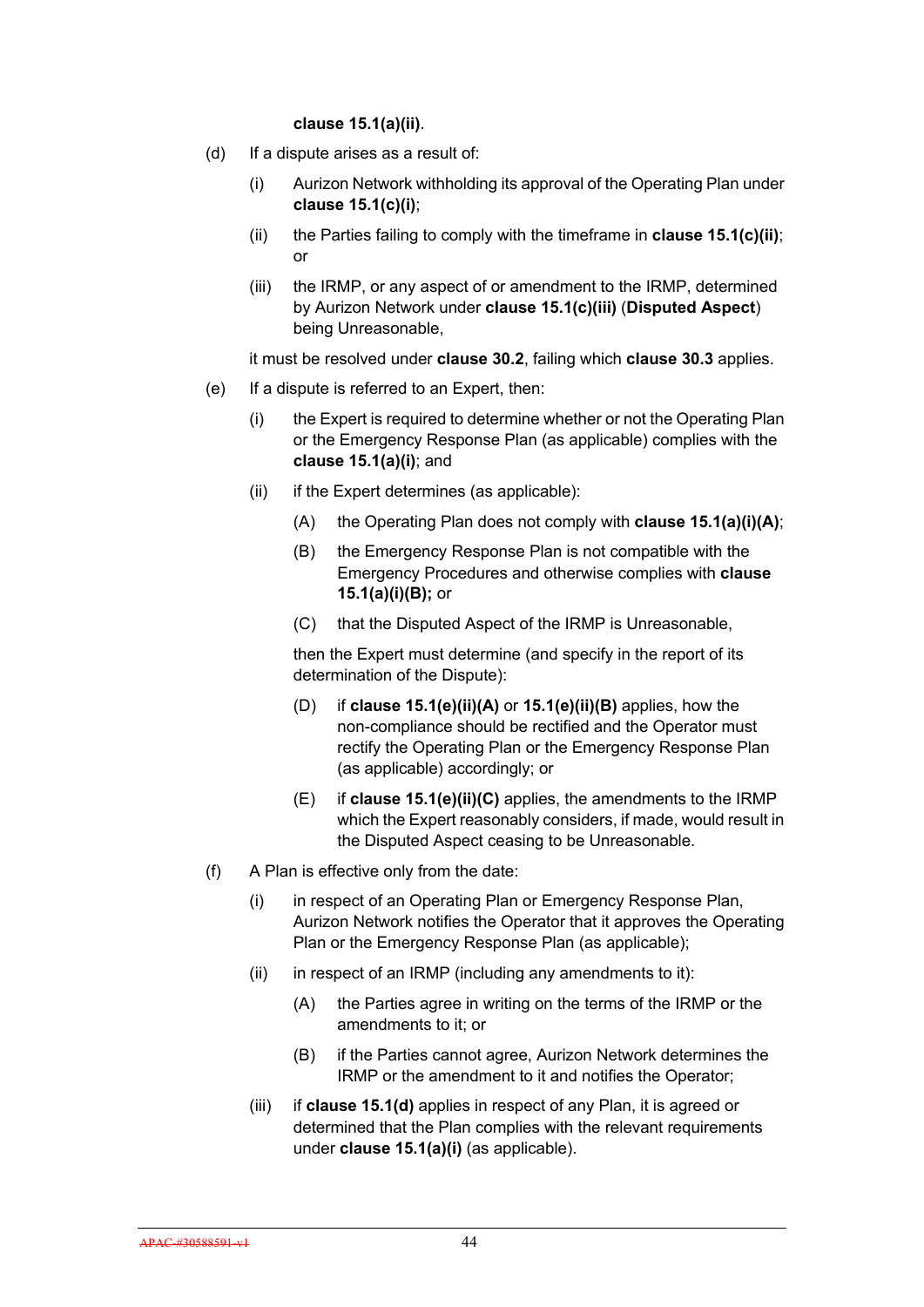**clause 15.1(a)(ii)**.

(d) If a dispute arises as a result of:

(i) Aurizon Network withholding its approval of the Operating Plan under **clause 15.1(c)(i)**;

(ii) the Parties failing to comply with the timeframe in **clause 15.1(c)(ii)**; or

(iii) the IRMP, or any aspect of or amendment to the IRMP, determined by Aurizon Network under **clause 15.1(c)(iii)** (**Disputed Aspect**) being Unreasonable,

it must be resolved under **clause 30.2**, failing which **clause 30.3** applies.

(e) If a dispute is referred to an Expert, then:

(i) the Expert is required to determine whether or not the Operating Plan or the Emergency Response Plan (as applicable) complies with the **clause 15.1(a)(i)**; and

(ii) if the Expert determines (as applicable):

(A) the Operating Plan does not comply with **clause 15.1(a)(i)(A)**;

(B) the Emergency Response Plan is not compatible with the Emergency Procedures and otherwise complies with **clause 15.1(a)(i)(B);** or

(C) that the Disputed Aspect of the IRMP is Unreasonable,

then the Expert must determine (and specify in the report of its determination of the Dispute):

(D) if **clause 15.1(e)(ii)(A)** or **15.1(e)(ii)(B)** applies, how the non-compliance should be rectified and the Operator must rectify the Operating Plan or the Emergency Response Plan (as applicable) accordingly; or

(E) if **clause 15.1(e)(ii)(C)** applies, the amendments to the IRMP which the Expert reasonably considers, if made, would result in the Disputed Aspect ceasing to be Unreasonable.

(f) A Plan is effective only from the date:

(i) in respect of an Operating Plan or Emergency Response Plan, Aurizon Network notifies the Operator that it approves the Operating Plan or the Emergency Response Plan (as applicable);

(ii) in respect of an IRMP (including any amendments to it):

(A) the Parties agree in writing on the terms of the IRMP or the amendments to it; or

(B) if the Parties cannot agree, Aurizon Network determines the IRMP or the amendment to it and notifies the Operator;

(iii) if **clause 15.1(d)** applies in respect of any Plan, it is agreed or determined that the Plan complies with the relevant requirements under **clause 15.1(a)(i)** (as applicable).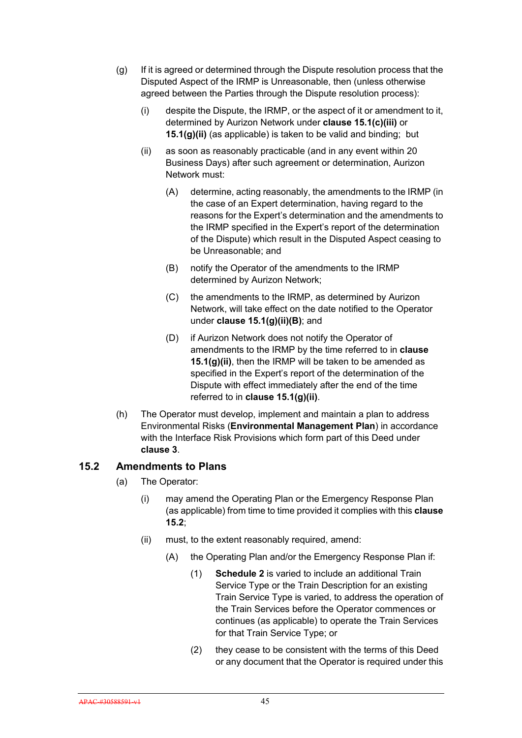(g) If it is agreed or determined through the Dispute resolution process that the Disputed Aspect of the IRMP is Unreasonable, then (unless otherwise agreed between the Parties through the Dispute resolution process):

  (i) despite the Dispute, the IRMP, or the aspect of it or amendment to it, determined by Aurizon Network under **clause 15.1(c)(iii)** or **15.1(g)(ii)** (as applicable) is taken to be valid and binding; but

  (ii) as soon as reasonably practicable (and in any event within 20 Business Days) after such agreement or determination, Aurizon Network must:

    (A) determine, acting reasonably, the amendments to the IRMP (in the case of an Expert determination, having regard to the reasons for the Expert's determination and the amendments to the IRMP specified in the Expert's report of the determination of the Dispute) which result in the Disputed Aspect ceasing to be Unreasonable; and

    (B) notify the Operator of the amendments to the IRMP determined by Aurizon Network;

    (C) the amendments to the IRMP, as determined by Aurizon Network, will take effect on the date notified to the Operator under **clause 15.1(g)(ii)(B)**; and

    (D) if Aurizon Network does not notify the Operator of amendments to the IRMP by the time referred to in **clause 15.1(g)(ii)**, then the IRMP will be taken to be amended as specified in the Expert's report of the determination of the Dispute with effect immediately after the end of the time referred to in **clause 15.1(g)(ii)**.

(h) The Operator must develop, implement and maintain a plan to address Environmental Risks (**Environmental Management Plan**) in accordance with the Interface Risk Provisions which form part of this Deed under **clause 3**.

## 15.2 Amendments to Plans

(a) The Operator:

  (i) may amend the Operating Plan or the Emergency Response Plan (as applicable) from time to time provided it complies with this **clause 15.2**;

  (ii) must, to the extent reasonably required, amend:

    (A) the Operating Plan and/or the Emergency Response Plan if:

      (1) **Schedule 2** is varied to include an additional Train Service Type or the Train Description for an existing Train Service Type is varied, to address the operation of the Train Services before the Operator commences or continues (as applicable) to operate the Train Services for that Train Service Type; or

      (2) they cease to be consistent with the terms of this Deed or any document that the Operator is required under this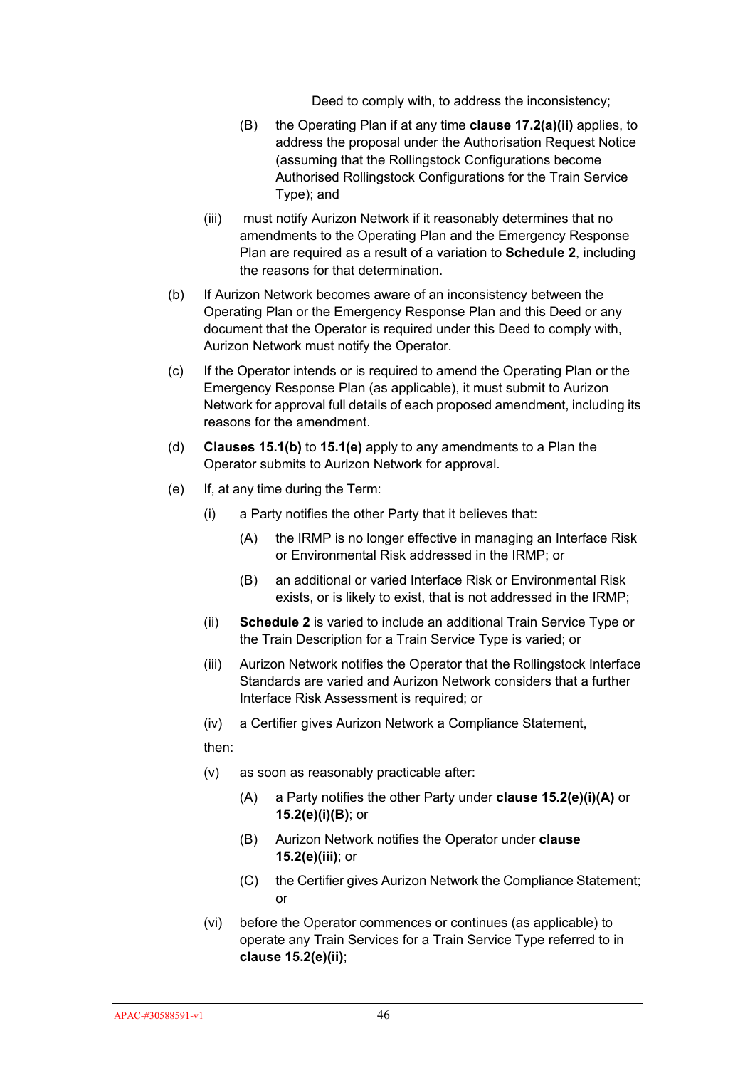Deed to comply with, to address the inconsistency;

(B) the Operating Plan if at any time **clause 17.2(a)(ii)** applies, to address the proposal under the Authorisation Request Notice (assuming that the Rollingstock Configurations become Authorised Rollingstock Configurations for the Train Service Type); and

(iii) must notify Aurizon Network if it reasonably determines that no amendments to the Operating Plan and the Emergency Response Plan are required as a result of a variation to **Schedule 2**, including the reasons for that determination.

(b) If Aurizon Network becomes aware of an inconsistency between the Operating Plan or the Emergency Response Plan and this Deed or any document that the Operator is required under this Deed to comply with, Aurizon Network must notify the Operator.

(c) If the Operator intends or is required to amend the Operating Plan or the Emergency Response Plan (as applicable), it must submit to Aurizon Network for approval full details of each proposed amendment, including its reasons for the amendment.

(d) **Clauses 15.1(b)** to **15.1(e)** apply to any amendments to a Plan the Operator submits to Aurizon Network for approval.

(e) If, at any time during the Term:

(i) a Party notifies the other Party that it believes that:

(A) the IRMP is no longer effective in managing an Interface Risk or Environmental Risk addressed in the IRMP; or

(B) an additional or varied Interface Risk or Environmental Risk exists, or is likely to exist, that is not addressed in the IRMP;

(ii) **Schedule 2** is varied to include an additional Train Service Type or the Train Description for a Train Service Type is varied; or

(iii) Aurizon Network notifies the Operator that the Rollingstock Interface Standards are varied and Aurizon Network considers that a further Interface Risk Assessment is required; or

(iv) a Certifier gives Aurizon Network a Compliance Statement,

then:

(v) as soon as reasonably practicable after:

(A) a Party notifies the other Party under **clause 15.2(e)(i)(A)** or **15.2(e)(i)(B)**; or

(B) Aurizon Network notifies the Operator under **clause 15.2(e)(iii)**; or

(C) the Certifier gives Aurizon Network the Compliance Statement; or

(vi) before the Operator commences or continues (as applicable) to operate any Train Services for a Train Service Type referred to in **clause 15.2(e)(ii)**;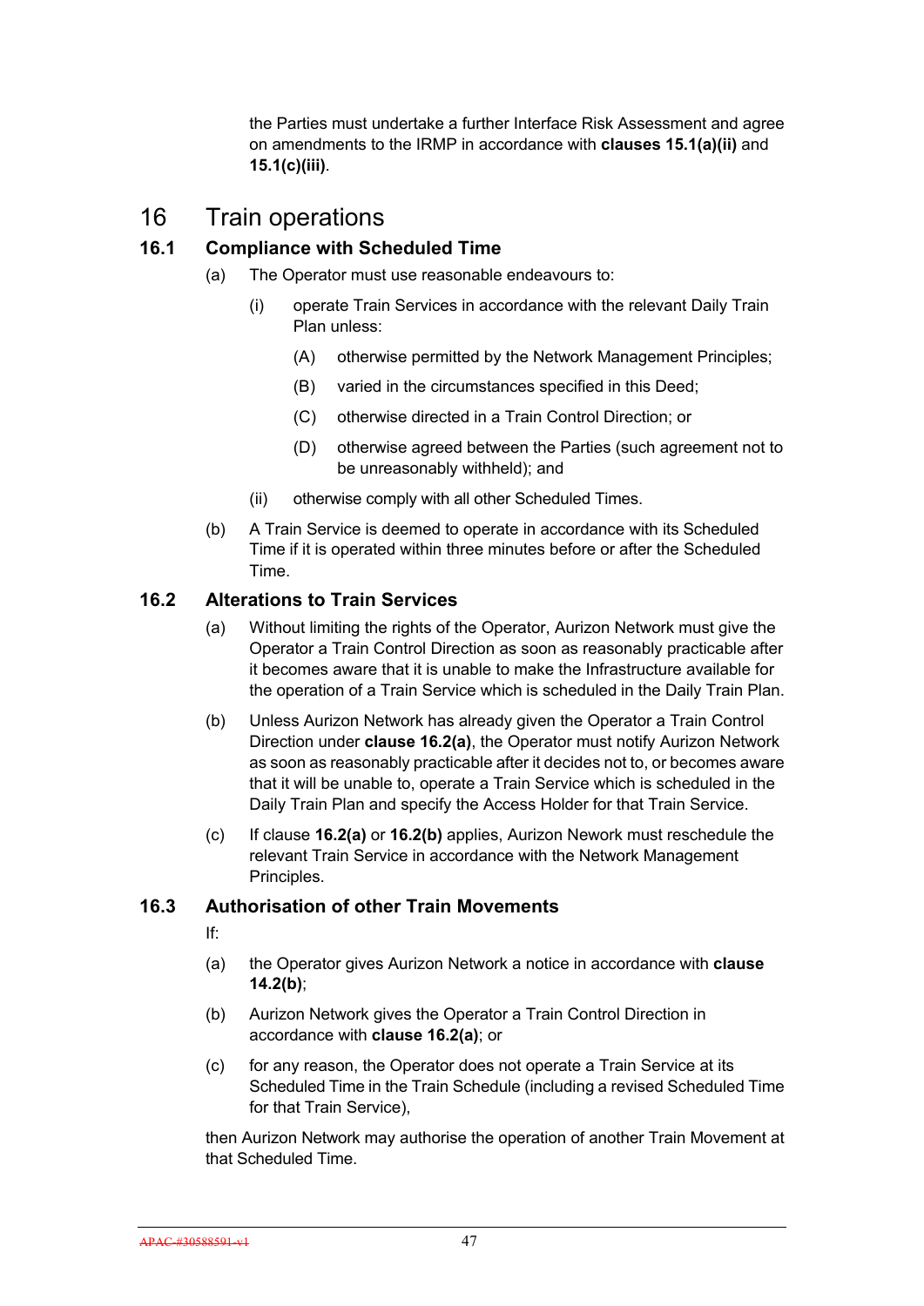the Parties must undertake a further Interface Risk Assessment and agree on amendments to the IRMP in accordance with **clauses 15.1(a)(ii)** and **15.1(c)(iii)**.

# 16 Train operations

## 16.1 Compliance with Scheduled Time

(a) The Operator must use reasonable endeavours to:

(i) operate Train Services in accordance with the relevant Daily Train Plan unless:

(A) otherwise permitted by the Network Management Principles;

(B) varied in the circumstances specified in this Deed;

(C) otherwise directed in a Train Control Direction; or

(D) otherwise agreed between the Parties (such agreement not to be unreasonably withheld); and

(ii) otherwise comply with all other Scheduled Times.

(b) A Train Service is deemed to operate in accordance with its Scheduled Time if it is operated within three minutes before or after the Scheduled Time.

## 16.2 Alterations to Train Services

(a) Without limiting the rights of the Operator, Aurizon Network must give the Operator a Train Control Direction as soon as reasonably practicable after it becomes aware that it is unable to make the Infrastructure available for the operation of a Train Service which is scheduled in the Daily Train Plan.

(b) Unless Aurizon Network has already given the Operator a Train Control Direction under **clause 16.2(a)**, the Operator must notify Aurizon Network as soon as reasonably practicable after it decides not to, or becomes aware that it will be unable to, operate a Train Service which is scheduled in the Daily Train Plan and specify the Access Holder for that Train Service.

(c) If clause **16.2(a)** or **16.2(b)** applies, Aurizon Nework must reschedule the relevant Train Service in accordance with the Network Management Principles.

## 16.3 Authorisation of other Train Movements

If:

(a) the Operator gives Aurizon Network a notice in accordance with **clause 14.2(b)**;

(b) Aurizon Network gives the Operator a Train Control Direction in accordance with **clause 16.2(a)**; or

(c) for any reason, the Operator does not operate a Train Service at its Scheduled Time in the Train Schedule (including a revised Scheduled Time for that Train Service),

then Aurizon Network may authorise the operation of another Train Movement at that Scheduled Time.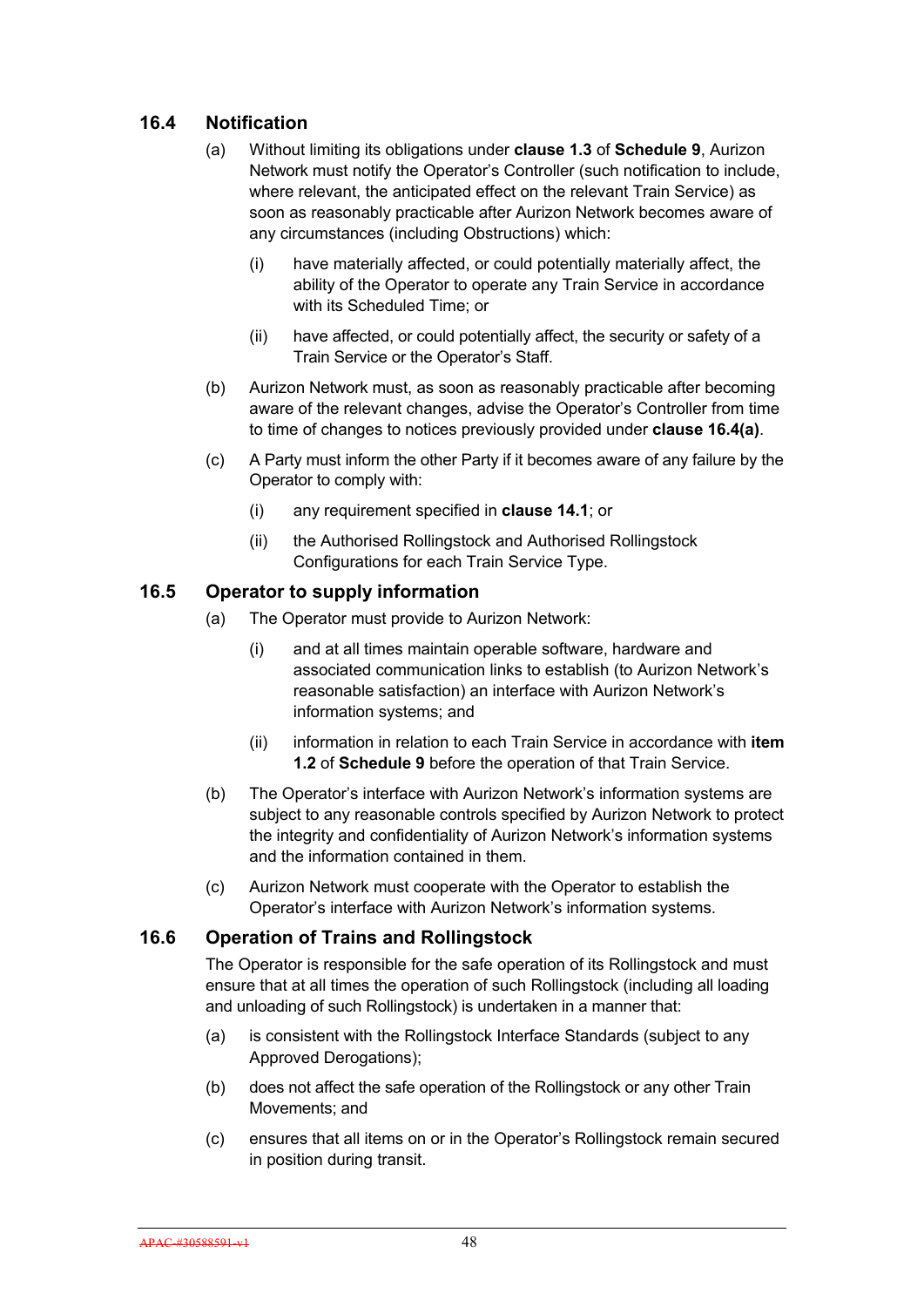## 16.4 Notification

(a) Without limiting its obligations under **clause 1.3** of **Schedule 9**, Aurizon Network must notify the Operator's Controller (such notification to include, where relevant, the anticipated effect on the relevant Train Service) as soon as reasonably practicable after Aurizon Network becomes aware of any circumstances (including Obstructions) which:

  (i) have materially affected, or could potentially materially affect, the ability of the Operator to operate any Train Service in accordance with its Scheduled Time; or

  (ii) have affected, or could potentially affect, the security or safety of a Train Service or the Operator's Staff.

(b) Aurizon Network must, as soon as reasonably practicable after becoming aware of the relevant changes, advise the Operator's Controller from time to time of changes to notices previously provided under **clause 16.4(a)**.

(c) A Party must inform the other Party if it becomes aware of any failure by the Operator to comply with:

  (i) any requirement specified in **clause 14.1**; or

  (ii) the Authorised Rollingstock and Authorised Rollingstock Configurations for each Train Service Type.

## 16.5 Operator to supply information

(a) The Operator must provide to Aurizon Network:

  (i) and at all times maintain operable software, hardware and associated communication links to establish (to Aurizon Network's reasonable satisfaction) an interface with Aurizon Network's information systems; and

  (ii) information in relation to each Train Service in accordance with **item 1.2** of **Schedule 9** before the operation of that Train Service.

(b) The Operator's interface with Aurizon Network's information systems are subject to any reasonable controls specified by Aurizon Network to protect the integrity and confidentiality of Aurizon Network's information systems and the information contained in them.

(c) Aurizon Network must cooperate with the Operator to establish the Operator's interface with Aurizon Network's information systems.

## 16.6 Operation of Trains and Rollingstock

The Operator is responsible for the safe operation of its Rollingstock and must ensure that at all times the operation of such Rollingstock (including all loading and unloading of such Rollingstock) is undertaken in a manner that:

(a) is consistent with the Rollingstock Interface Standards (subject to any Approved Derogations);

(b) does not affect the safe operation of the Rollingstock or any other Train Movements; and

(c) ensures that all items on or in the Operator's Rollingstock remain secured in position during transit.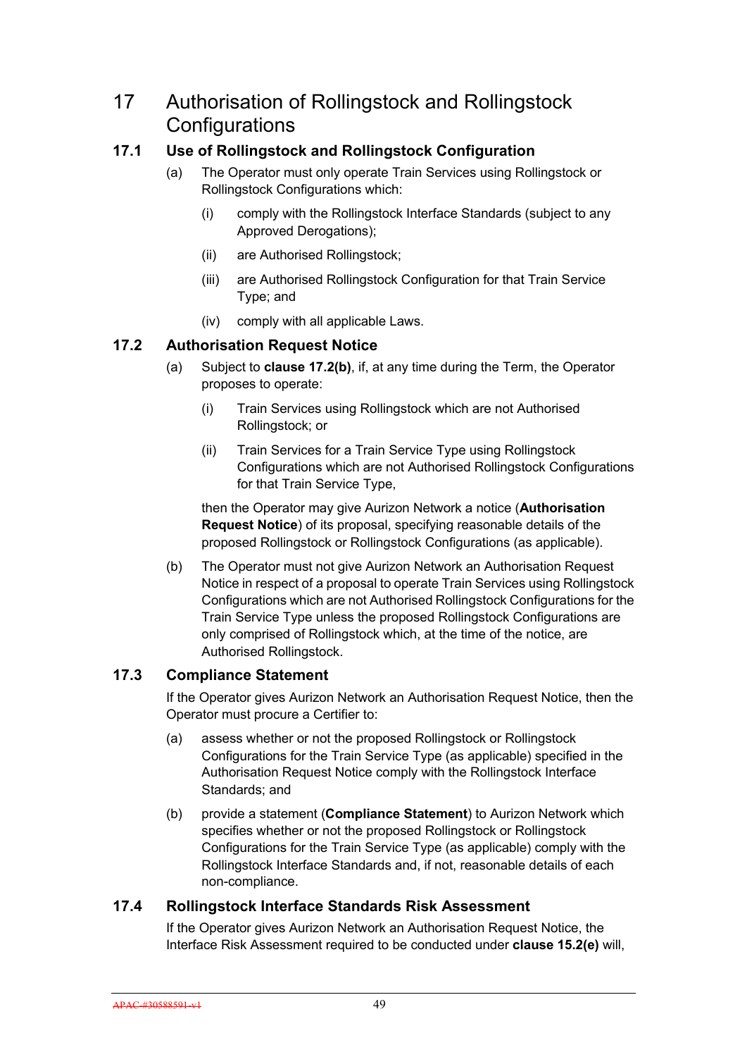# 17 Authorisation of Rollingstock and Rollingstock Configurations

## 17.1 Use of Rollingstock and Rollingstock Configuration

(a) The Operator must only operate Train Services using Rollingstock or Rollingstock Configurations which:

(i) comply with the Rollingstock Interface Standards (subject to any Approved Derogations);

(ii) are Authorised Rollingstock;

(iii) are Authorised Rollingstock Configuration for that Train Service Type; and

(iv) comply with all applicable Laws.

## 17.2 Authorisation Request Notice

(a) Subject to **clause 17.2(b)**, if, at any time during the Term, the Operator proposes to operate:

(i) Train Services using Rollingstock which are not Authorised Rollingstock; or

(ii) Train Services for a Train Service Type using Rollingstock Configurations which are not Authorised Rollingstock Configurations for that Train Service Type,

then the Operator may give Aurizon Network a notice (**Authorisation Request Notice**) of its proposal, specifying reasonable details of the proposed Rollingstock or Rollingstock Configurations (as applicable).

(b) The Operator must not give Aurizon Network an Authorisation Request Notice in respect of a proposal to operate Train Services using Rollingstock Configurations which are not Authorised Rollingstock Configurations for the Train Service Type unless the proposed Rollingstock Configurations are only comprised of Rollingstock which, at the time of the notice, are Authorised Rollingstock.

## 17.3 Compliance Statement

If the Operator gives Aurizon Network an Authorisation Request Notice, then the Operator must procure a Certifier to:

(a) assess whether or not the proposed Rollingstock or Rollingstock Configurations for the Train Service Type (as applicable) specified in the Authorisation Request Notice comply with the Rollingstock Interface Standards; and

(b) provide a statement (**Compliance Statement**) to Aurizon Network which specifies whether or not the proposed Rollingstock or Rollingstock Configurations for the Train Service Type (as applicable) comply with the Rollingstock Interface Standards and, if not, reasonable details of each non-compliance.

## 17.4 Rollingstock Interface Standards Risk Assessment

If the Operator gives Aurizon Network an Authorisation Request Notice, the Interface Risk Assessment required to be conducted under **clause 15.2(e)** will,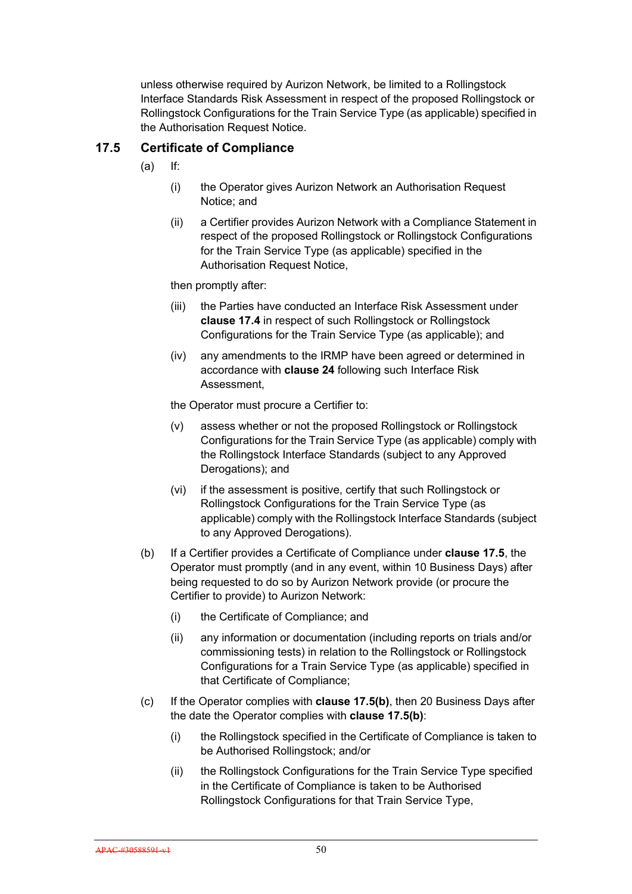unless otherwise required by Aurizon Network, be limited to a Rollingstock Interface Standards Risk Assessment in respect of the proposed Rollingstock or Rollingstock Configurations for the Train Service Type (as applicable) specified in the Authorisation Request Notice.

### 17.5 Certificate of Compliance

(a) If:

(i) the Operator gives Aurizon Network an Authorisation Request Notice; and

(ii) a Certifier provides Aurizon Network with a Compliance Statement in respect of the proposed Rollingstock or Rollingstock Configurations for the Train Service Type (as applicable) specified in the Authorisation Request Notice,

then promptly after:

(iii) the Parties have conducted an Interface Risk Assessment under **clause 17.4** in respect of such Rollingstock or Rollingstock Configurations for the Train Service Type (as applicable); and

(iv) any amendments to the IRMP have been agreed or determined in accordance with **clause 24** following such Interface Risk Assessment,

the Operator must procure a Certifier to:

(v) assess whether or not the proposed Rollingstock or Rollingstock Configurations for the Train Service Type (as applicable) comply with the Rollingstock Interface Standards (subject to any Approved Derogations); and

(vi) if the assessment is positive, certify that such Rollingstock or Rollingstock Configurations for the Train Service Type (as applicable) comply with the Rollingstock Interface Standards (subject to any Approved Derogations).

(b) If a Certifier provides a Certificate of Compliance under **clause 17.5**, the Operator must promptly (and in any event, within 10 Business Days) after being requested to do so by Aurizon Network provide (or procure the Certifier to provide) to Aurizon Network:

(i) the Certificate of Compliance; and

(ii) any information or documentation (including reports on trials and/or commissioning tests) in relation to the Rollingstock or Rollingstock Configurations for a Train Service Type (as applicable) specified in that Certificate of Compliance;

(c) If the Operator complies with **clause 17.5(b)**, then 20 Business Days after the date the Operator complies with **clause 17.5(b)**:

(i) the Rollingstock specified in the Certificate of Compliance is taken to be Authorised Rollingstock; and/or

(ii) the Rollingstock Configurations for the Train Service Type specified in the Certificate of Compliance is taken to be Authorised Rollingstock Configurations for that Train Service Type,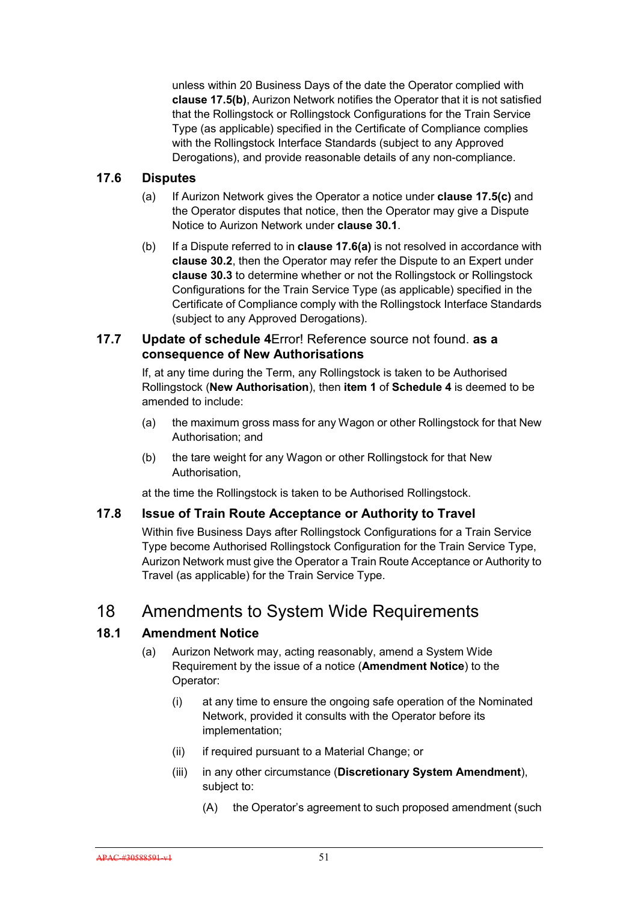unless within 20 Business Days of the date the Operator complied with **clause 17.5(b)**, Aurizon Network notifies the Operator that it is not satisfied that the Rollingstock or Rollingstock Configurations for the Train Service Type (as applicable) specified in the Certificate of Compliance complies with the Rollingstock Interface Standards (subject to any Approved Derogations), and provide reasonable details of any non-compliance.

### 17.6 Disputes

(a) If Aurizon Network gives the Operator a notice under **clause 17.5(c)** and the Operator disputes that notice, then the Operator may give a Dispute Notice to Aurizon Network under **clause 30.1**.

(b) If a Dispute referred to in **clause 17.6(a)** is not resolved in accordance with **clause 30.2**, then the Operator may refer the Dispute to an Expert under **clause 30.3** to determine whether or not the Rollingstock or Rollingstock Configurations for the Train Service Type (as applicable) specified in the Certificate of Compliance comply with the Rollingstock Interface Standards (subject to any Approved Derogations).

### 17.7 Update of schedule 4Error! Reference source not found. as a consequence of New Authorisations

If, at any time during the Term, any Rollingstock is taken to be Authorised Rollingstock (**New Authorisation**), then **item 1** of **Schedule 4** is deemed to be amended to include:

(a) the maximum gross mass for any Wagon or other Rollingstock for that New Authorisation; and

(b) the tare weight for any Wagon or other Rollingstock for that New Authorisation,

at the time the Rollingstock is taken to be Authorised Rollingstock.

### 17.8 Issue of Train Route Acceptance or Authority to Travel

Within five Business Days after Rollingstock Configurations for a Train Service Type become Authorised Rollingstock Configuration for the Train Service Type, Aurizon Network must give the Operator a Train Route Acceptance or Authority to Travel (as applicable) for the Train Service Type.

## 18 Amendments to System Wide Requirements

### 18.1 Amendment Notice

(a) Aurizon Network may, acting reasonably, amend a System Wide Requirement by the issue of a notice (**Amendment Notice**) to the Operator:

  (i) at any time to ensure the ongoing safe operation of the Nominated Network, provided it consults with the Operator before its implementation;

  (ii) if required pursuant to a Material Change; or

  (iii) in any other circumstance (**Discretionary System Amendment**), subject to:

    (A) the Operator's agreement to such proposed amendment (such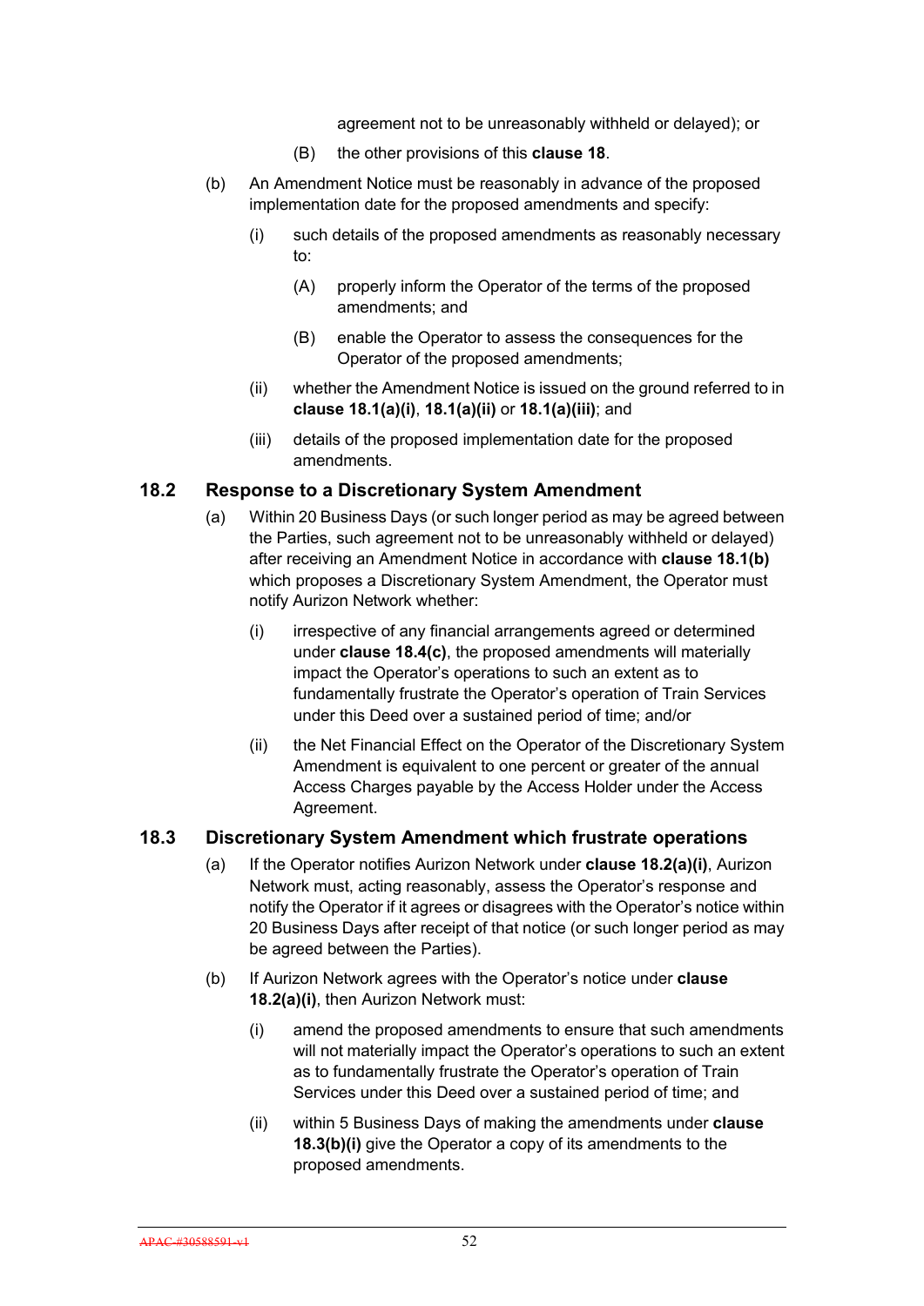agreement not to be unreasonably withheld or delayed); or

(B) the other provisions of this **clause 18**.

(b) An Amendment Notice must be reasonably in advance of the proposed implementation date for the proposed amendments and specify:

(i) such details of the proposed amendments as reasonably necessary to:

(A) properly inform the Operator of the terms of the proposed amendments; and

(B) enable the Operator to assess the consequences for the Operator of the proposed amendments;

(ii) whether the Amendment Notice is issued on the ground referred to in **clause 18.1(a)(i)**, **18.1(a)(ii)** or **18.1(a)(iii)**; and

(iii) details of the proposed implementation date for the proposed amendments.

## 18.2 Response to a Discretionary System Amendment

(a) Within 20 Business Days (or such longer period as may be agreed between the Parties, such agreement not to be unreasonably withheld or delayed) after receiving an Amendment Notice in accordance with **clause 18.1(b)** which proposes a Discretionary System Amendment, the Operator must notify Aurizon Network whether:

(i) irrespective of any financial arrangements agreed or determined under **clause 18.4(c)**, the proposed amendments will materially impact the Operator's operations to such an extent as to fundamentally frustrate the Operator's operation of Train Services under this Deed over a sustained period of time; and/or

(ii) the Net Financial Effect on the Operator of the Discretionary System Amendment is equivalent to one percent or greater of the annual Access Charges payable by the Access Holder under the Access Agreement.

## 18.3 Discretionary System Amendment which frustrate operations

(a) If the Operator notifies Aurizon Network under **clause 18.2(a)(i)**, Aurizon Network must, acting reasonably, assess the Operator's response and notify the Operator if it agrees or disagrees with the Operator's notice within 20 Business Days after receipt of that notice (or such longer period as may be agreed between the Parties).

(b) If Aurizon Network agrees with the Operator's notice under **clause 18.2(a)(i)**, then Aurizon Network must:

(i) amend the proposed amendments to ensure that such amendments will not materially impact the Operator's operations to such an extent as to fundamentally frustrate the Operator's operation of Train Services under this Deed over a sustained period of time; and

(ii) within 5 Business Days of making the amendments under **clause 18.3(b)(i)** give the Operator a copy of its amendments to the proposed amendments.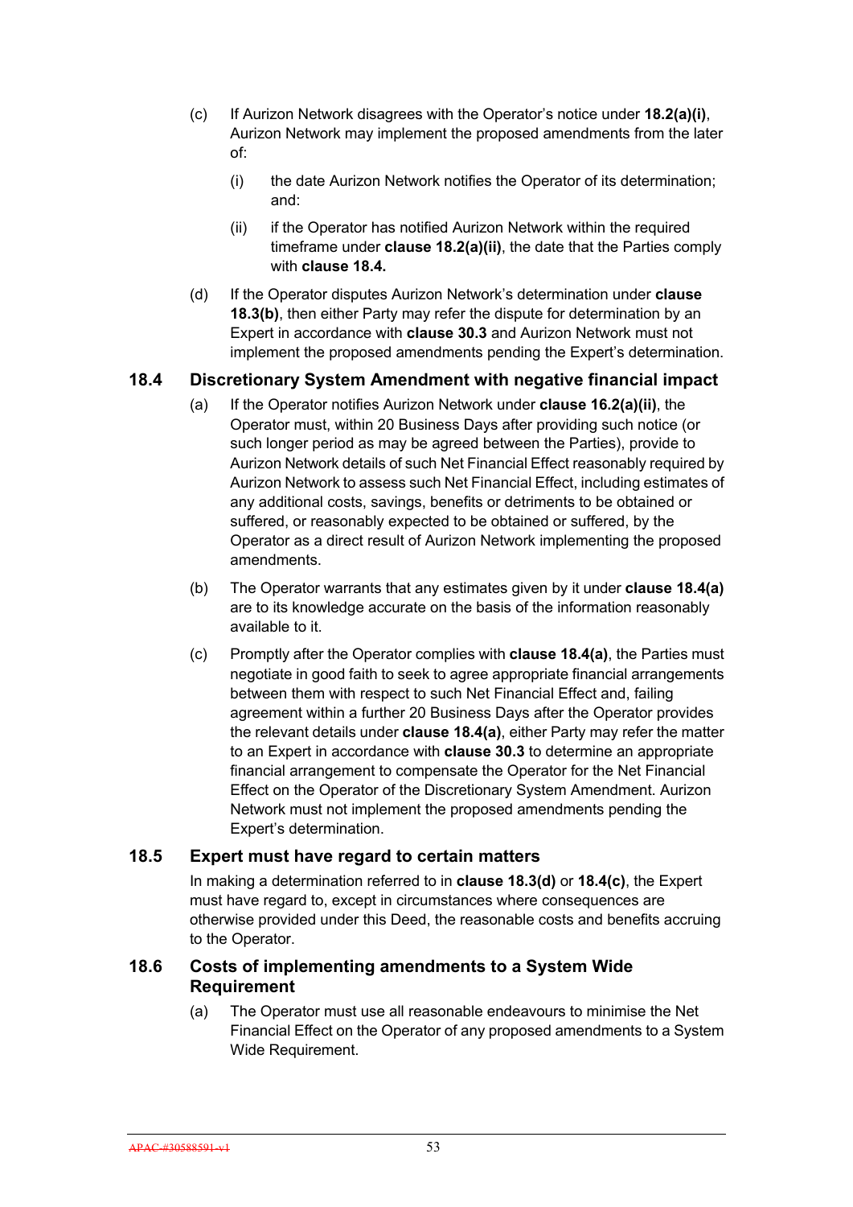(c) If Aurizon Network disagrees with the Operator's notice under **18.2(a)(i)**, Aurizon Network may implement the proposed amendments from the later of:

  (i) the date Aurizon Network notifies the Operator of its determination; and:

  (ii) if the Operator has notified Aurizon Network within the required timeframe under **clause 18.2(a)(ii)**, the date that the Parties comply with **clause 18.4.**

(d) If the Operator disputes Aurizon Network's determination under **clause 18.3(b)**, then either Party may refer the dispute for determination by an Expert in accordance with **clause 30.3** and Aurizon Network must not implement the proposed amendments pending the Expert's determination.

## 18.4 Discretionary System Amendment with negative financial impact

(a) If the Operator notifies Aurizon Network under **clause 16.2(a)(ii)**, the Operator must, within 20 Business Days after providing such notice (or such longer period as may be agreed between the Parties), provide to Aurizon Network details of such Net Financial Effect reasonably required by Aurizon Network to assess such Net Financial Effect, including estimates of any additional costs, savings, benefits or detriments to be obtained or suffered, or reasonably expected to be obtained or suffered, by the Operator as a direct result of Aurizon Network implementing the proposed amendments.

(b) The Operator warrants that any estimates given by it under **clause 18.4(a)** are to its knowledge accurate on the basis of the information reasonably available to it.

(c) Promptly after the Operator complies with **clause 18.4(a)**, the Parties must negotiate in good faith to seek to agree appropriate financial arrangements between them with respect to such Net Financial Effect and, failing agreement within a further 20 Business Days after the Operator provides the relevant details under **clause 18.4(a)**, either Party may refer the matter to an Expert in accordance with **clause 30.3** to determine an appropriate financial arrangement to compensate the Operator for the Net Financial Effect on the Operator of the Discretionary System Amendment. Aurizon Network must not implement the proposed amendments pending the Expert's determination.

## 18.5 Expert must have regard to certain matters

In making a determination referred to in **clause 18.3(d)** or **18.4(c)**, the Expert must have regard to, except in circumstances where consequences are otherwise provided under this Deed, the reasonable costs and benefits accruing to the Operator.

## 18.6 Costs of implementing amendments to a System Wide Requirement

(a) The Operator must use all reasonable endeavours to minimise the Net Financial Effect on the Operator of any proposed amendments to a System Wide Requirement.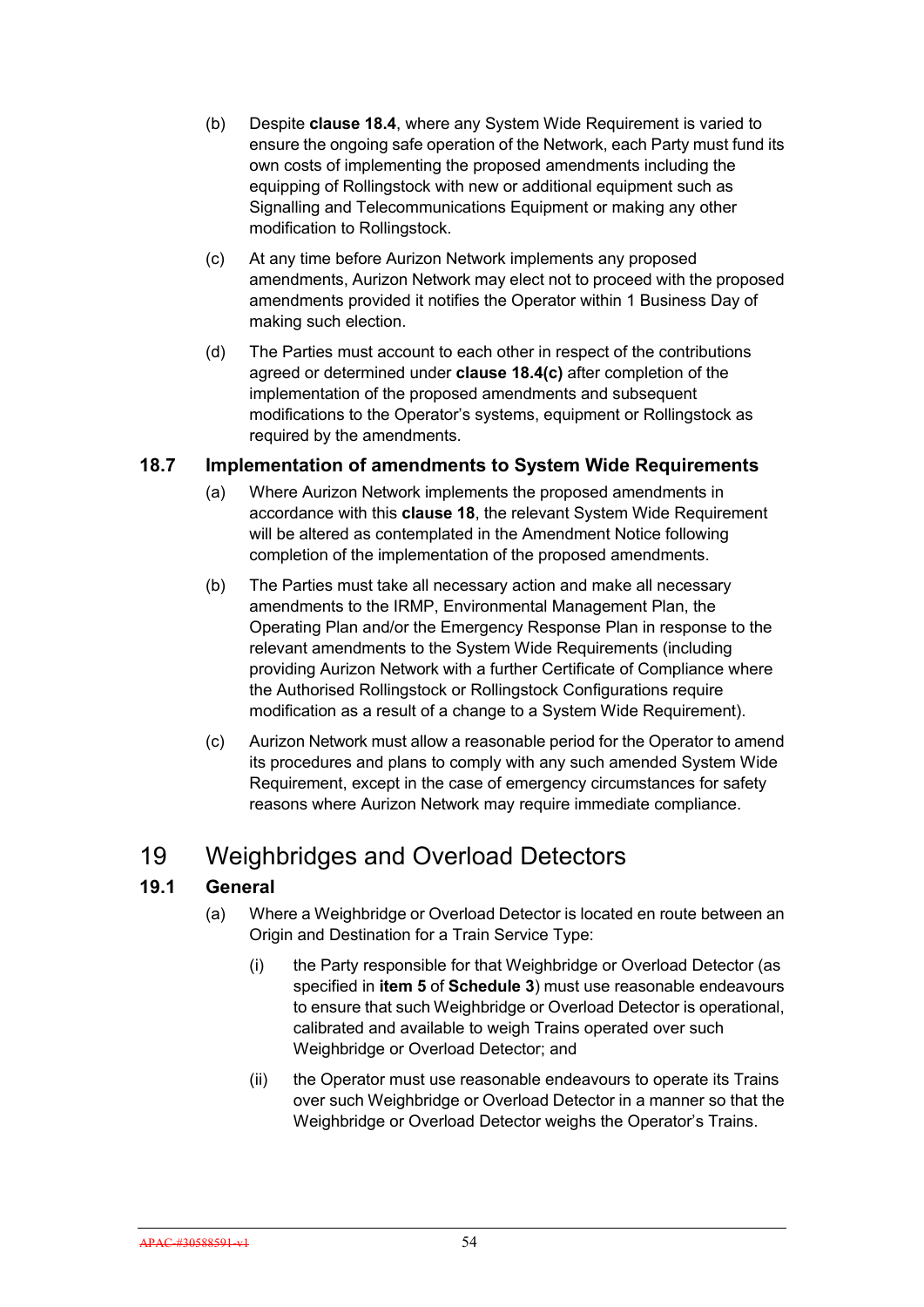(b) Despite **clause 18.4**, where any System Wide Requirement is varied to ensure the ongoing safe operation of the Network, each Party must fund its own costs of implementing the proposed amendments including the equipping of Rollingstock with new or additional equipment such as Signalling and Telecommunications Equipment or making any other modification to Rollingstock.

(c) At any time before Aurizon Network implements any proposed amendments, Aurizon Network may elect not to proceed with the proposed amendments provided it notifies the Operator within 1 Business Day of making such election.

(d) The Parties must account to each other in respect of the contributions agreed or determined under **clause 18.4(c)** after completion of the implementation of the proposed amendments and subsequent modifications to the Operator's systems, equipment or Rollingstock as required by the amendments.

### 18.7 Implementation of amendments to System Wide Requirements

(a) Where Aurizon Network implements the proposed amendments in accordance with this **clause 18**, the relevant System Wide Requirement will be altered as contemplated in the Amendment Notice following completion of the implementation of the proposed amendments.

(b) The Parties must take all necessary action and make all necessary amendments to the IRMP, Environmental Management Plan, the Operating Plan and/or the Emergency Response Plan in response to the relevant amendments to the System Wide Requirements (including providing Aurizon Network with a further Certificate of Compliance where the Authorised Rollingstock or Rollingstock Configurations require modification as a result of a change to a System Wide Requirement).

(c) Aurizon Network must allow a reasonable period for the Operator to amend its procedures and plans to comply with any such amended System Wide Requirement, except in the case of emergency circumstances for safety reasons where Aurizon Network may require immediate compliance.

## 19 Weighbridges and Overload Detectors

### 19.1 General

(a) Where a Weighbridge or Overload Detector is located en route between an Origin and Destination for a Train Service Type:

(i) the Party responsible for that Weighbridge or Overload Detector (as specified in **item 5** of **Schedule 3**) must use reasonable endeavours to ensure that such Weighbridge or Overload Detector is operational, calibrated and available to weigh Trains operated over such Weighbridge or Overload Detector; and

(ii) the Operator must use reasonable endeavours to operate its Trains over such Weighbridge or Overload Detector in a manner so that the Weighbridge or Overload Detector weighs the Operator's Trains.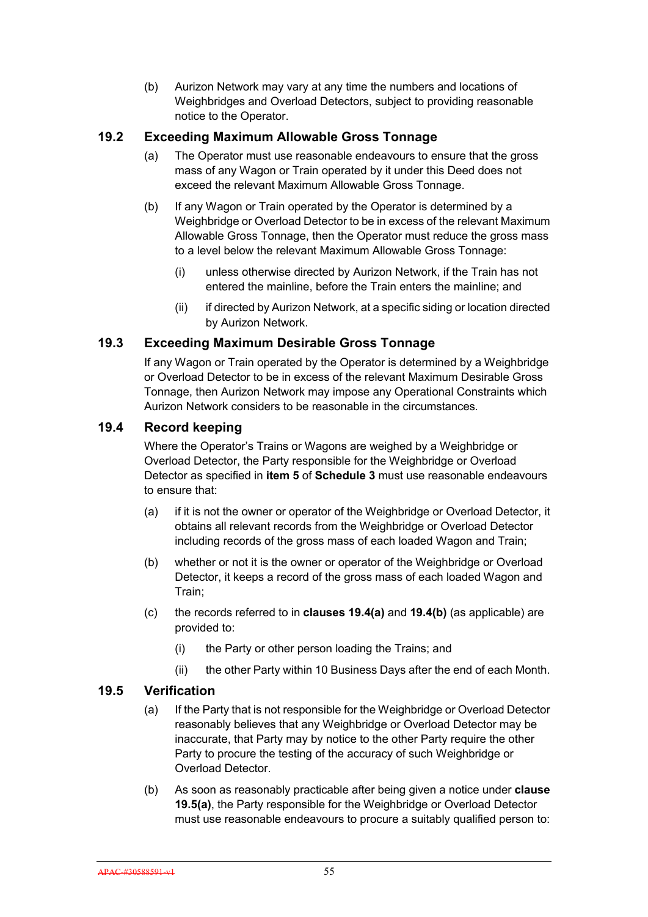(b) Aurizon Network may vary at any time the numbers and locations of Weighbridges and Overload Detectors, subject to providing reasonable notice to the Operator.

## 19.2 Exceeding Maximum Allowable Gross Tonnage

(a) The Operator must use reasonable endeavours to ensure that the gross mass of any Wagon or Train operated by it under this Deed does not exceed the relevant Maximum Allowable Gross Tonnage.

(b) If any Wagon or Train operated by the Operator is determined by a Weighbridge or Overload Detector to be in excess of the relevant Maximum Allowable Gross Tonnage, then the Operator must reduce the gross mass to a level below the relevant Maximum Allowable Gross Tonnage:

(i) unless otherwise directed by Aurizon Network, if the Train has not entered the mainline, before the Train enters the mainline; and

(ii) if directed by Aurizon Network, at a specific siding or location directed by Aurizon Network.

## 19.3 Exceeding Maximum Desirable Gross Tonnage

If any Wagon or Train operated by the Operator is determined by a Weighbridge or Overload Detector to be in excess of the relevant Maximum Desirable Gross Tonnage, then Aurizon Network may impose any Operational Constraints which Aurizon Network considers to be reasonable in the circumstances.

## 19.4 Record keeping

Where the Operator's Trains or Wagons are weighed by a Weighbridge or Overload Detector, the Party responsible for the Weighbridge or Overload Detector as specified in **item 5** of **Schedule 3** must use reasonable endeavours to ensure that:

(a) if it is not the owner or operator of the Weighbridge or Overload Detector, it obtains all relevant records from the Weighbridge or Overload Detector including records of the gross mass of each loaded Wagon and Train;

(b) whether or not it is the owner or operator of the Weighbridge or Overload Detector, it keeps a record of the gross mass of each loaded Wagon and Train;

(c) the records referred to in **clauses 19.4(a)** and **19.4(b)** (as applicable) are provided to:

(i) the Party or other person loading the Trains; and

(ii) the other Party within 10 Business Days after the end of each Month.

## 19.5 Verification

(a) If the Party that is not responsible for the Weighbridge or Overload Detector reasonably believes that any Weighbridge or Overload Detector may be inaccurate, that Party may by notice to the other Party require the other Party to procure the testing of the accuracy of such Weighbridge or Overload Detector.

(b) As soon as reasonably practicable after being given a notice under **clause 19.5(a)**, the Party responsible for the Weighbridge or Overload Detector must use reasonable endeavours to procure a suitably qualified person to: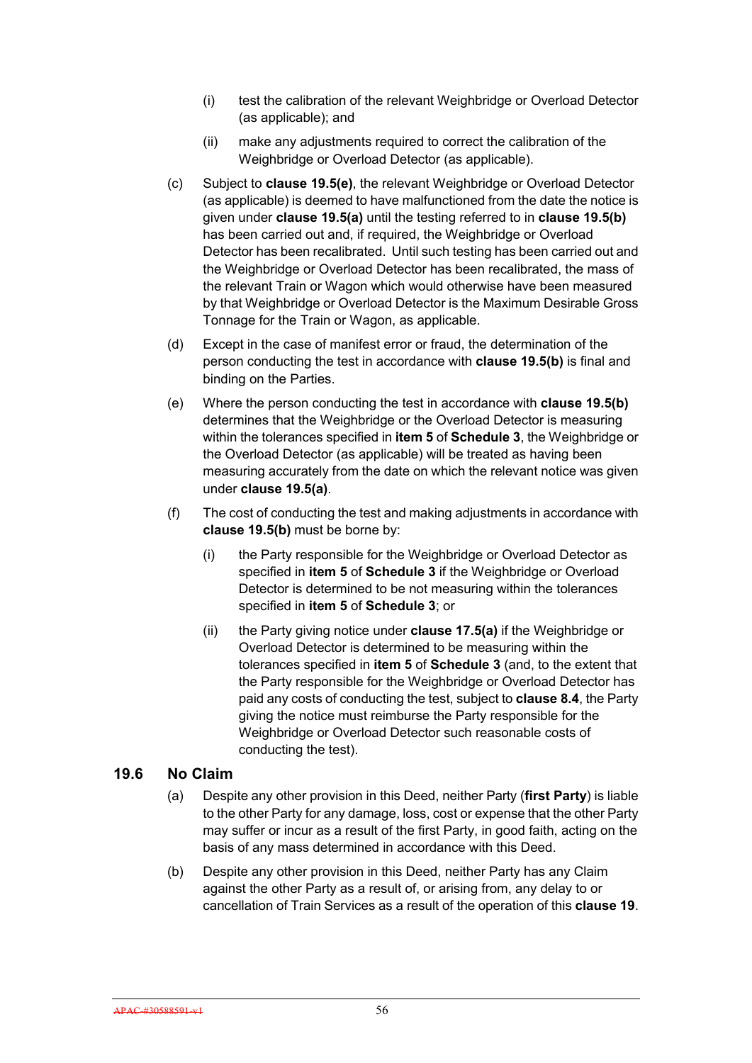(i) test the calibration of the relevant Weighbridge or Overload Detector (as applicable); and

(ii) make any adjustments required to correct the calibration of the Weighbridge or Overload Detector (as applicable).

(c) Subject to **clause 19.5(e)**, the relevant Weighbridge or Overload Detector (as applicable) is deemed to have malfunctioned from the date the notice is given under **clause 19.5(a)** until the testing referred to in **clause 19.5(b)** has been carried out and, if required, the Weighbridge or Overload Detector has been recalibrated. Until such testing has been carried out and the Weighbridge or Overload Detector has been recalibrated, the mass of the relevant Train or Wagon which would otherwise have been measured by that Weighbridge or Overload Detector is the Maximum Desirable Gross Tonnage for the Train or Wagon, as applicable.

(d) Except in the case of manifest error or fraud, the determination of the person conducting the test in accordance with **clause 19.5(b)** is final and binding on the Parties.

(e) Where the person conducting the test in accordance with **clause 19.5(b)** determines that the Weighbridge or the Overload Detector is measuring within the tolerances specified in **item 5** of **Schedule 3**, the Weighbridge or the Overload Detector (as applicable) will be treated as having been measuring accurately from the date on which the relevant notice was given under **clause 19.5(a)**.

(f) The cost of conducting the test and making adjustments in accordance with **clause 19.5(b)** must be borne by:

(i) the Party responsible for the Weighbridge or Overload Detector as specified in **item 5** of **Schedule 3** if the Weighbridge or Overload Detector is determined to be not measuring within the tolerances specified in **item 5** of **Schedule 3**; or

(ii) the Party giving notice under **clause 17.5(a)** if the Weighbridge or Overload Detector is determined to be measuring within the tolerances specified in **item 5** of **Schedule 3** (and, to the extent that the Party responsible for the Weighbridge or Overload Detector has paid any costs of conducting the test, subject to **clause 8.4**, the Party giving the notice must reimburse the Party responsible for the Weighbridge or Overload Detector such reasonable costs of conducting the test).

## 19.6 No Claim

(a) Despite any other provision in this Deed, neither Party (**first Party**) is liable to the other Party for any damage, loss, cost or expense that the other Party may suffer or incur as a result of the first Party, in good faith, acting on the basis of any mass determined in accordance with this Deed.

(b) Despite any other provision in this Deed, neither Party has any Claim against the other Party as a result of, or arising from, any delay to or cancellation of Train Services as a result of the operation of this **clause 19**.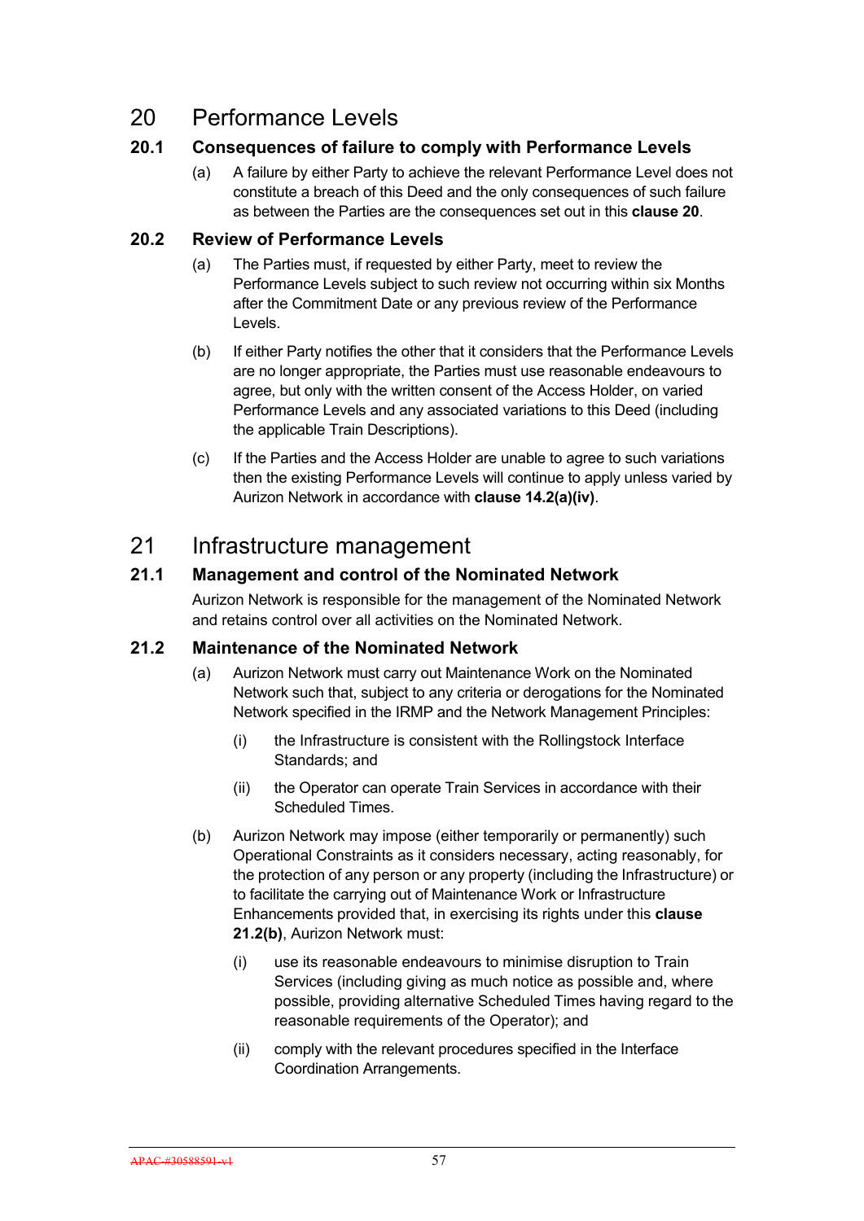# 20 Performance Levels

## 20.1 Consequences of failure to comply with Performance Levels

(a) A failure by either Party to achieve the relevant Performance Level does not constitute a breach of this Deed and the only consequences of such failure as between the Parties are the consequences set out in this **clause 20**.

## 20.2 Review of Performance Levels

(a) The Parties must, if requested by either Party, meet to review the Performance Levels subject to such review not occurring within six Months after the Commitment Date or any previous review of the Performance Levels.

(b) If either Party notifies the other that it considers that the Performance Levels are no longer appropriate, the Parties must use reasonable endeavours to agree, but only with the written consent of the Access Holder, on varied Performance Levels and any associated variations to this Deed (including the applicable Train Descriptions).

(c) If the Parties and the Access Holder are unable to agree to such variations then the existing Performance Levels will continue to apply unless varied by Aurizon Network in accordance with **clause 14.2(a)(iv)**.

# 21 Infrastructure management

## 21.1 Management and control of the Nominated Network

Aurizon Network is responsible for the management of the Nominated Network and retains control over all activities on the Nominated Network.

## 21.2 Maintenance of the Nominated Network

(a) Aurizon Network must carry out Maintenance Work on the Nominated Network such that, subject to any criteria or derogations for the Nominated Network specified in the IRMP and the Network Management Principles:

(i) the Infrastructure is consistent with the Rollingstock Interface Standards; and

(ii) the Operator can operate Train Services in accordance with their Scheduled Times.

(b) Aurizon Network may impose (either temporarily or permanently) such Operational Constraints as it considers necessary, acting reasonably, for the protection of any person or any property (including the Infrastructure) or to facilitate the carrying out of Maintenance Work or Infrastructure Enhancements provided that, in exercising its rights under this **clause 21.2(b)**, Aurizon Network must:

(i) use its reasonable endeavours to minimise disruption to Train Services (including giving as much notice as possible and, where possible, providing alternative Scheduled Times having regard to the reasonable requirements of the Operator); and

(ii) comply with the relevant procedures specified in the Interface Coordination Arrangements.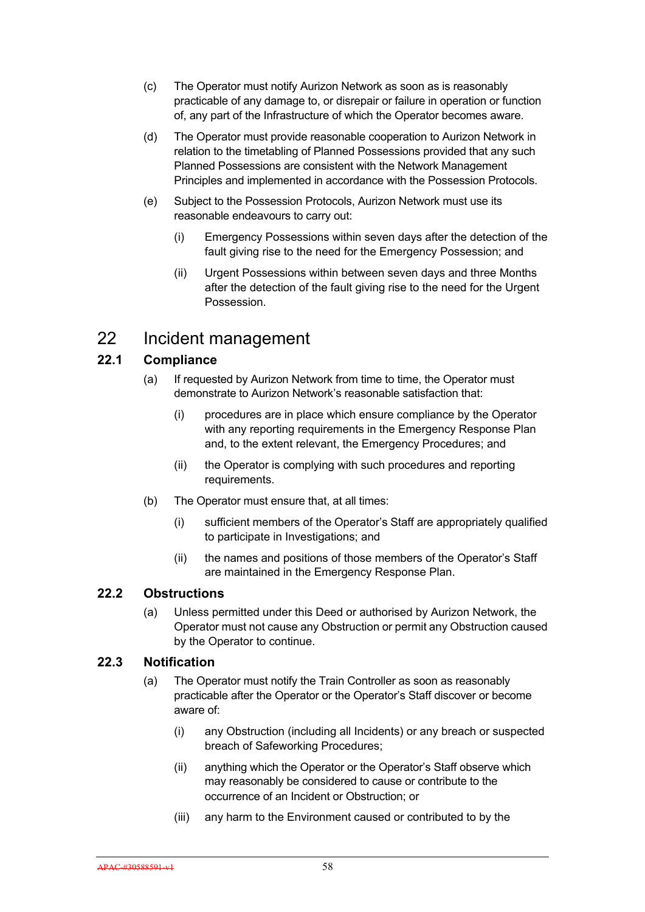(c) The Operator must notify Aurizon Network as soon as is reasonably practicable of any damage to, or disrepair or failure in operation or function of, any part of the Infrastructure of which the Operator becomes aware.

(d) The Operator must provide reasonable cooperation to Aurizon Network in relation to the timetabling of Planned Possessions provided that any such Planned Possessions are consistent with the Network Management Principles and implemented in accordance with the Possession Protocols.

(e) Subject to the Possession Protocols, Aurizon Network must use its reasonable endeavours to carry out:

(i) Emergency Possessions within seven days after the detection of the fault giving rise to the need for the Emergency Possession; and

(ii) Urgent Possessions within between seven days and three Months after the detection of the fault giving rise to the need for the Urgent Possession.

# 22 Incident management

## 22.1 Compliance

(a) If requested by Aurizon Network from time to time, the Operator must demonstrate to Aurizon Network's reasonable satisfaction that:

(i) procedures are in place which ensure compliance by the Operator with any reporting requirements in the Emergency Response Plan and, to the extent relevant, the Emergency Procedures; and

(ii) the Operator is complying with such procedures and reporting requirements.

(b) The Operator must ensure that, at all times:

(i) sufficient members of the Operator's Staff are appropriately qualified to participate in Investigations; and

(ii) the names and positions of those members of the Operator's Staff are maintained in the Emergency Response Plan.

## 22.2 Obstructions

(a) Unless permitted under this Deed or authorised by Aurizon Network, the Operator must not cause any Obstruction or permit any Obstruction caused by the Operator to continue.

## 22.3 Notification

(a) The Operator must notify the Train Controller as soon as reasonably practicable after the Operator or the Operator's Staff discover or become aware of:

(i) any Obstruction (including all Incidents) or any breach or suspected breach of Safeworking Procedures;

(ii) anything which the Operator or the Operator's Staff observe which may reasonably be considered to cause or contribute to the occurrence of an Incident or Obstruction; or

(iii) any harm to the Environment caused or contributed to by the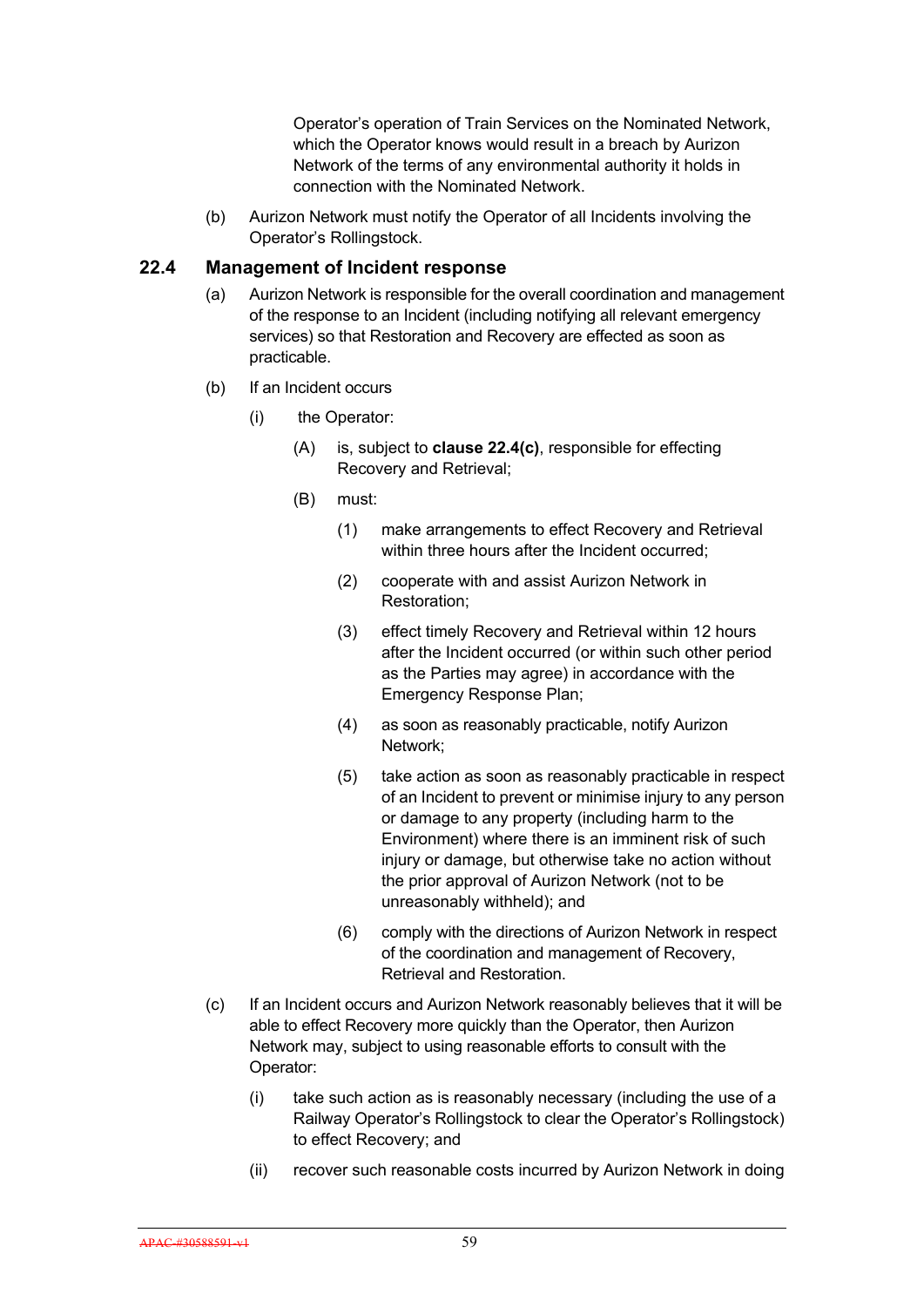Operator's operation of Train Services on the Nominated Network, which the Operator knows would result in a breach by Aurizon Network of the terms of any environmental authority it holds in connection with the Nominated Network.

(b) Aurizon Network must notify the Operator of all Incidents involving the Operator's Rollingstock.

## 22.4 Management of Incident response

(a) Aurizon Network is responsible for the overall coordination and management of the response to an Incident (including notifying all relevant emergency services) so that Restoration and Recovery are effected as soon as practicable.

(b) If an Incident occurs

(i) the Operator:

(A) is, subject to **clause 22.4(c)**, responsible for effecting Recovery and Retrieval;

(B) must:

(1) make arrangements to effect Recovery and Retrieval within three hours after the Incident occurred;

(2) cooperate with and assist Aurizon Network in Restoration;

(3) effect timely Recovery and Retrieval within 12 hours after the Incident occurred (or within such other period as the Parties may agree) in accordance with the Emergency Response Plan;

(4) as soon as reasonably practicable, notify Aurizon Network;

(5) take action as soon as reasonably practicable in respect of an Incident to prevent or minimise injury to any person or damage to any property (including harm to the Environment) where there is an imminent risk of such injury or damage, but otherwise take no action without the prior approval of Aurizon Network (not to be unreasonably withheld); and

(6) comply with the directions of Aurizon Network in respect of the coordination and management of Recovery, Retrieval and Restoration.

(c) If an Incident occurs and Aurizon Network reasonably believes that it will be able to effect Recovery more quickly than the Operator, then Aurizon Network may, subject to using reasonable efforts to consult with the Operator:

(i) take such action as is reasonably necessary (including the use of a Railway Operator's Rollingstock to clear the Operator's Rollingstock) to effect Recovery; and

(ii) recover such reasonable costs incurred by Aurizon Network in doing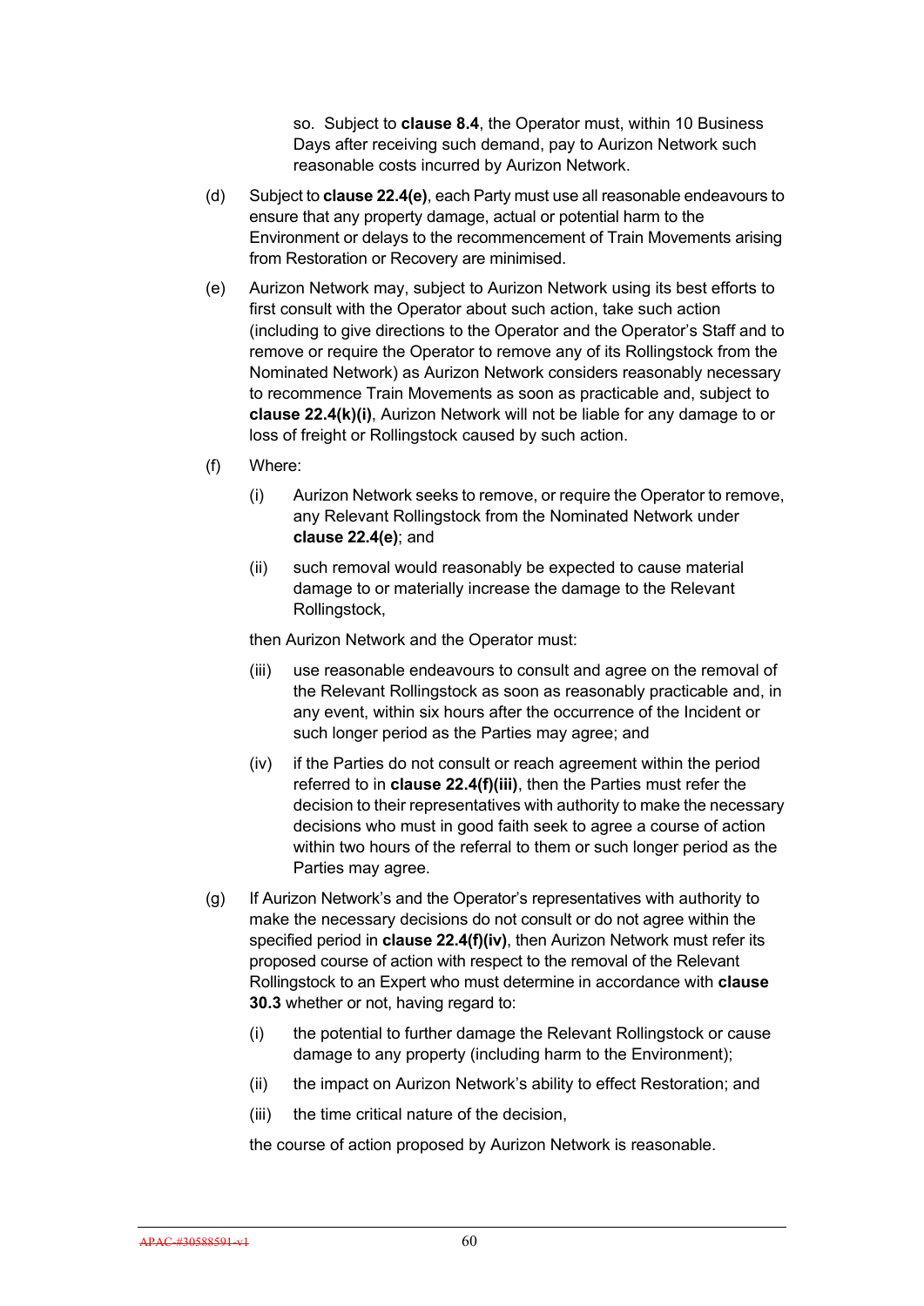so. Subject to **clause 8.4**, the Operator must, within 10 Business Days after receiving such demand, pay to Aurizon Network such reasonable costs incurred by Aurizon Network.

(d) Subject to **clause 22.4(e)**, each Party must use all reasonable endeavours to ensure that any property damage, actual or potential harm to the Environment or delays to the recommencement of Train Movements arising from Restoration or Recovery are minimised.

(e) Aurizon Network may, subject to Aurizon Network using its best efforts to first consult with the Operator about such action, take such action (including to give directions to the Operator and the Operator's Staff and to remove or require the Operator to remove any of its Rollingstock from the Nominated Network) as Aurizon Network considers reasonably necessary to recommence Train Movements as soon as practicable and, subject to **clause 22.4(k)(i)**, Aurizon Network will not be liable for any damage to or loss of freight or Rollingstock caused by such action.

(f) Where:

  (i) Aurizon Network seeks to remove, or require the Operator to remove, any Relevant Rollingstock from the Nominated Network under **clause 22.4(e)**; and

  (ii) such removal would reasonably be expected to cause material damage to or materially increase the damage to the Relevant Rollingstock,

  then Aurizon Network and the Operator must:

  (iii) use reasonable endeavours to consult and agree on the removal of the Relevant Rollingstock as soon as reasonably practicable and, in any event, within six hours after the occurrence of the Incident or such longer period as the Parties may agree; and

  (iv) if the Parties do not consult or reach agreement within the period referred to in **clause 22.4(f)(iii)**, then the Parties must refer the decision to their representatives with authority to make the necessary decisions who must in good faith seek to agree a course of action within two hours of the referral to them or such longer period as the Parties may agree.

(g) If Aurizon Network's and the Operator's representatives with authority to make the necessary decisions do not consult or do not agree within the specified period in **clause 22.4(f)(iv)**, then Aurizon Network must refer its proposed course of action with respect to the removal of the Relevant Rollingstock to an Expert who must determine in accordance with **clause 30.3** whether or not, having regard to:

  (i) the potential to further damage the Relevant Rollingstock or cause damage to any property (including harm to the Environment);

  (ii) the impact on Aurizon Network's ability to effect Restoration; and

  (iii) the time critical nature of the decision,

  the course of action proposed by Aurizon Network is reasonable.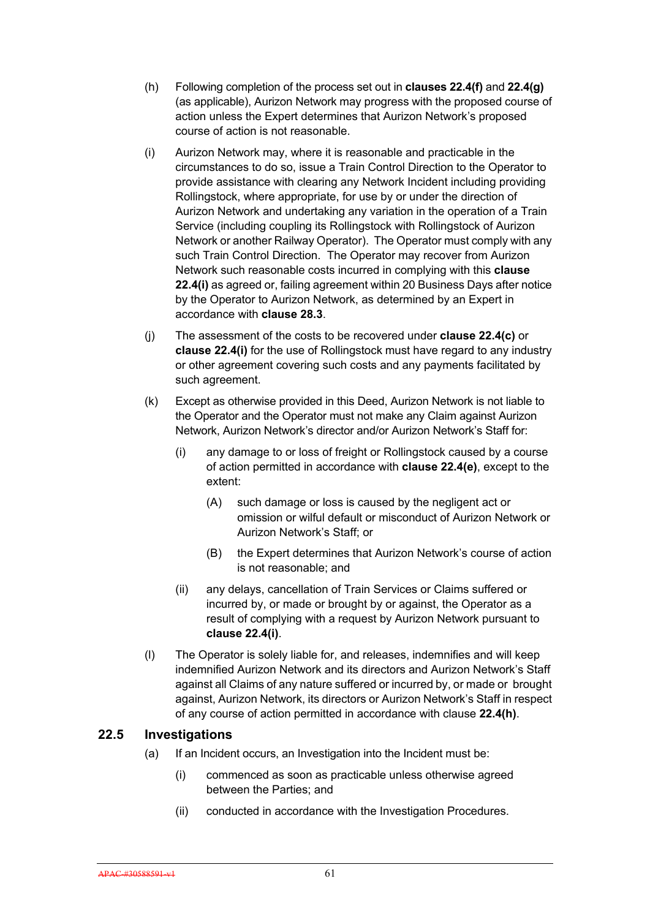(h) Following completion of the process set out in **clauses 22.4(f)** and **22.4(g)** (as applicable), Aurizon Network may progress with the proposed course of action unless the Expert determines that Aurizon Network's proposed course of action is not reasonable.

(i) Aurizon Network may, where it is reasonable and practicable in the circumstances to do so, issue a Train Control Direction to the Operator to provide assistance with clearing any Network Incident including providing Rollingstock, where appropriate, for use by or under the direction of Aurizon Network and undertaking any variation in the operation of a Train Service (including coupling its Rollingstock with Rollingstock of Aurizon Network or another Railway Operator). The Operator must comply with any such Train Control Direction. The Operator may recover from Aurizon Network such reasonable costs incurred in complying with this **clause 22.4(i)** as agreed or, failing agreement within 20 Business Days after notice by the Operator to Aurizon Network, as determined by an Expert in accordance with **clause 28.3**.

(j) The assessment of the costs to be recovered under **clause 22.4(c)** or **clause 22.4(i)** for the use of Rollingstock must have regard to any industry or other agreement covering such costs and any payments facilitated by such agreement.

(k) Except as otherwise provided in this Deed, Aurizon Network is not liable to the Operator and the Operator must not make any Claim against Aurizon Network, Aurizon Network's director and/or Aurizon Network's Staff for:

   (i) any damage to or loss of freight or Rollingstock caused by a course of action permitted in accordance with **clause 22.4(e)**, except to the extent:

      (A) such damage or loss is caused by the negligent act or omission or wilful default or misconduct of Aurizon Network or Aurizon Network's Staff; or

      (B) the Expert determines that Aurizon Network's course of action is not reasonable; and

   (ii) any delays, cancellation of Train Services or Claims suffered or incurred by, or made or brought by or against, the Operator as a result of complying with a request by Aurizon Network pursuant to **clause 22.4(i)**.

(l) The Operator is solely liable for, and releases, indemnifies and will keep indemnified Aurizon Network and its directors and Aurizon Network's Staff against all Claims of any nature suffered or incurred by, or made or brought against, Aurizon Network, its directors or Aurizon Network's Staff in respect of any course of action permitted in accordance with clause **22.4(h)**.

## 22.5 Investigations

(a) If an Incident occurs, an Investigation into the Incident must be:

   (i) commenced as soon as practicable unless otherwise agreed between the Parties; and

   (ii) conducted in accordance with the Investigation Procedures.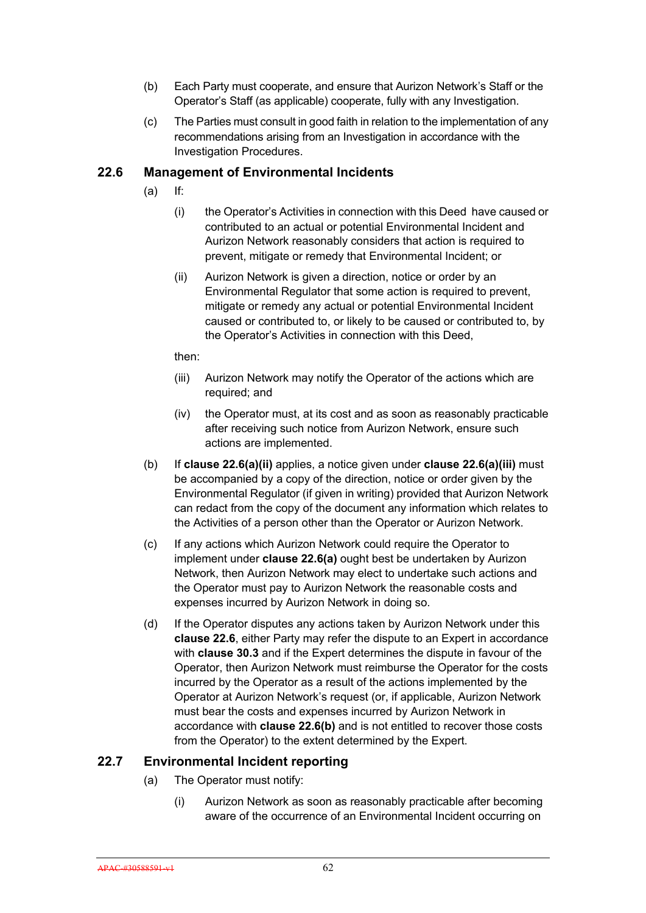(b) Each Party must cooperate, and ensure that Aurizon Network's Staff or the Operator's Staff (as applicable) cooperate, fully with any Investigation.

(c) The Parties must consult in good faith in relation to the implementation of any recommendations arising from an Investigation in accordance with the Investigation Procedures.

## 22.6 Management of Environmental Incidents

(a) If:

(i) the Operator's Activities in connection with this Deed have caused or contributed to an actual or potential Environmental Incident and Aurizon Network reasonably considers that action is required to prevent, mitigate or remedy that Environmental Incident; or

(ii) Aurizon Network is given a direction, notice or order by an Environmental Regulator that some action is required to prevent, mitigate or remedy any actual or potential Environmental Incident caused or contributed to, or likely to be caused or contributed to, by the Operator's Activities in connection with this Deed,

then:

(iii) Aurizon Network may notify the Operator of the actions which are required; and

(iv) the Operator must, at its cost and as soon as reasonably practicable after receiving such notice from Aurizon Network, ensure such actions are implemented.

(b) If **clause 22.6(a)(ii)** applies, a notice given under **clause 22.6(a)(iii)** must be accompanied by a copy of the direction, notice or order given by the Environmental Regulator (if given in writing) provided that Aurizon Network can redact from the copy of the document any information which relates to the Activities of a person other than the Operator or Aurizon Network.

(c) If any actions which Aurizon Network could require the Operator to implement under **clause 22.6(a)** ought best be undertaken by Aurizon Network, then Aurizon Network may elect to undertake such actions and the Operator must pay to Aurizon Network the reasonable costs and expenses incurred by Aurizon Network in doing so.

(d) If the Operator disputes any actions taken by Aurizon Network under this **clause 22.6**, either Party may refer the dispute to an Expert in accordance with **clause 30.3** and if the Expert determines the dispute in favour of the Operator, then Aurizon Network must reimburse the Operator for the costs incurred by the Operator as a result of the actions implemented by the Operator at Aurizon Network's request (or, if applicable, Aurizon Network must bear the costs and expenses incurred by Aurizon Network in accordance with **clause 22.6(b)** and is not entitled to recover those costs from the Operator) to the extent determined by the Expert.

## 22.7 Environmental Incident reporting

(a) The Operator must notify:

(i) Aurizon Network as soon as reasonably practicable after becoming aware of the occurrence of an Environmental Incident occurring on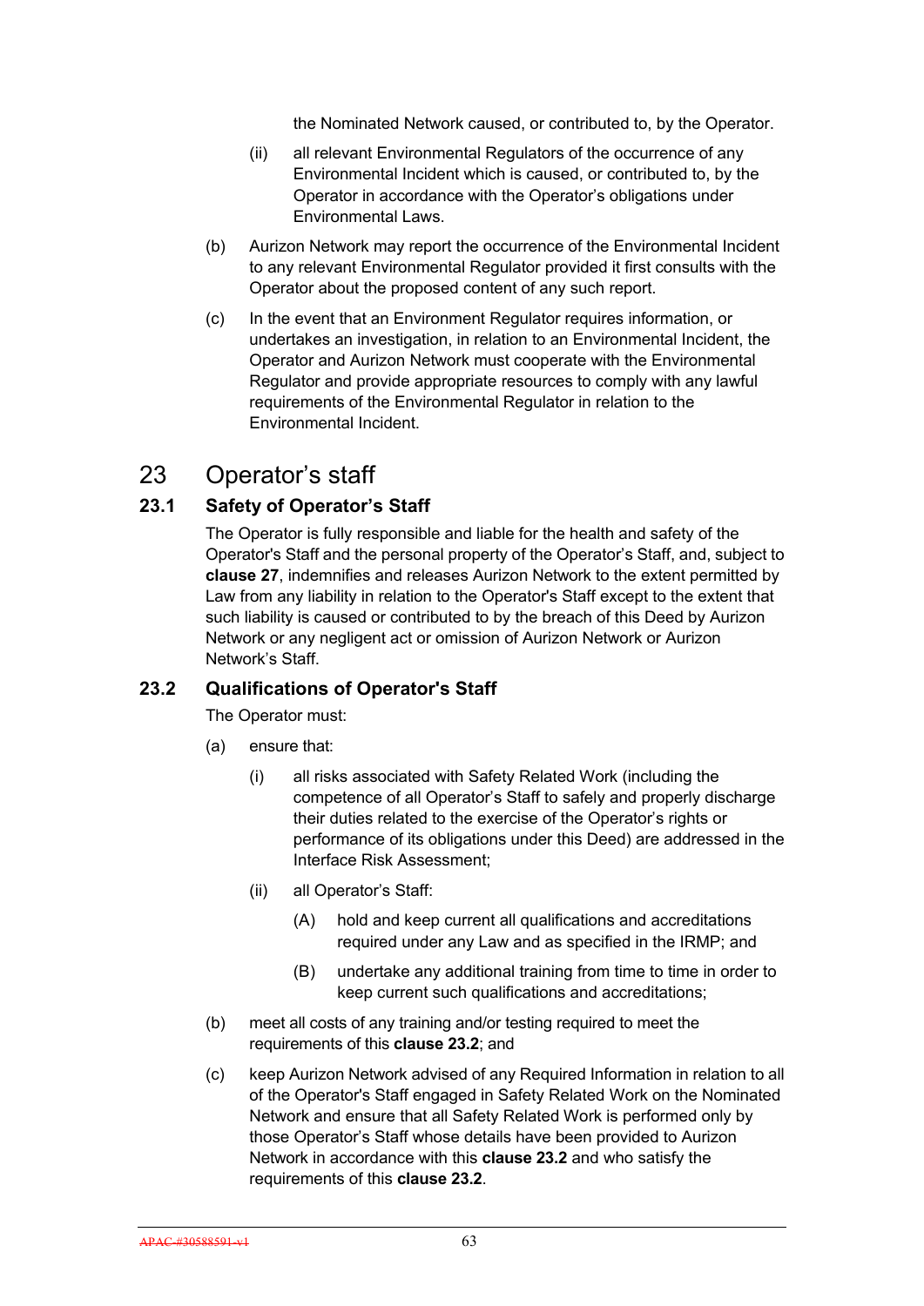the Nominated Network caused, or contributed to, by the Operator.

(ii) all relevant Environmental Regulators of the occurrence of any Environmental Incident which is caused, or contributed to, by the Operator in accordance with the Operator's obligations under Environmental Laws.

(b) Aurizon Network may report the occurrence of the Environmental Incident to any relevant Environmental Regulator provided it first consults with the Operator about the proposed content of any such report.

(c) In the event that an Environment Regulator requires information, or undertakes an investigation, in relation to an Environmental Incident, the Operator and Aurizon Network must cooperate with the Environmental Regulator and provide appropriate resources to comply with any lawful requirements of the Environmental Regulator in relation to the Environmental Incident.

# 23 Operator's staff

## 23.1 Safety of Operator's Staff

The Operator is fully responsible and liable for the health and safety of the Operator's Staff and the personal property of the Operator's Staff, and, subject to **clause 27**, indemnifies and releases Aurizon Network to the extent permitted by Law from any liability in relation to the Operator's Staff except to the extent that such liability is caused or contributed to by the breach of this Deed by Aurizon Network or any negligent act or omission of Aurizon Network or Aurizon Network's Staff.

## 23.2 Qualifications of Operator's Staff

The Operator must:

(a) ensure that:

(i) all risks associated with Safety Related Work (including the competence of all Operator's Staff to safely and properly discharge their duties related to the exercise of the Operator's rights or performance of its obligations under this Deed) are addressed in the Interface Risk Assessment;

(ii) all Operator's Staff:

(A) hold and keep current all qualifications and accreditations required under any Law and as specified in the IRMP; and

(B) undertake any additional training from time to time in order to keep current such qualifications and accreditations;

(b) meet all costs of any training and/or testing required to meet the requirements of this **clause 23.2**; and

(c) keep Aurizon Network advised of any Required Information in relation to all of the Operator's Staff engaged in Safety Related Work on the Nominated Network and ensure that all Safety Related Work is performed only by those Operator's Staff whose details have been provided to Aurizon Network in accordance with this **clause 23.2** and who satisfy the requirements of this **clause 23.2**.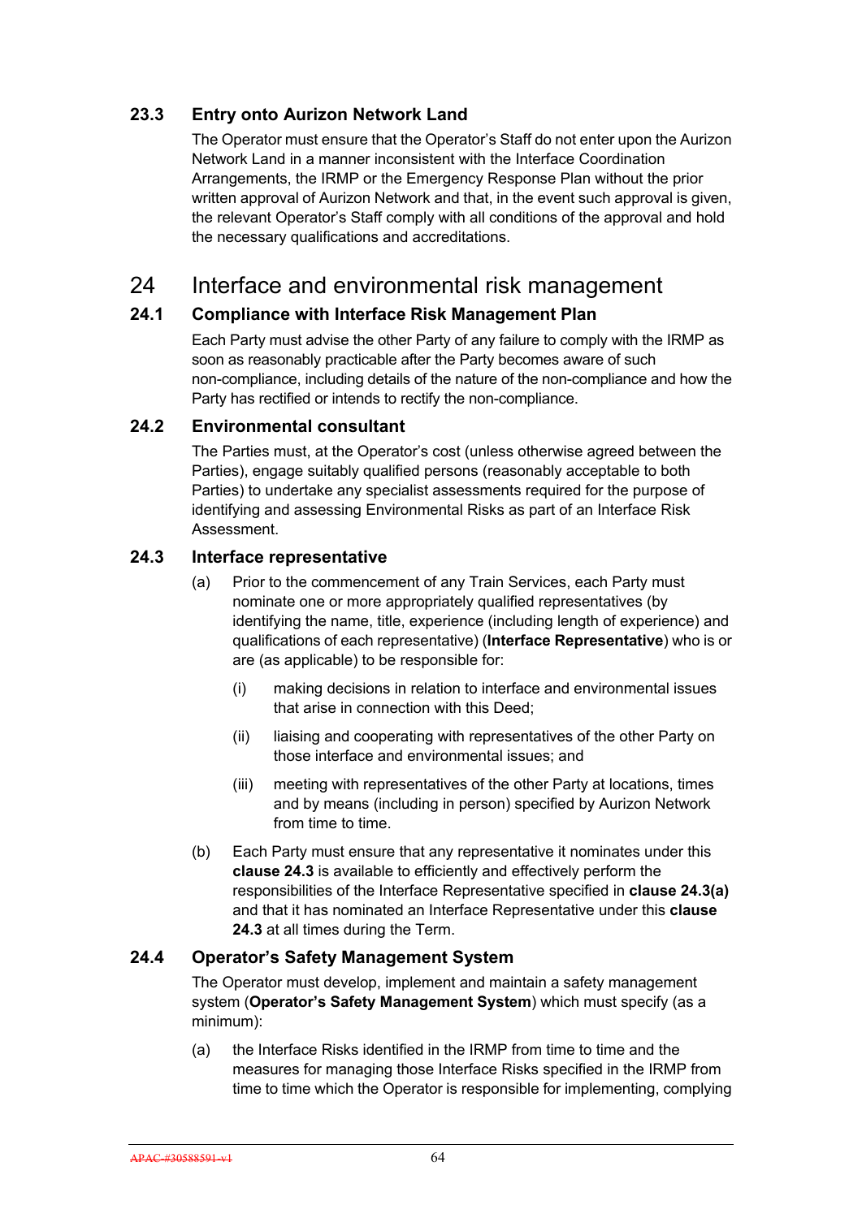### 23.3 Entry onto Aurizon Network Land

The Operator must ensure that the Operator's Staff do not enter upon the Aurizon Network Land in a manner inconsistent with the Interface Coordination Arrangements, the IRMP or the Emergency Response Plan without the prior written approval of Aurizon Network and that, in the event such approval is given, the relevant Operator's Staff comply with all conditions of the approval and hold the necessary qualifications and accreditations.

## 24 Interface and environmental risk management

### 24.1 Compliance with Interface Risk Management Plan

Each Party must advise the other Party of any failure to comply with the IRMP as soon as reasonably practicable after the Party becomes aware of such non-compliance, including details of the nature of the non-compliance and how the Party has rectified or intends to rectify the non-compliance.

### 24.2 Environmental consultant

The Parties must, at the Operator's cost (unless otherwise agreed between the Parties), engage suitably qualified persons (reasonably acceptable to both Parties) to undertake any specialist assessments required for the purpose of identifying and assessing Environmental Risks as part of an Interface Risk Assessment.

### 24.3 Interface representative

(a) Prior to the commencement of any Train Services, each Party must nominate one or more appropriately qualified representatives (by identifying the name, title, experience (including length of experience) and qualifications of each representative) (**Interface Representative**) who is or are (as applicable) to be responsible for:

   (i) making decisions in relation to interface and environmental issues that arise in connection with this Deed;

   (ii) liaising and cooperating with representatives of the other Party on those interface and environmental issues; and

   (iii) meeting with representatives of the other Party at locations, times and by means (including in person) specified by Aurizon Network from time to time.

(b) Each Party must ensure that any representative it nominates under this **clause 24.3** is available to efficiently and effectively perform the responsibilities of the Interface Representative specified in **clause 24.3(a)** and that it has nominated an Interface Representative under this **clause 24.3** at all times during the Term.

### 24.4 Operator's Safety Management System

The Operator must develop, implement and maintain a safety management system (**Operator's Safety Management System**) which must specify (as a minimum):

(a) the Interface Risks identified in the IRMP from time to time and the measures for managing those Interface Risks specified in the IRMP from time to time which the Operator is responsible for implementing, complying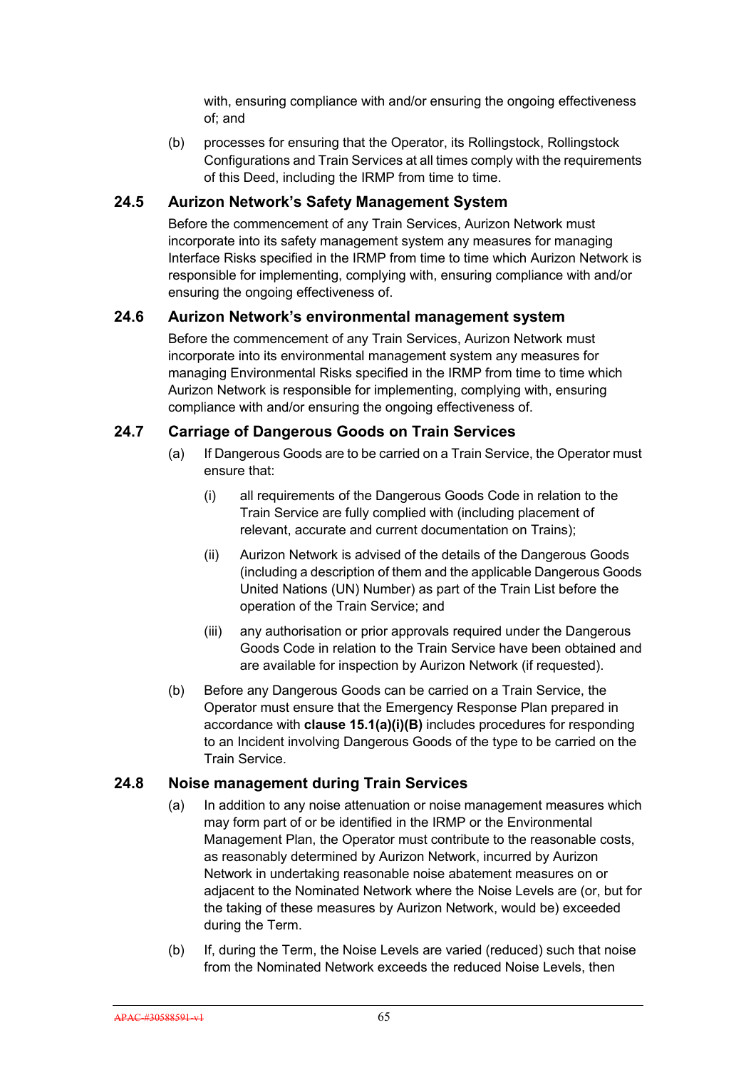with, ensuring compliance with and/or ensuring the ongoing effectiveness of; and

(b) processes for ensuring that the Operator, its Rollingstock, Rollingstock Configurations and Train Services at all times comply with the requirements of this Deed, including the IRMP from time to time.

### 24.5 Aurizon Network's Safety Management System

Before the commencement of any Train Services, Aurizon Network must incorporate into its safety management system any measures for managing Interface Risks specified in the IRMP from time to time which Aurizon Network is responsible for implementing, complying with, ensuring compliance with and/or ensuring the ongoing effectiveness of.

### 24.6 Aurizon Network's environmental management system

Before the commencement of any Train Services, Aurizon Network must incorporate into its environmental management system any measures for managing Environmental Risks specified in the IRMP from time to time which Aurizon Network is responsible for implementing, complying with, ensuring compliance with and/or ensuring the ongoing effectiveness of.

### 24.7 Carriage of Dangerous Goods on Train Services

(a) If Dangerous Goods are to be carried on a Train Service, the Operator must ensure that:

(i) all requirements of the Dangerous Goods Code in relation to the Train Service are fully complied with (including placement of relevant, accurate and current documentation on Trains);

(ii) Aurizon Network is advised of the details of the Dangerous Goods (including a description of them and the applicable Dangerous Goods United Nations (UN) Number) as part of the Train List before the operation of the Train Service; and

(iii) any authorisation or prior approvals required under the Dangerous Goods Code in relation to the Train Service have been obtained and are available for inspection by Aurizon Network (if requested).

(b) Before any Dangerous Goods can be carried on a Train Service, the Operator must ensure that the Emergency Response Plan prepared in accordance with **clause 15.1(a)(i)(B)** includes procedures for responding to an Incident involving Dangerous Goods of the type to be carried on the Train Service.

### 24.8 Noise management during Train Services

(a) In addition to any noise attenuation or noise management measures which may form part of or be identified in the IRMP or the Environmental Management Plan, the Operator must contribute to the reasonable costs, as reasonably determined by Aurizon Network, incurred by Aurizon Network in undertaking reasonable noise abatement measures on or adjacent to the Nominated Network where the Noise Levels are (or, but for the taking of these measures by Aurizon Network, would be) exceeded during the Term.

(b) If, during the Term, the Noise Levels are varied (reduced) such that noise from the Nominated Network exceeds the reduced Noise Levels, then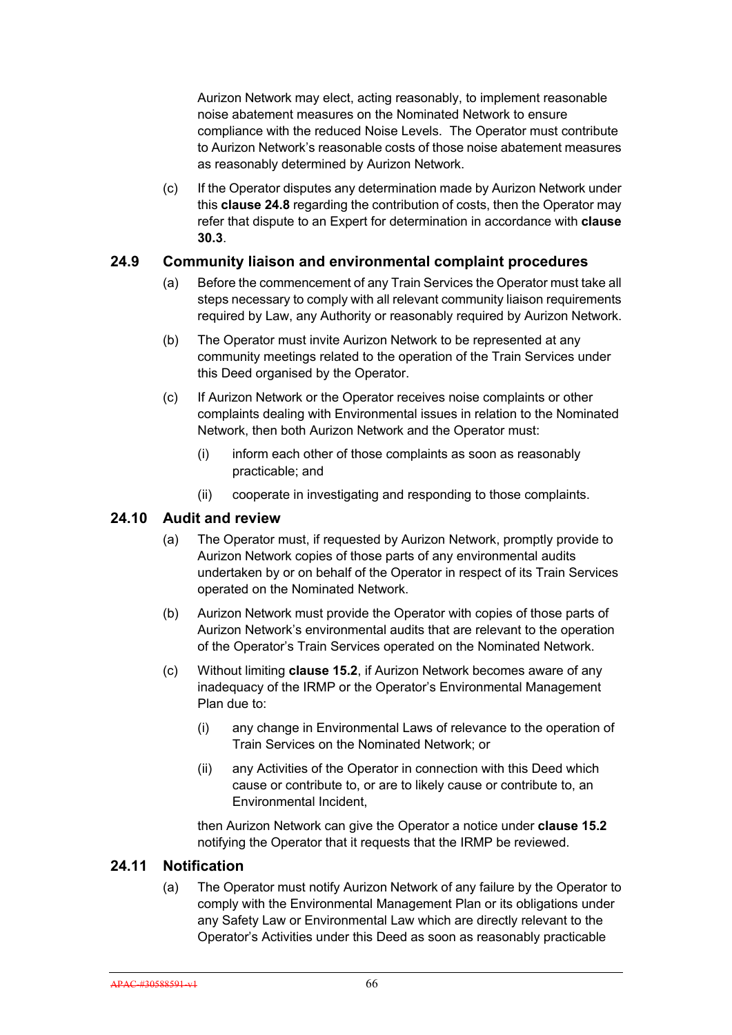Aurizon Network may elect, acting reasonably, to implement reasonable noise abatement measures on the Nominated Network to ensure compliance with the reduced Noise Levels. The Operator must contribute to Aurizon Network's reasonable costs of those noise abatement measures as reasonably determined by Aurizon Network.

(c) If the Operator disputes any determination made by Aurizon Network under this **clause 24.8** regarding the contribution of costs, then the Operator may refer that dispute to an Expert for determination in accordance with **clause 30.3**.

## 24.9 Community liaison and environmental complaint procedures

(a) Before the commencement of any Train Services the Operator must take all steps necessary to comply with all relevant community liaison requirements required by Law, any Authority or reasonably required by Aurizon Network.

(b) The Operator must invite Aurizon Network to be represented at any community meetings related to the operation of the Train Services under this Deed organised by the Operator.

(c) If Aurizon Network or the Operator receives noise complaints or other complaints dealing with Environmental issues in relation to the Nominated Network, then both Aurizon Network and the Operator must:

  (i) inform each other of those complaints as soon as reasonably practicable; and

  (ii) cooperate in investigating and responding to those complaints.

## 24.10 Audit and review

(a) The Operator must, if requested by Aurizon Network, promptly provide to Aurizon Network copies of those parts of any environmental audits undertaken by or on behalf of the Operator in respect of its Train Services operated on the Nominated Network.

(b) Aurizon Network must provide the Operator with copies of those parts of Aurizon Network's environmental audits that are relevant to the operation of the Operator's Train Services operated on the Nominated Network.

(c) Without limiting **clause 15.2**, if Aurizon Network becomes aware of any inadequacy of the IRMP or the Operator's Environmental Management Plan due to:

  (i) any change in Environmental Laws of relevance to the operation of Train Services on the Nominated Network; or

  (ii) any Activities of the Operator in connection with this Deed which cause or contribute to, or are to likely cause or contribute to, an Environmental Incident,

then Aurizon Network can give the Operator a notice under **clause 15.2** notifying the Operator that it requests that the IRMP be reviewed.

## 24.11 Notification

(a) The Operator must notify Aurizon Network of any failure by the Operator to comply with the Environmental Management Plan or its obligations under any Safety Law or Environmental Law which are directly relevant to the Operator's Activities under this Deed as soon as reasonably practicable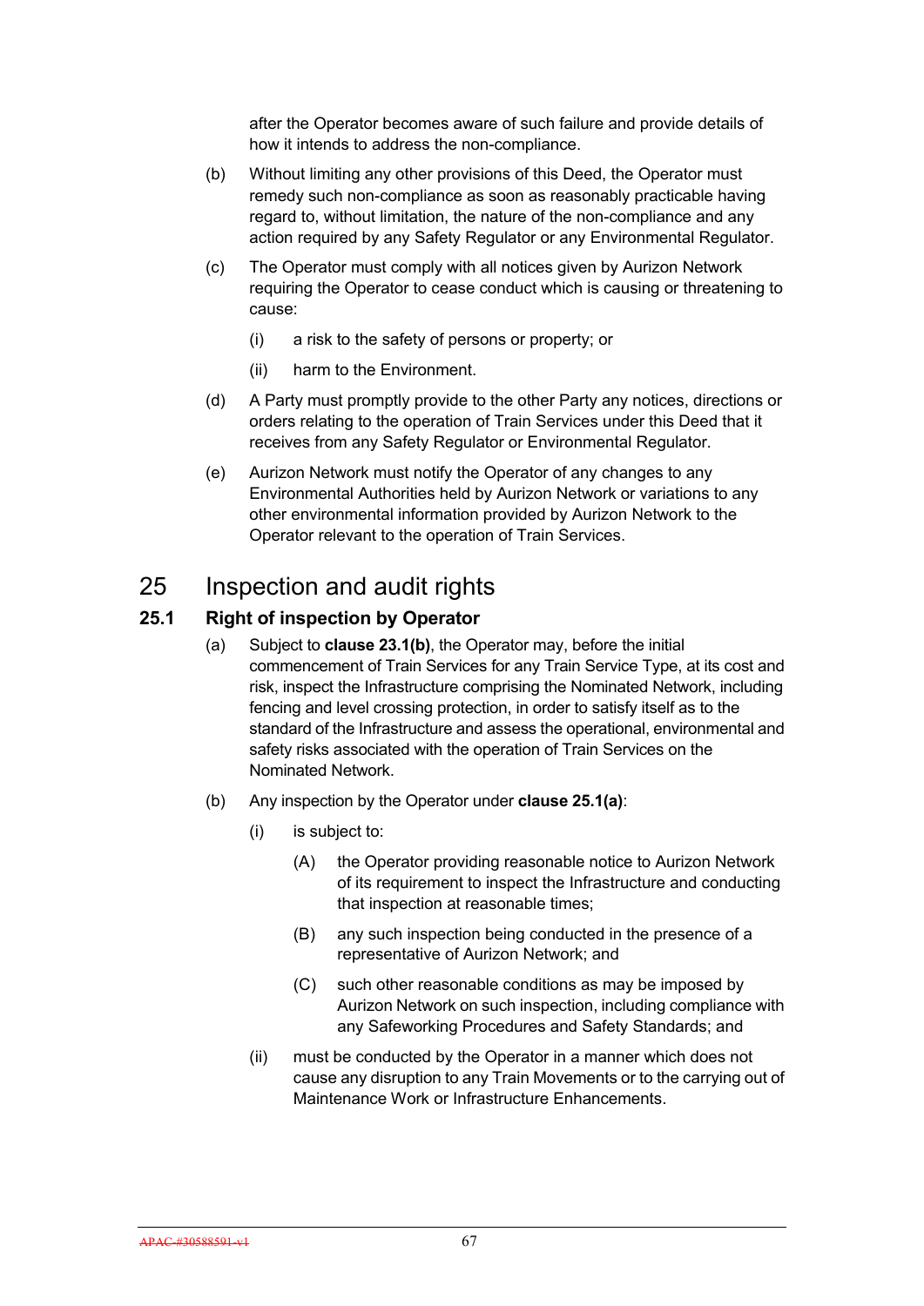after the Operator becomes aware of such failure and provide details of how it intends to address the non-compliance.

(b) Without limiting any other provisions of this Deed, the Operator must remedy such non-compliance as soon as reasonably practicable having regard to, without limitation, the nature of the non-compliance and any action required by any Safety Regulator or any Environmental Regulator.

(c) The Operator must comply with all notices given by Aurizon Network requiring the Operator to cease conduct which is causing or threatening to cause:

(i) a risk to the safety of persons or property; or

(ii) harm to the Environment.

(d) A Party must promptly provide to the other Party any notices, directions or orders relating to the operation of Train Services under this Deed that it receives from any Safety Regulator or Environmental Regulator.

(e) Aurizon Network must notify the Operator of any changes to any Environmental Authorities held by Aurizon Network or variations to any other environmental information provided by Aurizon Network to the Operator relevant to the operation of Train Services.

# 25 Inspection and audit rights

## 25.1 Right of inspection by Operator

(a) Subject to **clause 23.1(b)**, the Operator may, before the initial commencement of Train Services for any Train Service Type, at its cost and risk, inspect the Infrastructure comprising the Nominated Network, including fencing and level crossing protection, in order to satisfy itself as to the standard of the Infrastructure and assess the operational, environmental and safety risks associated with the operation of Train Services on the Nominated Network.

(b) Any inspection by the Operator under **clause 25.1(a)**:

(i) is subject to:

(A) the Operator providing reasonable notice to Aurizon Network of its requirement to inspect the Infrastructure and conducting that inspection at reasonable times;

(B) any such inspection being conducted in the presence of a representative of Aurizon Network; and

(C) such other reasonable conditions as may be imposed by Aurizon Network on such inspection, including compliance with any Safeworking Procedures and Safety Standards; and

(ii) must be conducted by the Operator in a manner which does not cause any disruption to any Train Movements or to the carrying out of Maintenance Work or Infrastructure Enhancements.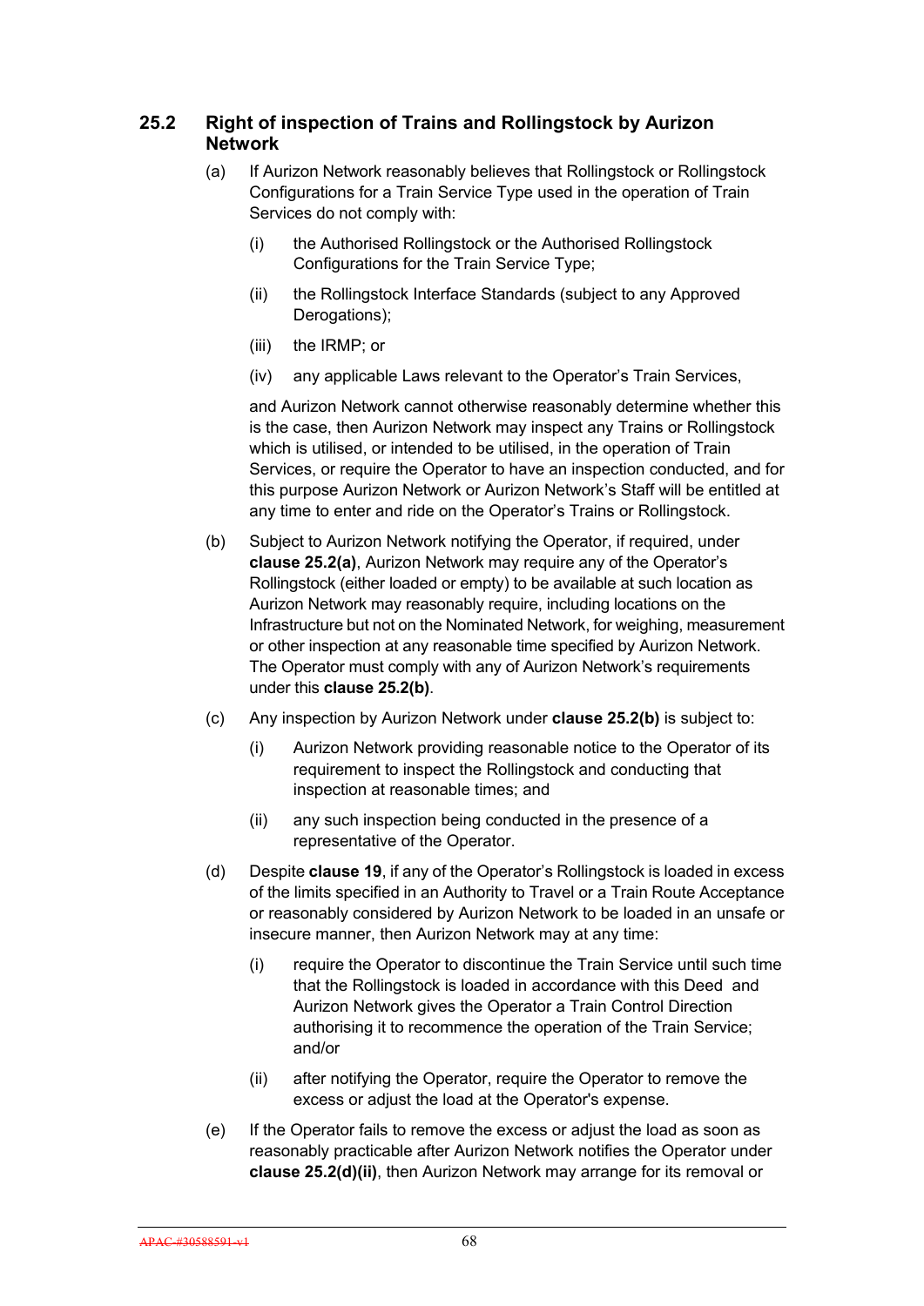## 25.2 Right of inspection of Trains and Rollingstock by Aurizon Network

(a) If Aurizon Network reasonably believes that Rollingstock or Rollingstock Configurations for a Train Service Type used in the operation of Train Services do not comply with:

  (i) the Authorised Rollingstock or the Authorised Rollingstock Configurations for the Train Service Type;

  (ii) the Rollingstock Interface Standards (subject to any Approved Derogations);

  (iii) the IRMP; or

  (iv) any applicable Laws relevant to the Operator's Train Services,

  and Aurizon Network cannot otherwise reasonably determine whether this is the case, then Aurizon Network may inspect any Trains or Rollingstock which is utilised, or intended to be utilised, in the operation of Train Services, or require the Operator to have an inspection conducted, and for this purpose Aurizon Network or Aurizon Network's Staff will be entitled at any time to enter and ride on the Operator's Trains or Rollingstock.

(b) Subject to Aurizon Network notifying the Operator, if required, under **clause 25.2(a)**, Aurizon Network may require any of the Operator's Rollingstock (either loaded or empty) to be available at such location as Aurizon Network may reasonably require, including locations on the Infrastructure but not on the Nominated Network, for weighing, measurement or other inspection at any reasonable time specified by Aurizon Network. The Operator must comply with any of Aurizon Network's requirements under this **clause 25.2(b)**.

(c) Any inspection by Aurizon Network under **clause 25.2(b)** is subject to:

  (i) Aurizon Network providing reasonable notice to the Operator of its requirement to inspect the Rollingstock and conducting that inspection at reasonable times; and

  (ii) any such inspection being conducted in the presence of a representative of the Operator.

(d) Despite **clause 19**, if any of the Operator's Rollingstock is loaded in excess of the limits specified in an Authority to Travel or a Train Route Acceptance or reasonably considered by Aurizon Network to be loaded in an unsafe or insecure manner, then Aurizon Network may at any time:

  (i) require the Operator to discontinue the Train Service until such time that the Rollingstock is loaded in accordance with this Deed and Aurizon Network gives the Operator a Train Control Direction authorising it to recommence the operation of the Train Service; and/or

  (ii) after notifying the Operator, require the Operator to remove the excess or adjust the load at the Operator's expense.

(e) If the Operator fails to remove the excess or adjust the load as soon as reasonably practicable after Aurizon Network notifies the Operator under **clause 25.2(d)(ii)**, then Aurizon Network may arrange for its removal or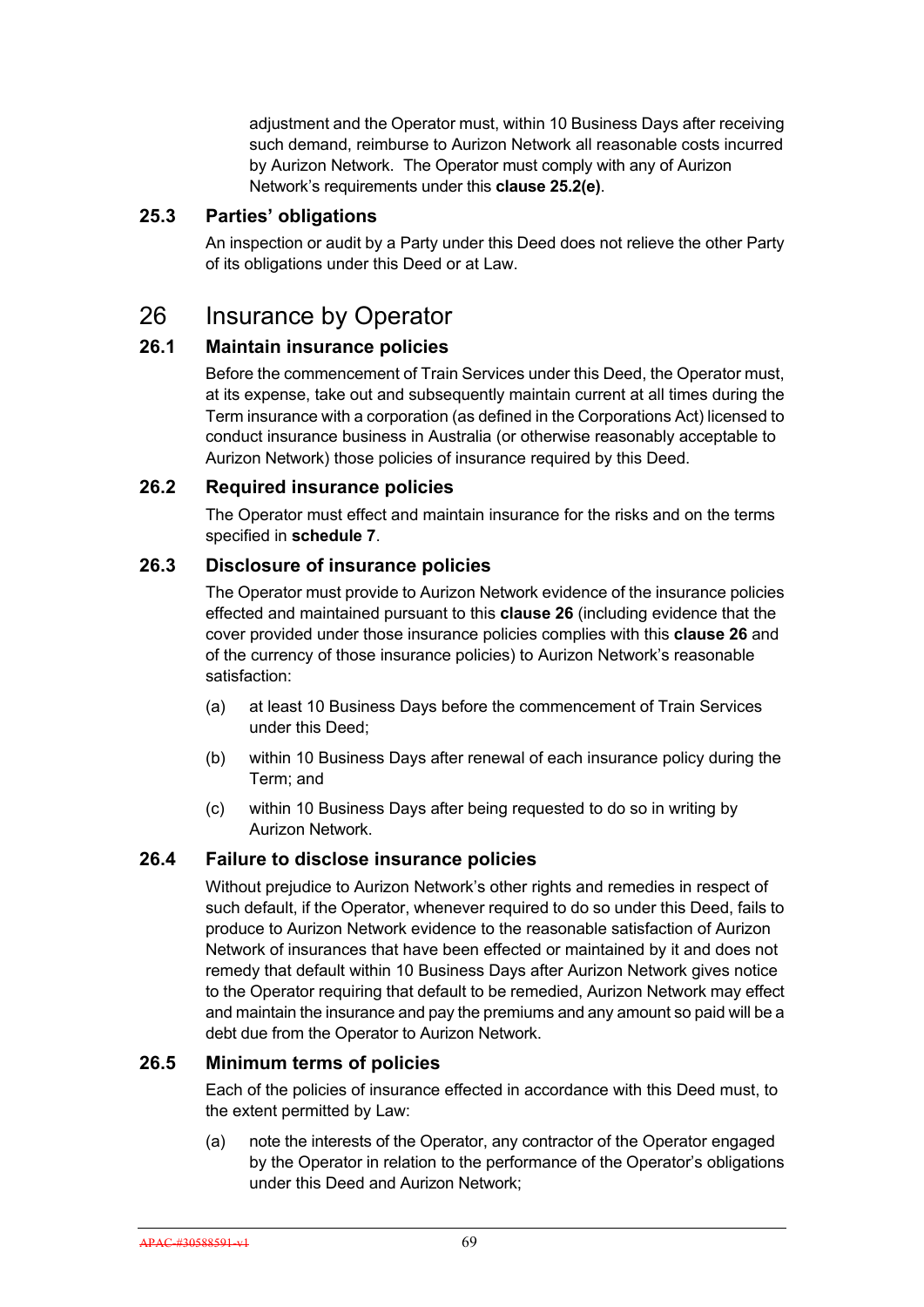adjustment and the Operator must, within 10 Business Days after receiving such demand, reimburse to Aurizon Network all reasonable costs incurred by Aurizon Network. The Operator must comply with any of Aurizon Network's requirements under this **clause 25.2(e)**.

### 25.3 Parties' obligations

An inspection or audit by a Party under this Deed does not relieve the other Party of its obligations under this Deed or at Law.

## 26 Insurance by Operator

### 26.1 Maintain insurance policies

Before the commencement of Train Services under this Deed, the Operator must, at its expense, take out and subsequently maintain current at all times during the Term insurance with a corporation (as defined in the Corporations Act) licensed to conduct insurance business in Australia (or otherwise reasonably acceptable to Aurizon Network) those policies of insurance required by this Deed.

### 26.2 Required insurance policies

The Operator must effect and maintain insurance for the risks and on the terms specified in **schedule 7**.

### 26.3 Disclosure of insurance policies

The Operator must provide to Aurizon Network evidence of the insurance policies effected and maintained pursuant to this **clause 26** (including evidence that the cover provided under those insurance policies complies with this **clause 26** and of the currency of those insurance policies) to Aurizon Network's reasonable satisfaction:

(a) at least 10 Business Days before the commencement of Train Services under this Deed;

(b) within 10 Business Days after renewal of each insurance policy during the Term; and

(c) within 10 Business Days after being requested to do so in writing by Aurizon Network.

### 26.4 Failure to disclose insurance policies

Without prejudice to Aurizon Network's other rights and remedies in respect of such default, if the Operator, whenever required to do so under this Deed, fails to produce to Aurizon Network evidence to the reasonable satisfaction of Aurizon Network of insurances that have been effected or maintained by it and does not remedy that default within 10 Business Days after Aurizon Network gives notice to the Operator requiring that default to be remedied, Aurizon Network may effect and maintain the insurance and pay the premiums and any amount so paid will be a debt due from the Operator to Aurizon Network.

### 26.5 Minimum terms of policies

Each of the policies of insurance effected in accordance with this Deed must, to the extent permitted by Law:

(a) note the interests of the Operator, any contractor of the Operator engaged by the Operator in relation to the performance of the Operator's obligations under this Deed and Aurizon Network;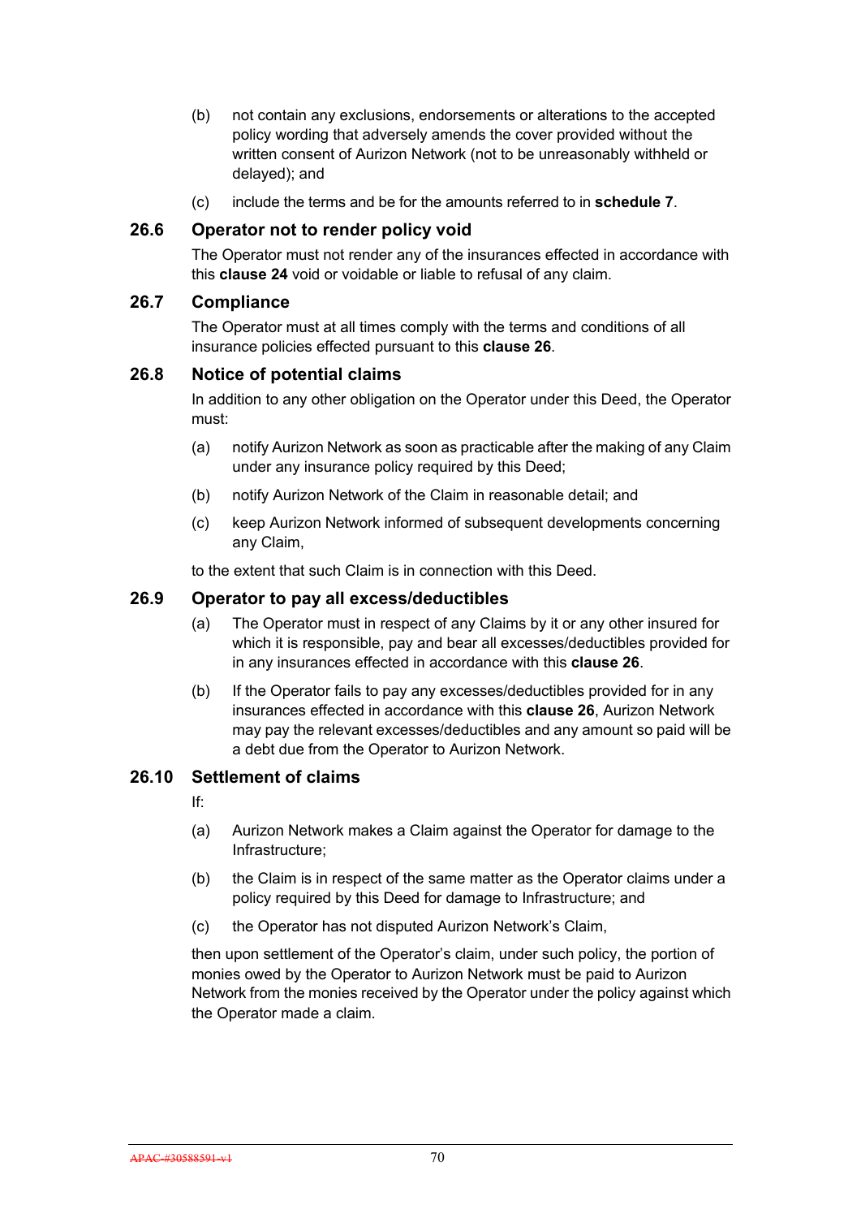(b) not contain any exclusions, endorsements or alterations to the accepted policy wording that adversely amends the cover provided without the written consent of Aurizon Network (not to be unreasonably withheld or delayed); and

(c) include the terms and be for the amounts referred to in **schedule 7**.

## 26.6 Operator not to render policy void

The Operator must not render any of the insurances effected in accordance with this **clause 24** void or voidable or liable to refusal of any claim.

## 26.7 Compliance

The Operator must at all times comply with the terms and conditions of all insurance policies effected pursuant to this **clause 26**.

## 26.8 Notice of potential claims

In addition to any other obligation on the Operator under this Deed, the Operator must:

(a) notify Aurizon Network as soon as practicable after the making of any Claim under any insurance policy required by this Deed;

(b) notify Aurizon Network of the Claim in reasonable detail; and

(c) keep Aurizon Network informed of subsequent developments concerning any Claim,

to the extent that such Claim is in connection with this Deed.

## 26.9 Operator to pay all excess/deductibles

(a) The Operator must in respect of any Claims by it or any other insured for which it is responsible, pay and bear all excesses/deductibles provided for in any insurances effected in accordance with this **clause 26**.

(b) If the Operator fails to pay any excesses/deductibles provided for in any insurances effected in accordance with this **clause 26**, Aurizon Network may pay the relevant excesses/deductibles and any amount so paid will be a debt due from the Operator to Aurizon Network.

## 26.10 Settlement of claims

If:

(a) Aurizon Network makes a Claim against the Operator for damage to the Infrastructure;

(b) the Claim is in respect of the same matter as the Operator claims under a policy required by this Deed for damage to Infrastructure; and

(c) the Operator has not disputed Aurizon Network's Claim,

then upon settlement of the Operator's claim, under such policy, the portion of monies owed by the Operator to Aurizon Network must be paid to Aurizon Network from the monies received by the Operator under the policy against which the Operator made a claim.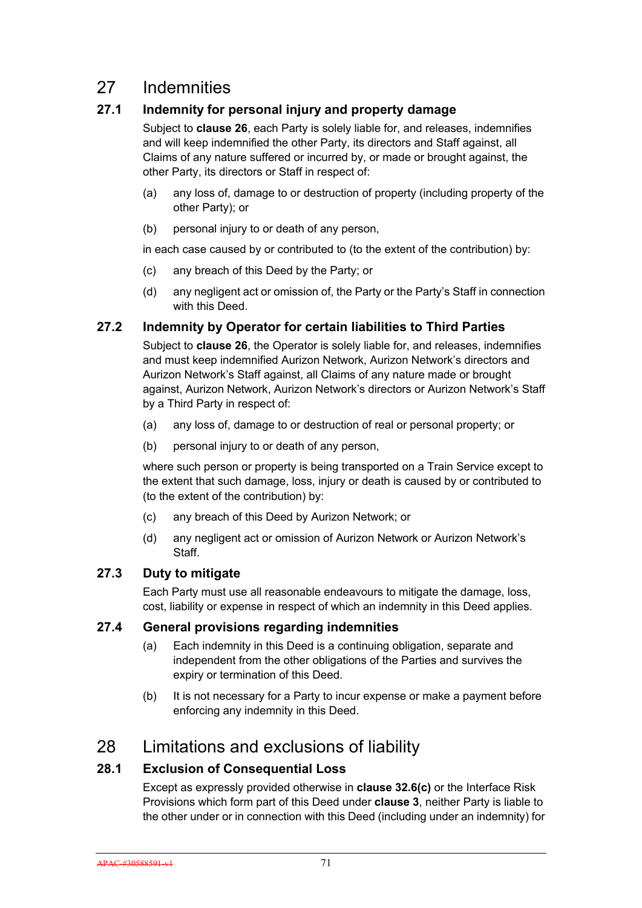# 27 Indemnities

## 27.1 Indemnity for personal injury and property damage

Subject to **clause 26**, each Party is solely liable for, and releases, indemnifies and will keep indemnified the other Party, its directors and Staff against, all Claims of any nature suffered or incurred by, or made or brought against, the other Party, its directors or Staff in respect of:

(a) any loss of, damage to or destruction of property (including property of the other Party); or

(b) personal injury to or death of any person,

in each case caused by or contributed to (to the extent of the contribution) by:

(c) any breach of this Deed by the Party; or

(d) any negligent act or omission of, the Party or the Party's Staff in connection with this Deed.

## 27.2 Indemnity by Operator for certain liabilities to Third Parties

Subject to **clause 26**, the Operator is solely liable for, and releases, indemnifies and must keep indemnified Aurizon Network, Aurizon Network's directors and Aurizon Network's Staff against, all Claims of any nature made or brought against, Aurizon Network, Aurizon Network's directors or Aurizon Network's Staff by a Third Party in respect of:

(a) any loss of, damage to or destruction of real or personal property; or

(b) personal injury to or death of any person,

where such person or property is being transported on a Train Service except to the extent that such damage, loss, injury or death is caused by or contributed to (to the extent of the contribution) by:

(c) any breach of this Deed by Aurizon Network; or

(d) any negligent act or omission of Aurizon Network or Aurizon Network's Staff.

## 27.3 Duty to mitigate

Each Party must use all reasonable endeavours to mitigate the damage, loss, cost, liability or expense in respect of which an indemnity in this Deed applies.

## 27.4 General provisions regarding indemnities

(a) Each indemnity in this Deed is a continuing obligation, separate and independent from the other obligations of the Parties and survives the expiry or termination of this Deed.

(b) It is not necessary for a Party to incur expense or make a payment before enforcing any indemnity in this Deed.

# 28 Limitations and exclusions of liability

## 28.1 Exclusion of Consequential Loss

Except as expressly provided otherwise in **clause 32.6(c)** or the Interface Risk Provisions which form part of this Deed under **clause 3**, neither Party is liable to the other under or in connection with this Deed (including under an indemnity) for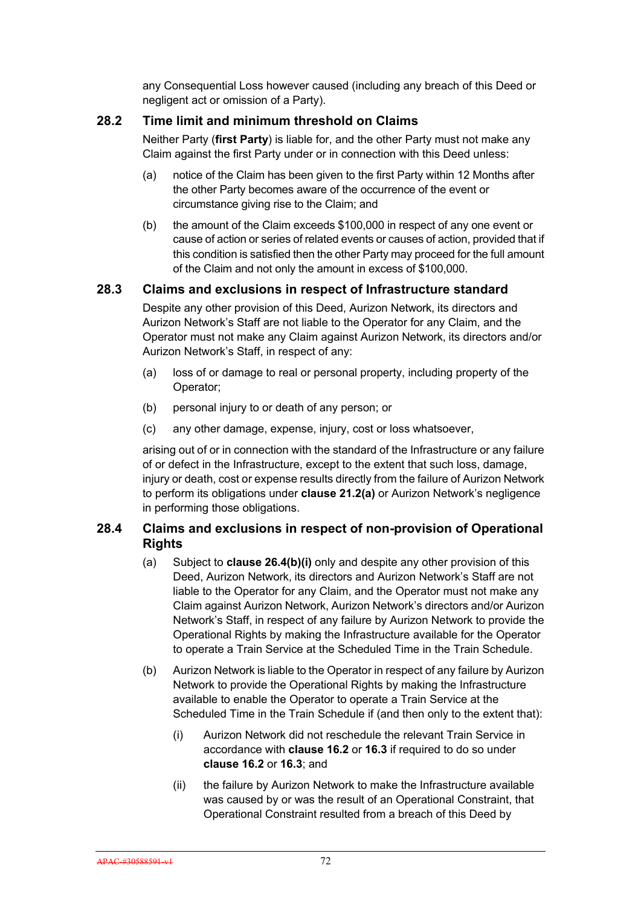any Consequential Loss however caused (including any breach of this Deed or negligent act or omission of a Party).

### 28.2 Time limit and minimum threshold on Claims

Neither Party (**first Party**) is liable for, and the other Party must not make any Claim against the first Party under or in connection with this Deed unless:

(a) notice of the Claim has been given to the first Party within 12 Months after the other Party becomes aware of the occurrence of the event or circumstance giving rise to the Claim; and

(b) the amount of the Claim exceeds $100,000 in respect of any one event or cause of action or series of related events or causes of action, provided that if this condition is satisfied then the other Party may proceed for the full amount of the Claim and not only the amount in excess of $100,000.

### 28.3 Claims and exclusions in respect of Infrastructure standard

Despite any other provision of this Deed, Aurizon Network, its directors and Aurizon Network's Staff are not liable to the Operator for any Claim, and the Operator must not make any Claim against Aurizon Network, its directors and/or Aurizon Network's Staff, in respect of any:

(a) loss of or damage to real or personal property, including property of the Operator;

(b) personal injury to or death of any person; or

(c) any other damage, expense, injury, cost or loss whatsoever,

arising out of or in connection with the standard of the Infrastructure or any failure of or defect in the Infrastructure, except to the extent that such loss, damage, injury or death, cost or expense results directly from the failure of Aurizon Network to perform its obligations under **clause 21.2(a)** or Aurizon Network's negligence in performing those obligations.

### 28.4 Claims and exclusions in respect of non-provision of Operational Rights

(a) Subject to **clause 26.4(b)(i)** only and despite any other provision of this Deed, Aurizon Network, its directors and Aurizon Network's Staff are not liable to the Operator for any Claim, and the Operator must not make any Claim against Aurizon Network, Aurizon Network's directors and/or Aurizon Network's Staff, in respect of any failure by Aurizon Network to provide the Operational Rights by making the Infrastructure available for the Operator to operate a Train Service at the Scheduled Time in the Train Schedule.

(b) Aurizon Network is liable to the Operator in respect of any failure by Aurizon Network to provide the Operational Rights by making the Infrastructure available to enable the Operator to operate a Train Service at the Scheduled Time in the Train Schedule if (and then only to the extent that):

   (i) Aurizon Network did not reschedule the relevant Train Service in accordance with **clause 16.2** or **16.3** if required to do so under **clause 16.2** or **16.3**; and

   (ii) the failure by Aurizon Network to make the Infrastructure available was caused by or was the result of an Operational Constraint, that Operational Constraint resulted from a breach of this Deed by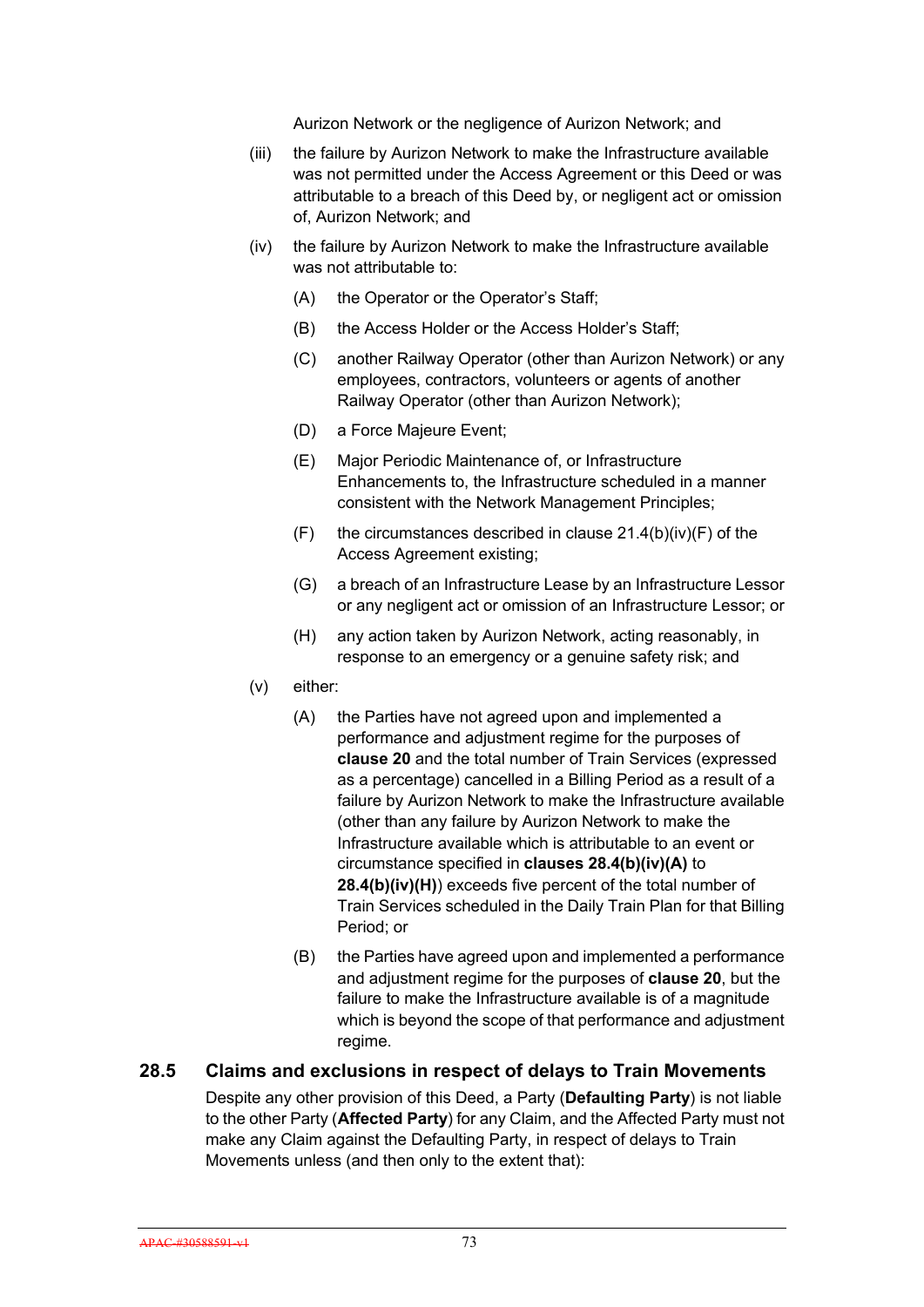Aurizon Network or the negligence of Aurizon Network; and

(iii) the failure by Aurizon Network to make the Infrastructure available was not permitted under the Access Agreement or this Deed or was attributable to a breach of this Deed by, or negligent act or omission of, Aurizon Network; and

(iv) the failure by Aurizon Network to make the Infrastructure available was not attributable to:

(A) the Operator or the Operator's Staff;

(B) the Access Holder or the Access Holder's Staff;

(C) another Railway Operator (other than Aurizon Network) or any employees, contractors, volunteers or agents of another Railway Operator (other than Aurizon Network);

(D) a Force Majeure Event;

(E) Major Periodic Maintenance of, or Infrastructure Enhancements to, the Infrastructure scheduled in a manner consistent with the Network Management Principles;

(F) the circumstances described in clause 21.4(b)(iv)(F) of the Access Agreement existing;

(G) a breach of an Infrastructure Lease by an Infrastructure Lessor or any negligent act or omission of an Infrastructure Lessor; or

(H) any action taken by Aurizon Network, acting reasonably, in response to an emergency or a genuine safety risk; and

(v) either:

(A) the Parties have not agreed upon and implemented a performance and adjustment regime for the purposes of **clause 20** and the total number of Train Services (expressed as a percentage) cancelled in a Billing Period as a result of a failure by Aurizon Network to make the Infrastructure available (other than any failure by Aurizon Network to make the Infrastructure available which is attributable to an event or circumstance specified in **clauses 28.4(b)(iv)(A)** to **28.4(b)(iv)(H)**) exceeds five percent of the total number of Train Services scheduled in the Daily Train Plan for that Billing Period; or

(B) the Parties have agreed upon and implemented a performance and adjustment regime for the purposes of **clause 20**, but the failure to make the Infrastructure available is of a magnitude which is beyond the scope of that performance and adjustment regime.

## 28.5 Claims and exclusions in respect of delays to Train Movements

Despite any other provision of this Deed, a Party (**Defaulting Party**) is not liable to the other Party (**Affected Party**) for any Claim, and the Affected Party must not make any Claim against the Defaulting Party, in respect of delays to Train Movements unless (and then only to the extent that):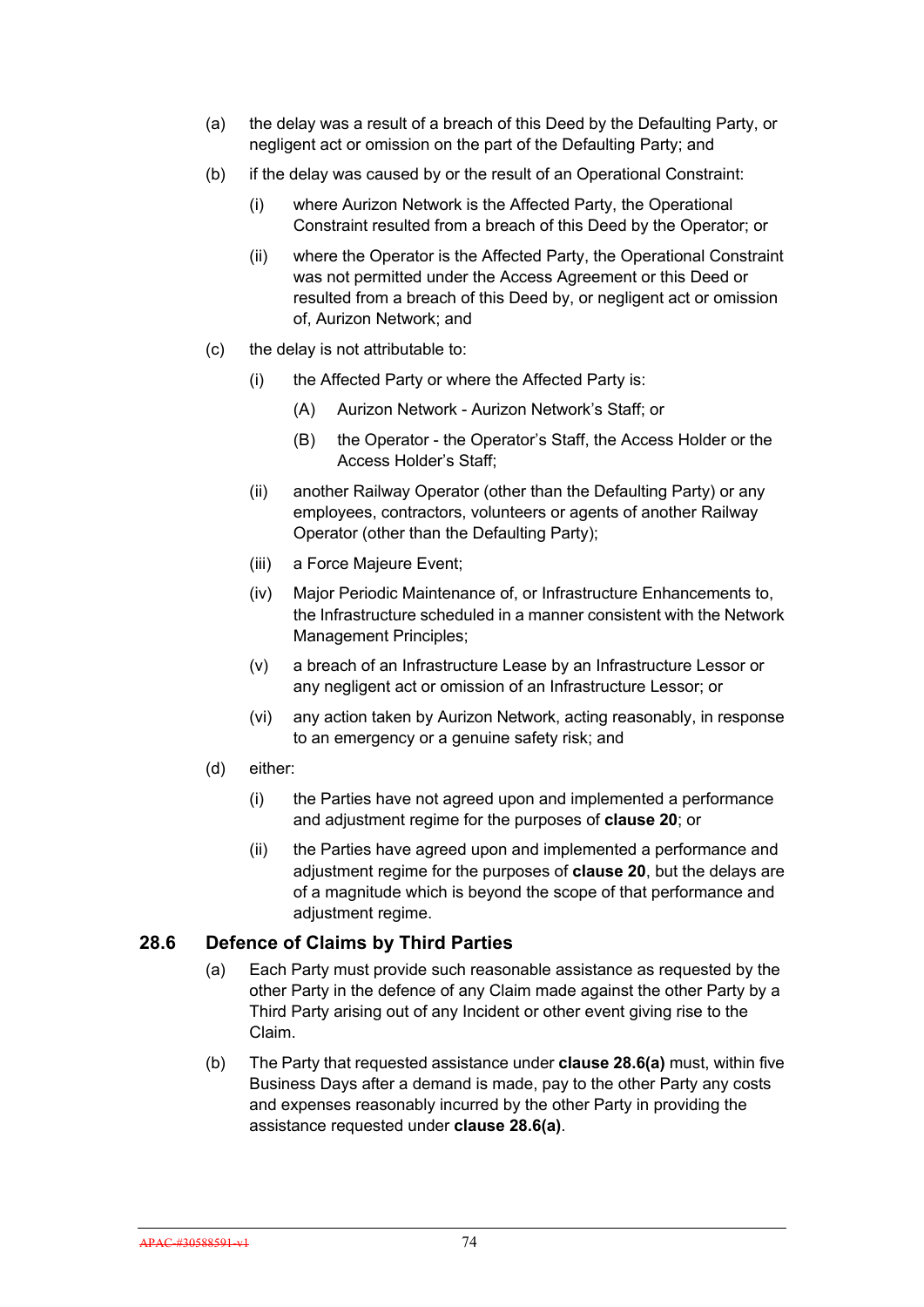(a) the delay was a result of a breach of this Deed by the Defaulting Party, or negligent act or omission on the part of the Defaulting Party; and

(b) if the delay was caused by or the result of an Operational Constraint:

  (i) where Aurizon Network is the Affected Party, the Operational Constraint resulted from a breach of this Deed by the Operator; or

  (ii) where the Operator is the Affected Party, the Operational Constraint was not permitted under the Access Agreement or this Deed or resulted from a breach of this Deed by, or negligent act or omission of, Aurizon Network; and

(c) the delay is not attributable to:

  (i) the Affected Party or where the Affected Party is:

    (A) Aurizon Network - Aurizon Network's Staff; or

    (B) the Operator - the Operator's Staff, the Access Holder or the Access Holder's Staff;

  (ii) another Railway Operator (other than the Defaulting Party) or any employees, contractors, volunteers or agents of another Railway Operator (other than the Defaulting Party);

  (iii) a Force Majeure Event;

  (iv) Major Periodic Maintenance of, or Infrastructure Enhancements to, the Infrastructure scheduled in a manner consistent with the Network Management Principles;

  (v) a breach of an Infrastructure Lease by an Infrastructure Lessor or any negligent act or omission of an Infrastructure Lessor; or

  (vi) any action taken by Aurizon Network, acting reasonably, in response to an emergency or a genuine safety risk; and

(d) either:

  (i) the Parties have not agreed upon and implemented a performance and adjustment regime for the purposes of **clause 20**; or

  (ii) the Parties have agreed upon and implemented a performance and adjustment regime for the purposes of **clause 20**, but the delays are of a magnitude which is beyond the scope of that performance and adjustment regime.

## 28.6 Defence of Claims by Third Parties

(a) Each Party must provide such reasonable assistance as requested by the other Party in the defence of any Claim made against the other Party by a Third Party arising out of any Incident or other event giving rise to the Claim.

(b) The Party that requested assistance under **clause 28.6(a)** must, within five Business Days after a demand is made, pay to the other Party any costs and expenses reasonably incurred by the other Party in providing the assistance requested under **clause 28.6(a)**.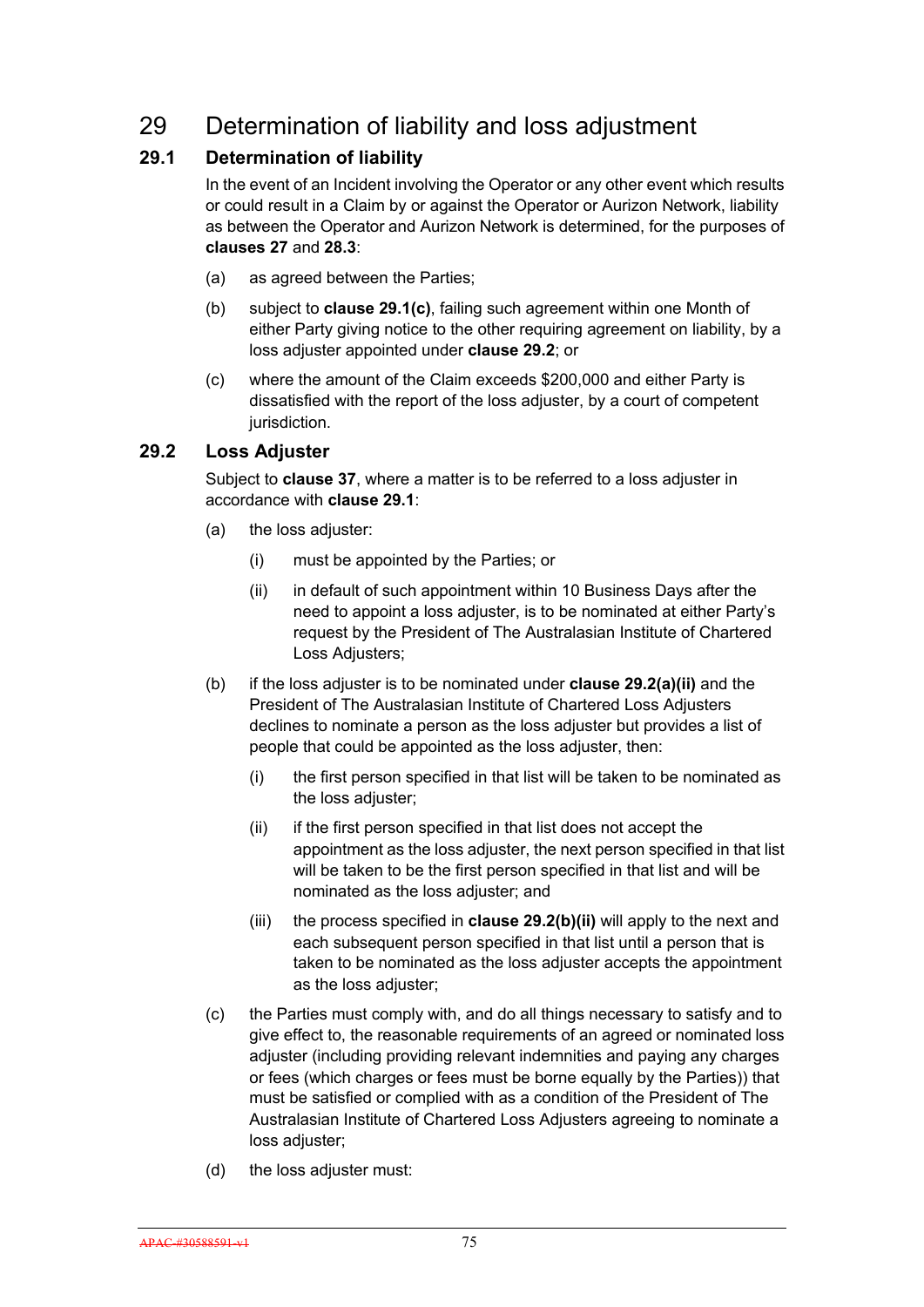# 29 Determination of liability and loss adjustment

## 29.1 Determination of liability

In the event of an Incident involving the Operator or any other event which results or could result in a Claim by or against the Operator or Aurizon Network, liability as between the Operator and Aurizon Network is determined, for the purposes of **clauses 27** and **28.3**:

(a) as agreed between the Parties;

(b) subject to **clause 29.1(c)**, failing such agreement within one Month of either Party giving notice to the other requiring agreement on liability, by a loss adjuster appointed under **clause 29.2**; or

(c) where the amount of the Claim exceeds $200,000 and either Party is dissatisfied with the report of the loss adjuster, by a court of competent jurisdiction.

## 29.2 Loss Adjuster

Subject to **clause 37**, where a matter is to be referred to a loss adjuster in accordance with **clause 29.1**:

(a) the loss adjuster:

(i) must be appointed by the Parties; or

(ii) in default of such appointment within 10 Business Days after the need to appoint a loss adjuster, is to be nominated at either Party's request by the President of The Australasian Institute of Chartered Loss Adjusters;

(b) if the loss adjuster is to be nominated under **clause 29.2(a)(ii)** and the President of The Australasian Institute of Chartered Loss Adjusters declines to nominate a person as the loss adjuster but provides a list of people that could be appointed as the loss adjuster, then:

(i) the first person specified in that list will be taken to be nominated as the loss adjuster;

(ii) if the first person specified in that list does not accept the appointment as the loss adjuster, the next person specified in that list will be taken to be the first person specified in that list and will be nominated as the loss adjuster; and

(iii) the process specified in **clause 29.2(b)(ii)** will apply to the next and each subsequent person specified in that list until a person that is taken to be nominated as the loss adjuster accepts the appointment as the loss adjuster;

(c) the Parties must comply with, and do all things necessary to satisfy and to give effect to, the reasonable requirements of an agreed or nominated loss adjuster (including providing relevant indemnities and paying any charges or fees (which charges or fees must be borne equally by the Parties)) that must be satisfied or complied with as a condition of the President of The Australasian Institute of Chartered Loss Adjusters agreeing to nominate a loss adjuster;

(d) the loss adjuster must: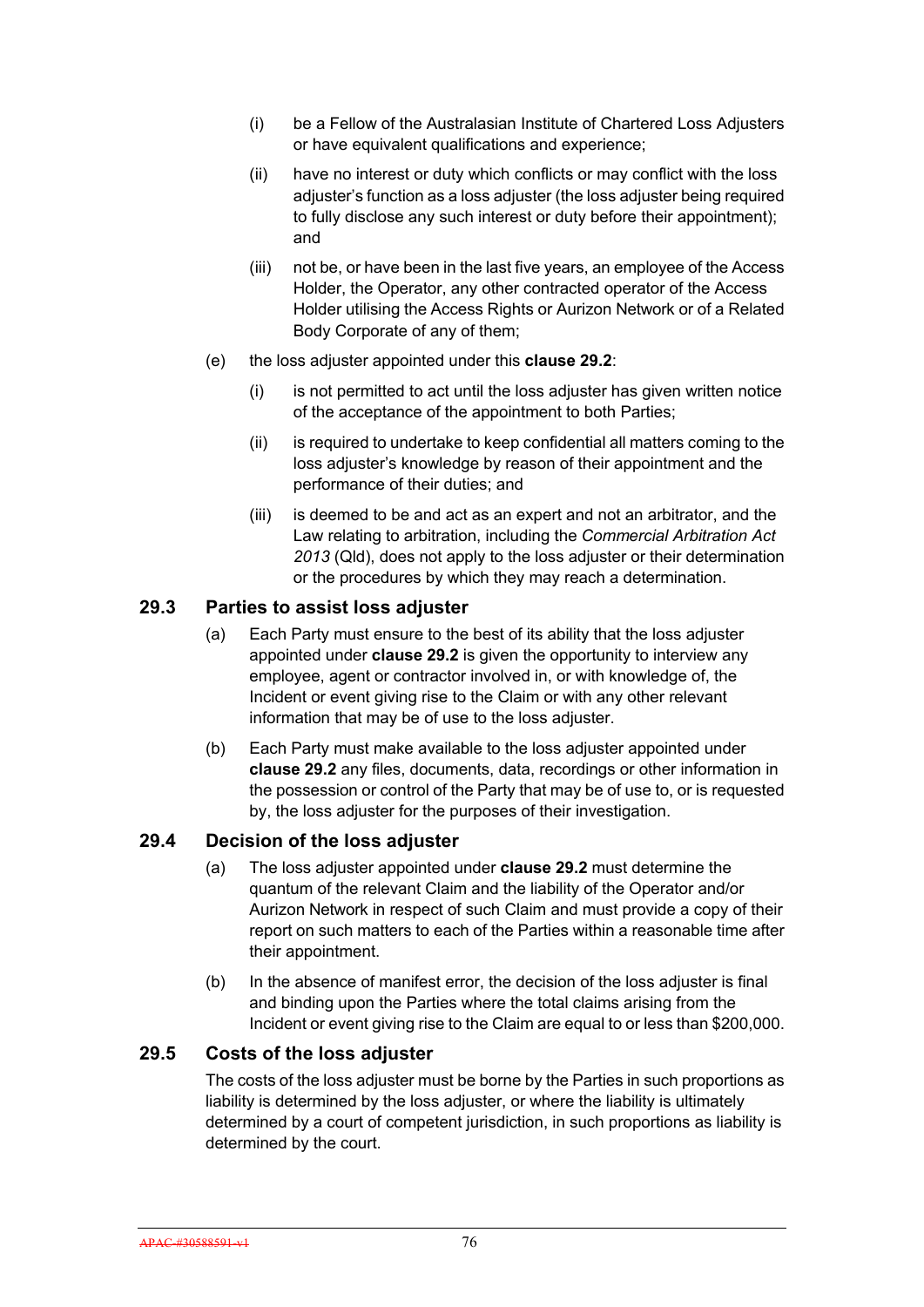(i) be a Fellow of the Australasian Institute of Chartered Loss Adjusters or have equivalent qualifications and experience;

(ii) have no interest or duty which conflicts or may conflict with the loss adjuster's function as a loss adjuster (the loss adjuster being required to fully disclose any such interest or duty before their appointment); and

(iii) not be, or have been in the last five years, an employee of the Access Holder, the Operator, any other contracted operator of the Access Holder utilising the Access Rights or Aurizon Network or of a Related Body Corporate of any of them;

(e) the loss adjuster appointed under this **clause 29.2**:

(i) is not permitted to act until the loss adjuster has given written notice of the acceptance of the appointment to both Parties;

(ii) is required to undertake to keep confidential all matters coming to the loss adjuster's knowledge by reason of their appointment and the performance of their duties; and

(iii) is deemed to be and act as an expert and not an arbitrator, and the Law relating to arbitration, including the *Commercial Arbitration Act 2013* (Qld), does not apply to the loss adjuster or their determination or the procedures by which they may reach a determination.

## 29.3 Parties to assist loss adjuster

(a) Each Party must ensure to the best of its ability that the loss adjuster appointed under **clause 29.2** is given the opportunity to interview any employee, agent or contractor involved in, or with knowledge of, the Incident or event giving rise to the Claim or with any other relevant information that may be of use to the loss adjuster.

(b) Each Party must make available to the loss adjuster appointed under **clause 29.2** any files, documents, data, recordings or other information in the possession or control of the Party that may be of use to, or is requested by, the loss adjuster for the purposes of their investigation.

## 29.4 Decision of the loss adjuster

(a) The loss adjuster appointed under **clause 29.2** must determine the quantum of the relevant Claim and the liability of the Operator and/or Aurizon Network in respect of such Claim and must provide a copy of their report on such matters to each of the Parties within a reasonable time after their appointment.

(b) In the absence of manifest error, the decision of the loss adjuster is final and binding upon the Parties where the total claims arising from the Incident or event giving rise to the Claim are equal to or less than $200,000.

## 29.5 Costs of the loss adjuster

The costs of the loss adjuster must be borne by the Parties in such proportions as liability is determined by the loss adjuster, or where the liability is ultimately determined by a court of competent jurisdiction, in such proportions as liability is determined by the court.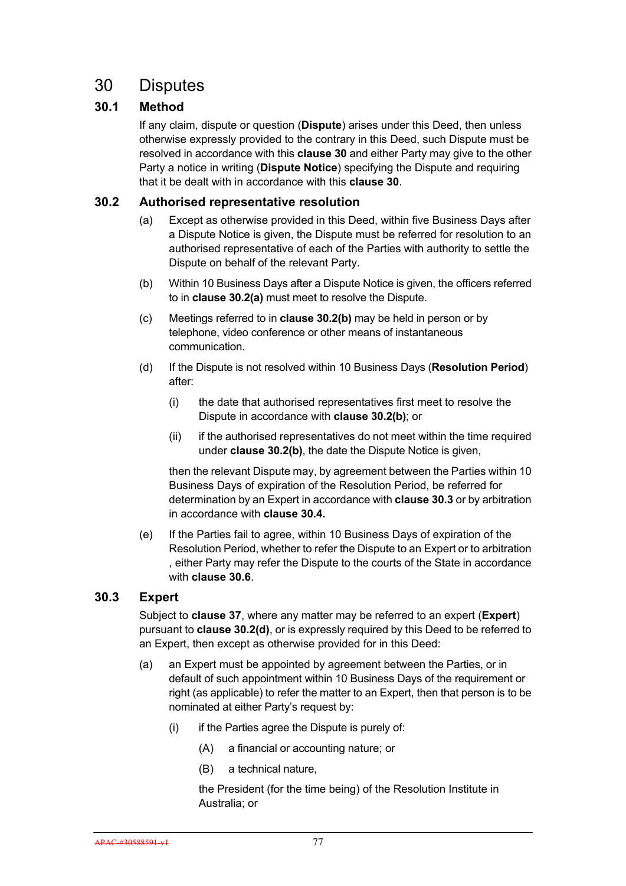# 30 Disputes

## 30.1 Method

If any claim, dispute or question (**Dispute**) arises under this Deed, then unless otherwise expressly provided to the contrary in this Deed, such Dispute must be resolved in accordance with this **clause 30** and either Party may give to the other Party a notice in writing (**Dispute Notice**) specifying the Dispute and requiring that it be dealt with in accordance with this **clause 30**.

## 30.2 Authorised representative resolution

(a) Except as otherwise provided in this Deed, within five Business Days after a Dispute Notice is given, the Dispute must be referred for resolution to an authorised representative of each of the Parties with authority to settle the Dispute on behalf of the relevant Party.

(b) Within 10 Business Days after a Dispute Notice is given, the officers referred to in **clause 30.2(a)** must meet to resolve the Dispute.

(c) Meetings referred to in **clause 30.2(b)** may be held in person or by telephone, video conference or other means of instantaneous communication.

(d) If the Dispute is not resolved within 10 Business Days (**Resolution Period**) after:

(i) the date that authorised representatives first meet to resolve the Dispute in accordance with **clause 30.2(b)**; or

(ii) if the authorised representatives do not meet within the time required under **clause 30.2(b)**, the date the Dispute Notice is given,

then the relevant Dispute may, by agreement between the Parties within 10 Business Days of expiration of the Resolution Period, be referred for determination by an Expert in accordance with **clause 30.3** or by arbitration in accordance with **clause 30.4.**

(e) If the Parties fail to agree, within 10 Business Days of expiration of the Resolution Period, whether to refer the Dispute to an Expert or to arbitration , either Party may refer the Dispute to the courts of the State in accordance with **clause 30.6**.

## 30.3 Expert

Subject to **clause 37**, where any matter may be referred to an expert (**Expert**) pursuant to **clause 30.2(d)**, or is expressly required by this Deed to be referred to an Expert, then except as otherwise provided for in this Deed:

(a) an Expert must be appointed by agreement between the Parties, or in default of such appointment within 10 Business Days of the requirement or right (as applicable) to refer the matter to an Expert, then that person is to be nominated at either Party's request by:

(i) if the Parties agree the Dispute is purely of:

(A) a financial or accounting nature; or

(B) a technical nature,

the President (for the time being) of the Resolution Institute in Australia; or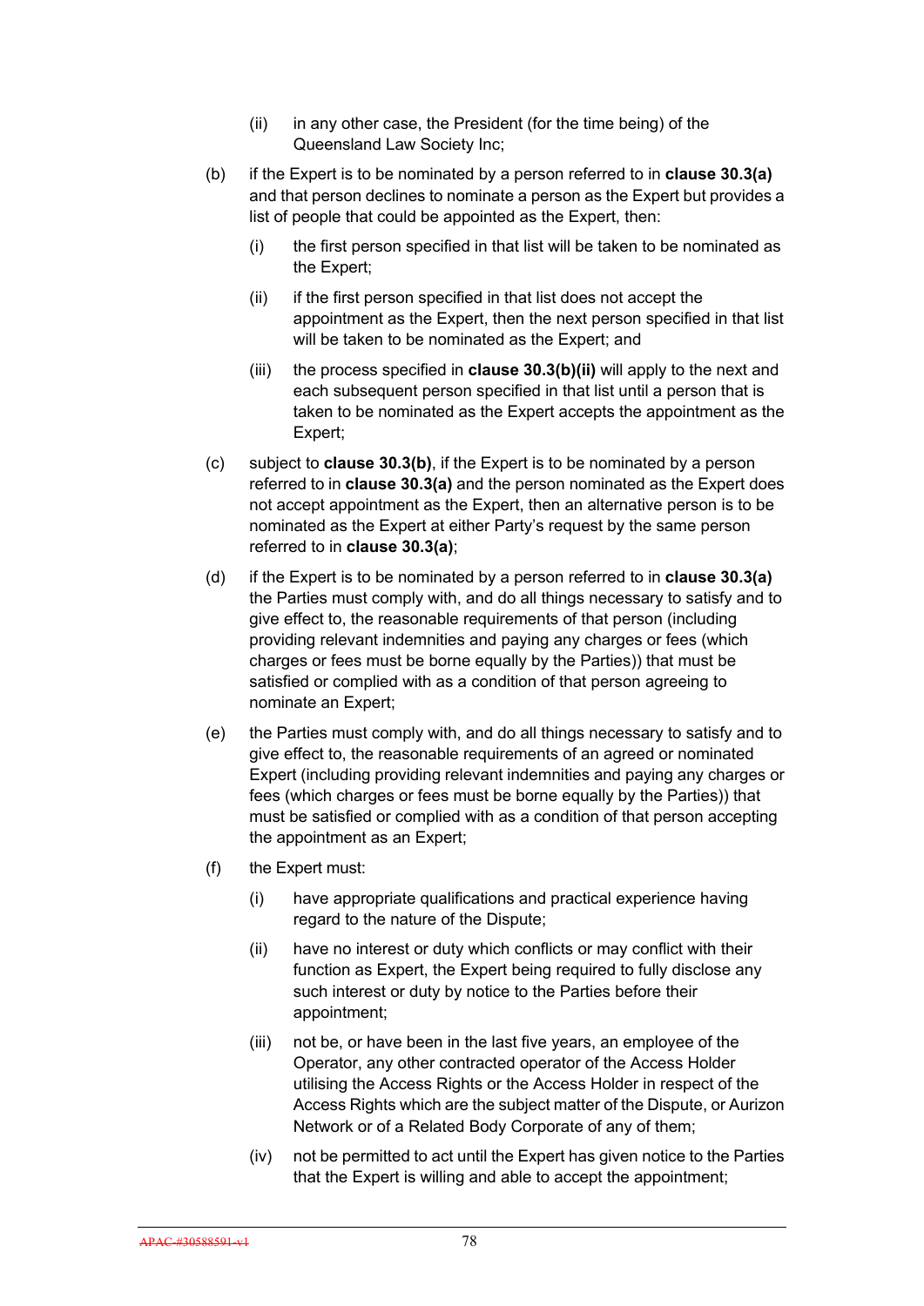(ii) in any other case, the President (for the time being) of the Queensland Law Society Inc;

(b) if the Expert is to be nominated by a person referred to in **clause 30.3(a)** and that person declines to nominate a person as the Expert but provides a list of people that could be appointed as the Expert, then:

  (i) the first person specified in that list will be taken to be nominated as the Expert;

  (ii) if the first person specified in that list does not accept the appointment as the Expert, then the next person specified in that list will be taken to be nominated as the Expert; and

  (iii) the process specified in **clause 30.3(b)(ii)** will apply to the next and each subsequent person specified in that list until a person that is taken to be nominated as the Expert accepts the appointment as the Expert;

(c) subject to **clause 30.3(b)**, if the Expert is to be nominated by a person referred to in **clause 30.3(a)** and the person nominated as the Expert does not accept appointment as the Expert, then an alternative person is to be nominated as the Expert at either Party's request by the same person referred to in **clause 30.3(a)**;

(d) if the Expert is to be nominated by a person referred to in **clause 30.3(a)** the Parties must comply with, and do all things necessary to satisfy and to give effect to, the reasonable requirements of that person (including providing relevant indemnities and paying any charges or fees (which charges or fees must be borne equally by the Parties)) that must be satisfied or complied with as a condition of that person agreeing to nominate an Expert;

(e) the Parties must comply with, and do all things necessary to satisfy and to give effect to, the reasonable requirements of an agreed or nominated Expert (including providing relevant indemnities and paying any charges or fees (which charges or fees must be borne equally by the Parties)) that must be satisfied or complied with as a condition of that person accepting the appointment as an Expert;

(f) the Expert must:

  (i) have appropriate qualifications and practical experience having regard to the nature of the Dispute;

  (ii) have no interest or duty which conflicts or may conflict with their function as Expert, the Expert being required to fully disclose any such interest or duty by notice to the Parties before their appointment;

  (iii) not be, or have been in the last five years, an employee of the Operator, any other contracted operator of the Access Holder utilising the Access Rights or the Access Holder in respect of the Access Rights which are the subject matter of the Dispute, or Aurizon Network or of a Related Body Corporate of any of them;

  (iv) not be permitted to act until the Expert has given notice to the Parties that the Expert is willing and able to accept the appointment;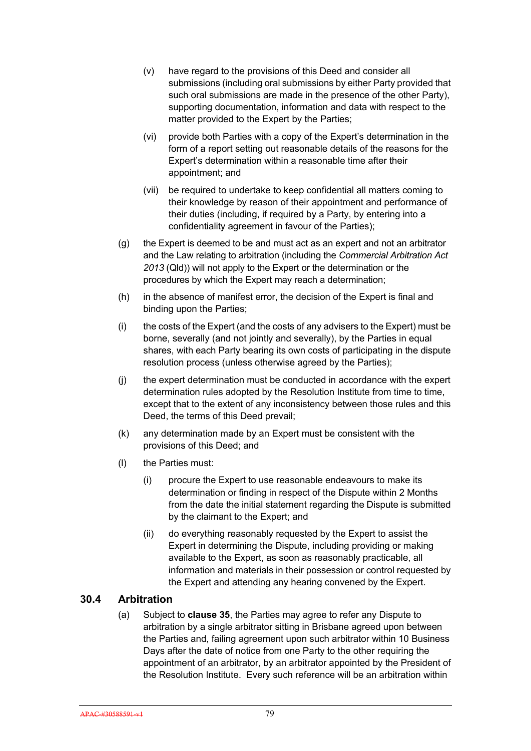(v) have regard to the provisions of this Deed and consider all submissions (including oral submissions by either Party provided that such oral submissions are made in the presence of the other Party), supporting documentation, information and data with respect to the matter provided to the Expert by the Parties;

(vi) provide both Parties with a copy of the Expert's determination in the form of a report setting out reasonable details of the reasons for the Expert's determination within a reasonable time after their appointment; and

(vii) be required to undertake to keep confidential all matters coming to their knowledge by reason of their appointment and performance of their duties (including, if required by a Party, by entering into a confidentiality agreement in favour of the Parties);

(g) the Expert is deemed to be and must act as an expert and not an arbitrator and the Law relating to arbitration (including the *Commercial Arbitration Act 2013* (Qld)) will not apply to the Expert or the determination or the procedures by which the Expert may reach a determination;

(h) in the absence of manifest error, the decision of the Expert is final and binding upon the Parties;

(i) the costs of the Expert (and the costs of any advisers to the Expert) must be borne, severally (and not jointly and severally), by the Parties in equal shares, with each Party bearing its own costs of participating in the dispute resolution process (unless otherwise agreed by the Parties);

(j) the expert determination must be conducted in accordance with the expert determination rules adopted by the Resolution Institute from time to time, except that to the extent of any inconsistency between those rules and this Deed, the terms of this Deed prevail;

(k) any determination made by an Expert must be consistent with the provisions of this Deed; and

(l) the Parties must:

(i) procure the Expert to use reasonable endeavours to make its determination or finding in respect of the Dispute within 2 Months from the date the initial statement regarding the Dispute is submitted by the claimant to the Expert; and

(ii) do everything reasonably requested by the Expert to assist the Expert in determining the Dispute, including providing or making available to the Expert, as soon as reasonably practicable, all information and materials in their possession or control requested by the Expert and attending any hearing convened by the Expert.

## 30.4 Arbitration

(a) Subject to **clause 35**, the Parties may agree to refer any Dispute to arbitration by a single arbitrator sitting in Brisbane agreed upon between the Parties and, failing agreement upon such arbitrator within 10 Business Days after the date of notice from one Party to the other requiring the appointment of an arbitrator, by an arbitrator appointed by the President of the Resolution Institute. Every such reference will be an arbitration within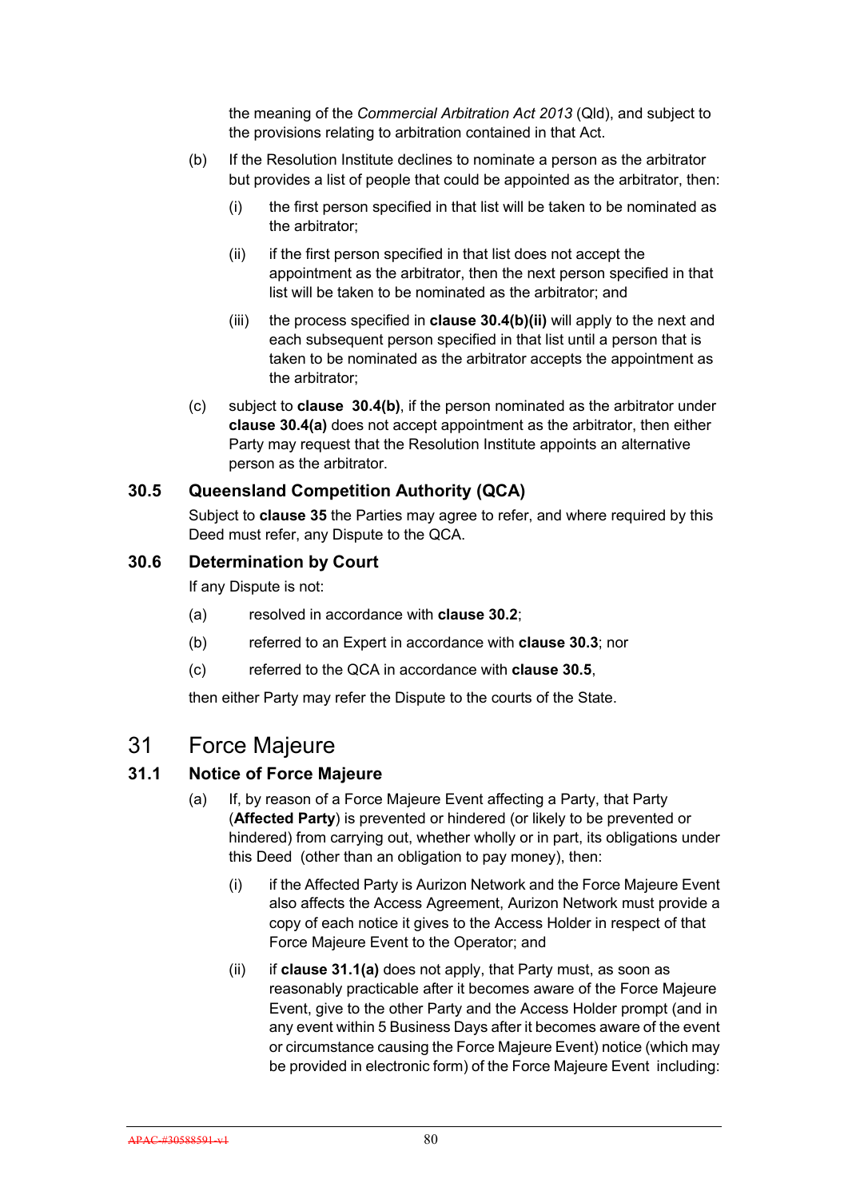the meaning of the *Commercial Arbitration Act 2013* (Qld), and subject to the provisions relating to arbitration contained in that Act.

(b) If the Resolution Institute declines to nominate a person as the arbitrator but provides a list of people that could be appointed as the arbitrator, then:

(i) the first person specified in that list will be taken to be nominated as the arbitrator;

(ii) if the first person specified in that list does not accept the appointment as the arbitrator, then the next person specified in that list will be taken to be nominated as the arbitrator; and

(iii) the process specified in **clause 30.4(b)(ii)** will apply to the next and each subsequent person specified in that list until a person that is taken to be nominated as the arbitrator accepts the appointment as the arbitrator;

(c) subject to **clause 30.4(b)**, if the person nominated as the arbitrator under **clause 30.4(a)** does not accept appointment as the arbitrator, then either Party may request that the Resolution Institute appoints an alternative person as the arbitrator.

### 30.5 Queensland Competition Authority (QCA)

Subject to **clause 35** the Parties may agree to refer, and where required by this Deed must refer, any Dispute to the QCA.

### 30.6 Determination by Court

If any Dispute is not:

(a) resolved in accordance with **clause 30.2**;

(b) referred to an Expert in accordance with **clause 30.3**; nor

(c) referred to the QCA in accordance with **clause 30.5**,

then either Party may refer the Dispute to the courts of the State.

## 31 Force Majeure

### 31.1 Notice of Force Majeure

(a) If, by reason of a Force Majeure Event affecting a Party, that Party (**Affected Party**) is prevented or hindered (or likely to be prevented or hindered) from carrying out, whether wholly or in part, its obligations under this Deed (other than an obligation to pay money), then:

(i) if the Affected Party is Aurizon Network and the Force Majeure Event also affects the Access Agreement, Aurizon Network must provide a copy of each notice it gives to the Access Holder in respect of that Force Majeure Event to the Operator; and

(ii) if **clause 31.1(a)** does not apply, that Party must, as soon as reasonably practicable after it becomes aware of the Force Majeure Event, give to the other Party and the Access Holder prompt (and in any event within 5 Business Days after it becomes aware of the event or circumstance causing the Force Majeure Event) notice (which may be provided in electronic form) of the Force Majeure Event including: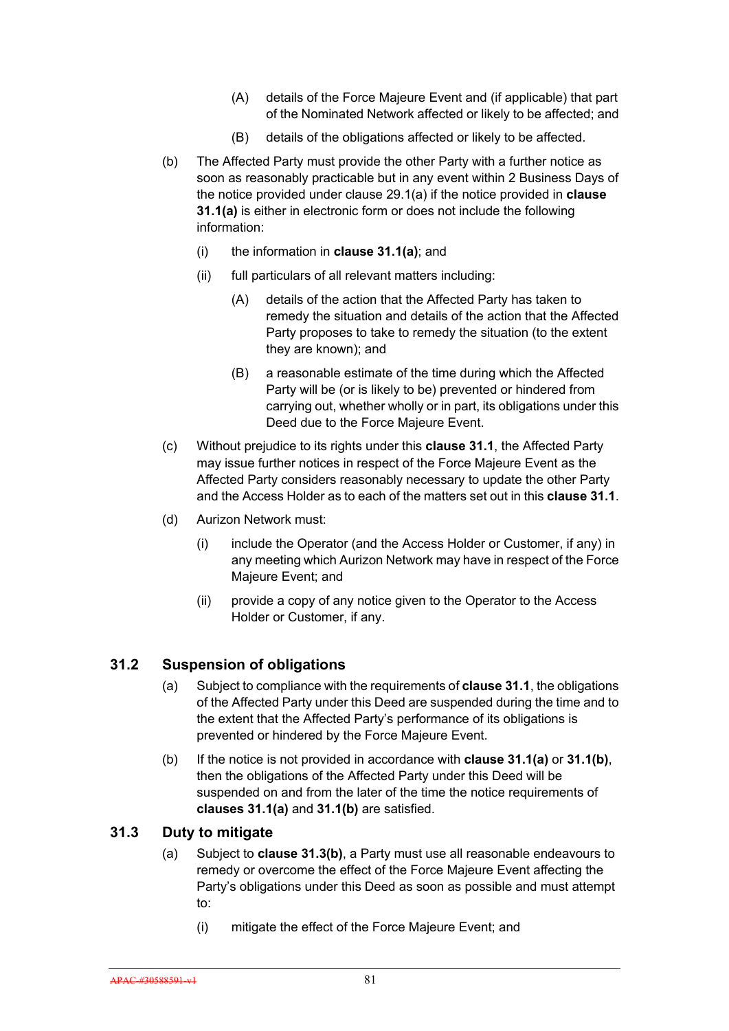(A) details of the Force Majeure Event and (if applicable) that part of the Nominated Network affected or likely to be affected; and

(B) details of the obligations affected or likely to be affected.

(b) The Affected Party must provide the other Party with a further notice as soon as reasonably practicable but in any event within 2 Business Days of the notice provided under clause 29.1(a) if the notice provided in **clause 31.1(a)** is either in electronic form or does not include the following information:

(i) the information in **clause 31.1(a)**; and

(ii) full particulars of all relevant matters including:

(A) details of the action that the Affected Party has taken to remedy the situation and details of the action that the Affected Party proposes to take to remedy the situation (to the extent they are known); and

(B) a reasonable estimate of the time during which the Affected Party will be (or is likely to be) prevented or hindered from carrying out, whether wholly or in part, its obligations under this Deed due to the Force Majeure Event.

(c) Without prejudice to its rights under this **clause 31.1**, the Affected Party may issue further notices in respect of the Force Majeure Event as the Affected Party considers reasonably necessary to update the other Party and the Access Holder as to each of the matters set out in this **clause 31.1**.

(d) Aurizon Network must:

(i) include the Operator (and the Access Holder or Customer, if any) in any meeting which Aurizon Network may have in respect of the Force Majeure Event; and

(ii) provide a copy of any notice given to the Operator to the Access Holder or Customer, if any.

## 31.2 Suspension of obligations

(a) Subject to compliance with the requirements of **clause 31.1**, the obligations of the Affected Party under this Deed are suspended during the time and to the extent that the Affected Party's performance of its obligations is prevented or hindered by the Force Majeure Event.

(b) If the notice is not provided in accordance with **clause 31.1(a)** or **31.1(b)**, then the obligations of the Affected Party under this Deed will be suspended on and from the later of the time the notice requirements of **clauses 31.1(a)** and **31.1(b)** are satisfied.

## 31.3 Duty to mitigate

(a) Subject to **clause 31.3(b)**, a Party must use all reasonable endeavours to remedy or overcome the effect of the Force Majeure Event affecting the Party's obligations under this Deed as soon as possible and must attempt to:

(i) mitigate the effect of the Force Majeure Event; and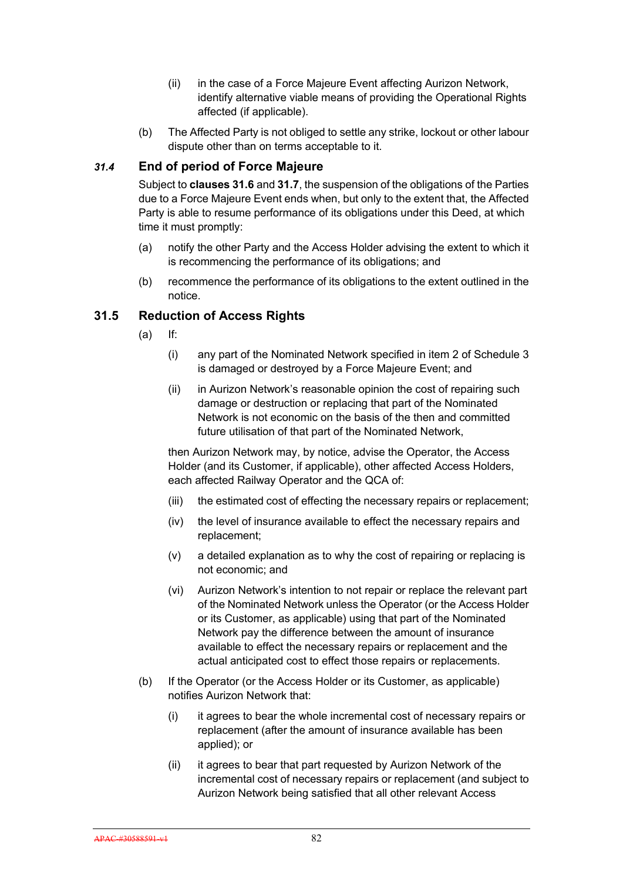(ii) in the case of a Force Majeure Event affecting Aurizon Network, identify alternative viable means of providing the Operational Rights affected (if applicable).

(b) The Affected Party is not obliged to settle any strike, lockout or other labour dispute other than on terms acceptable to it.

### *31.4* End of period of Force Majeure

Subject to **clauses 31.6** and **31.7**, the suspension of the obligations of the Parties due to a Force Majeure Event ends when, but only to the extent that, the Affected Party is able to resume performance of its obligations under this Deed, at which time it must promptly:

(a) notify the other Party and the Access Holder advising the extent to which it is recommencing the performance of its obligations; and

(b) recommence the performance of its obligations to the extent outlined in the notice.

### 31.5 Reduction of Access Rights

(a) If:

(i) any part of the Nominated Network specified in item 2 of Schedule 3 is damaged or destroyed by a Force Majeure Event; and

(ii) in Aurizon Network's reasonable opinion the cost of repairing such damage or destruction or replacing that part of the Nominated Network is not economic on the basis of the then and committed future utilisation of that part of the Nominated Network,

then Aurizon Network may, by notice, advise the Operator, the Access Holder (and its Customer, if applicable), other affected Access Holders, each affected Railway Operator and the QCA of:

(iii) the estimated cost of effecting the necessary repairs or replacement;

(iv) the level of insurance available to effect the necessary repairs and replacement;

(v) a detailed explanation as to why the cost of repairing or replacing is not economic; and

(vi) Aurizon Network's intention to not repair or replace the relevant part of the Nominated Network unless the Operator (or the Access Holder or its Customer, as applicable) using that part of the Nominated Network pay the difference between the amount of insurance available to effect the necessary repairs or replacement and the actual anticipated cost to effect those repairs or replacements.

(b) If the Operator (or the Access Holder or its Customer, as applicable) notifies Aurizon Network that:

(i) it agrees to bear the whole incremental cost of necessary repairs or replacement (after the amount of insurance available has been applied); or

(ii) it agrees to bear that part requested by Aurizon Network of the incremental cost of necessary repairs or replacement (and subject to Aurizon Network being satisfied that all other relevant Access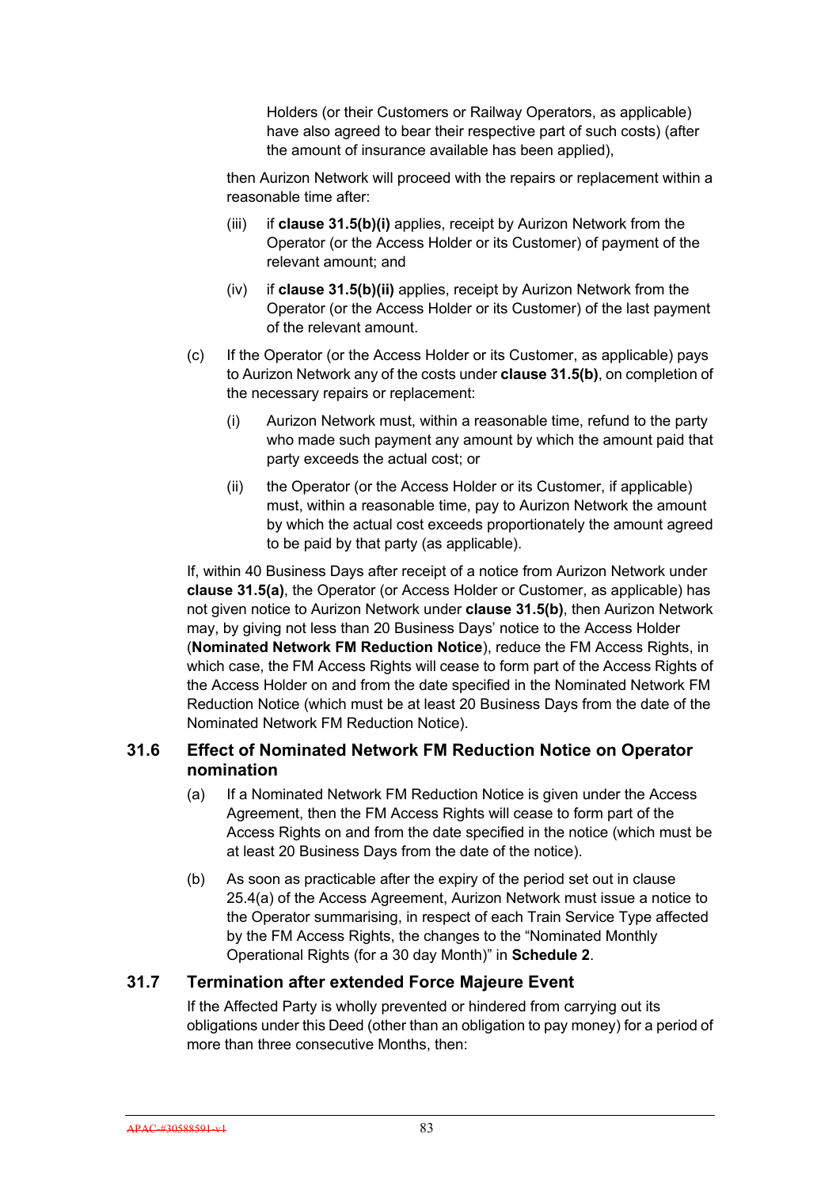Holders (or their Customers or Railway Operators, as applicable) have also agreed to bear their respective part of such costs) (after the amount of insurance available has been applied),

then Aurizon Network will proceed with the repairs or replacement within a reasonable time after:

(iii) if **clause 31.5(b)(i)** applies, receipt by Aurizon Network from the Operator (or the Access Holder or its Customer) of payment of the relevant amount; and

(iv) if **clause 31.5(b)(ii)** applies, receipt by Aurizon Network from the Operator (or the Access Holder or its Customer) of the last payment of the relevant amount.

(c) If the Operator (or the Access Holder or its Customer, as applicable) pays to Aurizon Network any of the costs under **clause 31.5(b)**, on completion of the necessary repairs or replacement:

(i) Aurizon Network must, within a reasonable time, refund to the party who made such payment any amount by which the amount paid that party exceeds the actual cost; or

(ii) the Operator (or the Access Holder or its Customer, if applicable) must, within a reasonable time, pay to Aurizon Network the amount by which the actual cost exceeds proportionately the amount agreed to be paid by that party (as applicable).

If, within 40 Business Days after receipt of a notice from Aurizon Network under **clause 31.5(a)**, the Operator (or Access Holder or Customer, as applicable) has not given notice to Aurizon Network under **clause 31.5(b)**, then Aurizon Network may, by giving not less than 20 Business Days' notice to the Access Holder (**Nominated Network FM Reduction Notice**), reduce the FM Access Rights, in which case, the FM Access Rights will cease to form part of the Access Rights of the Access Holder on and from the date specified in the Nominated Network FM Reduction Notice (which must be at least 20 Business Days from the date of the Nominated Network FM Reduction Notice).

## 31.6 Effect of Nominated Network FM Reduction Notice on Operator nomination

(a) If a Nominated Network FM Reduction Notice is given under the Access Agreement, then the FM Access Rights will cease to form part of the Access Rights on and from the date specified in the notice (which must be at least 20 Business Days from the date of the notice).

(b) As soon as practicable after the expiry of the period set out in clause 25.4(a) of the Access Agreement, Aurizon Network must issue a notice to the Operator summarising, in respect of each Train Service Type affected by the FM Access Rights, the changes to the "Nominated Monthly Operational Rights (for a 30 day Month)" in **Schedule 2**.

## 31.7 Termination after extended Force Majeure Event

If the Affected Party is wholly prevented or hindered from carrying out its obligations under this Deed (other than an obligation to pay money) for a period of more than three consecutive Months, then: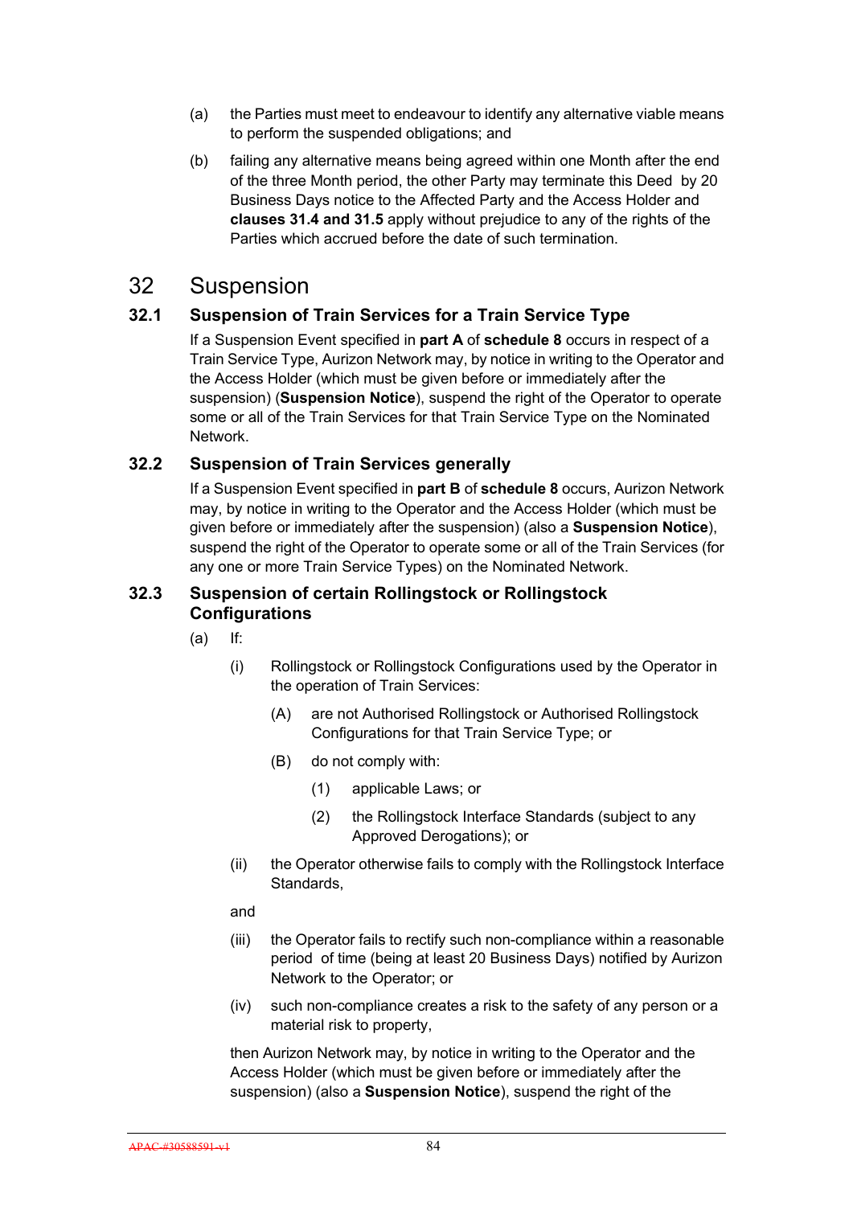(a) the Parties must meet to endeavour to identify any alternative viable means to perform the suspended obligations; and

(b) failing any alternative means being agreed within one Month after the end of the three Month period, the other Party may terminate this Deed by 20 Business Days notice to the Affected Party and the Access Holder and **clauses 31.4 and 31.5** apply without prejudice to any of the rights of the Parties which accrued before the date of such termination.

# 32 Suspension

## 32.1 Suspension of Train Services for a Train Service Type

If a Suspension Event specified in **part A** of **schedule 8** occurs in respect of a Train Service Type, Aurizon Network may, by notice in writing to the Operator and the Access Holder (which must be given before or immediately after the suspension) (**Suspension Notice**), suspend the right of the Operator to operate some or all of the Train Services for that Train Service Type on the Nominated Network.

## 32.2 Suspension of Train Services generally

If a Suspension Event specified in **part B** of **schedule 8** occurs, Aurizon Network may, by notice in writing to the Operator and the Access Holder (which must be given before or immediately after the suspension) (also a **Suspension Notice**), suspend the right of the Operator to operate some or all of the Train Services (for any one or more Train Service Types) on the Nominated Network.

## 32.3 Suspension of certain Rollingstock or Rollingstock Configurations

(a) If:

- (i) Rollingstock or Rollingstock Configurations used by the Operator in the operation of Train Services:
  - (A) are not Authorised Rollingstock or Authorised Rollingstock Configurations for that Train Service Type; or
  - (B) do not comply with:
    - (1) applicable Laws; or
    - (2) the Rollingstock Interface Standards (subject to any Approved Derogations); or
- (ii) the Operator otherwise fails to comply with the Rollingstock Interface Standards,

and

- (iii) the Operator fails to rectify such non-compliance within a reasonable period of time (being at least 20 Business Days) notified by Aurizon Network to the Operator; or
- (iv) such non-compliance creates a risk to the safety of any person or a material risk to property,

then Aurizon Network may, by notice in writing to the Operator and the Access Holder (which must be given before or immediately after the suspension) (also a **Suspension Notice**), suspend the right of the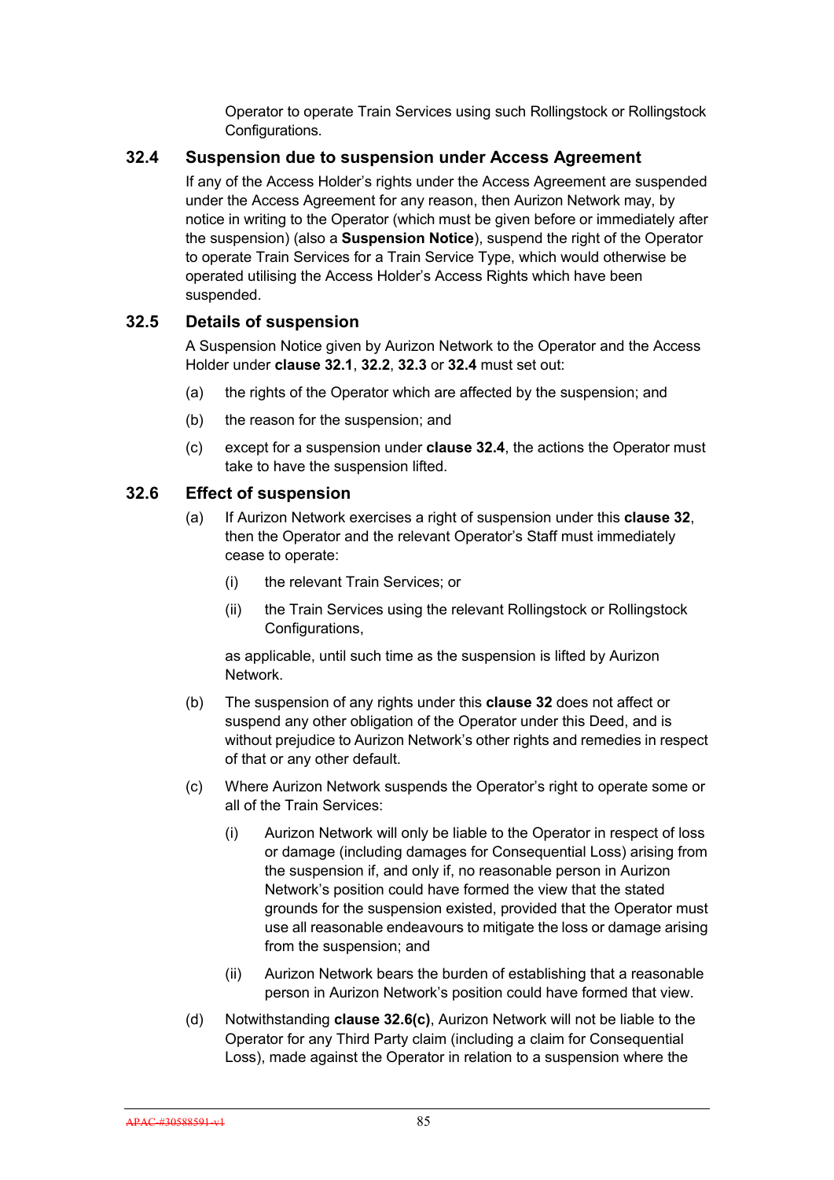Operator to operate Train Services using such Rollingstock or Rollingstock Configurations.

## 32.4 Suspension due to suspension under Access Agreement

If any of the Access Holder's rights under the Access Agreement are suspended under the Access Agreement for any reason, then Aurizon Network may, by notice in writing to the Operator (which must be given before or immediately after the suspension) (also a **Suspension Notice**), suspend the right of the Operator to operate Train Services for a Train Service Type, which would otherwise be operated utilising the Access Holder's Access Rights which have been suspended.

## 32.5 Details of suspension

A Suspension Notice given by Aurizon Network to the Operator and the Access Holder under **clause 32.1**, **32.2**, **32.3** or **32.4** must set out:

(a) the rights of the Operator which are affected by the suspension; and

(b) the reason for the suspension; and

(c) except for a suspension under **clause 32.4**, the actions the Operator must take to have the suspension lifted.

## 32.6 Effect of suspension

(a) If Aurizon Network exercises a right of suspension under this **clause 32**, then the Operator and the relevant Operator's Staff must immediately cease to operate:

(i) the relevant Train Services; or

(ii) the Train Services using the relevant Rollingstock or Rollingstock Configurations,

as applicable, until such time as the suspension is lifted by Aurizon Network.

(b) The suspension of any rights under this **clause 32** does not affect or suspend any other obligation of the Operator under this Deed, and is without prejudice to Aurizon Network's other rights and remedies in respect of that or any other default.

(c) Where Aurizon Network suspends the Operator's right to operate some or all of the Train Services:

(i) Aurizon Network will only be liable to the Operator in respect of loss or damage (including damages for Consequential Loss) arising from the suspension if, and only if, no reasonable person in Aurizon Network's position could have formed the view that the stated grounds for the suspension existed, provided that the Operator must use all reasonable endeavours to mitigate the loss or damage arising from the suspension; and

(ii) Aurizon Network bears the burden of establishing that a reasonable person in Aurizon Network's position could have formed that view.

(d) Notwithstanding **clause 32.6(c)**, Aurizon Network will not be liable to the Operator for any Third Party claim (including a claim for Consequential Loss), made against the Operator in relation to a suspension where the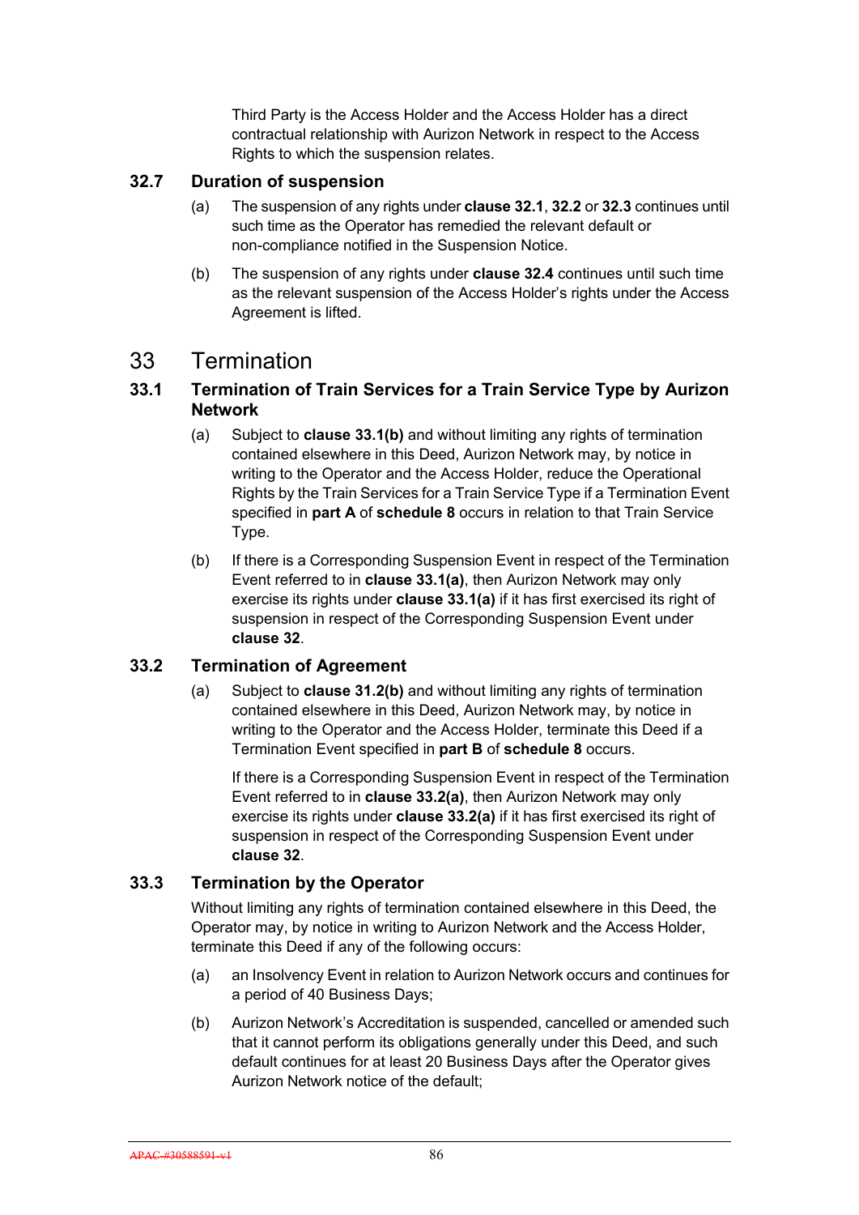Third Party is the Access Holder and the Access Holder has a direct contractual relationship with Aurizon Network in respect to the Access Rights to which the suspension relates.

### 32.7 Duration of suspension

(a) The suspension of any rights under **clause 32.1**, **32.2** or **32.3** continues until such time as the Operator has remedied the relevant default or non-compliance notified in the Suspension Notice.

(b) The suspension of any rights under **clause 32.4** continues until such time as the relevant suspension of the Access Holder's rights under the Access Agreement is lifted.

## 33 Termination

### 33.1 Termination of Train Services for a Train Service Type by Aurizon Network

(a) Subject to **clause 33.1(b)** and without limiting any rights of termination contained elsewhere in this Deed, Aurizon Network may, by notice in writing to the Operator and the Access Holder, reduce the Operational Rights by the Train Services for a Train Service Type if a Termination Event specified in **part A** of **schedule 8** occurs in relation to that Train Service Type.

(b) If there is a Corresponding Suspension Event in respect of the Termination Event referred to in **clause 33.1(a)**, then Aurizon Network may only exercise its rights under **clause 33.1(a)** if it has first exercised its right of suspension in respect of the Corresponding Suspension Event under **clause 32**.

### 33.2 Termination of Agreement

(a) Subject to **clause 31.2(b)** and without limiting any rights of termination contained elsewhere in this Deed, Aurizon Network may, by notice in writing to the Operator and the Access Holder, terminate this Deed if a Termination Event specified in **part B** of **schedule 8** occurs.

If there is a Corresponding Suspension Event in respect of the Termination Event referred to in **clause 33.2(a)**, then Aurizon Network may only exercise its rights under **clause 33.2(a)** if it has first exercised its right of suspension in respect of the Corresponding Suspension Event under **clause 32**.

### 33.3 Termination by the Operator

Without limiting any rights of termination contained elsewhere in this Deed, the Operator may, by notice in writing to Aurizon Network and the Access Holder, terminate this Deed if any of the following occurs:

(a) an Insolvency Event in relation to Aurizon Network occurs and continues for a period of 40 Business Days;

(b) Aurizon Network's Accreditation is suspended, cancelled or amended such that it cannot perform its obligations generally under this Deed, and such default continues for at least 20 Business Days after the Operator gives Aurizon Network notice of the default;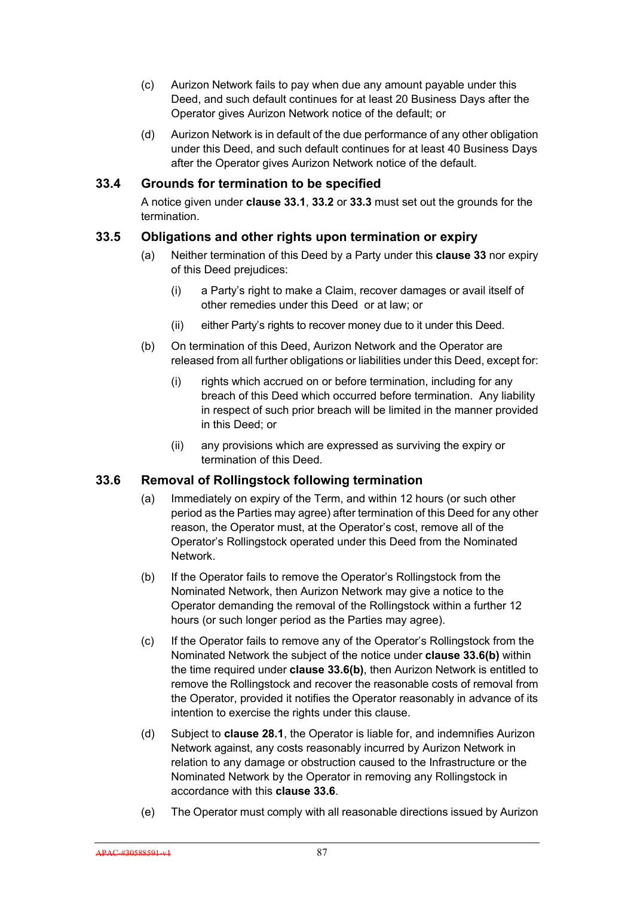(c) Aurizon Network fails to pay when due any amount payable under this Deed, and such default continues for at least 20 Business Days after the Operator gives Aurizon Network notice of the default; or

(d) Aurizon Network is in default of the due performance of any other obligation under this Deed, and such default continues for at least 40 Business Days after the Operator gives Aurizon Network notice of the default.

### 33.4 Grounds for termination to be specified

A notice given under **clause 33.1**, **33.2** or **33.3** must set out the grounds for the termination.

### 33.5 Obligations and other rights upon termination or expiry

(a) Neither termination of this Deed by a Party under this **clause 33** nor expiry of this Deed prejudices:

   (i) a Party's right to make a Claim, recover damages or avail itself of other remedies under this Deed or at law; or

   (ii) either Party's rights to recover money due to it under this Deed.

(b) On termination of this Deed, Aurizon Network and the Operator are released from all further obligations or liabilities under this Deed, except for:

   (i) rights which accrued on or before termination, including for any breach of this Deed which occurred before termination. Any liability in respect of such prior breach will be limited in the manner provided in this Deed; or

   (ii) any provisions which are expressed as surviving the expiry or termination of this Deed.

### 33.6 Removal of Rollingstock following termination

(a) Immediately on expiry of the Term, and within 12 hours (or such other period as the Parties may agree) after termination of this Deed for any other reason, the Operator must, at the Operator's cost, remove all of the Operator's Rollingstock operated under this Deed from the Nominated Network.

(b) If the Operator fails to remove the Operator's Rollingstock from the Nominated Network, then Aurizon Network may give a notice to the Operator demanding the removal of the Rollingstock within a further 12 hours (or such longer period as the Parties may agree).

(c) If the Operator fails to remove any of the Operator's Rollingstock from the Nominated Network the subject of the notice under **clause 33.6(b)** within the time required under **clause 33.6(b)**, then Aurizon Network is entitled to remove the Rollingstock and recover the reasonable costs of removal from the Operator, provided it notifies the Operator reasonably in advance of its intention to exercise the rights under this clause.

(d) Subject to **clause 28.1**, the Operator is liable for, and indemnifies Aurizon Network against, any costs reasonably incurred by Aurizon Network in relation to any damage or obstruction caused to the Infrastructure or the Nominated Network by the Operator in removing any Rollingstock in accordance with this **clause 33.6**.

(e) The Operator must comply with all reasonable directions issued by Aurizon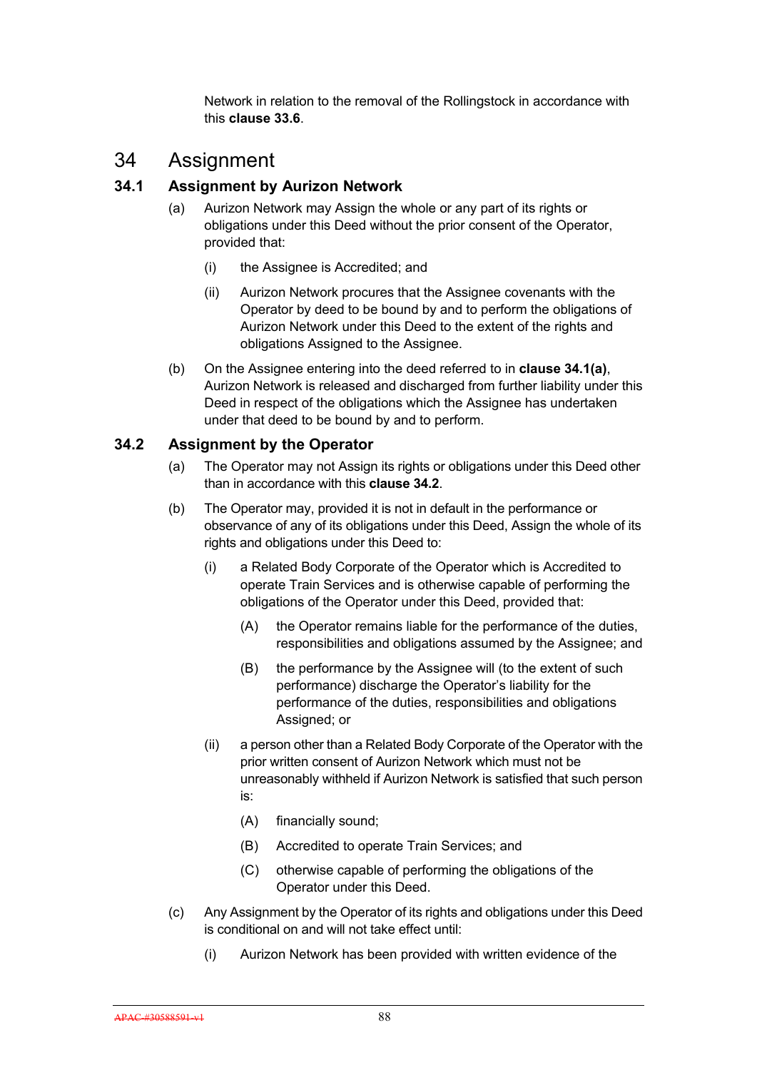Network in relation to the removal of the Rollingstock in accordance with this **clause 33.6**.

# 34 Assignment

## 34.1 Assignment by Aurizon Network

(a) Aurizon Network may Assign the whole or any part of its rights or obligations under this Deed without the prior consent of the Operator, provided that:

  (i) the Assignee is Accredited; and

  (ii) Aurizon Network procures that the Assignee covenants with the Operator by deed to be bound by and to perform the obligations of Aurizon Network under this Deed to the extent of the rights and obligations Assigned to the Assignee.

(b) On the Assignee entering into the deed referred to in **clause 34.1(a)**, Aurizon Network is released and discharged from further liability under this Deed in respect of the obligations which the Assignee has undertaken under that deed to be bound by and to perform.

## 34.2 Assignment by the Operator

(a) The Operator may not Assign its rights or obligations under this Deed other than in accordance with this **clause 34.2**.

(b) The Operator may, provided it is not in default in the performance or observance of any of its obligations under this Deed, Assign the whole of its rights and obligations under this Deed to:

  (i) a Related Body Corporate of the Operator which is Accredited to operate Train Services and is otherwise capable of performing the obligations of the Operator under this Deed, provided that:

    (A) the Operator remains liable for the performance of the duties, responsibilities and obligations assumed by the Assignee; and

    (B) the performance by the Assignee will (to the extent of such performance) discharge the Operator's liability for the performance of the duties, responsibilities and obligations Assigned; or

  (ii) a person other than a Related Body Corporate of the Operator with the prior written consent of Aurizon Network which must not be unreasonably withheld if Aurizon Network is satisfied that such person is:

    (A) financially sound;

    (B) Accredited to operate Train Services; and

    (C) otherwise capable of performing the obligations of the Operator under this Deed.

(c) Any Assignment by the Operator of its rights and obligations under this Deed is conditional on and will not take effect until:

  (i) Aurizon Network has been provided with written evidence of the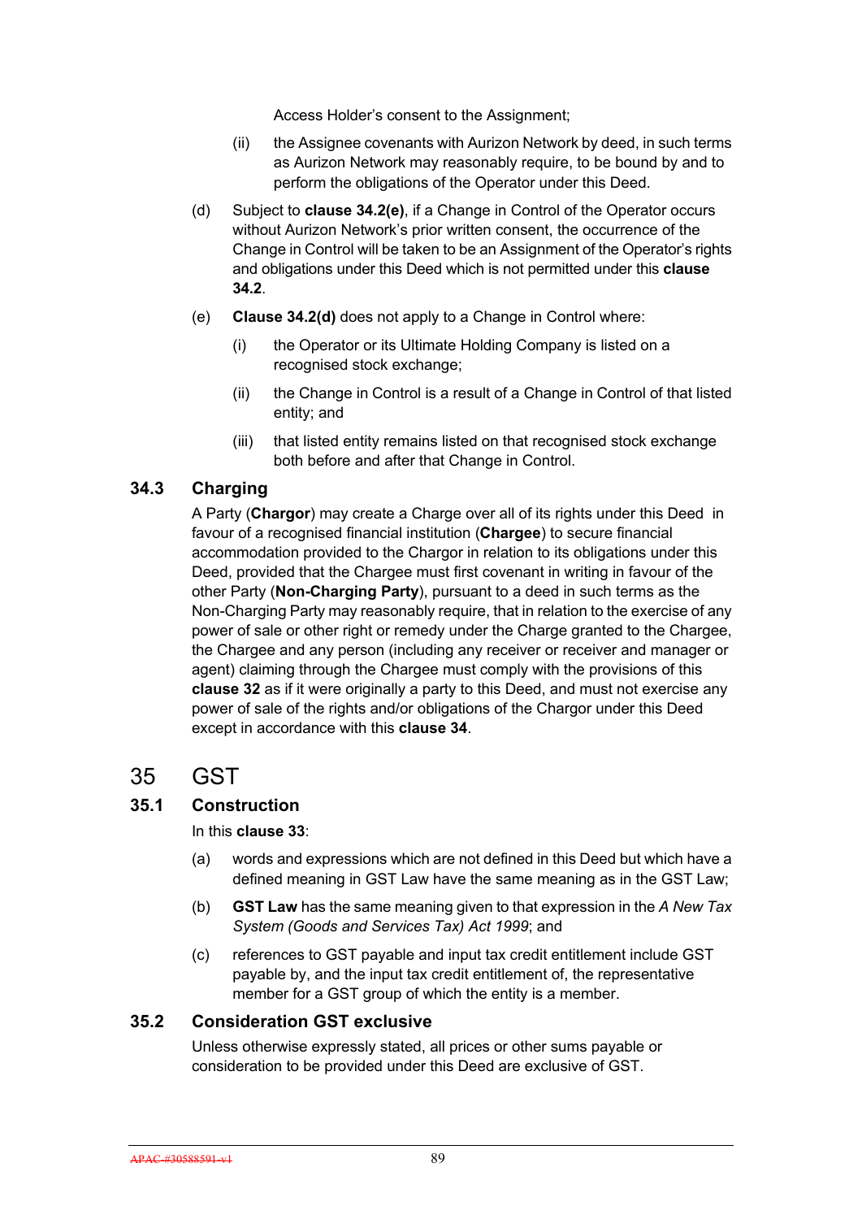Access Holder's consent to the Assignment;

(ii) the Assignee covenants with Aurizon Network by deed, in such terms as Aurizon Network may reasonably require, to be bound by and to perform the obligations of the Operator under this Deed.

(d) Subject to **clause 34.2(e)**, if a Change in Control of the Operator occurs without Aurizon Network's prior written consent, the occurrence of the Change in Control will be taken to be an Assignment of the Operator's rights and obligations under this Deed which is not permitted under this **clause 34.2**.

(e) **Clause 34.2(d)** does not apply to a Change in Control where:

(i) the Operator or its Ultimate Holding Company is listed on a recognised stock exchange;

(ii) the Change in Control is a result of a Change in Control of that listed entity; and

(iii) that listed entity remains listed on that recognised stock exchange both before and after that Change in Control.

### 34.3 Charging

A Party (**Chargor**) may create a Charge over all of its rights under this Deed in favour of a recognised financial institution (**Chargee**) to secure financial accommodation provided to the Chargor in relation to its obligations under this Deed, provided that the Chargee must first covenant in writing in favour of the other Party (**Non-Charging Party**), pursuant to a deed in such terms as the Non-Charging Party may reasonably require, that in relation to the exercise of any power of sale or other right or remedy under the Charge granted to the Chargee, the Chargee and any person (including any receiver or receiver and manager or agent) claiming through the Chargee must comply with the provisions of this **clause 32** as if it were originally a party to this Deed, and must not exercise any power of sale of the rights and/or obligations of the Chargor under this Deed except in accordance with this **clause 34**.

## 35 GST

### 35.1 Construction

In this **clause 33**:

(a) words and expressions which are not defined in this Deed but which have a defined meaning in GST Law have the same meaning as in the GST Law;

(b) **GST Law** has the same meaning given to that expression in the *A New Tax System (Goods and Services Tax) Act 1999*; and

(c) references to GST payable and input tax credit entitlement include GST payable by, and the input tax credit entitlement of, the representative member for a GST group of which the entity is a member.

### 35.2 Consideration GST exclusive

Unless otherwise expressly stated, all prices or other sums payable or consideration to be provided under this Deed are exclusive of GST.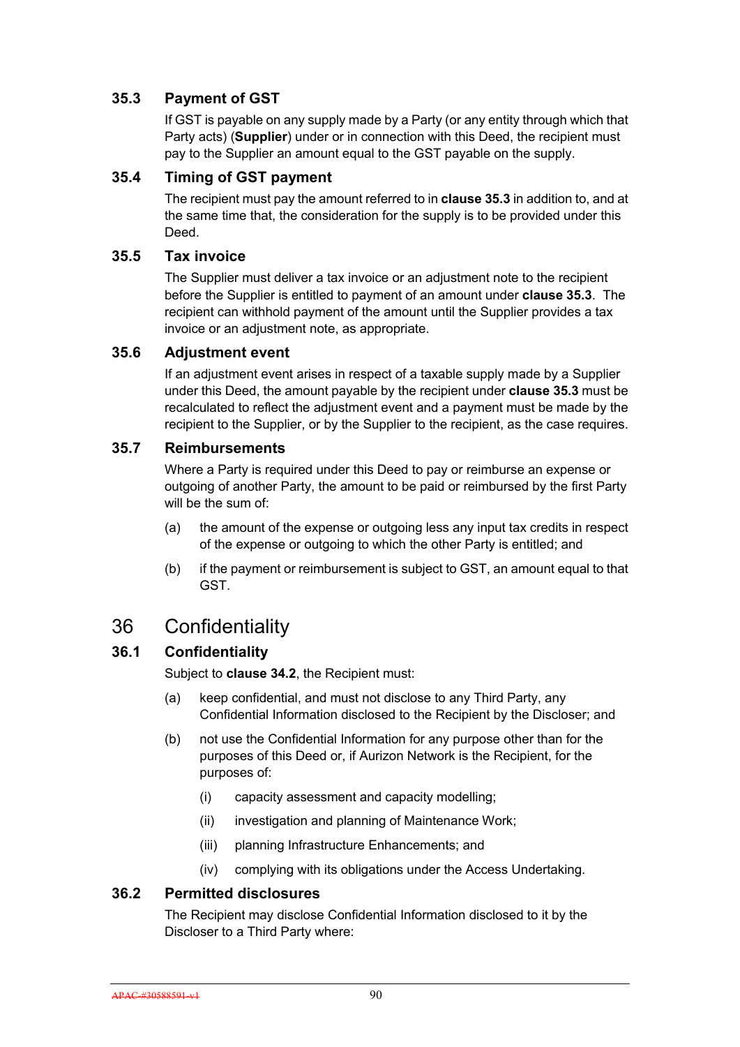### 35.3 Payment of GST

If GST is payable on any supply made by a Party (or any entity through which that Party acts) (**Supplier**) under or in connection with this Deed, the recipient must pay to the Supplier an amount equal to the GST payable on the supply.

### 35.4 Timing of GST payment

The recipient must pay the amount referred to in **clause 35.3** in addition to, and at the same time that, the consideration for the supply is to be provided under this Deed.

### 35.5 Tax invoice

The Supplier must deliver a tax invoice or an adjustment note to the recipient before the Supplier is entitled to payment of an amount under **clause 35.3**. The recipient can withhold payment of the amount until the Supplier provides a tax invoice or an adjustment note, as appropriate.

### 35.6 Adjustment event

If an adjustment event arises in respect of a taxable supply made by a Supplier under this Deed, the amount payable by the recipient under **clause 35.3** must be recalculated to reflect the adjustment event and a payment must be made by the recipient to the Supplier, or by the Supplier to the recipient, as the case requires.

### 35.7 Reimbursements

Where a Party is required under this Deed to pay or reimburse an expense or outgoing of another Party, the amount to be paid or reimbursed by the first Party will be the sum of:

(a) the amount of the expense or outgoing less any input tax credits in respect of the expense or outgoing to which the other Party is entitled; and

(b) if the payment or reimbursement is subject to GST, an amount equal to that GST.

## 36 Confidentiality

### 36.1 Confidentiality

Subject to **clause 34.2**, the Recipient must:

(a) keep confidential, and must not disclose to any Third Party, any Confidential Information disclosed to the Recipient by the Discloser; and

(b) not use the Confidential Information for any purpose other than for the purposes of this Deed or, if Aurizon Network is the Recipient, for the purposes of:

  (i) capacity assessment and capacity modelling;

  (ii) investigation and planning of Maintenance Work;

  (iii) planning Infrastructure Enhancements; and

  (iv) complying with its obligations under the Access Undertaking.

### 36.2 Permitted disclosures

The Recipient may disclose Confidential Information disclosed to it by the Discloser to a Third Party where: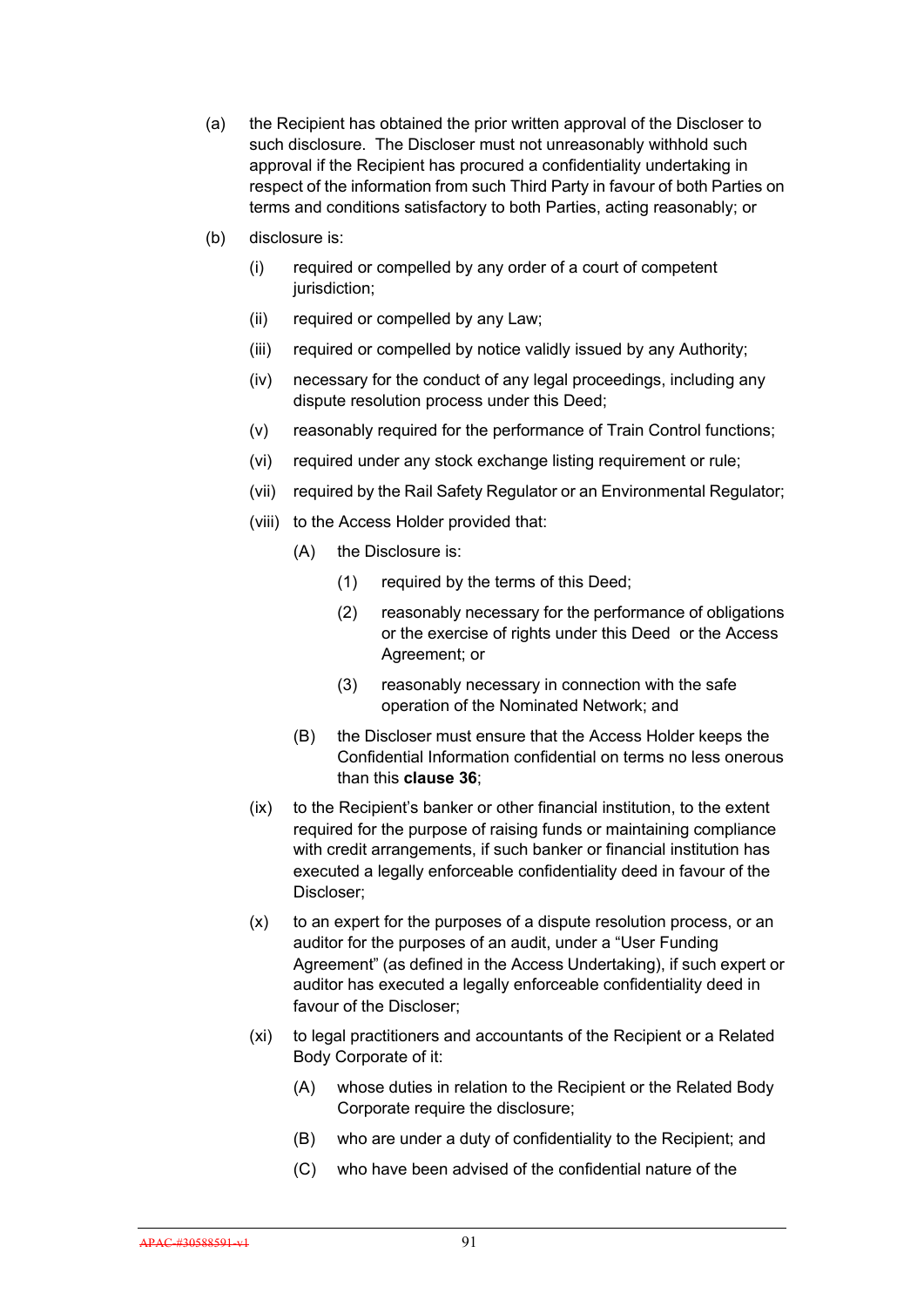(a) the Recipient has obtained the prior written approval of the Discloser to such disclosure. The Discloser must not unreasonably withhold such approval if the Recipient has procured a confidentiality undertaking in respect of the information from such Third Party in favour of both Parties on terms and conditions satisfactory to both Parties, acting reasonably; or

(b) disclosure is:

   (i) required or compelled by any order of a court of competent jurisdiction;

   (ii) required or compelled by any Law;

   (iii) required or compelled by notice validly issued by any Authority;

   (iv) necessary for the conduct of any legal proceedings, including any dispute resolution process under this Deed;

   (v) reasonably required for the performance of Train Control functions;

   (vi) required under any stock exchange listing requirement or rule;

   (vii) required by the Rail Safety Regulator or an Environmental Regulator;

   (viii) to the Access Holder provided that:

      (A) the Disclosure is:

         (1) required by the terms of this Deed;

         (2) reasonably necessary for the performance of obligations or the exercise of rights under this Deed or the Access Agreement; or

         (3) reasonably necessary in connection with the safe operation of the Nominated Network; and

      (B) the Discloser must ensure that the Access Holder keeps the Confidential Information confidential on terms no less onerous than this **clause 36**;

   (ix) to the Recipient's banker or other financial institution, to the extent required for the purpose of raising funds or maintaining compliance with credit arrangements, if such banker or financial institution has executed a legally enforceable confidentiality deed in favour of the Discloser;

   (x) to an expert for the purposes of a dispute resolution process, or an auditor for the purposes of an audit, under a "User Funding Agreement" (as defined in the Access Undertaking), if such expert or auditor has executed a legally enforceable confidentiality deed in favour of the Discloser;

   (xi) to legal practitioners and accountants of the Recipient or a Related Body Corporate of it:

      (A) whose duties in relation to the Recipient or the Related Body Corporate require the disclosure;

      (B) who are under a duty of confidentiality to the Recipient; and

      (C) who have been advised of the confidential nature of the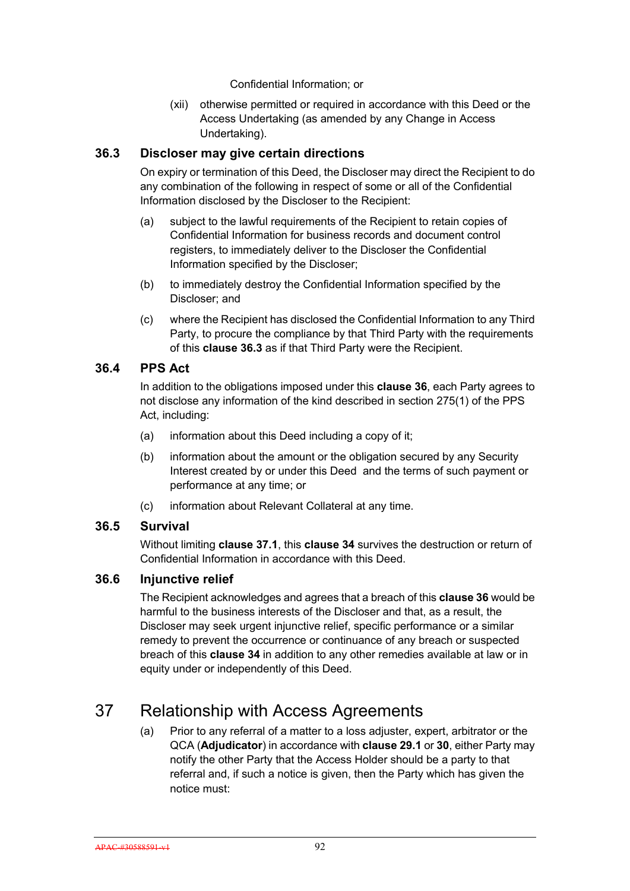Confidential Information; or

(xii) otherwise permitted or required in accordance with this Deed or the Access Undertaking (as amended by any Change in Access Undertaking).

### 36.3 Discloser may give certain directions

On expiry or termination of this Deed, the Discloser may direct the Recipient to do any combination of the following in respect of some or all of the Confidential Information disclosed by the Discloser to the Recipient:

(a) subject to the lawful requirements of the Recipient to retain copies of Confidential Information for business records and document control registers, to immediately deliver to the Discloser the Confidential Information specified by the Discloser;

(b) to immediately destroy the Confidential Information specified by the Discloser; and

(c) where the Recipient has disclosed the Confidential Information to any Third Party, to procure the compliance by that Third Party with the requirements of this **clause 36.3** as if that Third Party were the Recipient.

### 36.4 PPS Act

In addition to the obligations imposed under this **clause 36**, each Party agrees to not disclose any information of the kind described in section 275(1) of the PPS Act, including:

(a) information about this Deed including a copy of it;

(b) information about the amount or the obligation secured by any Security Interest created by or under this Deed and the terms of such payment or performance at any time; or

(c) information about Relevant Collateral at any time.

### 36.5 Survival

Without limiting **clause 37.1**, this **clause 34** survives the destruction or return of Confidential Information in accordance with this Deed.

### 36.6 Injunctive relief

The Recipient acknowledges and agrees that a breach of this **clause 36** would be harmful to the business interests of the Discloser and that, as a result, the Discloser may seek urgent injunctive relief, specific performance or a similar remedy to prevent the occurrence or continuance of any breach or suspected breach of this **clause 34** in addition to any other remedies available at law or in equity under or independently of this Deed.

## 37 Relationship with Access Agreements

(a) Prior to any referral of a matter to a loss adjuster, expert, arbitrator or the QCA (**Adjudicator**) in accordance with **clause 29.1** or **30**, either Party may notify the other Party that the Access Holder should be a party to that referral and, if such a notice is given, then the Party which has given the notice must: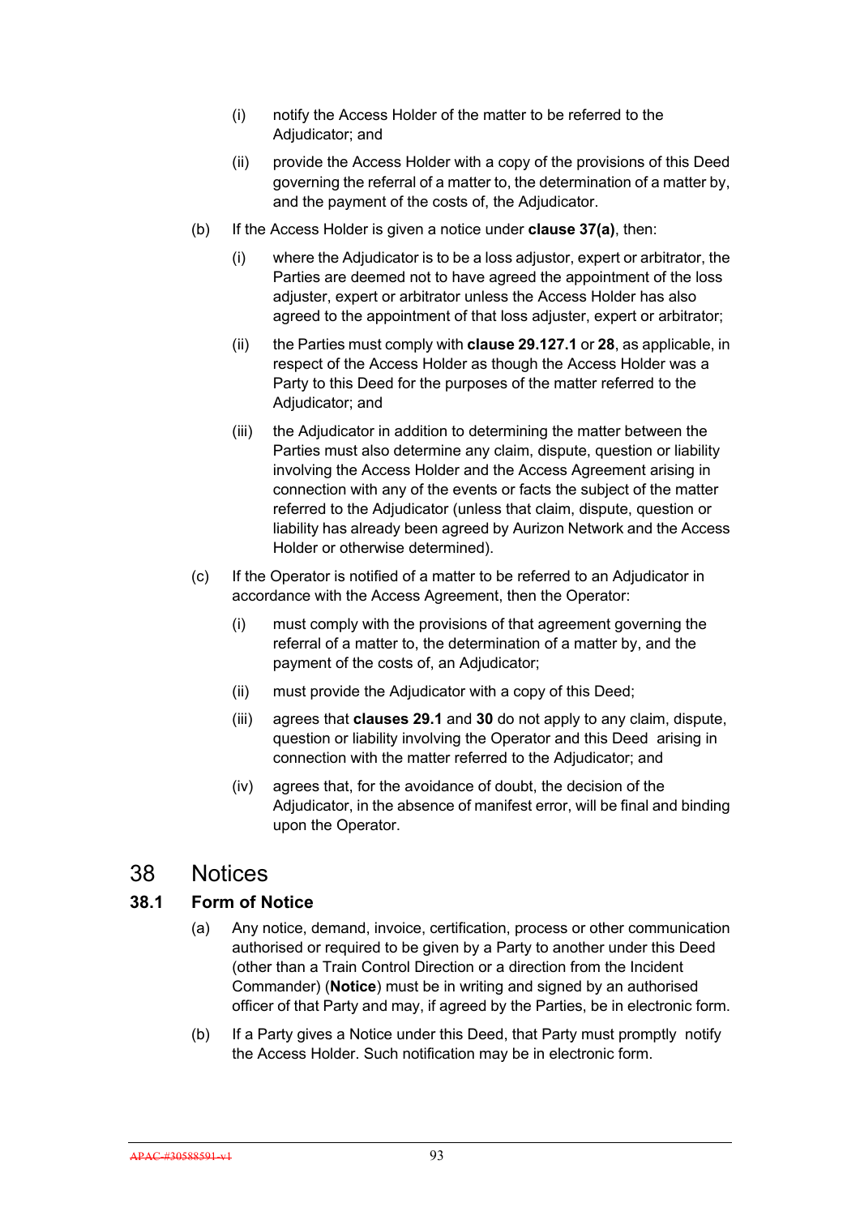(i) notify the Access Holder of the matter to be referred to the Adjudicator; and

(ii) provide the Access Holder with a copy of the provisions of this Deed governing the referral of a matter to, the determination of a matter by, and the payment of the costs of, the Adjudicator.

(b) If the Access Holder is given a notice under **clause 37(a)**, then:

(i) where the Adjudicator is to be a loss adjustor, expert or arbitrator, the Parties are deemed not to have agreed the appointment of the loss adjuster, expert or arbitrator unless the Access Holder has also agreed to the appointment of that loss adjuster, expert or arbitrator;

(ii) the Parties must comply with **clause 29.127.1** or **28**, as applicable, in respect of the Access Holder as though the Access Holder was a Party to this Deed for the purposes of the matter referred to the Adjudicator; and

(iii) the Adjudicator in addition to determining the matter between the Parties must also determine any claim, dispute, question or liability involving the Access Holder and the Access Agreement arising in connection with any of the events or facts the subject of the matter referred to the Adjudicator (unless that claim, dispute, question or liability has already been agreed by Aurizon Network and the Access Holder or otherwise determined).

(c) If the Operator is notified of a matter to be referred to an Adjudicator in accordance with the Access Agreement, then the Operator:

(i) must comply with the provisions of that agreement governing the referral of a matter to, the determination of a matter by, and the payment of the costs of, an Adjudicator;

(ii) must provide the Adjudicator with a copy of this Deed;

(iii) agrees that **clauses 29.1** and **30** do not apply to any claim, dispute, question or liability involving the Operator and this Deed arising in connection with the matter referred to the Adjudicator; and

(iv) agrees that, for the avoidance of doubt, the decision of the Adjudicator, in the absence of manifest error, will be final and binding upon the Operator.

# 38 Notices

## 38.1 Form of Notice

(a) Any notice, demand, invoice, certification, process or other communication authorised or required to be given by a Party to another under this Deed (other than a Train Control Direction or a direction from the Incident Commander) (**Notice**) must be in writing and signed by an authorised officer of that Party and may, if agreed by the Parties, be in electronic form.

(b) If a Party gives a Notice under this Deed, that Party must promptly notify the Access Holder. Such notification may be in electronic form.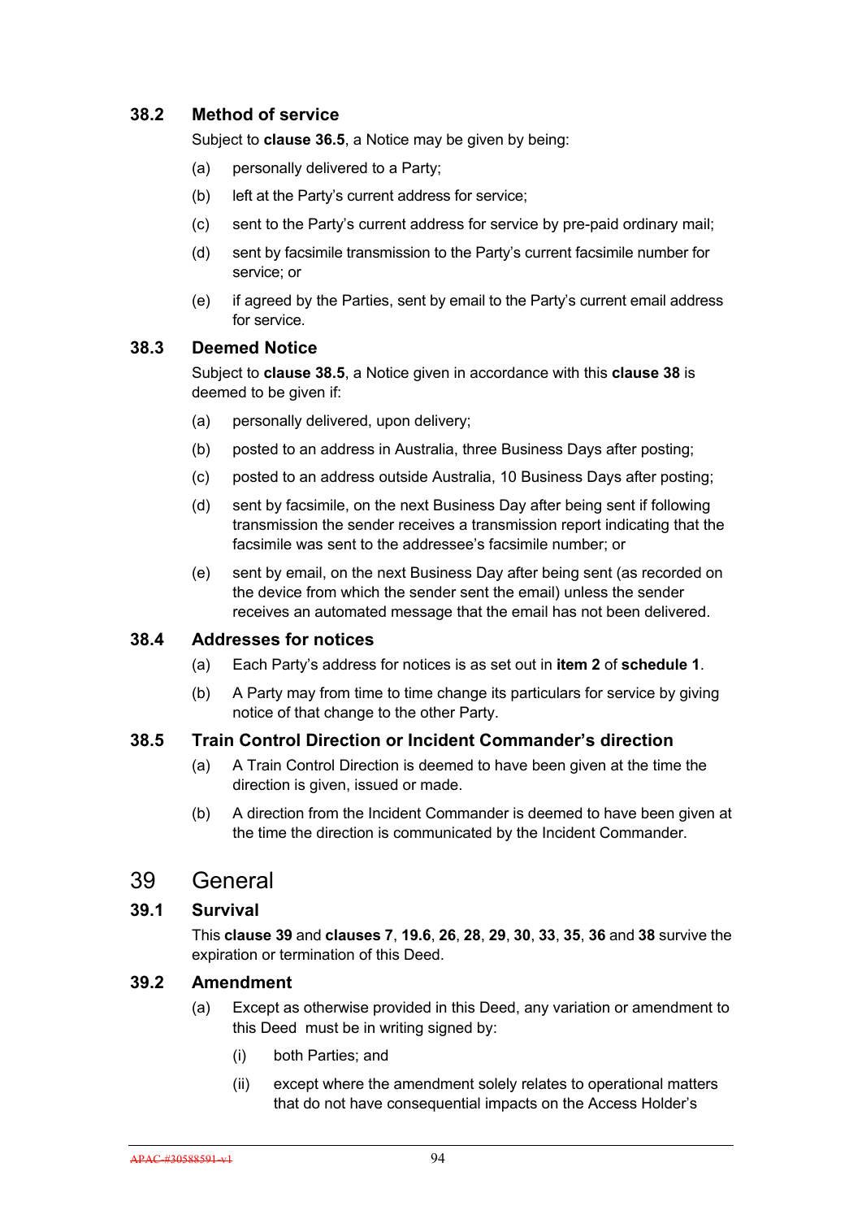### 38.2 Method of service

Subject to **clause 36.5**, a Notice may be given by being:

(a) personally delivered to a Party;

(b) left at the Party's current address for service;

(c) sent to the Party's current address for service by pre-paid ordinary mail;

(d) sent by facsimile transmission to the Party's current facsimile number for service; or

(e) if agreed by the Parties, sent by email to the Party's current email address for service.

### 38.3 Deemed Notice

Subject to **clause 38.5**, a Notice given in accordance with this **clause 38** is deemed to be given if:

(a) personally delivered, upon delivery;

(b) posted to an address in Australia, three Business Days after posting;

(c) posted to an address outside Australia, 10 Business Days after posting;

(d) sent by facsimile, on the next Business Day after being sent if following transmission the sender receives a transmission report indicating that the facsimile was sent to the addressee's facsimile number; or

(e) sent by email, on the next Business Day after being sent (as recorded on the device from which the sender sent the email) unless the sender receives an automated message that the email has not been delivered.

### 38.4 Addresses for notices

(a) Each Party's address for notices is as set out in **item 2** of **schedule 1**.

(b) A Party may from time to time change its particulars for service by giving notice of that change to the other Party.

### 38.5 Train Control Direction or Incident Commander's direction

(a) A Train Control Direction is deemed to have been given at the time the direction is given, issued or made.

(b) A direction from the Incident Commander is deemed to have been given at the time the direction is communicated by the Incident Commander.

## 39 General

### 39.1 Survival

This **clause 39** and **clauses 7**, **19.6**, **26**, **28**, **29**, **30**, **33**, **35**, **36** and **38** survive the expiration or termination of this Deed.

### 39.2 Amendment

(a) Except as otherwise provided in this Deed, any variation or amendment to this Deed must be in writing signed by:

(i) both Parties; and

(ii) except where the amendment solely relates to operational matters that do not have consequential impacts on the Access Holder's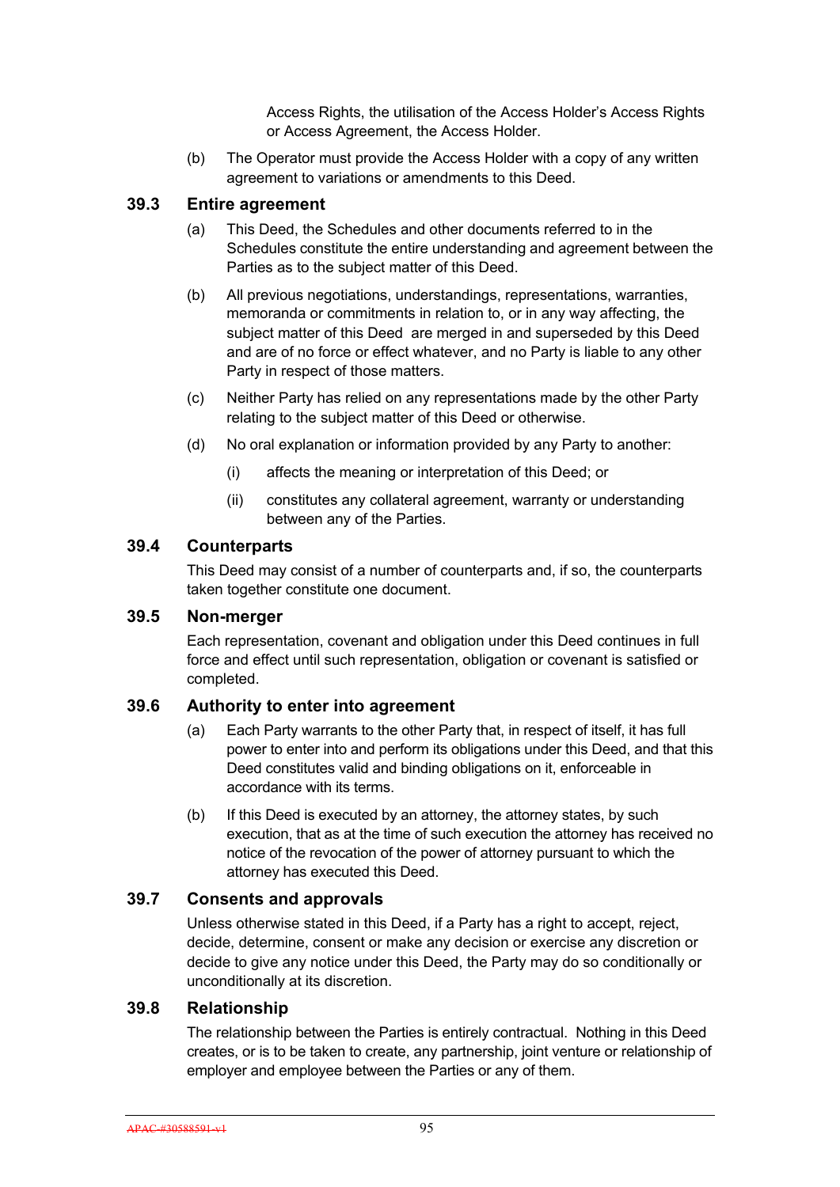Access Rights, the utilisation of the Access Holder's Access Rights or Access Agreement, the Access Holder.

(b) The Operator must provide the Access Holder with a copy of any written agreement to variations or amendments to this Deed.

### 39.3 Entire agreement

(a) This Deed, the Schedules and other documents referred to in the Schedules constitute the entire understanding and agreement between the Parties as to the subject matter of this Deed.

(b) All previous negotiations, understandings, representations, warranties, memoranda or commitments in relation to, or in any way affecting, the subject matter of this Deed are merged in and superseded by this Deed and are of no force or effect whatever, and no Party is liable to any other Party in respect of those matters.

(c) Neither Party has relied on any representations made by the other Party relating to the subject matter of this Deed or otherwise.

(d) No oral explanation or information provided by any Party to another:

(i) affects the meaning or interpretation of this Deed; or

(ii) constitutes any collateral agreement, warranty or understanding between any of the Parties.

### 39.4 Counterparts

This Deed may consist of a number of counterparts and, if so, the counterparts taken together constitute one document.

### 39.5 Non-merger

Each representation, covenant and obligation under this Deed continues in full force and effect until such representation, obligation or covenant is satisfied or completed.

### 39.6 Authority to enter into agreement

(a) Each Party warrants to the other Party that, in respect of itself, it has full power to enter into and perform its obligations under this Deed, and that this Deed constitutes valid and binding obligations on it, enforceable in accordance with its terms.

(b) If this Deed is executed by an attorney, the attorney states, by such execution, that as at the time of such execution the attorney has received no notice of the revocation of the power of attorney pursuant to which the attorney has executed this Deed.

### 39.7 Consents and approvals

Unless otherwise stated in this Deed, if a Party has a right to accept, reject, decide, determine, consent or make any decision or exercise any discretion or decide to give any notice under this Deed, the Party may do so conditionally or unconditionally at its discretion.

### 39.8 Relationship

The relationship between the Parties is entirely contractual. Nothing in this Deed creates, or is to be taken to create, any partnership, joint venture or relationship of employer and employee between the Parties or any of them.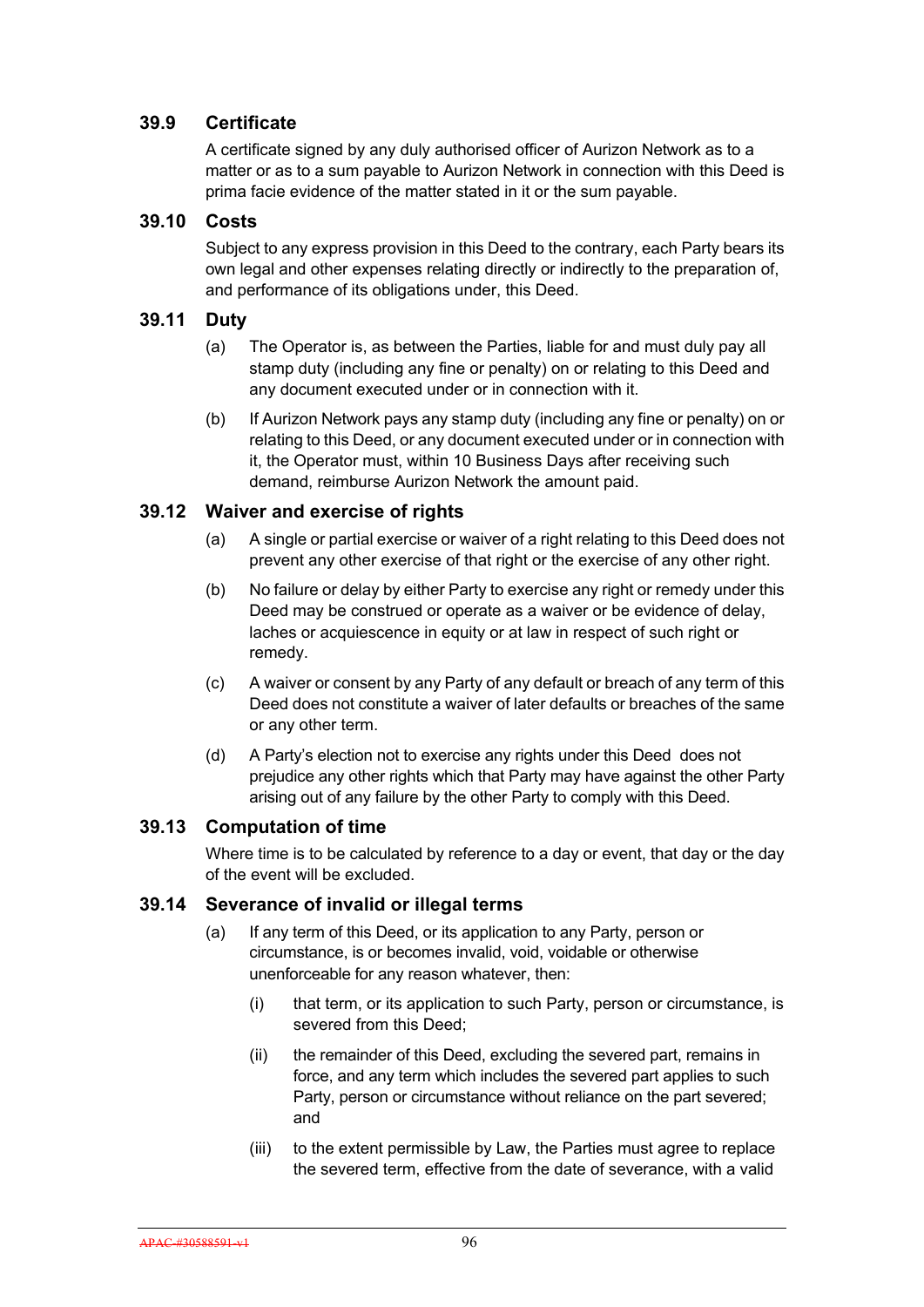### 39.9 Certificate

A certificate signed by any duly authorised officer of Aurizon Network as to a matter or as to a sum payable to Aurizon Network in connection with this Deed is prima facie evidence of the matter stated in it or the sum payable.

### 39.10 Costs

Subject to any express provision in this Deed to the contrary, each Party bears its own legal and other expenses relating directly or indirectly to the preparation of, and performance of its obligations under, this Deed.

### 39.11 Duty

(a) The Operator is, as between the Parties, liable for and must duly pay all stamp duty (including any fine or penalty) on or relating to this Deed and any document executed under or in connection with it.

(b) If Aurizon Network pays any stamp duty (including any fine or penalty) on or relating to this Deed, or any document executed under or in connection with it, the Operator must, within 10 Business Days after receiving such demand, reimburse Aurizon Network the amount paid.

### 39.12 Waiver and exercise of rights

(a) A single or partial exercise or waiver of a right relating to this Deed does not prevent any other exercise of that right or the exercise of any other right.

(b) No failure or delay by either Party to exercise any right or remedy under this Deed may be construed or operate as a waiver or be evidence of delay, laches or acquiescence in equity or at law in respect of such right or remedy.

(c) A waiver or consent by any Party of any default or breach of any term of this Deed does not constitute a waiver of later defaults or breaches of the same or any other term.

(d) A Party's election not to exercise any rights under this Deed does not prejudice any other rights which that Party may have against the other Party arising out of any failure by the other Party to comply with this Deed.

### 39.13 Computation of time

Where time is to be calculated by reference to a day or event, that day or the day of the event will be excluded.

### 39.14 Severance of invalid or illegal terms

(a) If any term of this Deed, or its application to any Party, person or circumstance, is or becomes invalid, void, voidable or otherwise unenforceable for any reason whatever, then:

   (i) that term, or its application to such Party, person or circumstance, is severed from this Deed;

   (ii) the remainder of this Deed, excluding the severed part, remains in force, and any term which includes the severed part applies to such Party, person or circumstance without reliance on the part severed; and

   (iii) to the extent permissible by Law, the Parties must agree to replace the severed term, effective from the date of severance, with a valid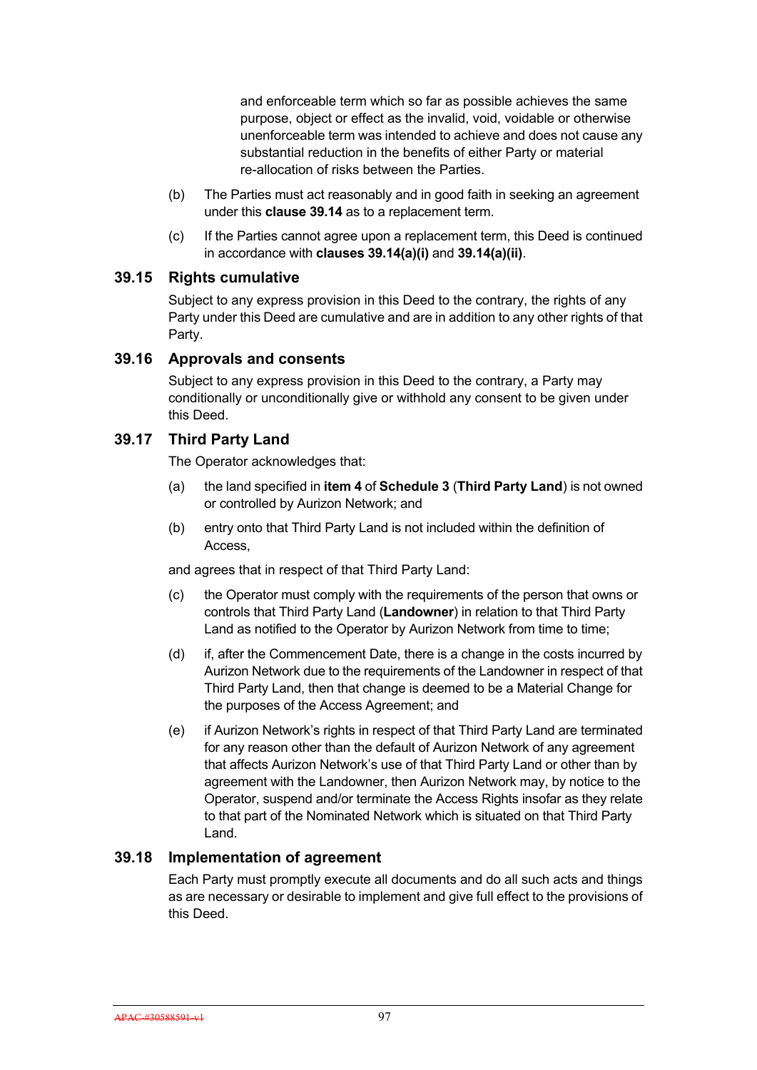and enforceable term which so far as possible achieves the same purpose, object or effect as the invalid, void, voidable or otherwise unenforceable term was intended to achieve and does not cause any substantial reduction in the benefits of either Party or material re-allocation of risks between the Parties.

(b) The Parties must act reasonably and in good faith in seeking an agreement under this **clause 39.14** as to a replacement term.

(c) If the Parties cannot agree upon a replacement term, this Deed is continued in accordance with **clauses 39.14(a)(i)** and **39.14(a)(ii)**.

## 39.15 Rights cumulative

Subject to any express provision in this Deed to the contrary, the rights of any Party under this Deed are cumulative and are in addition to any other rights of that Party.

## 39.16 Approvals and consents

Subject to any express provision in this Deed to the contrary, a Party may conditionally or unconditionally give or withhold any consent to be given under this Deed.

## 39.17 Third Party Land

The Operator acknowledges that:

(a) the land specified in **item 4** of **Schedule 3** (**Third Party Land**) is not owned or controlled by Aurizon Network; and

(b) entry onto that Third Party Land is not included within the definition of Access,

and agrees that in respect of that Third Party Land:

(c) the Operator must comply with the requirements of the person that owns or controls that Third Party Land (**Landowner**) in relation to that Third Party Land as notified to the Operator by Aurizon Network from time to time;

(d) if, after the Commencement Date, there is a change in the costs incurred by Aurizon Network due to the requirements of the Landowner in respect of that Third Party Land, then that change is deemed to be a Material Change for the purposes of the Access Agreement; and

(e) if Aurizon Network's rights in respect of that Third Party Land are terminated for any reason other than the default of Aurizon Network of any agreement that affects Aurizon Network's use of that Third Party Land or other than by agreement with the Landowner, then Aurizon Network may, by notice to the Operator, suspend and/or terminate the Access Rights insofar as they relate to that part of the Nominated Network which is situated on that Third Party Land.

## 39.18 Implementation of agreement

Each Party must promptly execute all documents and do all such acts and things as are necessary or desirable to implement and give full effect to the provisions of this Deed.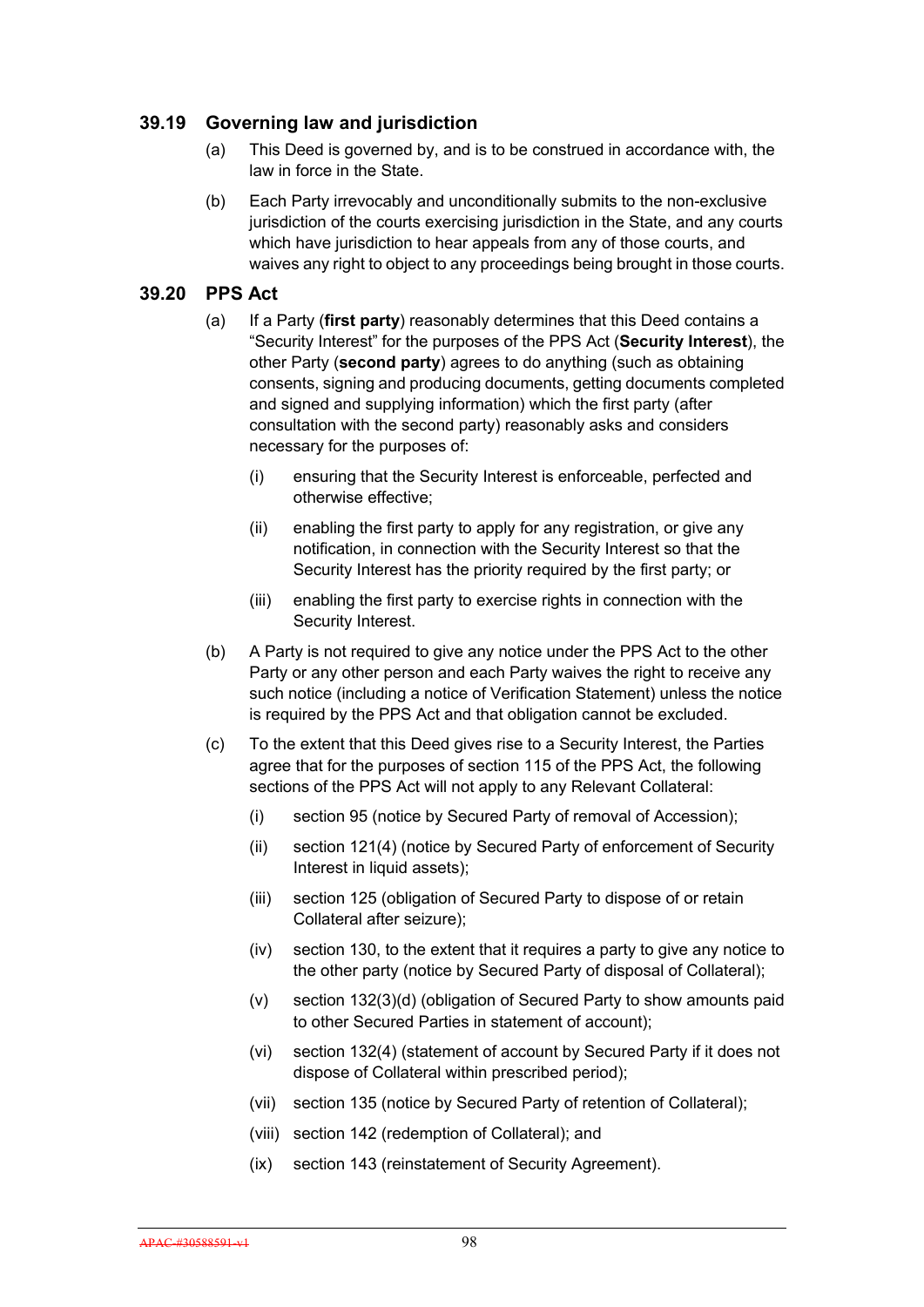### 39.19 Governing law and jurisdiction

(a) This Deed is governed by, and is to be construed in accordance with, the law in force in the State.

(b) Each Party irrevocably and unconditionally submits to the non-exclusive jurisdiction of the courts exercising jurisdiction in the State, and any courts which have jurisdiction to hear appeals from any of those courts, and waives any right to object to any proceedings being brought in those courts.

### 39.20 PPS Act

(a) If a Party (**first party**) reasonably determines that this Deed contains a "Security Interest" for the purposes of the PPS Act (**Security Interest**), the other Party (**second party**) agrees to do anything (such as obtaining consents, signing and producing documents, getting documents completed and signed and supplying information) which the first party (after consultation with the second party) reasonably asks and considers necessary for the purposes of:

   (i) ensuring that the Security Interest is enforceable, perfected and otherwise effective;

   (ii) enabling the first party to apply for any registration, or give any notification, in connection with the Security Interest so that the Security Interest has the priority required by the first party; or

   (iii) enabling the first party to exercise rights in connection with the Security Interest.

(b) A Party is not required to give any notice under the PPS Act to the other Party or any other person and each Party waives the right to receive any such notice (including a notice of Verification Statement) unless the notice is required by the PPS Act and that obligation cannot be excluded.

(c) To the extent that this Deed gives rise to a Security Interest, the Parties agree that for the purposes of section 115 of the PPS Act, the following sections of the PPS Act will not apply to any Relevant Collateral:

   (i) section 95 (notice by Secured Party of removal of Accession);

   (ii) section 121(4) (notice by Secured Party of enforcement of Security Interest in liquid assets);

   (iii) section 125 (obligation of Secured Party to dispose of or retain Collateral after seizure);

   (iv) section 130, to the extent that it requires a party to give any notice to the other party (notice by Secured Party of disposal of Collateral);

   (v) section 132(3)(d) (obligation of Secured Party to show amounts paid to other Secured Parties in statement of account);

   (vi) section 132(4) (statement of account by Secured Party if it does not dispose of Collateral within prescribed period);

   (vii) section 135 (notice by Secured Party of retention of Collateral);

   (viii) section 142 (redemption of Collateral); and

   (ix) section 143 (reinstatement of Security Agreement).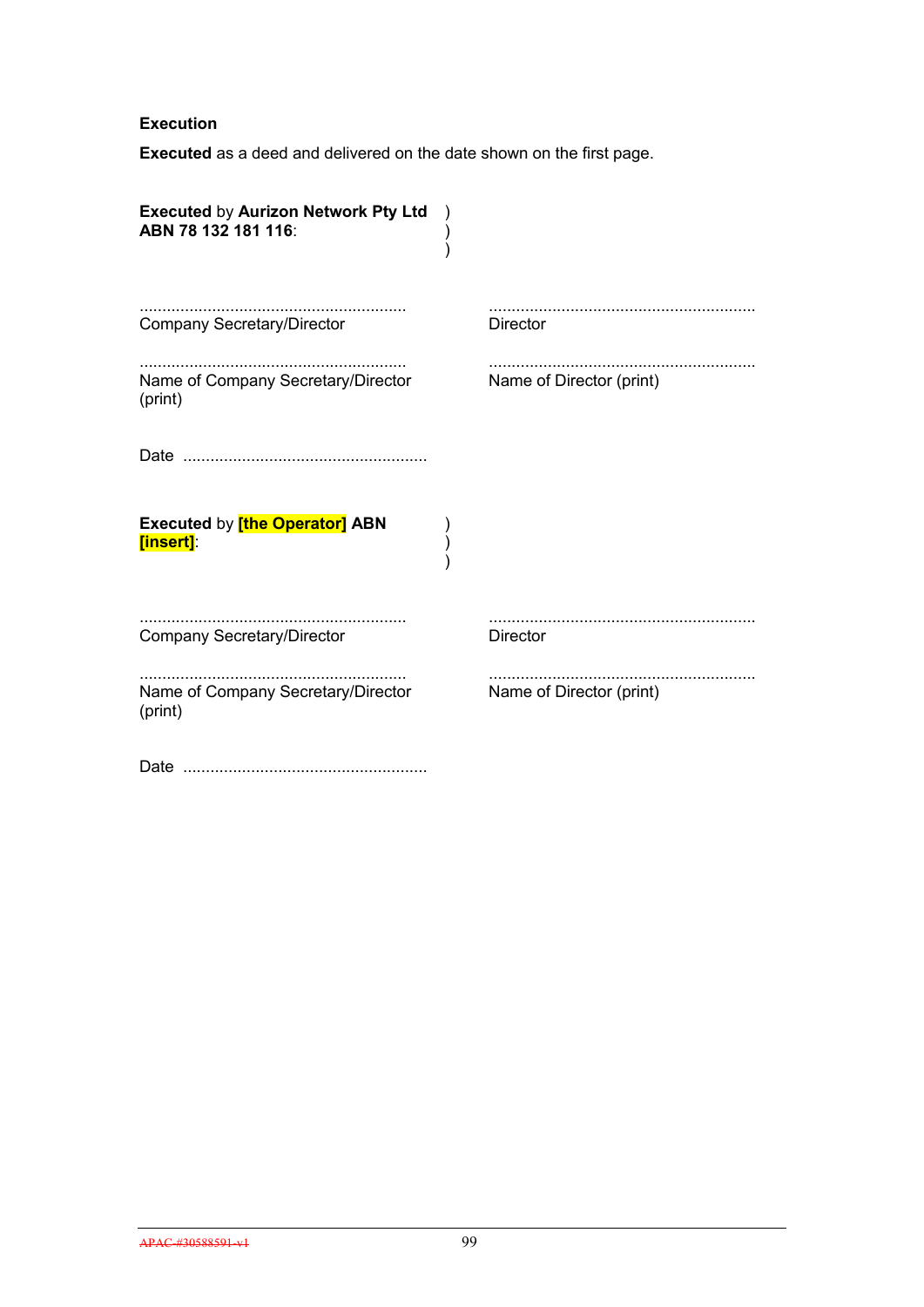**Execution**

**Executed** as a deed and delivered on the date shown on the first page.

**Executed** by **Aurizon Network Pty Ltd ABN 78 132 181 116**: )
)
)

| | |
|---|---|
| ............................................................ | ............................................................ |
| Company Secretary/Director | Director |
| ............................................................ | ............................................................ |
| Name of Company Secretary/Director (print) | Name of Director (print) |

Date ......................................................

**Executed** by **[the Operator]** **ABN [insert]**: )
)
)

| | |
|---|---|
| ............................................................ | ............................................................ |
| Company Secretary/Director | Director |
| ............................................................ | ............................................................ |
| Name of Company Secretary/Director (print) | Name of Director (print) |

Date ......................................................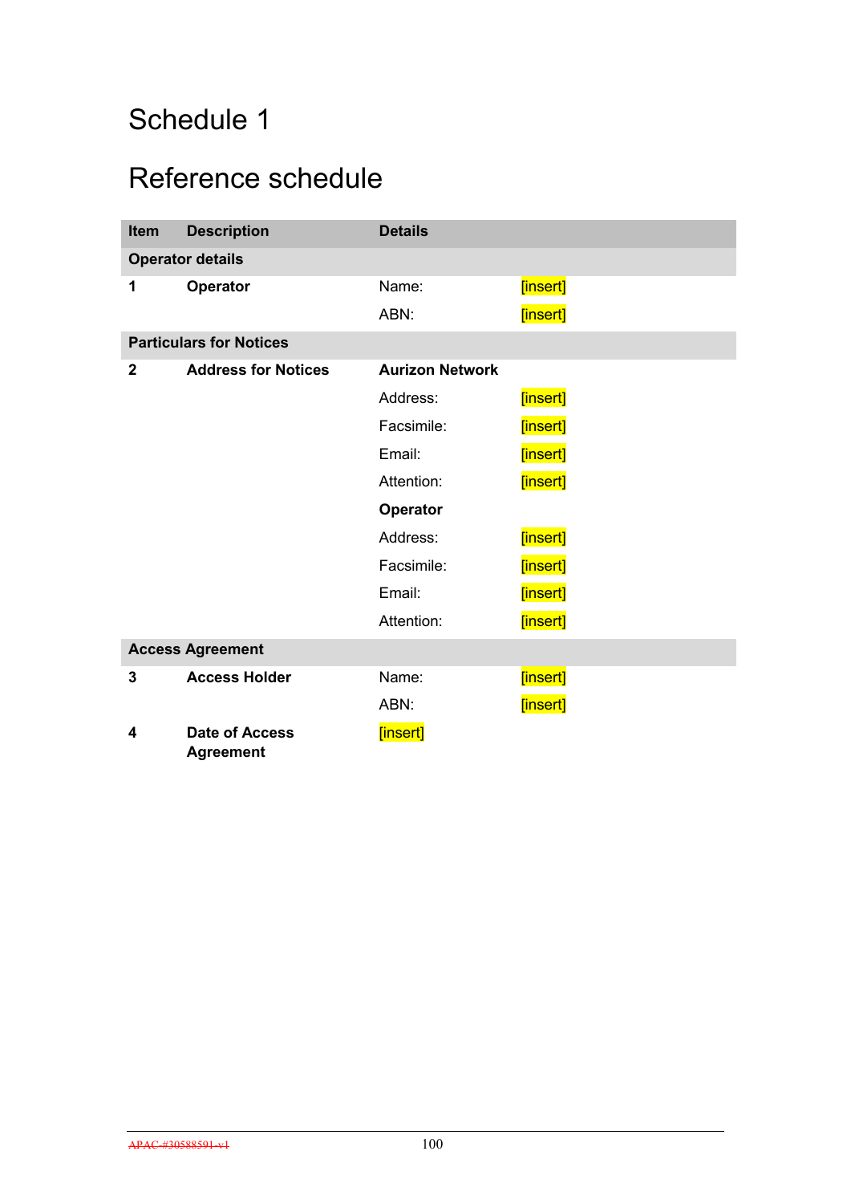# Schedule 1

# Reference schedule

| Item | Description | Details | |
|---|---|---|---|
| **Operator details** | | | |
| **1** | **Operator** | Name: | [insert] |
| | | ABN: | [insert] |
| **Particulars for Notices** | | | |
| **2** | **Address for Notices** | **Aurizon Network** | |
| | | Address: | [insert] |
| | | Facsimile: | [insert] |
| | | Email: | [insert] |
| | | Attention: | [insert] |
| | | **Operator** | |
| | | Address: | [insert] |
| | | Facsimile: | [insert] |
| | | Email: | [insert] |
| | | Attention: | [insert] |
| **Access Agreement** | | | |
| **3** | **Access Holder** | Name: | [insert] |
| | | ABN: | [insert] |
| **4** | **Date of Access Agreement** | [insert] | |

~~APAC-#30588591-v1~~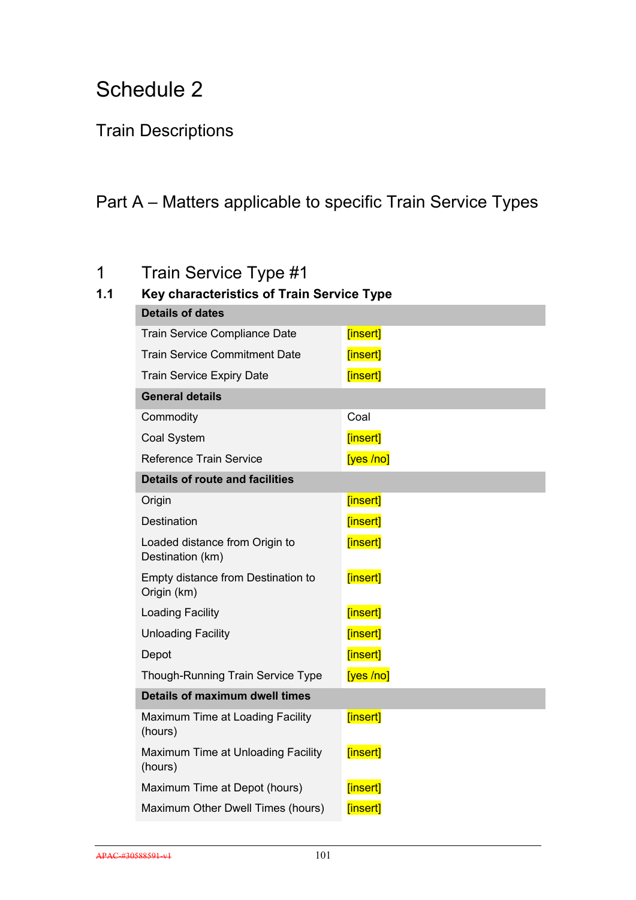# Schedule 2

## Train Descriptions

## Part A – Matters applicable to specific Train Service Types

### 1 Train Service Type #1

#### 1.1 Key characteristics of Train Service Type

| **Details of dates** | |
|---|---|
| Train Service Compliance Date | [insert] |
| Train Service Commitment Date | [insert] |
| Train Service Expiry Date | [insert] |
| **General details** | |
| Commodity | Coal |
| Coal System | [insert] |
| Reference Train Service | [yes /no] |
| **Details of route and facilities** | |
| Origin | [insert] |
| Destination | [insert] |
| Loaded distance from Origin to Destination (km) | [insert] |
| Empty distance from Destination to Origin (km) | [insert] |
| Loading Facility | [insert] |
| Unloading Facility | [insert] |
| Depot | [insert] |
| Though-Running Train Service Type | [yes /no] |
| **Details of maximum dwell times** | |
| Maximum Time at Loading Facility (hours) | [insert] |
| Maximum Time at Unloading Facility (hours) | [insert] |
| Maximum Time at Depot (hours) | [insert] |
| Maximum Other Dwell Times (hours) | [insert] |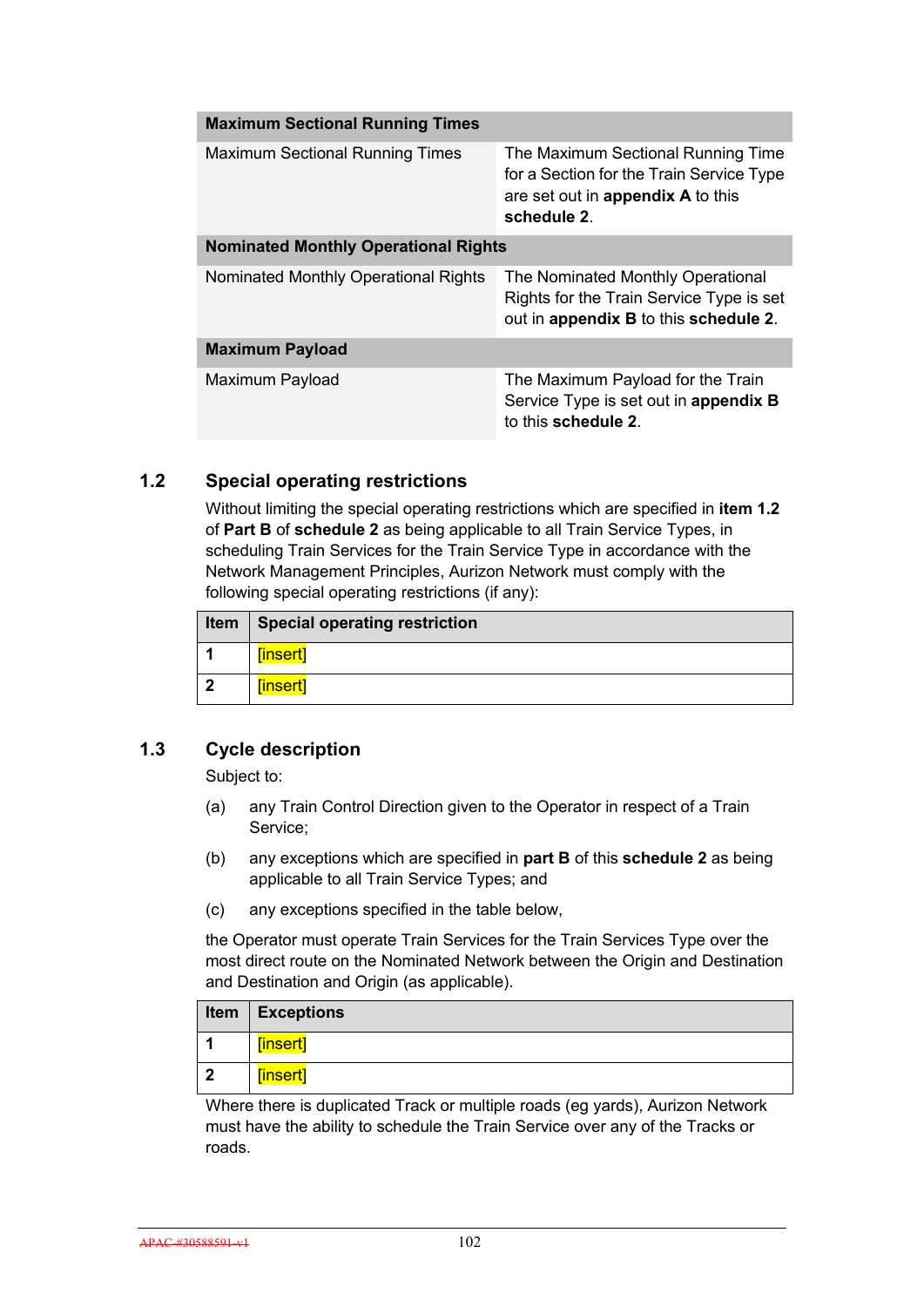| Maximum Sectional Running Times | |
|---|---|
| Maximum Sectional Running Times | The Maximum Sectional Running Time for a Section for the Train Service Type are set out in **appendix A** to this **schedule 2**. |
| **Nominated Monthly Operational Rights** | |
| Nominated Monthly Operational Rights | The Nominated Monthly Operational Rights for the Train Service Type is set out in **appendix B** to this **schedule 2**. |
| **Maximum Payload** | |
| Maximum Payload | The Maximum Payload for the Train Service Type is set out in **appendix B** to this **schedule 2**. |

### 1.2 Special operating restrictions

Without limiting the special operating restrictions which are specified in **item 1.2** of **Part B** of **schedule 2** as being applicable to all Train Service Types, in scheduling Train Services for the Train Service Type in accordance with the Network Management Principles, Aurizon Network must comply with the following special operating restrictions (if any):

| Item | Special operating restriction |
|---|---|
| 1 | [insert] |
| 2 | [insert] |

### 1.3 Cycle description

Subject to:

(a) any Train Control Direction given to the Operator in respect of a Train Service;

(b) any exceptions which are specified in **part B** of this **schedule 2** as being applicable to all Train Service Types; and

(c) any exceptions specified in the table below,

the Operator must operate Train Services for the Train Services Type over the most direct route on the Nominated Network between the Origin and Destination and Destination and Origin (as applicable).

| Item | Exceptions |
|---|---|
| 1 | [insert] |
| 2 | [insert] |

Where there is duplicated Track or multiple roads (eg yards), Aurizon Network must have the ability to schedule the Train Service over any of the Tracks or roads.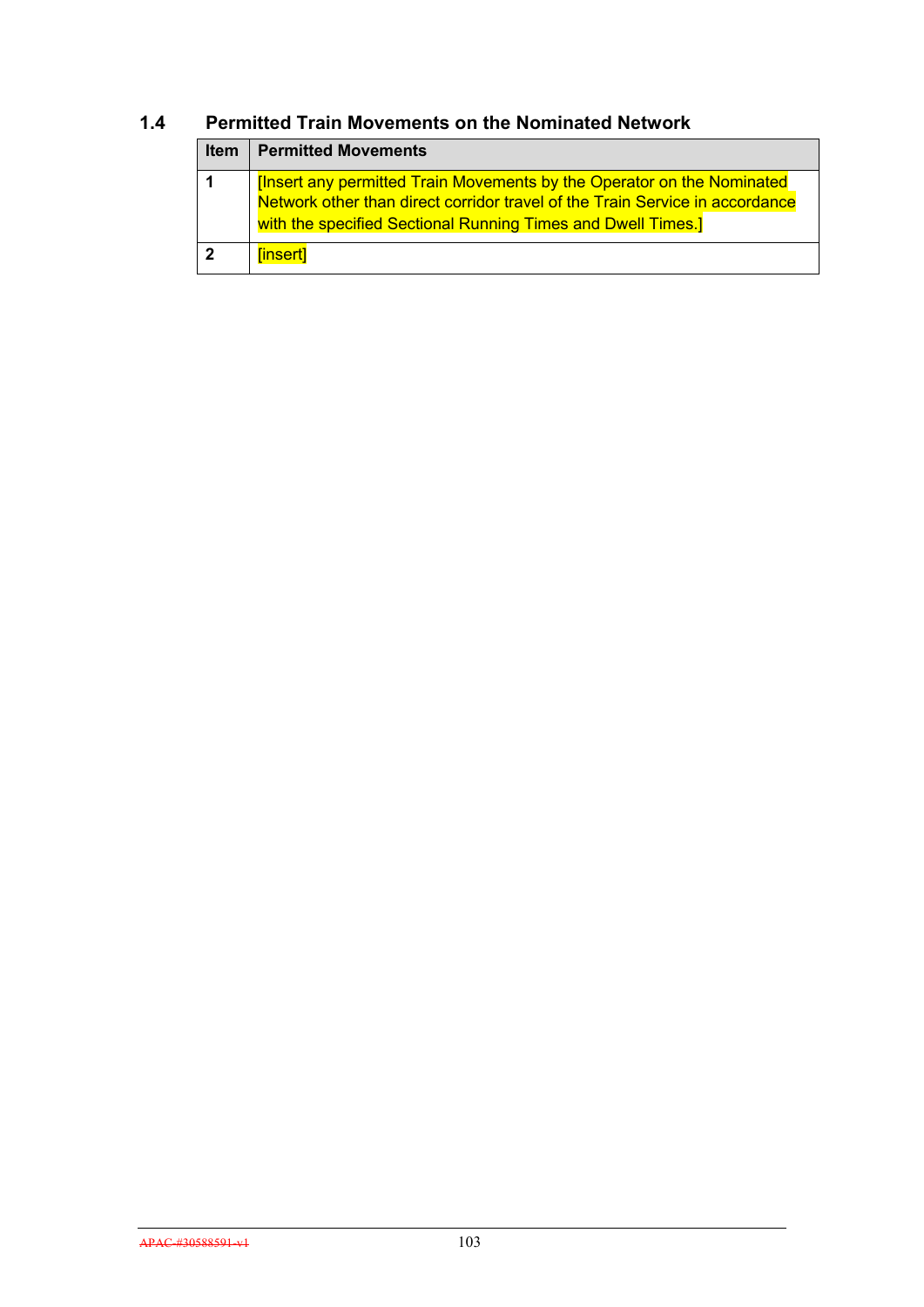### 1.4 Permitted Train Movements on the Nominated Network

| Item | Permitted Movements |
|---|---|
| 1 | [Insert any permitted Train Movements by the Operator on the Nominated Network other than direct corridor travel of the Train Service in accordance with the specified Sectional Running Times and Dwell Times.] |
| 2 | [insert] |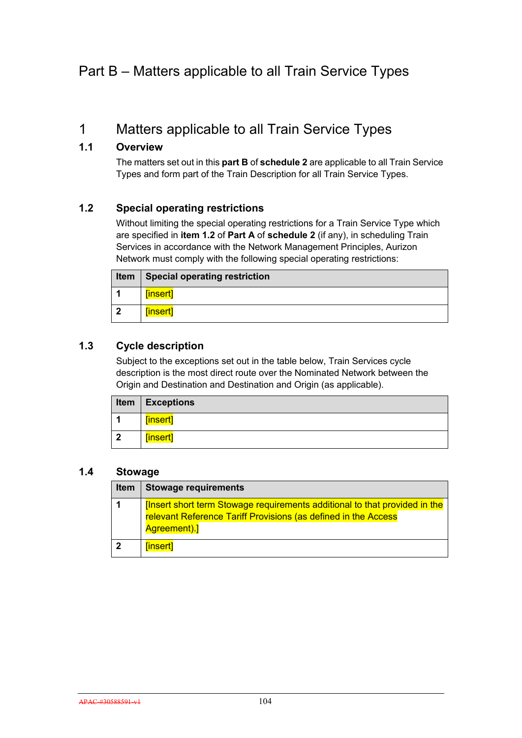# Part B – Matters applicable to all Train Service Types

## 1 Matters applicable to all Train Service Types

### 1.1 Overview

The matters set out in this **part B** of **schedule 2** are applicable to all Train Service Types and form part of the Train Description for all Train Service Types.

### 1.2 Special operating restrictions

Without limiting the special operating restrictions for a Train Service Type which are specified in **item 1.2** of **Part A** of **schedule 2** (if any), in scheduling Train Services in accordance with the Network Management Principles, Aurizon Network must comply with the following special operating restrictions:

| Item | Special operating restriction |
|---|---|
| 1 | [insert] |
| 2 | [insert] |

### 1.3 Cycle description

Subject to the exceptions set out in the table below, Train Services cycle description is the most direct route over the Nominated Network between the Origin and Destination and Destination and Origin (as applicable).

| Item | Exceptions |
|---|---|
| 1 | [insert] |
| 2 | [insert] |

### 1.4 Stowage

| Item | Stowage requirements |
|---|---|
| 1 | [Insert short term Stowage requirements additional to that provided in the relevant Reference Tariff Provisions (as defined in the Access Agreement).] |
| 2 | [insert] |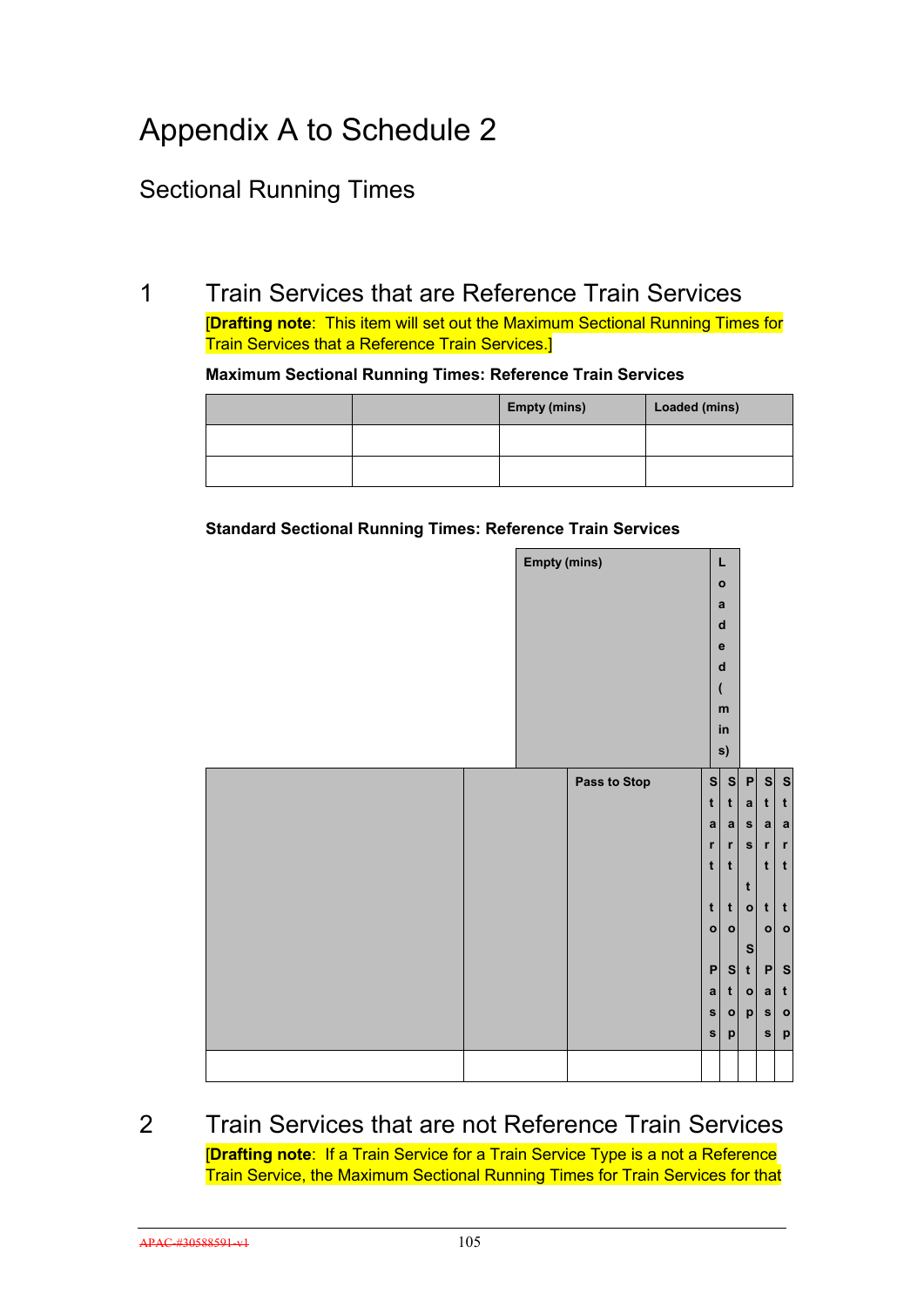# Appendix A to Schedule 2

## Sectional Running Times

## 1 Train Services that are Reference Train Services

[**Drafting note**: This item will set out the Maximum Sectional Running Times for Train Services that a Reference Train Services.]

**Maximum Sectional Running Times: Reference Train Services**

| | | Empty (mins) | Loaded (mins) |
|---|---|---|---|
| | | | |
| | | | |

**Standard Sectional Running Times: Reference Train Services**

| | | | Empty (mins) | | | Loaded (mins) | | |
|---|---|---|---|---|---|---|---|---|
| | | Pass to Stop | Start to Pass | Start to Stop | Pass to Stop | Start to Pass | Start to Stop |
| | | | | | | | |

## 2 Train Services that are not Reference Train Services

[**Drafting note**: If a Train Service for a Train Service Type is a not a Reference Train Service, the Maximum Sectional Running Times for Train Services for that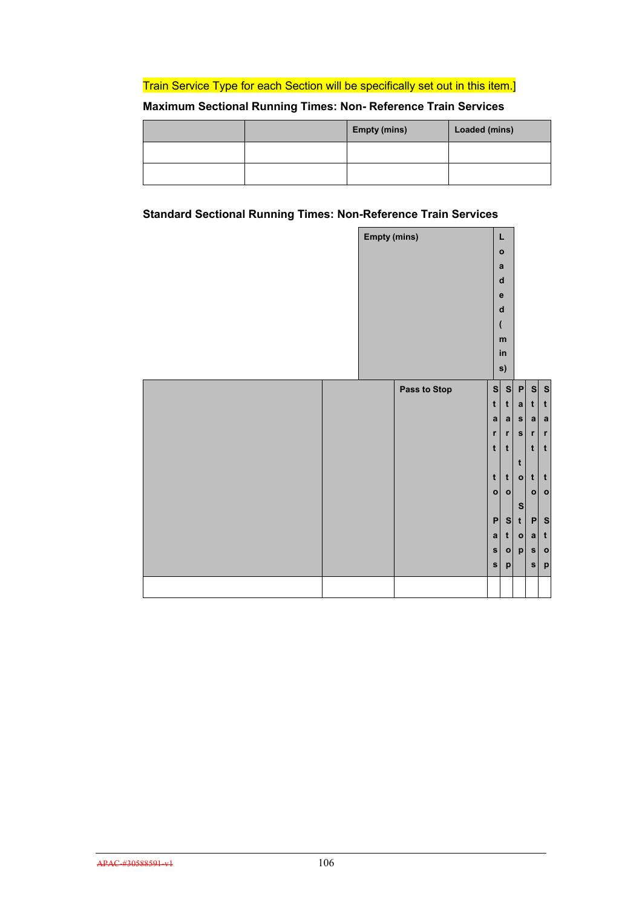Train Service Type for each Section will be specifically set out in this item.]

**Maximum Sectional Running Times: Non- Reference Train Services**

| | | Empty (mins) | Loaded (mins) |
|---|---|---|---|
| | | | |
| | | | |

**Standard Sectional Running Times: Non-Reference Train Services**

| | | | Empty (mins) | | | Loaded (mins) | |
|---|---|---|---|---|---|---|---|
| | | Pass to Stop | Start to Pass | Start to Stop | Pass to Stop | Start to Pass | Start to Stop |
| | | | | | | | |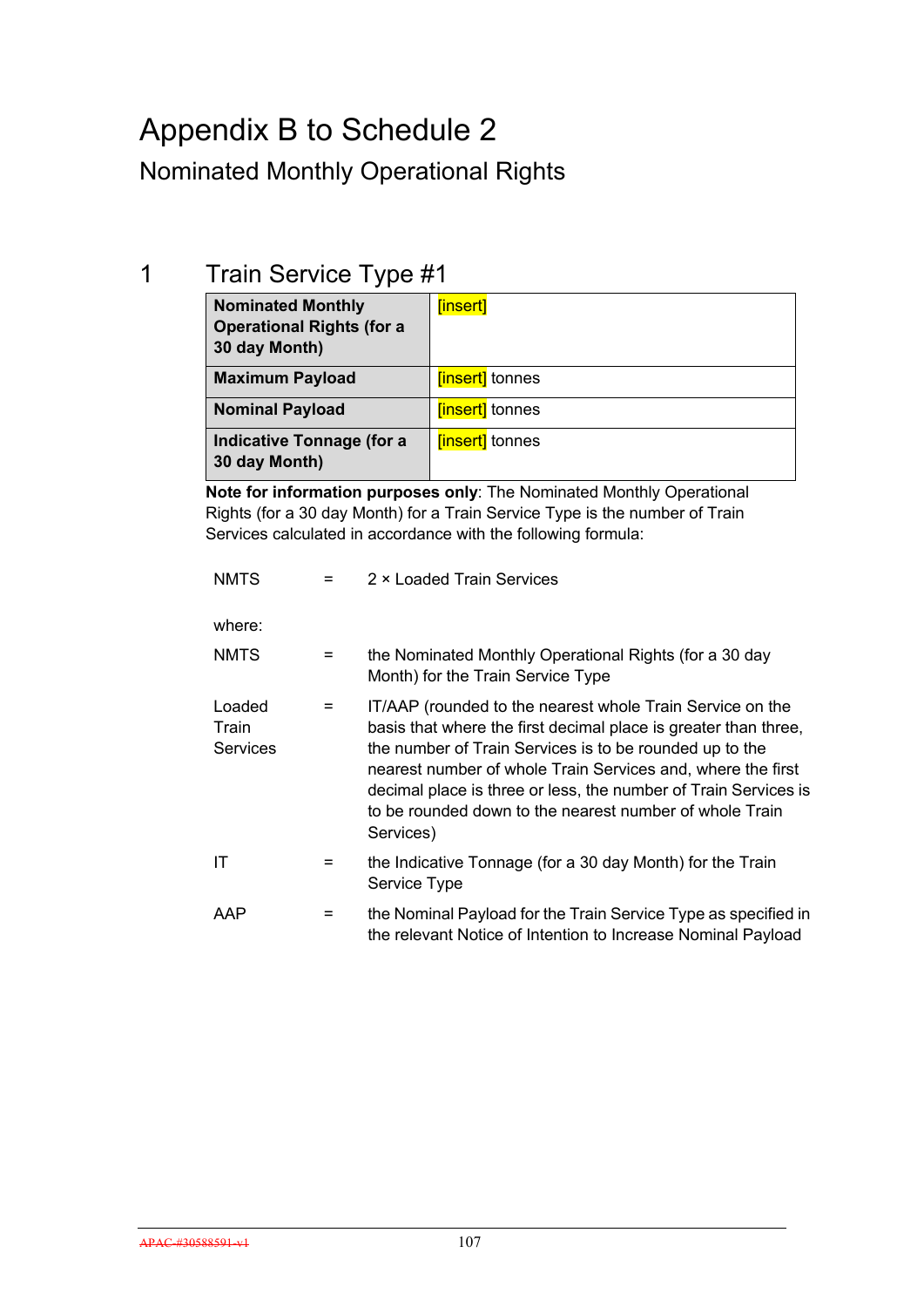# Appendix B to Schedule 2

## Nominated Monthly Operational Rights

## 1 Train Service Type #1

| **Nominated Monthly Operational Rights (for a 30 day Month)** | [insert] |
|---|---|
| **Maximum Payload** | [insert] tonnes |
| **Nominal Payload** | [insert] tonnes |
| **Indicative Tonnage (for a 30 day Month)** | [insert] tonnes |

**Note for information purposes only**: The Nominated Monthly Operational Rights (for a 30 day Month) for a Train Service Type is the number of Train Services calculated in accordance with the following formula:

NMTS = 2 × Loaded Train Services

where:

NMTS = the Nominated Monthly Operational Rights (for a 30 day Month) for the Train Service Type

Loaded Train Services = IT/AAP (rounded to the nearest whole Train Service on the basis that where the first decimal place is greater than three, the number of Train Services is to be rounded up to the nearest number of whole Train Services and, where the first decimal place is three or less, the number of Train Services is to be rounded down to the nearest number of whole Train Services)

IT = the Indicative Tonnage (for a 30 day Month) for the Train Service Type

AAP = the Nominal Payload for the Train Service Type as specified in the relevant Notice of Intention to Increase Nominal Payload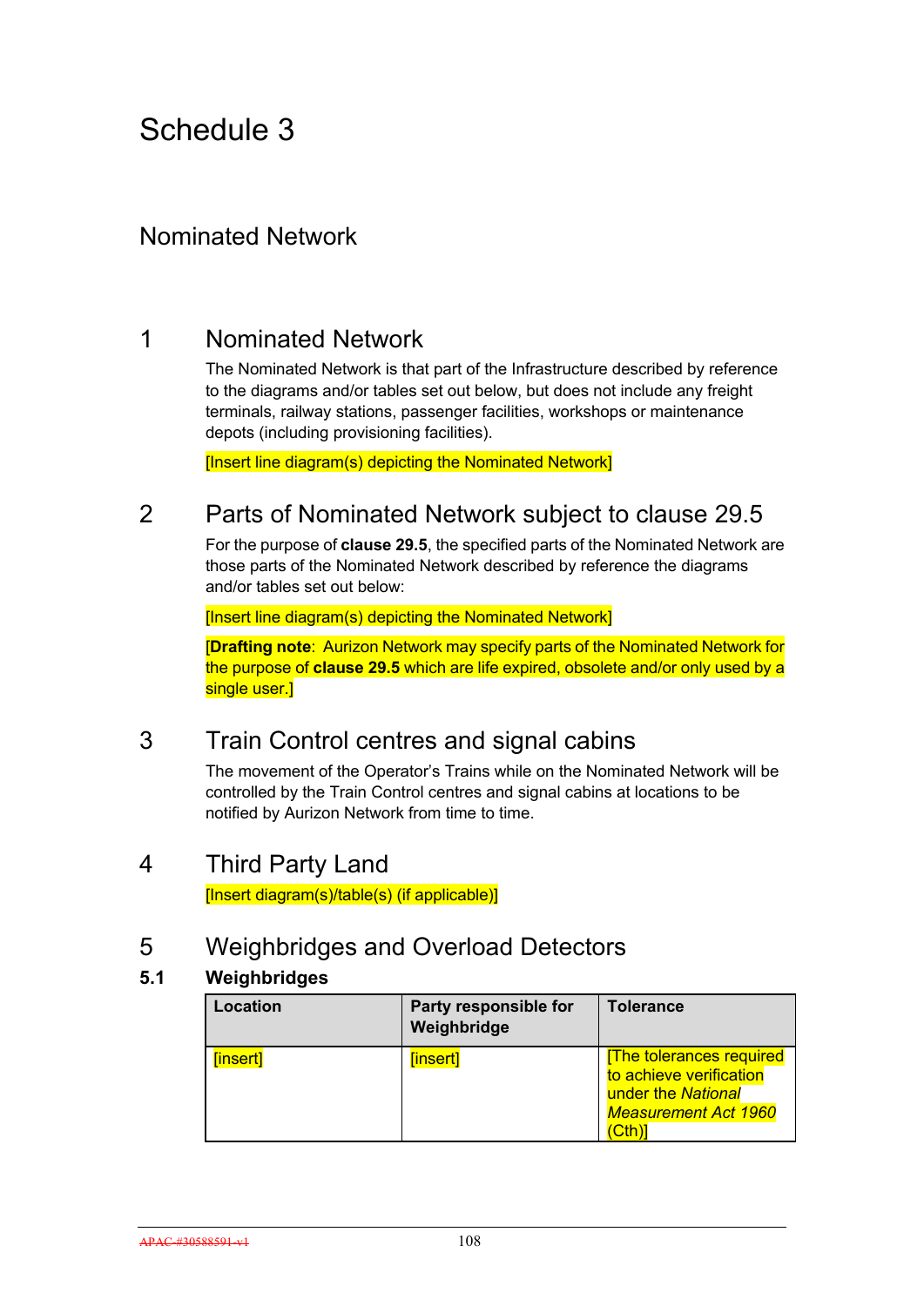# Schedule 3

## Nominated Network

## 1 Nominated Network

The Nominated Network is that part of the Infrastructure described by reference to the diagrams and/or tables set out below, but does not include any freight terminals, railway stations, passenger facilities, workshops or maintenance depots (including provisioning facilities).

[Insert line diagram(s) depicting the Nominated Network]

## 2 Parts of Nominated Network subject to clause 29.5

For the purpose of **clause 29.5**, the specified parts of the Nominated Network are those parts of the Nominated Network described by reference the diagrams and/or tables set out below:

[Insert line diagram(s) depicting the Nominated Network]

[**Drafting note**: Aurizon Network may specify parts of the Nominated Network for the purpose of **clause 29.5** which are life expired, obsolete and/or only used by a single user.]

## 3 Train Control centres and signal cabins

The movement of the Operator's Trains while on the Nominated Network will be controlled by the Train Control centres and signal cabins at locations to be notified by Aurizon Network from time to time.

## 4 Third Party Land

[Insert diagram(s)/table(s) (if applicable)]

## 5 Weighbridges and Overload Detectors

### 5.1 Weighbridges

| Location | Party responsible for Weighbridge | Tolerance |
|---|---|---|
| [insert] | [insert] | [The tolerances required to achieve verification under the *National Measurement Act 1960* (Cth)] |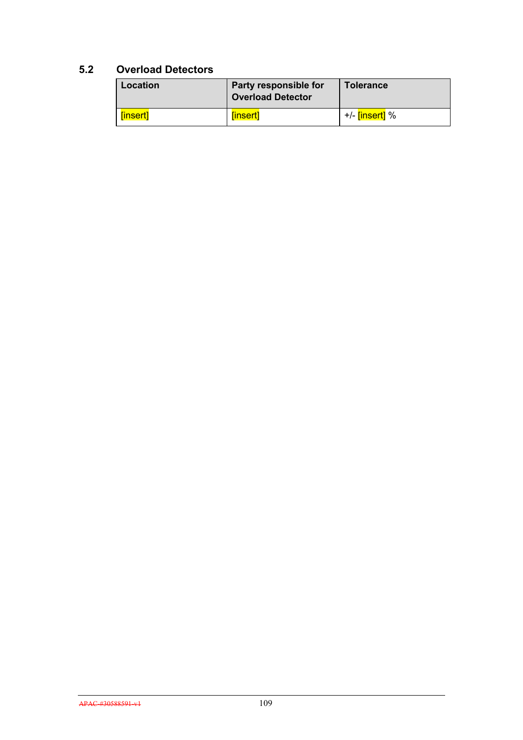### 5.2 Overload Detectors

| Location | Party responsible for Overload Detector | Tolerance |
|---|---|---|
| [insert] | [insert] | +/- [insert] % |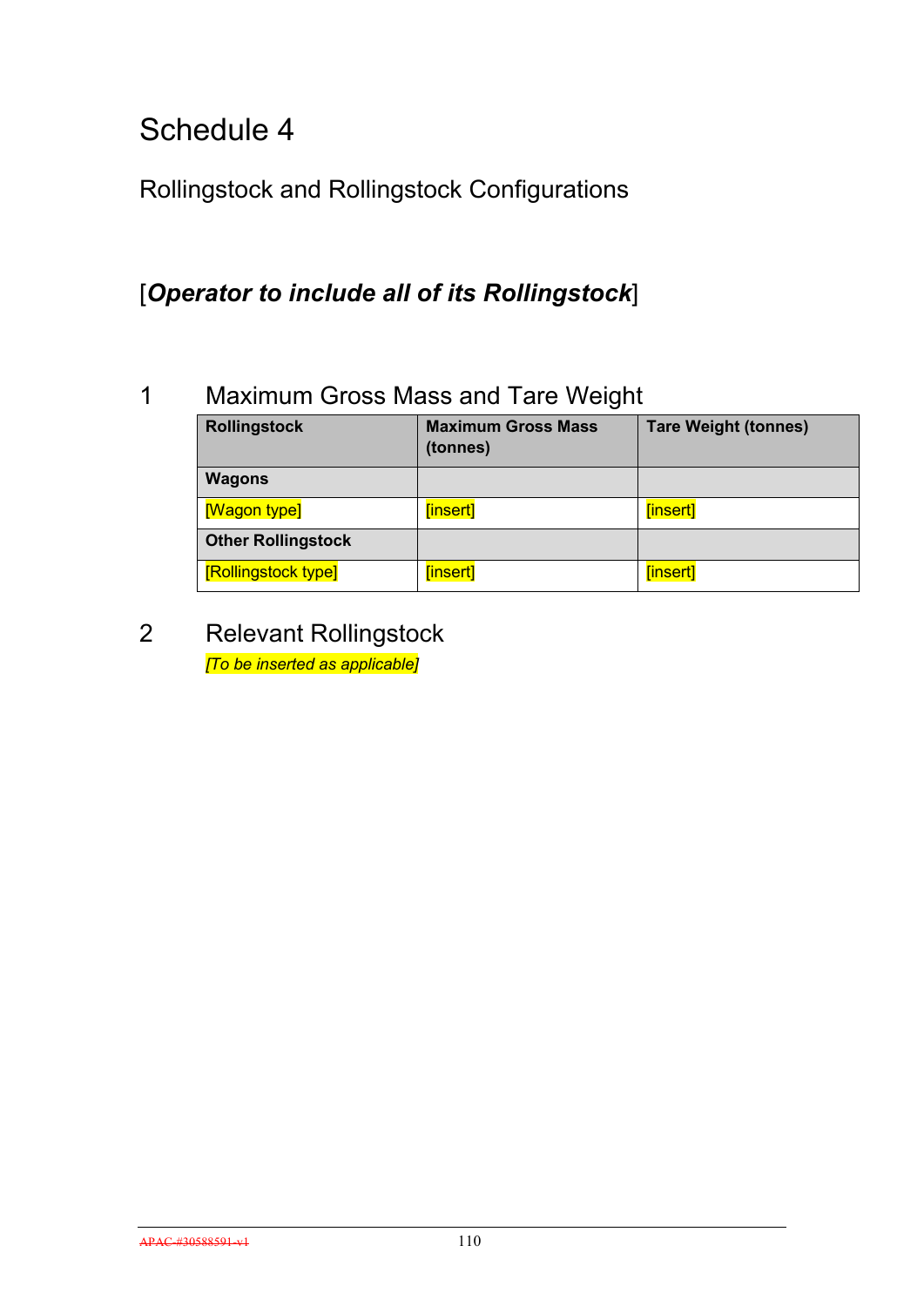# Schedule 4

## Rollingstock and Rollingstock Configurations

### [***Operator to include all of its Rollingstock***]

## 1 Maximum Gross Mass and Tare Weight

| Rollingstock | Maximum Gross Mass (tonnes) | Tare Weight (tonnes) |
|---|---|---|
| **Wagons** | | |
| [Wagon type] | [insert] | [insert] |
| **Other Rollingstock** | | |
| [Rollingstock type] | [insert] | [insert] |

## 2 Relevant Rollingstock

*[To be inserted as applicable]*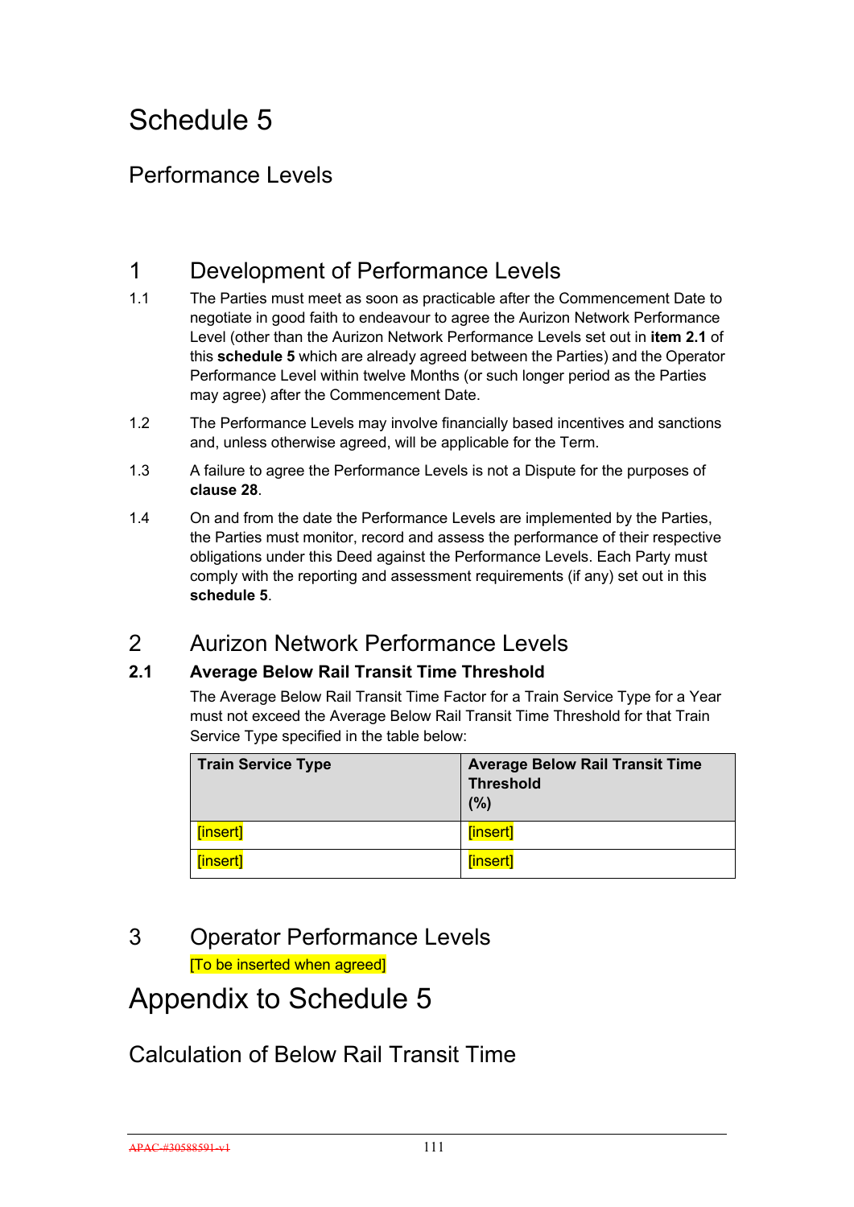# Schedule 5

## Performance Levels

## 1 Development of Performance Levels

1.1 The Parties must meet as soon as practicable after the Commencement Date to negotiate in good faith to endeavour to agree the Aurizon Network Performance Level (other than the Aurizon Network Performance Levels set out in **item 2.1** of this **schedule 5** which are already agreed between the Parties) and the Operator Performance Level within twelve Months (or such longer period as the Parties may agree) after the Commencement Date.

1.2 The Performance Levels may involve financially based incentives and sanctions and, unless otherwise agreed, will be applicable for the Term.

1.3 A failure to agree the Performance Levels is not a Dispute for the purposes of **clause 28**.

1.4 On and from the date the Performance Levels are implemented by the Parties, the Parties must monitor, record and assess the performance of their respective obligations under this Deed against the Performance Levels. Each Party must comply with the reporting and assessment requirements (if any) set out in this **schedule 5**.

## 2 Aurizon Network Performance Levels

### 2.1 Average Below Rail Transit Time Threshold

The Average Below Rail Transit Time Factor for a Train Service Type for a Year must not exceed the Average Below Rail Transit Time Threshold for that Train Service Type specified in the table below:

| Train Service Type | Average Below Rail Transit Time Threshold (%) |
|---|---|
| [insert] | [insert] |
| [insert] | [insert] |

## 3 Operator Performance Levels

[To be inserted when agreed]

# Appendix to Schedule 5

## Calculation of Below Rail Transit Time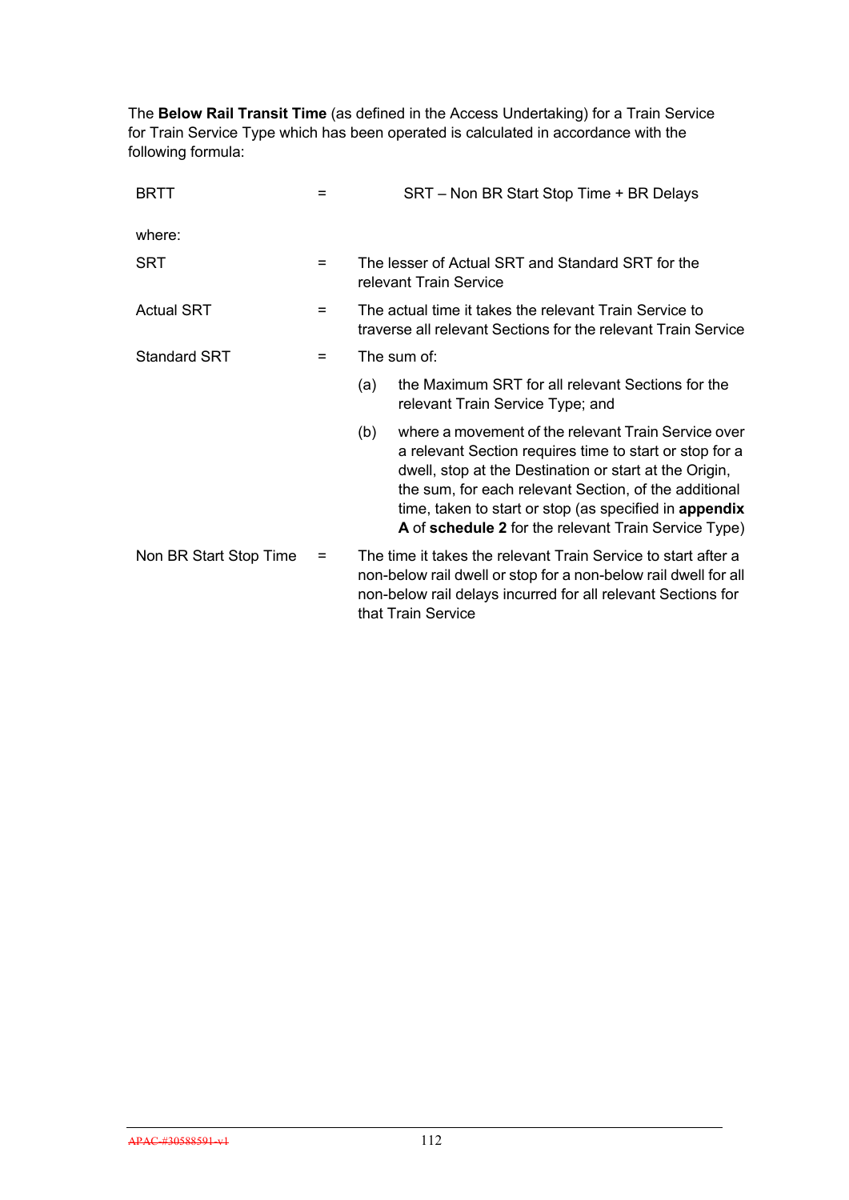The **Below Rail Transit Time** (as defined in the Access Undertaking) for a Train Service for Train Service Type which has been operated is calculated in accordance with the following formula:

| | | |
|---|---|---|
| BRTT | = | SRT – Non BR Start Stop Time + BR Delays |
| where: | | |
| SRT | = | The lesser of Actual SRT and Standard SRT for the relevant Train Service |
| Actual SRT | = | The actual time it takes the relevant Train Service to traverse all relevant Sections for the relevant Train Service |
| Standard SRT | = | The sum of:<br>(a) the Maximum SRT for all relevant Sections for the relevant Train Service Type; and<br>(b) where a movement of the relevant Train Service over a relevant Section requires time to start or stop for a dwell, stop at the Destination or start at the Origin, the sum, for each relevant Section, of the additional time, taken to start or stop (as specified in **appendix A** of **schedule 2** for the relevant Train Service Type) |
| Non BR Start Stop Time | = | The time it takes the relevant Train Service to start after a non-below rail dwell or stop for a non-below rail dwell for all non-below rail delays incurred for all relevant Sections for that Train Service |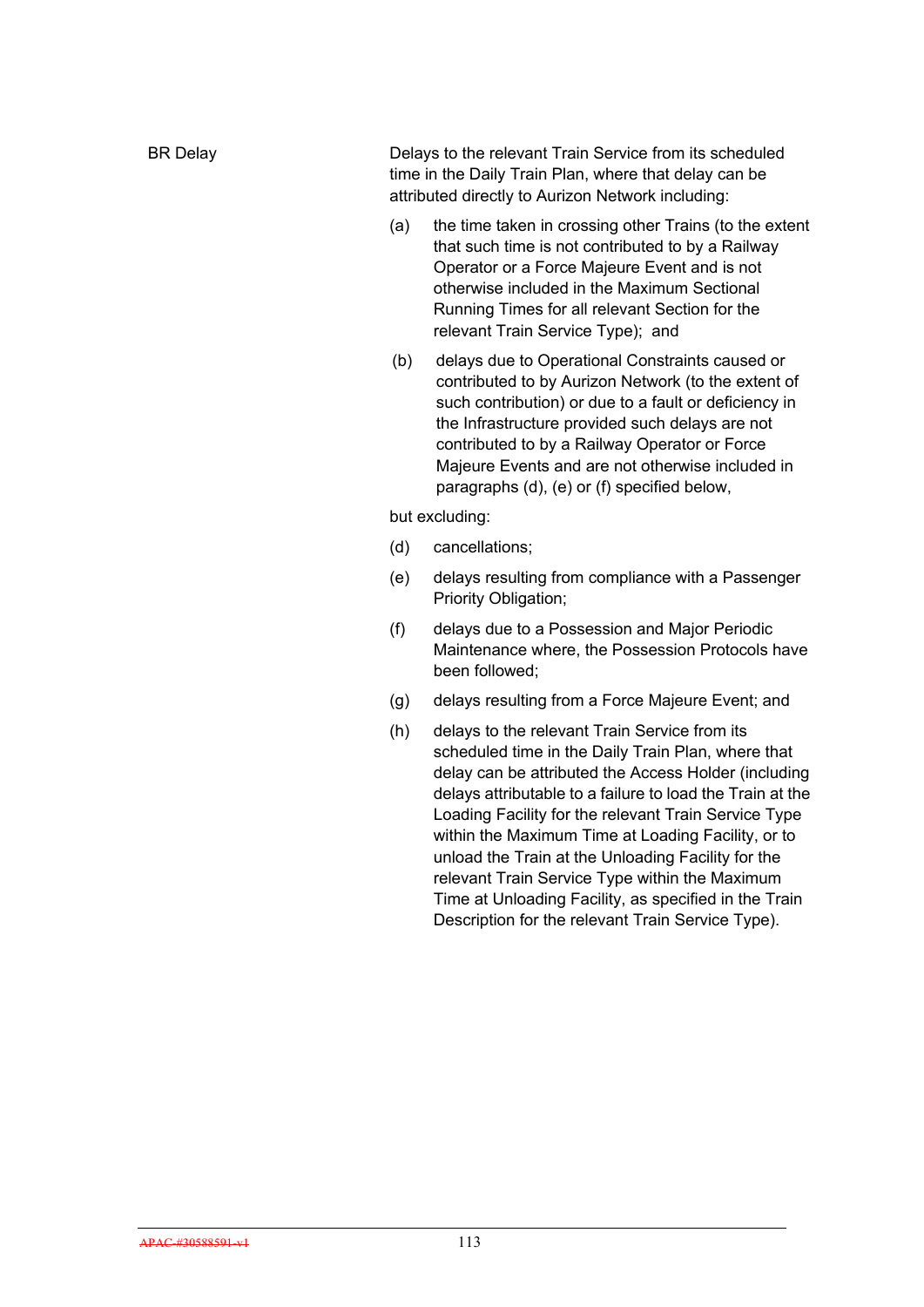**BR Delay**

Delays to the relevant Train Service from its scheduled time in the Daily Train Plan, where that delay can be attributed directly to Aurizon Network including:

(a) the time taken in crossing other Trains (to the extent that such time is not contributed to by a Railway Operator or a Force Majeure Event and is not otherwise included in the Maximum Sectional Running Times for all relevant Section for the relevant Train Service Type); and

(b) delays due to Operational Constraints caused or contributed to by Aurizon Network (to the extent of such contribution) or due to a fault or deficiency in the Infrastructure provided such delays are not contributed to by a Railway Operator or Force Majeure Events and are not otherwise included in paragraphs (d), (e) or (f) specified below,

but excluding:

(d) cancellations;

(e) delays resulting from compliance with a Passenger Priority Obligation;

(f) delays due to a Possession and Major Periodic Maintenance where, the Possession Protocols have been followed;

(g) delays resulting from a Force Majeure Event; and

(h) delays to the relevant Train Service from its scheduled time in the Daily Train Plan, where that delay can be attributed the Access Holder (including delays attributable to a failure to load the Train at the Loading Facility for the relevant Train Service Type within the Maximum Time at Loading Facility, or to unload the Train at the Unloading Facility for the relevant Train Service Type within the Maximum Time at Unloading Facility, as specified in the Train Description for the relevant Train Service Type).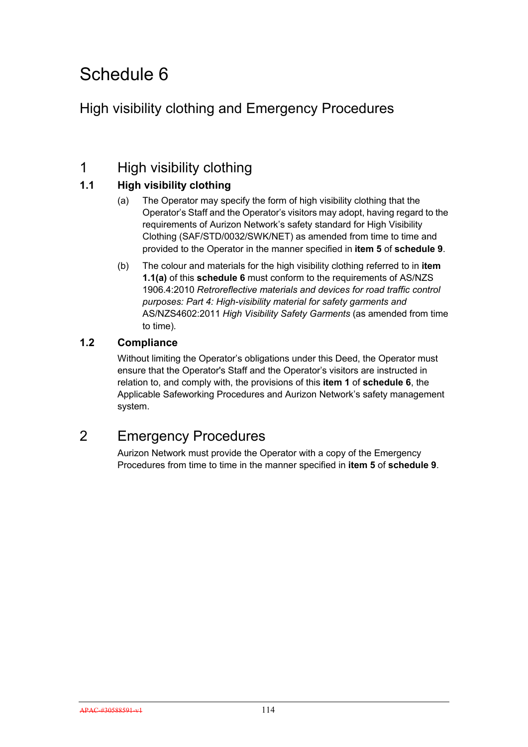# Schedule 6

## High visibility clothing and Emergency Procedures

## 1 High visibility clothing

### 1.1 High visibility clothing

(a) The Operator may specify the form of high visibility clothing that the Operator's Staff and the Operator's visitors may adopt, having regard to the requirements of Aurizon Network's safety standard for High Visibility Clothing (SAF/STD/0032/SWK/NET) as amended from time to time and provided to the Operator in the manner specified in **item 5** of **schedule 9**.

(b) The colour and materials for the high visibility clothing referred to in **item 1.1(a)** of this **schedule 6** must conform to the requirements of AS/NZS 1906.4:2010 *Retroreflective materials and devices for road traffic control purposes: Part 4: High-visibility material for safety garments and* AS/NZS4602:2011 *High Visibility Safety Garments* (as amended from time to time).

### 1.2 Compliance

Without limiting the Operator's obligations under this Deed, the Operator must ensure that the Operator's Staff and the Operator's visitors are instructed in relation to, and comply with, the provisions of this **item 1** of **schedule 6**, the Applicable Safeworking Procedures and Aurizon Network's safety management system.

## 2 Emergency Procedures

Aurizon Network must provide the Operator with a copy of the Emergency Procedures from time to time in the manner specified in **item 5** of **schedule 9**.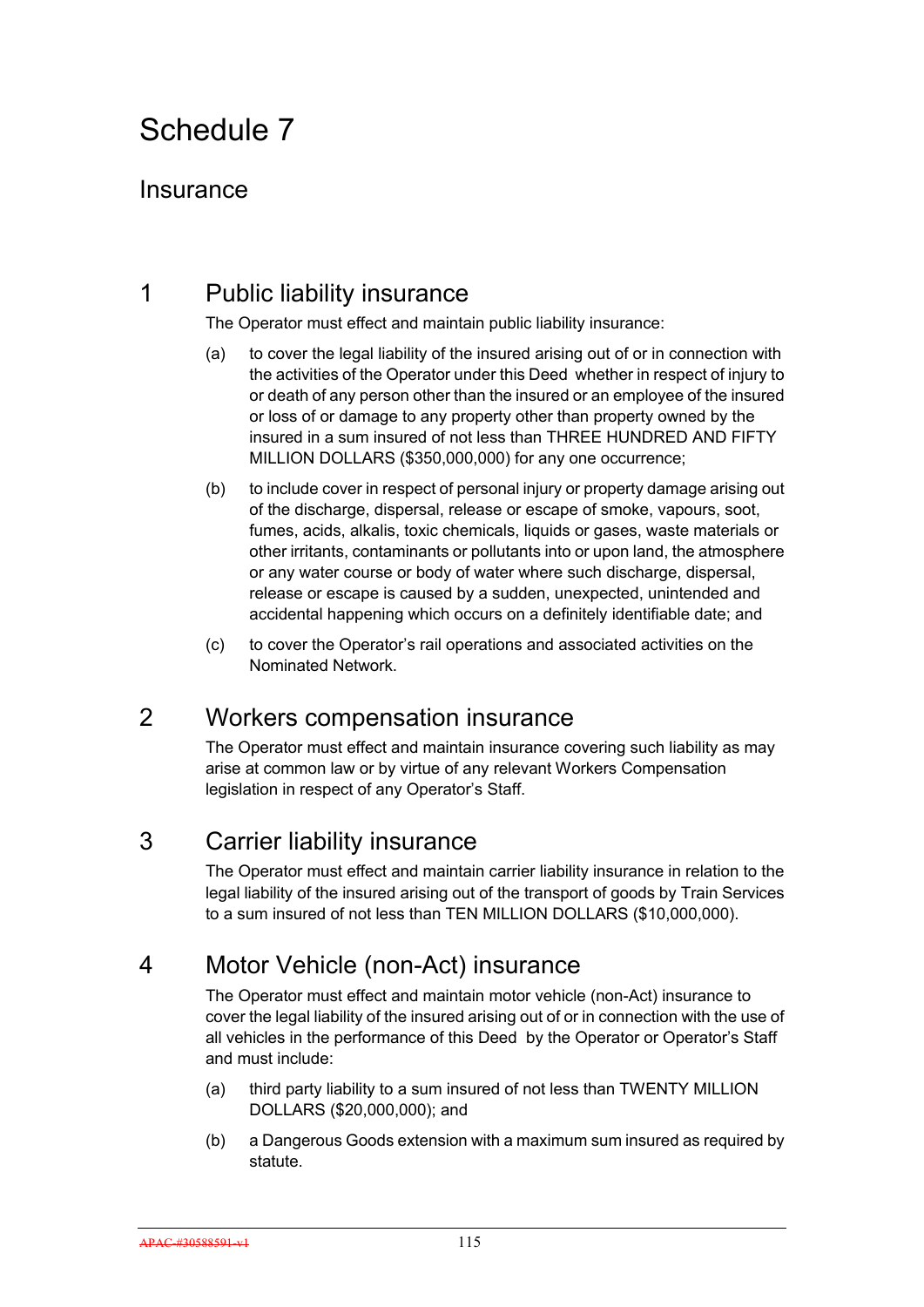# Schedule 7

## Insurance

### 1 Public liability insurance

The Operator must effect and maintain public liability insurance:

(a) to cover the legal liability of the insured arising out of or in connection with the activities of the Operator under this Deed whether in respect of injury to or death of any person other than the insured or an employee of the insured or loss of or damage to any property other than property owned by the insured in a sum insured of not less than THREE HUNDRED AND FIFTY MILLION DOLLARS ($350,000,000) for any one occurrence;

(b) to include cover in respect of personal injury or property damage arising out of the discharge, dispersal, release or escape of smoke, vapours, soot, fumes, acids, alkalis, toxic chemicals, liquids or gases, waste materials or other irritants, contaminants or pollutants into or upon land, the atmosphere or any water course or body of water where such discharge, dispersal, release or escape is caused by a sudden, unexpected, unintended and accidental happening which occurs on a definitely identifiable date; and

(c) to cover the Operator's rail operations and associated activities on the Nominated Network.

### 2 Workers compensation insurance

The Operator must effect and maintain insurance covering such liability as may arise at common law or by virtue of any relevant Workers Compensation legislation in respect of any Operator's Staff.

### 3 Carrier liability insurance

The Operator must effect and maintain carrier liability insurance in relation to the legal liability of the insured arising out of the transport of goods by Train Services to a sum insured of not less than TEN MILLION DOLLARS ($10,000,000).

### 4 Motor Vehicle (non-Act) insurance

The Operator must effect and maintain motor vehicle (non-Act) insurance to cover the legal liability of the insured arising out of or in connection with the use of all vehicles in the performance of this Deed by the Operator or Operator's Staff and must include:

(a) third party liability to a sum insured of not less than TWENTY MILLION DOLLARS ($20,000,000); and

(b) a Dangerous Goods extension with a maximum sum insured as required by statute.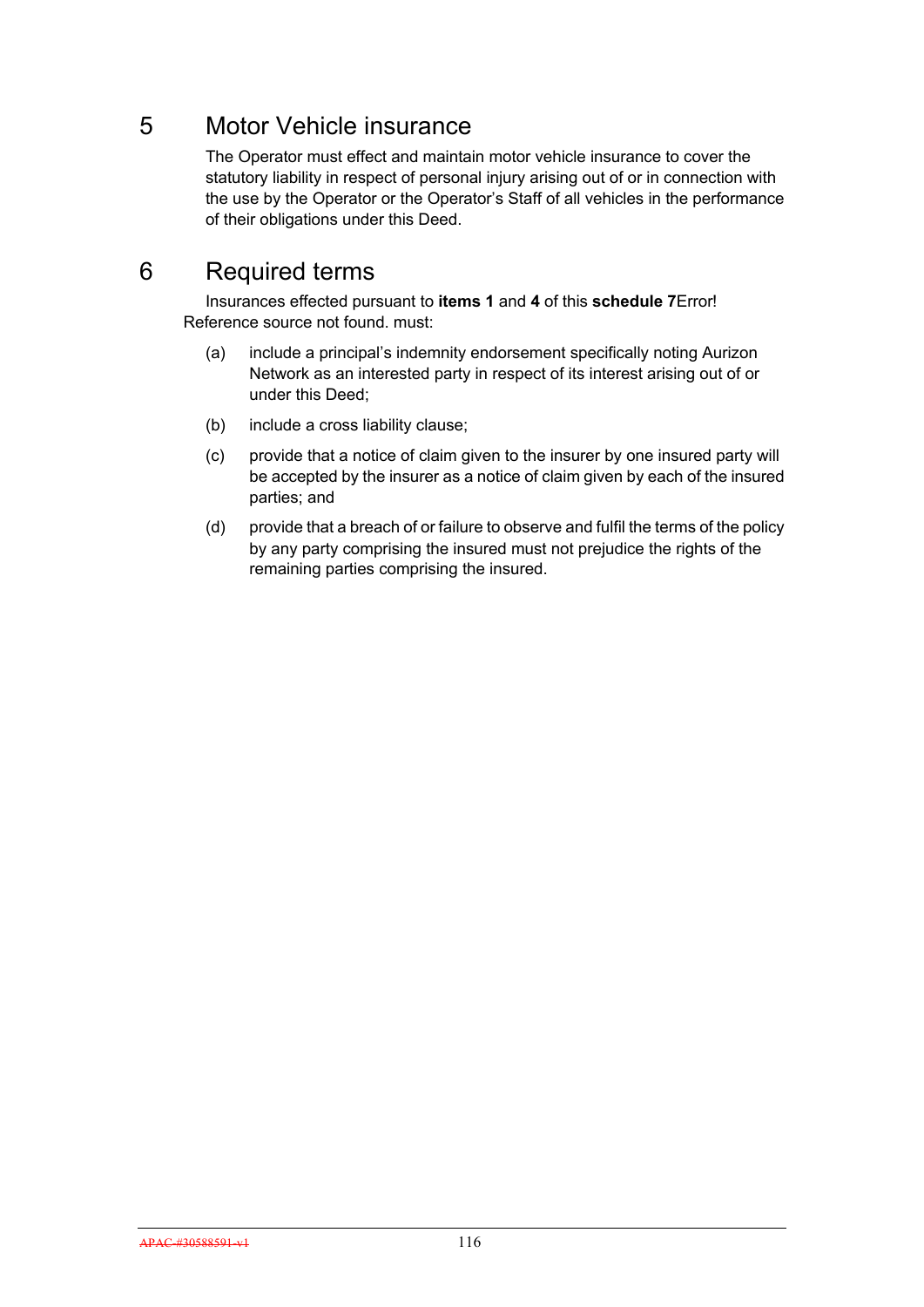## 5 Motor Vehicle insurance

The Operator must effect and maintain motor vehicle insurance to cover the statutory liability in respect of personal injury arising out of or in connection with the use by the Operator or the Operator's Staff of all vehicles in the performance of their obligations under this Deed.

## 6 Required terms

Insurances effected pursuant to **items 1** and **4** of this **schedule 7**Error! Reference source not found. must:

(a) include a principal's indemnity endorsement specifically noting Aurizon Network as an interested party in respect of its interest arising out of or under this Deed;

(b) include a cross liability clause;

(c) provide that a notice of claim given to the insurer by one insured party will be accepted by the insurer as a notice of claim given by each of the insured parties; and

(d) provide that a breach of or failure to observe and fulfil the terms of the policy by any party comprising the insured must not prejudice the rights of the remaining parties comprising the insured.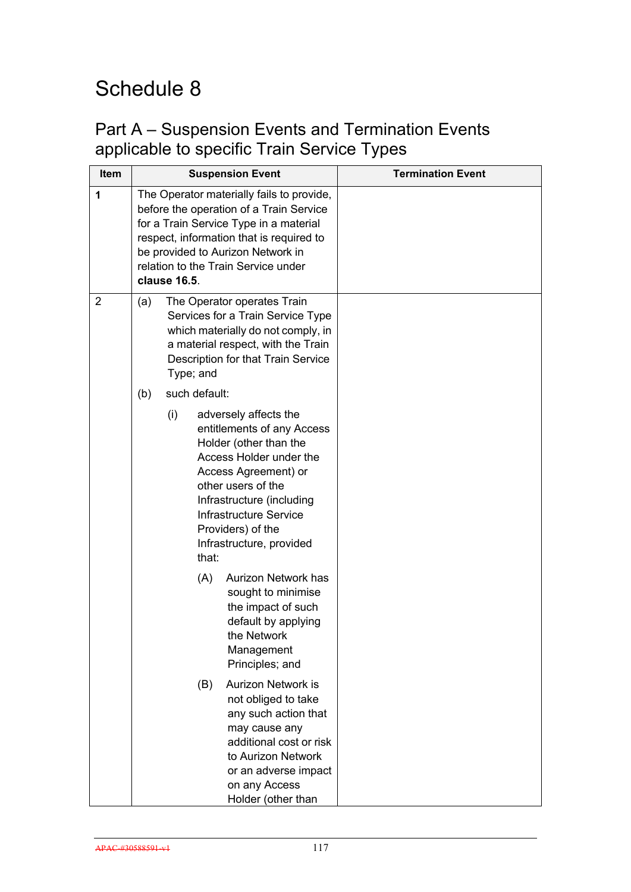# Schedule 8

## Part A – Suspension Events and Termination Events applicable to specific Train Service Types

| Item | Suspension Event | Termination Event |
|---|---|---|
| **1** | The Operator materially fails to provide, before the operation of a Train Service for a Train Service Type in a material respect, information that is required to be provided to Aurizon Network in relation to the Train Service under **clause 16.5**. | |
| 2 | (a) The Operator operates Train Services for a Train Service Type which materially do not comply, in a material respect, with the Train Description for that Train Service Type; and<br><br>(b) such default:<br><br>(i) adversely affects the entitlements of any Access Holder (other than the Access Holder under the Access Agreement) or other users of the Infrastructure (including Infrastructure Service Providers) of the Infrastructure, provided that:<br><br>(A) Aurizon Network has sought to minimise the impact of such default by applying the Network Management Principles; and<br><br>(B) Aurizon Network is not obliged to take any such action that may cause any additional cost or risk to Aurizon Network or an adverse impact on any Access Holder (other than | |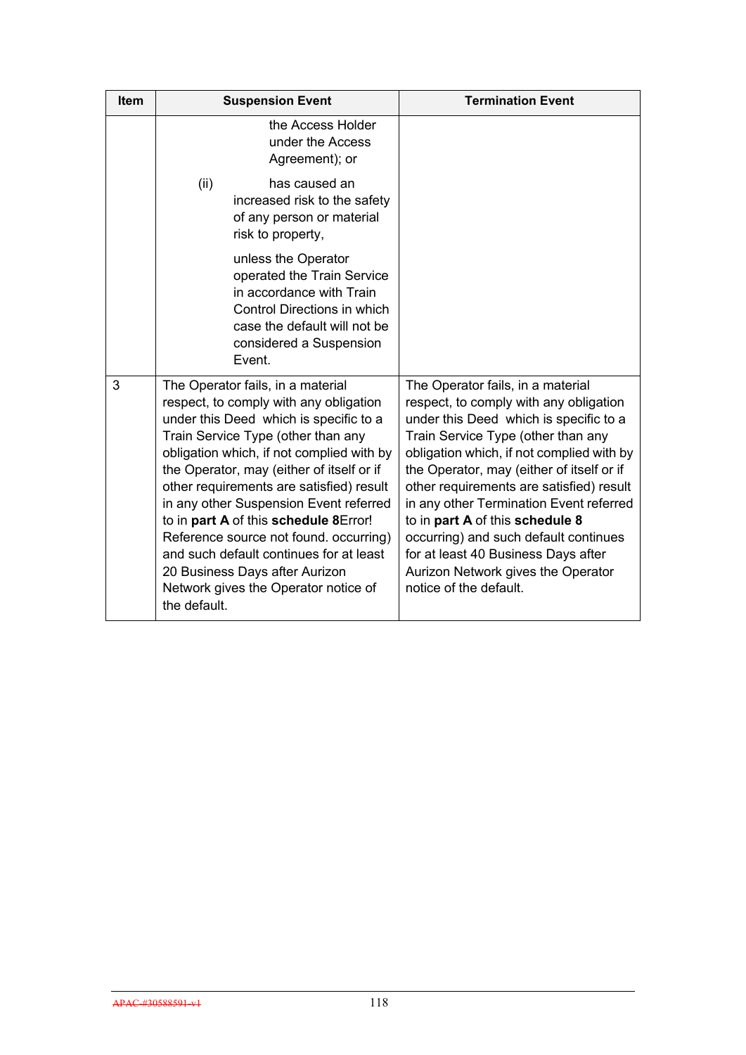| Item | Suspension Event | Termination Event |
|---|---|---|
| | the Access Holder under the Access Agreement); or<br><br>(ii) has caused an increased risk to the safety of any person or material risk to property,<br><br>unless the Operator operated the Train Service in accordance with Train Control Directions in which case the default will not be considered a Suspension Event. | |
| 3 | The Operator fails, in a material respect, to comply with any obligation under this Deed which is specific to a Train Service Type (other than any obligation which, if not complied with by the Operator, may (either of itself or if other requirements are satisfied) result in any other Suspension Event referred to in **part A** of this **schedule 8**Error! Reference source not found. occurring) and such default continues for at least 20 Business Days after Aurizon Network gives the Operator notice of the default. | The Operator fails, in a material respect, to comply with any obligation under this Deed which is specific to a Train Service Type (other than any obligation which, if not complied with by the Operator, may (either of itself or if other requirements are satisfied) result in any other Termination Event referred to in **part A** of this **schedule 8** occurring) and such default continues for at least 40 Business Days after Aurizon Network gives the Operator notice of the default. |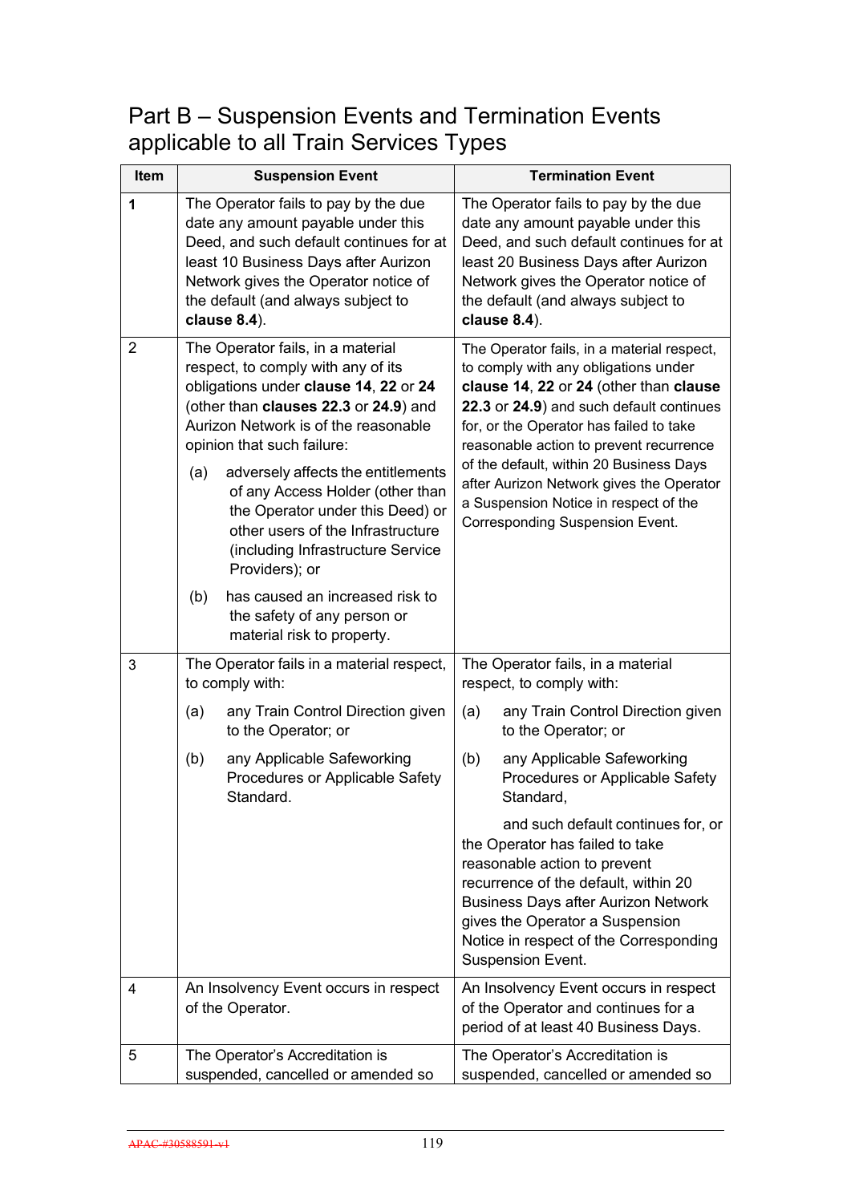## Part B – Suspension Events and Termination Events applicable to all Train Services Types

| Item | Suspension Event | Termination Event |
|---|---|---|
| **1** | The Operator fails to pay by the due date any amount payable under this Deed, and such default continues for at least 10 Business Days after Aurizon Network gives the Operator notice of the default (and always subject to **clause 8.4**). | The Operator fails to pay by the due date any amount payable under this Deed, and such default continues for at least 20 Business Days after Aurizon Network gives the Operator notice of the default (and always subject to **clause 8.4**). |
| 2 | The Operator fails, in a material respect, to comply with any of its obligations under **clause 14**, **22** or **24** (other than **clauses 22.3** or **24.9**) and Aurizon Network is of the reasonable opinion that such failure:<br>(a) adversely affects the entitlements of any Access Holder (other than the Operator under this Deed) or other users of the Infrastructure (including Infrastructure Service Providers); or<br>(b) has caused an increased risk to the safety of any person or material risk to property. | The Operator fails, in a material respect, to comply with any obligations under **clause 14**, **22** or **24** (other than **clause 22.3** or **24.9**) and such default continues for, or the Operator has failed to take reasonable action to prevent recurrence of the default, within 20 Business Days after Aurizon Network gives the Operator a Suspension Notice in respect of the Corresponding Suspension Event. |
| 3 | The Operator fails in a material respect, to comply with:<br>(a) any Train Control Direction given to the Operator; or<br>(b) any Applicable Safeworking Procedures or Applicable Safety Standard. | The Operator fails, in a material respect, to comply with:<br>(a) any Train Control Direction given to the Operator; or<br>(b) any Applicable Safeworking Procedures or Applicable Safety Standard,<br>and such default continues for, or the Operator has failed to take reasonable action to prevent recurrence of the default, within 20 Business Days after Aurizon Network gives the Operator a Suspension Notice in respect of the Corresponding Suspension Event. |
| 4 | An Insolvency Event occurs in respect of the Operator. | An Insolvency Event occurs in respect of the Operator and continues for a period of at least 40 Business Days. |
| 5 | The Operator's Accreditation is suspended, cancelled or amended so | The Operator's Accreditation is suspended, cancelled or amended so |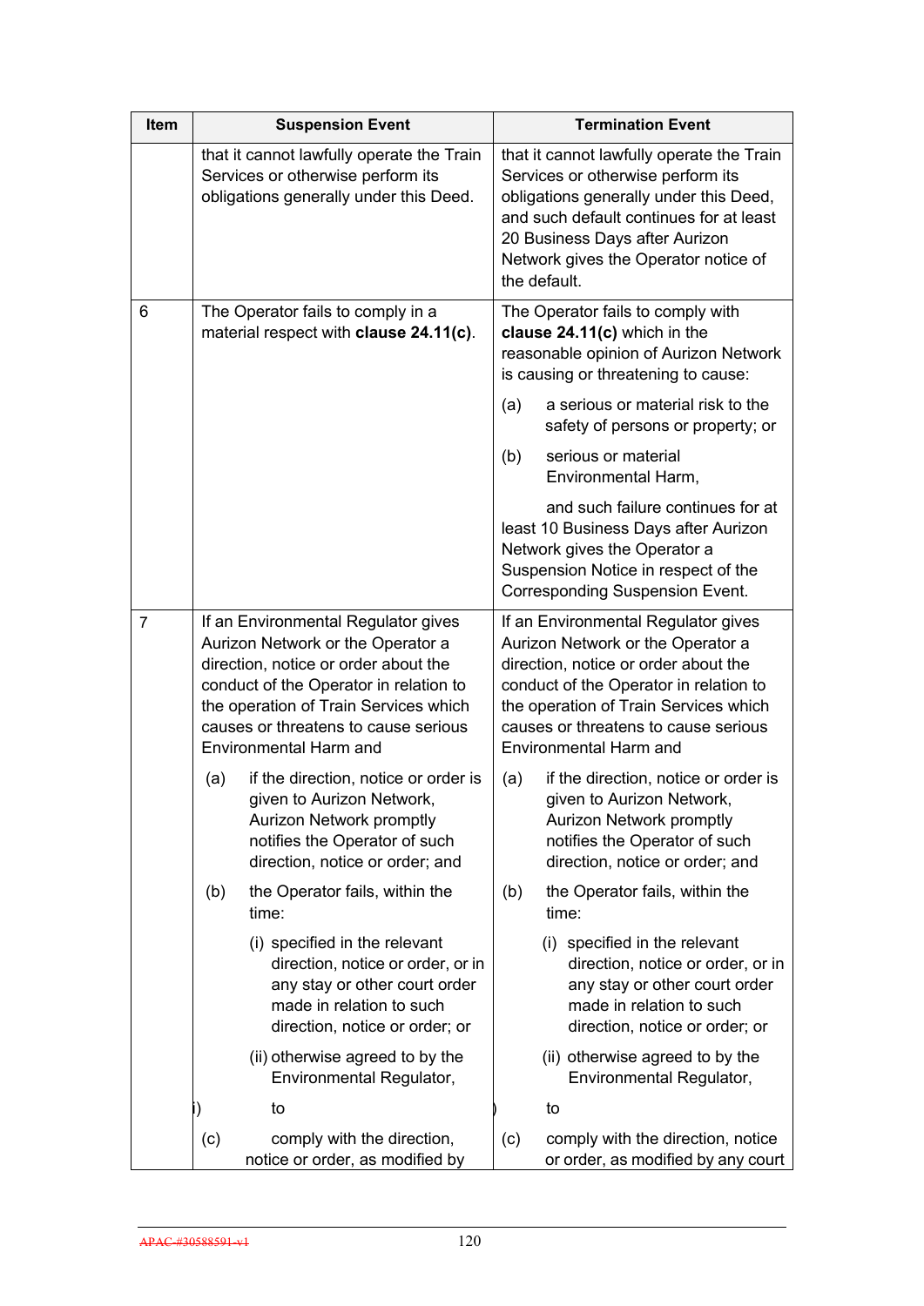| Item | Suspension Event | Termination Event |
|---|---|---|
| | that it cannot lawfully operate the Train Services or otherwise perform its obligations generally under this Deed. | that it cannot lawfully operate the Train Services or otherwise perform its obligations generally under this Deed, and such default continues for at least 20 Business Days after Aurizon Network gives the Operator notice of the default. |
| 6 | The Operator fails to comply in a material respect with **clause 24.11(c)**. | The Operator fails to comply with **clause 24.11(c)** which in the reasonable opinion of Aurizon Network is causing or threatening to cause:<br>(a) a serious or material risk to the safety of persons or property; or<br>(b) serious or material Environmental Harm,<br>and such failure continues for at least 10 Business Days after Aurizon Network gives the Operator a Suspension Notice in respect of the Corresponding Suspension Event. |
| 7 | If an Environmental Regulator gives Aurizon Network or the Operator a direction, notice or order about the conduct of the Operator in relation to the operation of Train Services which causes or threatens to cause serious Environmental Harm and<br>(a) if the direction, notice or order is given to Aurizon Network, Aurizon Network promptly notifies the Operator of such direction, notice or order; and<br>(b) the Operator fails, within the time:<br>(i) specified in the relevant direction, notice or order, or in any stay or other court order made in relation to such direction, notice or order; or<br>(ii) otherwise agreed to by the Environmental Regulator,<br>i) to<br>(c) comply with the direction, notice or order, as modified by | If an Environmental Regulator gives Aurizon Network or the Operator a direction, notice or order about the conduct of the Operator in relation to the operation of Train Services which causes or threatens to cause serious Environmental Harm and<br>(a) if the direction, notice or order is given to Aurizon Network, Aurizon Network promptly notifies the Operator of such direction, notice or order; and<br>(b) the Operator fails, within the time:<br>(i) specified in the relevant direction, notice or order, or in any stay or other court order made in relation to such direction, notice or order; or<br>(ii) otherwise agreed to by the Environmental Regulator,<br>) to<br>(c) comply with the direction, notice or order, as modified by any court |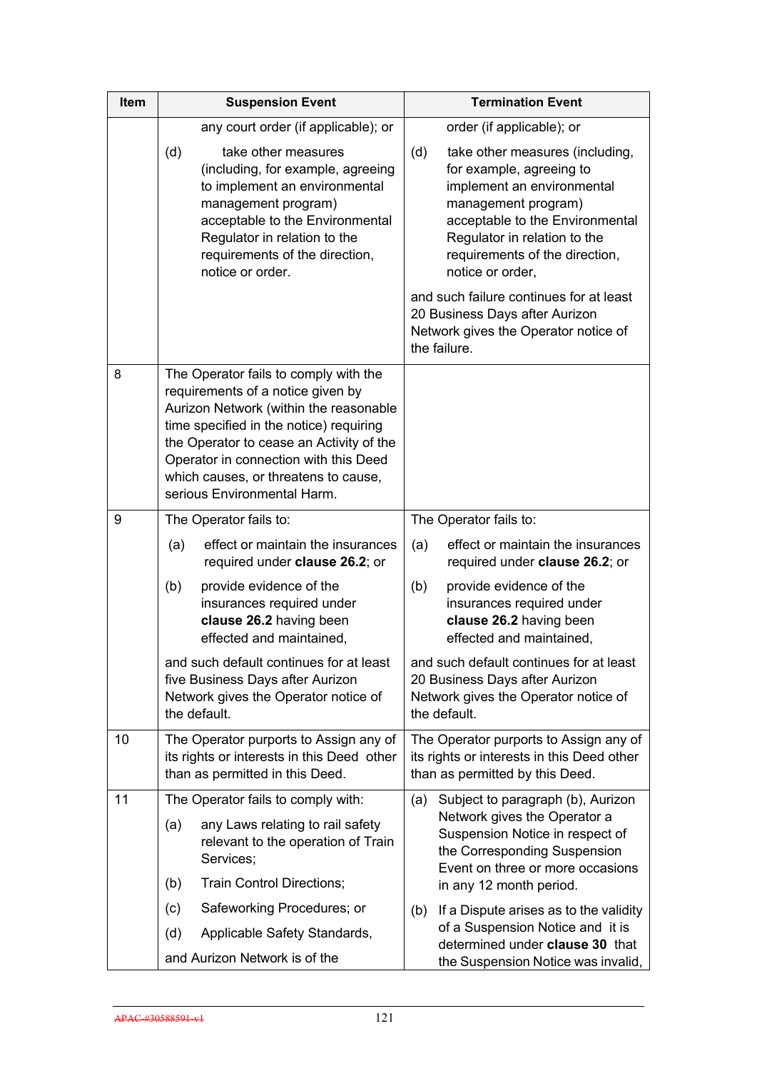| Item | Suspension Event | Termination Event |
|---|---|---|
| | any court order (if applicable); or<br><br>(d) take other measures (including, for example, agreeing to implement an environmental management program) acceptable to the Environmental Regulator in relation to the requirements of the direction, notice or order. | order (if applicable); or<br><br>(d) take other measures (including, for example, agreeing to implement an environmental management program) acceptable to the Environmental Regulator in relation to the requirements of the direction, notice or order,<br><br>and such failure continues for at least 20 Business Days after Aurizon Network gives the Operator notice of the failure. |
| 8 | The Operator fails to comply with the requirements of a notice given by Aurizon Network (within the reasonable time specified in the notice) requiring the Operator to cease an Activity of the Operator in connection with this Deed which causes, or threatens to cause, serious Environmental Harm. | |
| 9 | The Operator fails to:<br><br>(a) effect or maintain the insurances required under **clause 26.2**; or<br><br>(b) provide evidence of the insurances required under **clause 26.2** having been effected and maintained,<br><br>and such default continues for at least five Business Days after Aurizon Network gives the Operator notice of the default. | The Operator fails to:<br><br>(a) effect or maintain the insurances required under **clause 26.2**; or<br><br>(b) provide evidence of the insurances required under **clause 26.2** having been effected and maintained,<br><br>and such default continues for at least 20 Business Days after Aurizon Network gives the Operator notice of the default. |
| 10 | The Operator purports to Assign any of its rights or interests in this Deed other than as permitted in this Deed. | The Operator purports to Assign any of its rights or interests in this Deed other than as permitted by this Deed. |
| 11 | The Operator fails to comply with:<br><br>(a) any Laws relating to rail safety relevant to the operation of Train Services;<br><br>(b) Train Control Directions;<br><br>(c) Safeworking Procedures; or<br><br>(d) Applicable Safety Standards,<br><br>and Aurizon Network is of the | (a) Subject to paragraph (b), Aurizon Network gives the Operator a Suspension Notice in respect of the Corresponding Suspension Event on three or more occasions in any 12 month period.<br><br>(b) If a Dispute arises as to the validity of a Suspension Notice and it is determined under **clause 30** that the Suspension Notice was invalid, |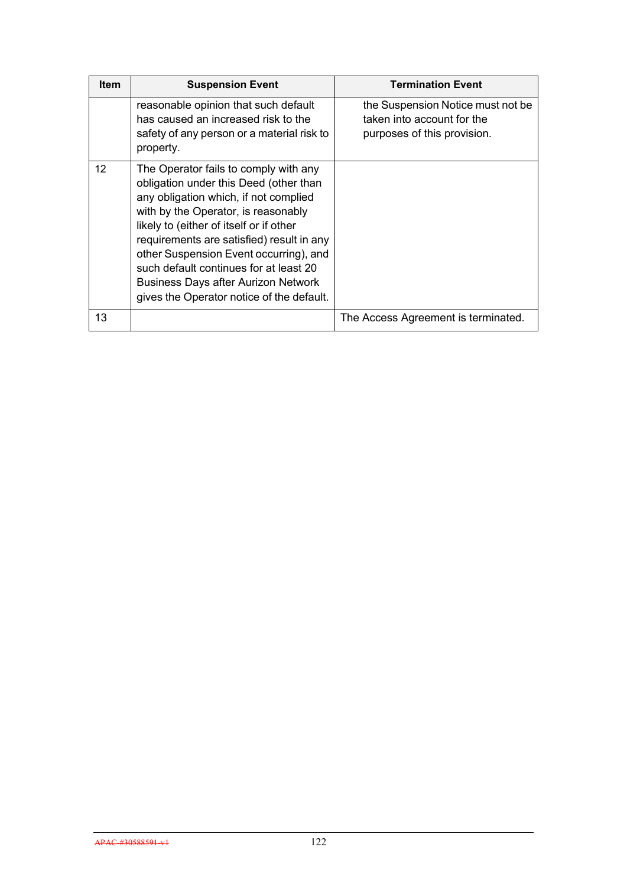| Item | Suspension Event | Termination Event |
|---|---|---|
| | reasonable opinion that such default has caused an increased risk to the safety of any person or a material risk to property. | the Suspension Notice must not be taken into account for the purposes of this provision. |
| 12 | The Operator fails to comply with any obligation under this Deed (other than any obligation which, if not complied with by the Operator, is reasonably likely to (either of itself or if other requirements are satisfied) result in any other Suspension Event occurring), and such default continues for at least 20 Business Days after Aurizon Network gives the Operator notice of the default. | |
| 13 | | The Access Agreement is terminated. |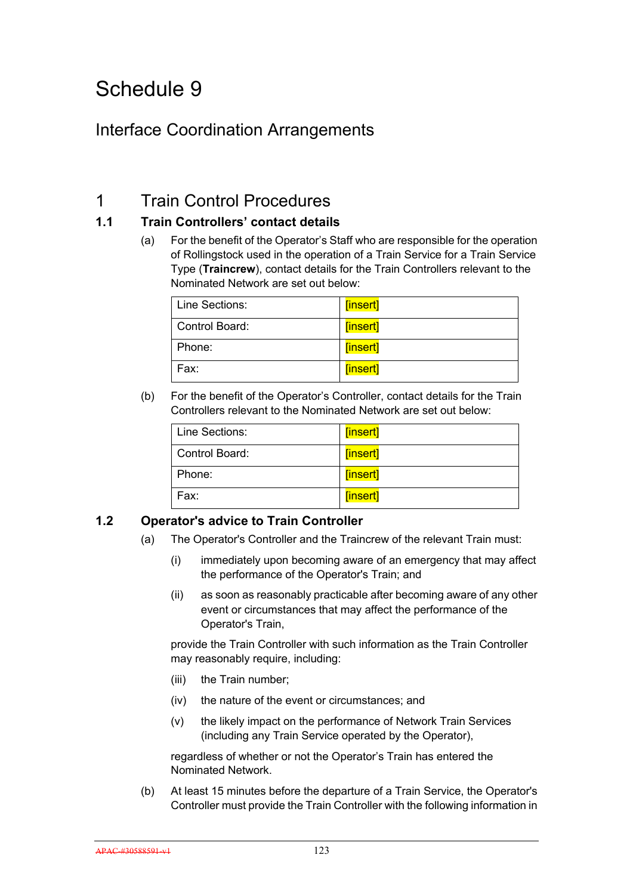# Schedule 9

## Interface Coordination Arrangements

## 1 Train Control Procedures

### 1.1 Train Controllers' contact details

(a) For the benefit of the Operator's Staff who are responsible for the operation of Rollingstock used in the operation of a Train Service for a Train Service Type (**Traincrew**), contact details for the Train Controllers relevant to the Nominated Network are set out below:

| Line Sections: | [insert] |
| --- | --- |
| Control Board: | [insert] |
| Phone: | [insert] |
| Fax: | [insert] |

(b) For the benefit of the Operator's Controller, contact details for the Train Controllers relevant to the Nominated Network are set out below:

| Line Sections: | [insert] |
| --- | --- |
| Control Board: | [insert] |
| Phone: | [insert] |
| Fax: | [insert] |

### 1.2 Operator's advice to Train Controller

(a) The Operator's Controller and the Traincrew of the relevant Train must:

(i) immediately upon becoming aware of an emergency that may affect the performance of the Operator's Train; and

(ii) as soon as reasonably practicable after becoming aware of any other event or circumstances that may affect the performance of the Operator's Train,

provide the Train Controller with such information as the Train Controller may reasonably require, including:

(iii) the Train number;

(iv) the nature of the event or circumstances; and

(v) the likely impact on the performance of Network Train Services (including any Train Service operated by the Operator),

regardless of whether or not the Operator's Train has entered the Nominated Network.

(b) At least 15 minutes before the departure of a Train Service, the Operator's Controller must provide the Train Controller with the following information in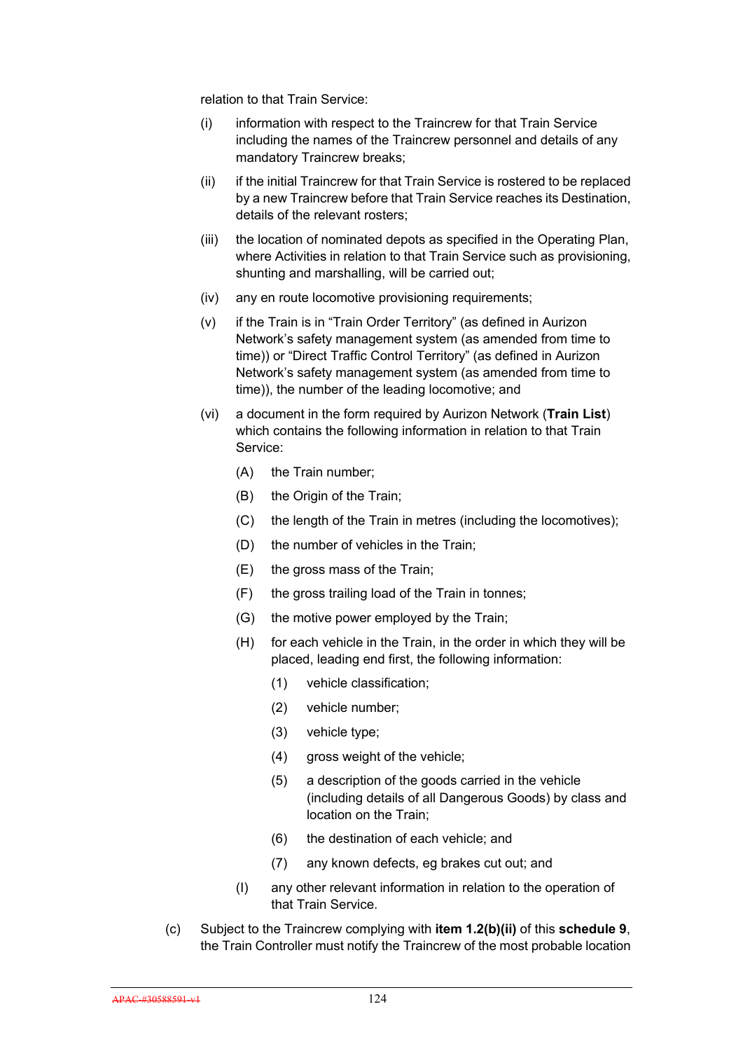relation to that Train Service:

(i) information with respect to the Traincrew for that Train Service including the names of the Traincrew personnel and details of any mandatory Traincrew breaks;

(ii) if the initial Traincrew for that Train Service is rostered to be replaced by a new Traincrew before that Train Service reaches its Destination, details of the relevant rosters;

(iii) the location of nominated depots as specified in the Operating Plan, where Activities in relation to that Train Service such as provisioning, shunting and marshalling, will be carried out;

(iv) any en route locomotive provisioning requirements;

(v) if the Train is in "Train Order Territory" (as defined in Aurizon Network's safety management system (as amended from time to time)) or "Direct Traffic Control Territory" (as defined in Aurizon Network's safety management system (as amended from time to time)), the number of the leading locomotive; and

(vi) a document in the form required by Aurizon Network (**Train List**) which contains the following information in relation to that Train Service:

  (A) the Train number;

  (B) the Origin of the Train;

  (C) the length of the Train in metres (including the locomotives);

  (D) the number of vehicles in the Train;

  (E) the gross mass of the Train;

  (F) the gross trailing load of the Train in tonnes;

  (G) the motive power employed by the Train;

  (H) for each vehicle in the Train, in the order in which they will be placed, leading end first, the following information:

    (1) vehicle classification;

    (2) vehicle number;

    (3) vehicle type;

    (4) gross weight of the vehicle;

    (5) a description of the goods carried in the vehicle (including details of all Dangerous Goods) by class and location on the Train;

    (6) the destination of each vehicle; and

    (7) any known defects, eg brakes cut out; and

  (I) any other relevant information in relation to the operation of that Train Service.

(c) Subject to the Traincrew complying with **item 1.2(b)(ii)** of this **schedule 9**, the Train Controller must notify the Traincrew of the most probable location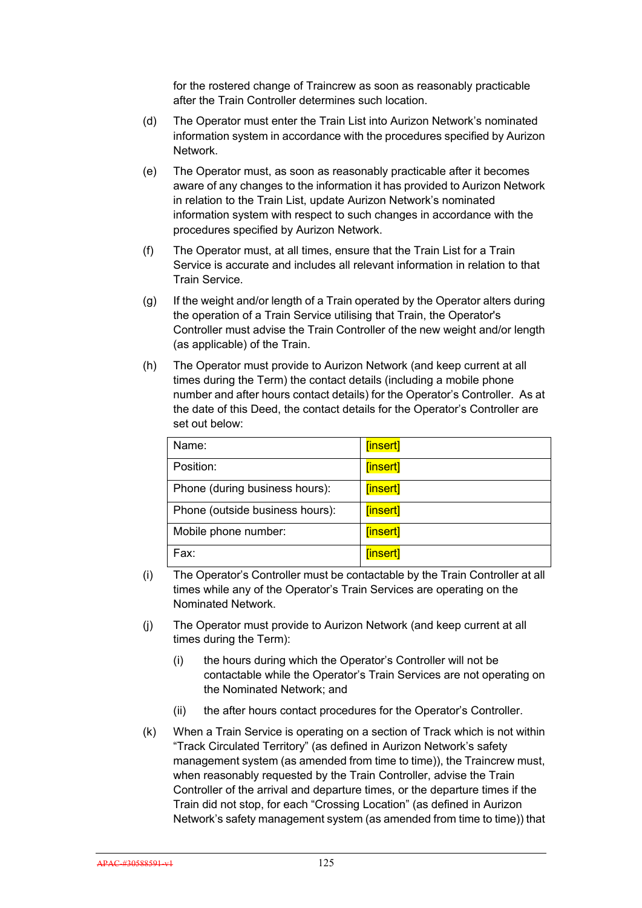for the rostered change of Traincrew as soon as reasonably practicable after the Train Controller determines such location.

(d) The Operator must enter the Train List into Aurizon Network's nominated information system in accordance with the procedures specified by Aurizon Network.

(e) The Operator must, as soon as reasonably practicable after it becomes aware of any changes to the information it has provided to Aurizon Network in relation to the Train List, update Aurizon Network's nominated information system with respect to such changes in accordance with the procedures specified by Aurizon Network.

(f) The Operator must, at all times, ensure that the Train List for a Train Service is accurate and includes all relevant information in relation to that Train Service.

(g) If the weight and/or length of a Train operated by the Operator alters during the operation of a Train Service utilising that Train, the Operator's Controller must advise the Train Controller of the new weight and/or length (as applicable) of the Train.

(h) The Operator must provide to Aurizon Network (and keep current at all times during the Term) the contact details (including a mobile phone number and after hours contact details) for the Operator's Controller. As at the date of this Deed, the contact details for the Operator's Controller are set out below:

| | |
|---|---|
| Name: | [insert] |
| Position: | [insert] |
| Phone (during business hours): | [insert] |
| Phone (outside business hours): | [insert] |
| Mobile phone number: | [insert] |
| Fax: | [insert] |

(i) The Operator's Controller must be contactable by the Train Controller at all times while any of the Operator's Train Services are operating on the Nominated Network.

(j) The Operator must provide to Aurizon Network (and keep current at all times during the Term):

   (i) the hours during which the Operator's Controller will not be contactable while the Operator's Train Services are not operating on the Nominated Network; and

   (ii) the after hours contact procedures for the Operator's Controller.

(k) When a Train Service is operating on a section of Track which is not within "Track Circulated Territory" (as defined in Aurizon Network's safety management system (as amended from time to time)), the Traincrew must, when reasonably requested by the Train Controller, advise the Train Controller of the arrival and departure times, or the departure times if the Train did not stop, for each "Crossing Location" (as defined in Aurizon Network's safety management system (as amended from time to time)) that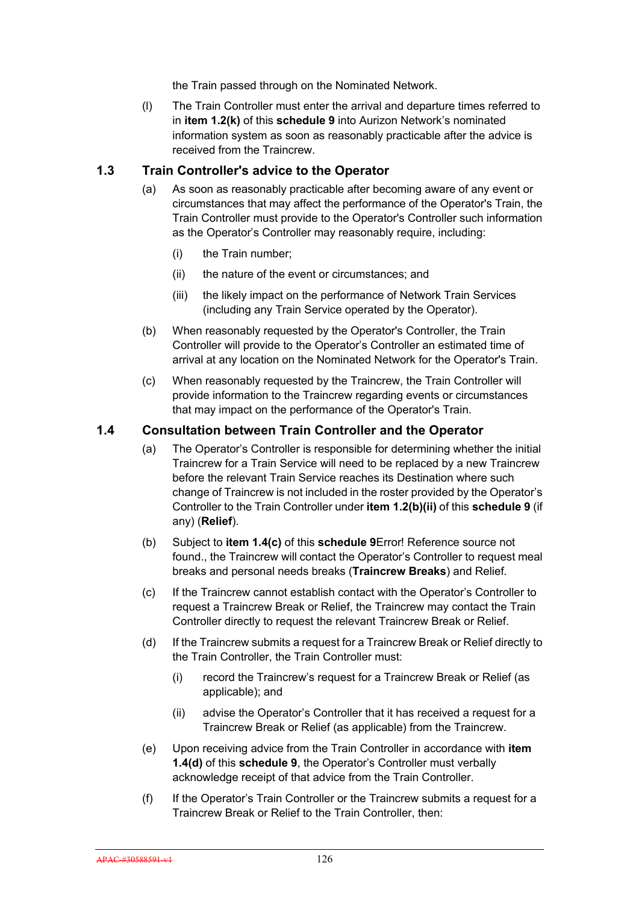the Train passed through on the Nominated Network.

(l) The Train Controller must enter the arrival and departure times referred to in **item 1.2(k)** of this **schedule 9** into Aurizon Network's nominated information system as soon as reasonably practicable after the advice is received from the Traincrew.

## 1.3 Train Controller's advice to the Operator

(a) As soon as reasonably practicable after becoming aware of any event or circumstances that may affect the performance of the Operator's Train, the Train Controller must provide to the Operator's Controller such information as the Operator's Controller may reasonably require, including:

(i) the Train number;

(ii) the nature of the event or circumstances; and

(iii) the likely impact on the performance of Network Train Services (including any Train Service operated by the Operator).

(b) When reasonably requested by the Operator's Controller, the Train Controller will provide to the Operator's Controller an estimated time of arrival at any location on the Nominated Network for the Operator's Train.

(c) When reasonably requested by the Traincrew, the Train Controller will provide information to the Traincrew regarding events or circumstances that may impact on the performance of the Operator's Train.

## 1.4 Consultation between Train Controller and the Operator

(a) The Operator's Controller is responsible for determining whether the initial Traincrew for a Train Service will need to be replaced by a new Traincrew before the relevant Train Service reaches its Destination where such change of Traincrew is not included in the roster provided by the Operator's Controller to the Train Controller under **item 1.2(b)(ii)** of this **schedule 9** (if any) (**Relief**).

(b) Subject to **item 1.4(c)** of this **schedule 9**Error! Reference source not found., the Traincrew will contact the Operator's Controller to request meal breaks and personal needs breaks (**Traincrew Breaks**) and Relief.

(c) If the Traincrew cannot establish contact with the Operator's Controller to request a Traincrew Break or Relief, the Traincrew may contact the Train Controller directly to request the relevant Traincrew Break or Relief.

(d) If the Traincrew submits a request for a Traincrew Break or Relief directly to the Train Controller, the Train Controller must:

(i) record the Traincrew's request for a Traincrew Break or Relief (as applicable); and

(ii) advise the Operator's Controller that it has received a request for a Traincrew Break or Relief (as applicable) from the Traincrew.

(e) Upon receiving advice from the Train Controller in accordance with **item 1.4(d)** of this **schedule 9**, the Operator's Controller must verbally acknowledge receipt of that advice from the Train Controller.

(f) If the Operator's Train Controller or the Traincrew submits a request for a Traincrew Break or Relief to the Train Controller, then: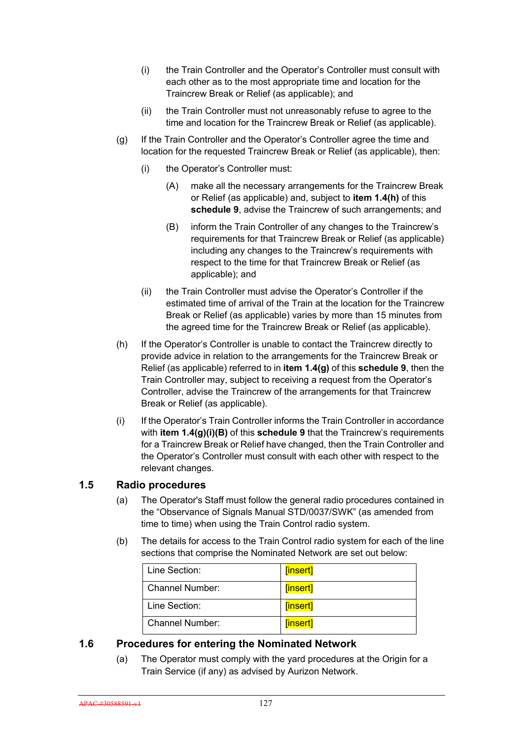(i) the Train Controller and the Operator's Controller must consult with each other as to the most appropriate time and location for the Traincrew Break or Relief (as applicable); and

(ii) the Train Controller must not unreasonably refuse to agree to the time and location for the Traincrew Break or Relief (as applicable).

(g) If the Train Controller and the Operator's Controller agree the time and location for the requested Traincrew Break or Relief (as applicable), then:

(i) the Operator's Controller must:

(A) make all the necessary arrangements for the Traincrew Break or Relief (as applicable) and, subject to **item 1.4(h)** of this **schedule 9**, advise the Traincrew of such arrangements; and

(B) inform the Train Controller of any changes to the Traincrew's requirements for that Traincrew Break or Relief (as applicable) including any changes to the Traincrew's requirements with respect to the time for that Traincrew Break or Relief (as applicable); and

(ii) the Train Controller must advise the Operator's Controller if the estimated time of arrival of the Train at the location for the Traincrew Break or Relief (as applicable) varies by more than 15 minutes from the agreed time for the Traincrew Break or Relief (as applicable).

(h) If the Operator's Controller is unable to contact the Traincrew directly to provide advice in relation to the arrangements for the Traincrew Break or Relief (as applicable) referred to in **item 1.4(g)** of this **schedule 9**, then the Train Controller may, subject to receiving a request from the Operator's Controller, advise the Traincrew of the arrangements for that Traincrew Break or Relief (as applicable).

(i) If the Operator's Train Controller informs the Train Controller in accordance with **item 1.4(g)(i)(B)** of this **schedule 9** that the Traincrew's requirements for a Traincrew Break or Relief have changed, then the Train Controller and the Operator's Controller must consult with each other with respect to the relevant changes.

## 1.5 Radio procedures

(a) The Operator's Staff must follow the general radio procedures contained in the "Observance of Signals Manual STD/0037/SWK" (as amended from time to time) when using the Train Control radio system.

(b) The details for access to the Train Control radio system for each of the line sections that comprise the Nominated Network are set out below:

| | |
|---|---|
| Line Section: | [insert] |
| Channel Number: | [insert] |
| Line Section: | [insert] |
| Channel Number: | [insert] |

## 1.6 Procedures for entering the Nominated Network

(a) The Operator must comply with the yard procedures at the Origin for a Train Service (if any) as advised by Aurizon Network.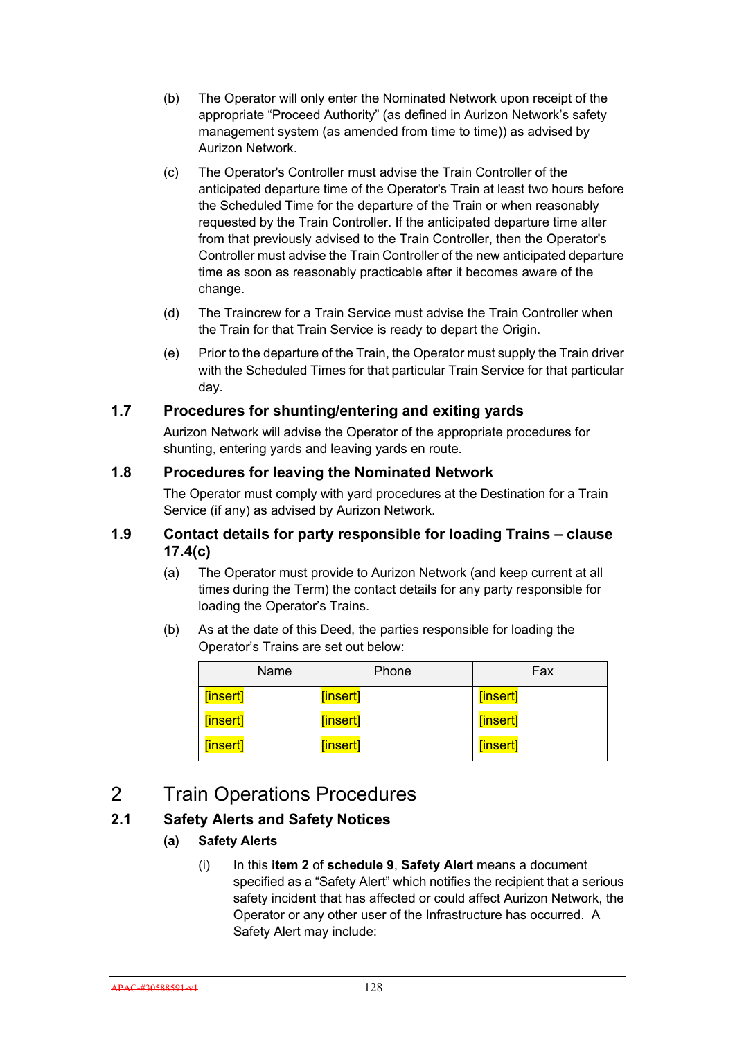(b) The Operator will only enter the Nominated Network upon receipt of the appropriate "Proceed Authority" (as defined in Aurizon Network's safety management system (as amended from time to time)) as advised by Aurizon Network.

(c) The Operator's Controller must advise the Train Controller of the anticipated departure time of the Operator's Train at least two hours before the Scheduled Time for the departure of the Train or when reasonably requested by the Train Controller. If the anticipated departure time alter from that previously advised to the Train Controller, then the Operator's Controller must advise the Train Controller of the new anticipated departure time as soon as reasonably practicable after it becomes aware of the change.

(d) The Traincrew for a Train Service must advise the Train Controller when the Train for that Train Service is ready to depart the Origin.

(e) Prior to the departure of the Train, the Operator must supply the Train driver with the Scheduled Times for that particular Train Service for that particular day.

### 1.7 Procedures for shunting/entering and exiting yards

Aurizon Network will advise the Operator of the appropriate procedures for shunting, entering yards and leaving yards en route.

### 1.8 Procedures for leaving the Nominated Network

The Operator must comply with yard procedures at the Destination for a Train Service (if any) as advised by Aurizon Network.

### 1.9 Contact details for party responsible for loading Trains – clause 17.4(c)

(a) The Operator must provide to Aurizon Network (and keep current at all times during the Term) the contact details for any party responsible for loading the Operator's Trains.

(b) As at the date of this Deed, the parties responsible for loading the Operator's Trains are set out below:

| Name | Phone | Fax |
|---|---|---|
| [insert] | [insert] | [insert] |
| [insert] | [insert] | [insert] |
| [insert] | [insert] | [insert] |

## 2 Train Operations Procedures

### 2.1 Safety Alerts and Safety Notices

**(a) Safety Alerts**

(i) In this **item 2** of **schedule 9**, **Safety Alert** means a document specified as a "Safety Alert" which notifies the recipient that a serious safety incident that has affected or could affect Aurizon Network, the Operator or any other user of the Infrastructure has occurred. A Safety Alert may include: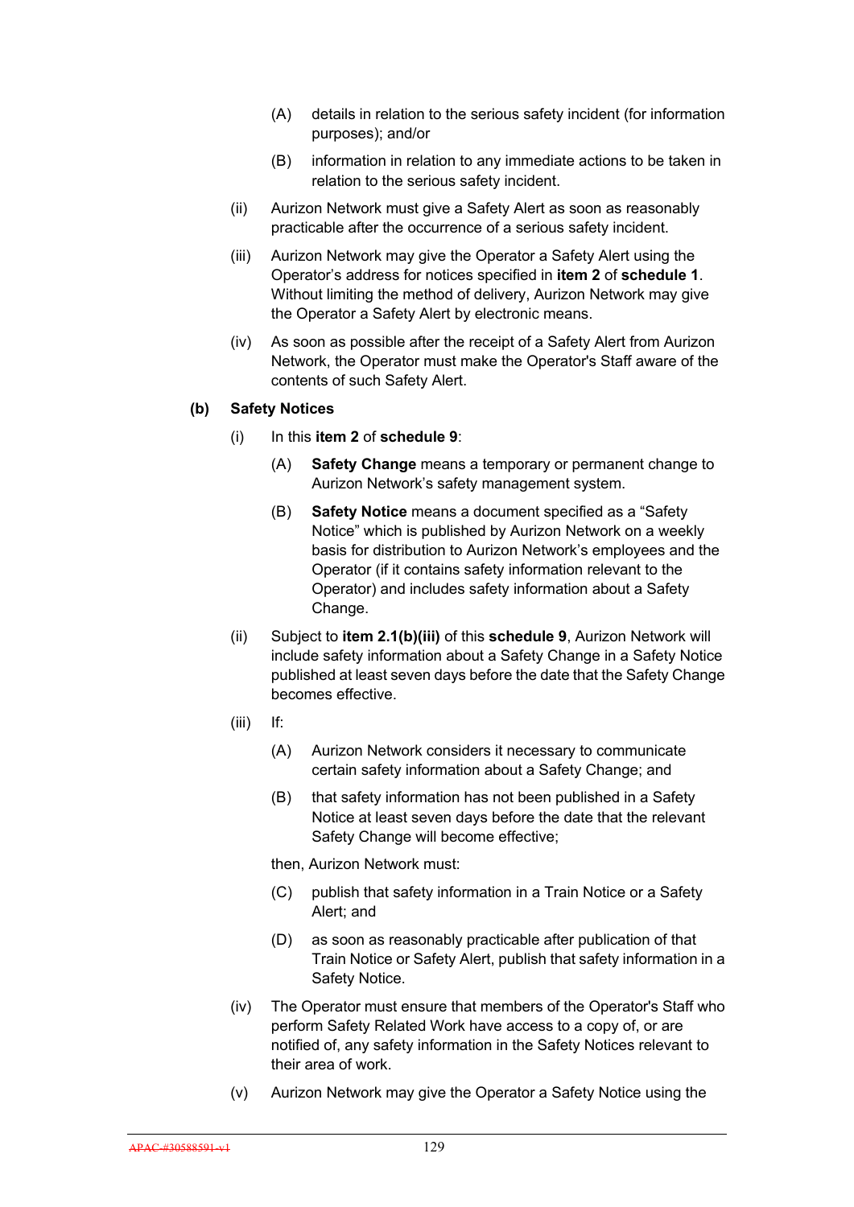(A) details in relation to the serious safety incident (for information purposes); and/or

(B) information in relation to any immediate actions to be taken in relation to the serious safety incident.

(ii) Aurizon Network must give a Safety Alert as soon as reasonably practicable after the occurrence of a serious safety incident.

(iii) Aurizon Network may give the Operator a Safety Alert using the Operator's address for notices specified in **item 2** of **schedule 1**. Without limiting the method of delivery, Aurizon Network may give the Operator a Safety Alert by electronic means.

(iv) As soon as possible after the receipt of a Safety Alert from Aurizon Network, the Operator must make the Operator's Staff aware of the contents of such Safety Alert.

**(b) Safety Notices**

(i) In this **item 2** of **schedule 9**:

(A) **Safety Change** means a temporary or permanent change to Aurizon Network's safety management system.

(B) **Safety Notice** means a document specified as a "Safety Notice" which is published by Aurizon Network on a weekly basis for distribution to Aurizon Network's employees and the Operator (if it contains safety information relevant to the Operator) and includes safety information about a Safety Change.

(ii) Subject to **item 2.1(b)(iii)** of this **schedule 9**, Aurizon Network will include safety information about a Safety Change in a Safety Notice published at least seven days before the date that the Safety Change becomes effective.

(iii) If:

(A) Aurizon Network considers it necessary to communicate certain safety information about a Safety Change; and

(B) that safety information has not been published in a Safety Notice at least seven days before the date that the relevant Safety Change will become effective;

then, Aurizon Network must:

(C) publish that safety information in a Train Notice or a Safety Alert; and

(D) as soon as reasonably practicable after publication of that Train Notice or Safety Alert, publish that safety information in a Safety Notice.

(iv) The Operator must ensure that members of the Operator's Staff who perform Safety Related Work have access to a copy of, or are notified of, any safety information in the Safety Notices relevant to their area of work.

(v) Aurizon Network may give the Operator a Safety Notice using the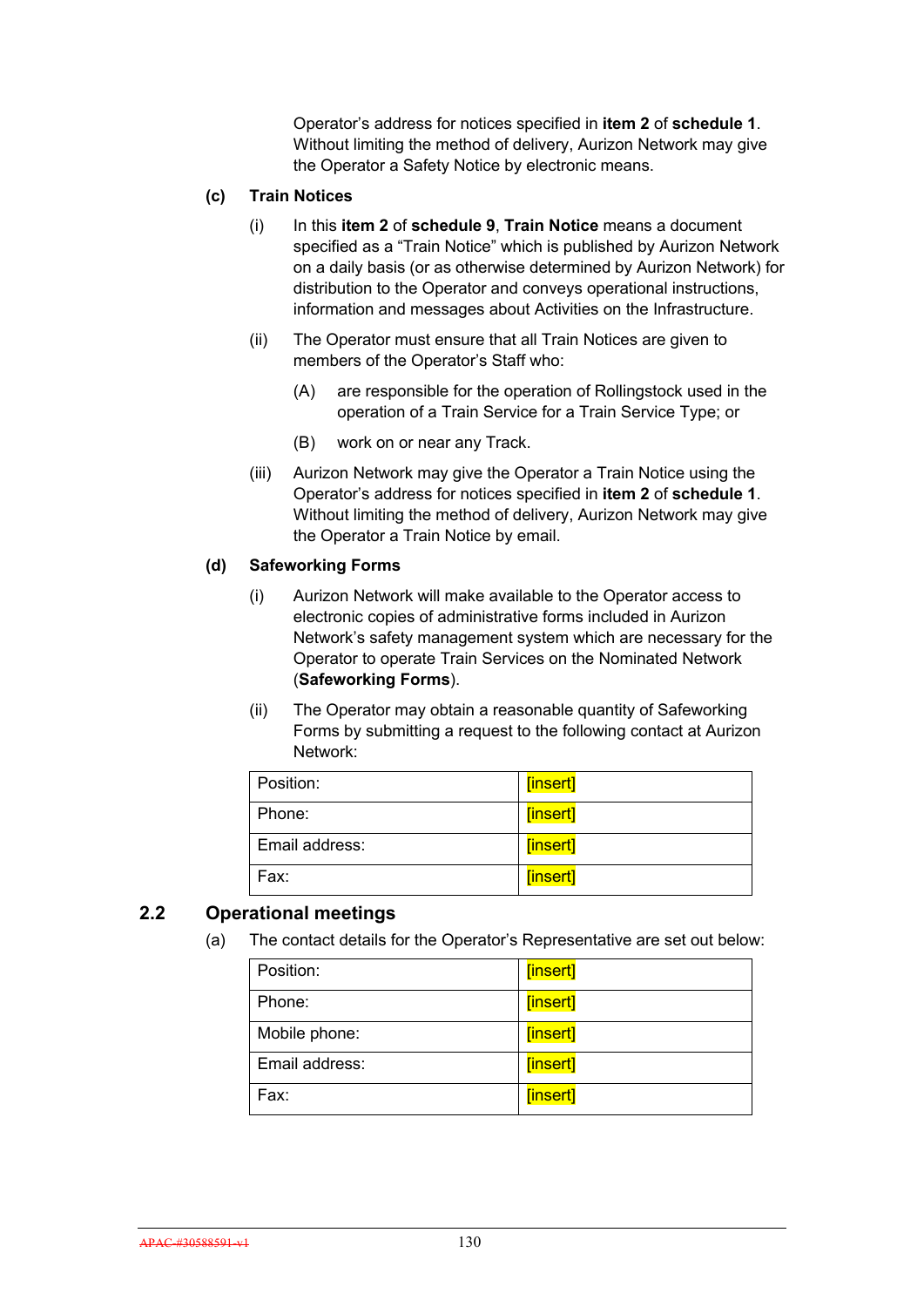Operator's address for notices specified in **item 2** of **schedule 1**. Without limiting the method of delivery, Aurizon Network may give the Operator a Safety Notice by electronic means.

**(c) Train Notices**

(i) In this **item 2** of **schedule 9**, **Train Notice** means a document specified as a "Train Notice" which is published by Aurizon Network on a daily basis (or as otherwise determined by Aurizon Network) for distribution to the Operator and conveys operational instructions, information and messages about Activities on the Infrastructure.

(ii) The Operator must ensure that all Train Notices are given to members of the Operator's Staff who:

(A) are responsible for the operation of Rollingstock used in the operation of a Train Service for a Train Service Type; or

(B) work on or near any Track.

(iii) Aurizon Network may give the Operator a Train Notice using the Operator's address for notices specified in **item 2** of **schedule 1**. Without limiting the method of delivery, Aurizon Network may give the Operator a Train Notice by email.

**(d) Safeworking Forms**

(i) Aurizon Network will make available to the Operator access to electronic copies of administrative forms included in Aurizon Network's safety management system which are necessary for the Operator to operate Train Services on the Nominated Network (**Safeworking Forms**).

(ii) The Operator may obtain a reasonable quantity of Safeworking Forms by submitting a request to the following contact at Aurizon Network:

| | |
|---|---|
| Position: | [insert] |
| Phone: | [insert] |
| Email address: | [insert] |
| Fax: | [insert] |

## 2.2 Operational meetings

(a) The contact details for the Operator's Representative are set out below:

| | |
|---|---|
| Position: | [insert] |
| Phone: | [insert] |
| Mobile phone: | [insert] |
| Email address: | [insert] |
| Fax: | [insert] |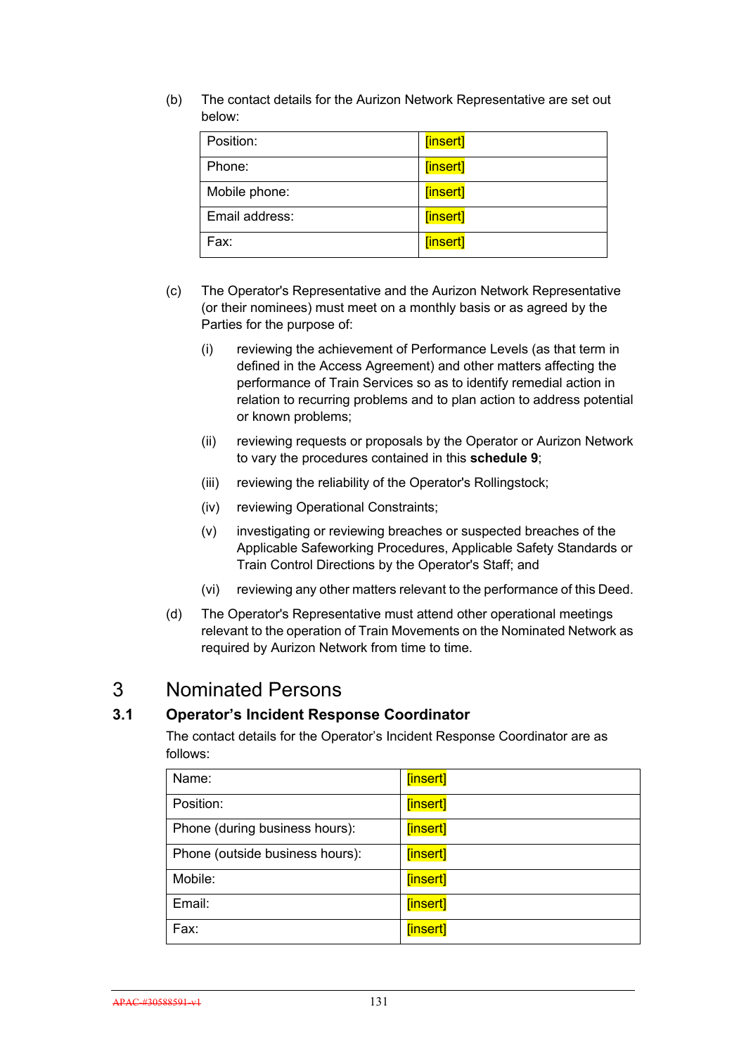(b) The contact details for the Aurizon Network Representative are set out below:

| Position: | [insert] |
|---|---|
| Phone: | [insert] |
| Mobile phone: | [insert] |
| Email address: | [insert] |
| Fax: | [insert] |

(c) The Operator's Representative and the Aurizon Network Representative (or their nominees) must meet on a monthly basis or as agreed by the Parties for the purpose of:

(i) reviewing the achievement of Performance Levels (as that term in defined in the Access Agreement) and other matters affecting the performance of Train Services so as to identify remedial action in relation to recurring problems and to plan action to address potential or known problems;

(ii) reviewing requests or proposals by the Operator or Aurizon Network to vary the procedures contained in this **schedule 9**;

(iii) reviewing the reliability of the Operator's Rollingstock;

(iv) reviewing Operational Constraints;

(v) investigating or reviewing breaches or suspected breaches of the Applicable Safeworking Procedures, Applicable Safety Standards or Train Control Directions by the Operator's Staff; and

(vi) reviewing any other matters relevant to the performance of this Deed.

(d) The Operator's Representative must attend other operational meetings relevant to the operation of Train Movements on the Nominated Network as required by Aurizon Network from time to time.

# 3 Nominated Persons

## 3.1 Operator's Incident Response Coordinator

The contact details for the Operator's Incident Response Coordinator are as follows:

| Name: | [insert] |
|---|---|
| Position: | [insert] |
| Phone (during business hours): | [insert] |
| Phone (outside business hours): | [insert] |
| Mobile: | [insert] |
| Email: | [insert] |
| Fax: | [insert] |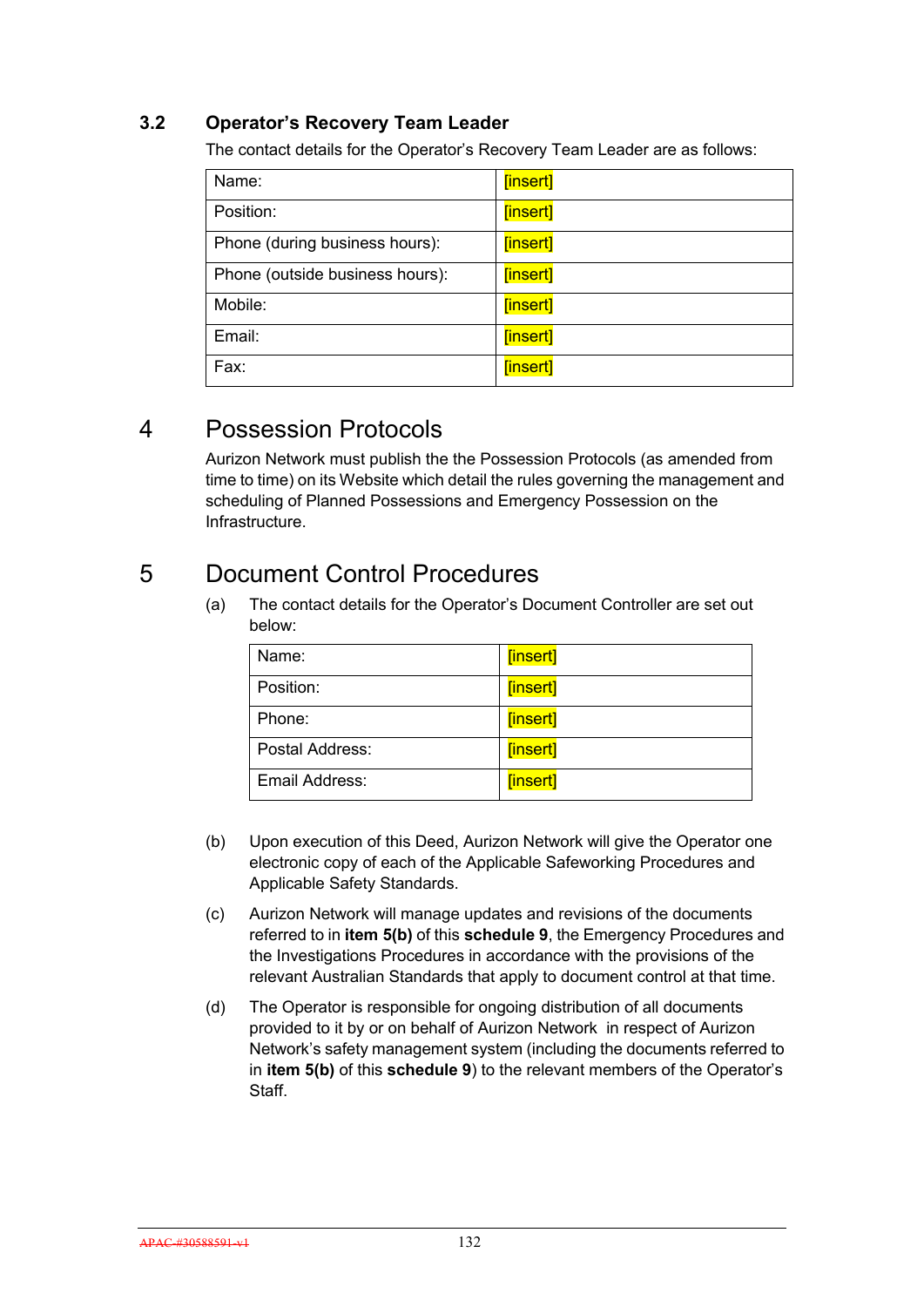### 3.2 Operator's Recovery Team Leader

The contact details for the Operator's Recovery Team Leader are as follows:

| | |
|---|---|
| Name: | [insert] |
| Position: | [insert] |
| Phone (during business hours): | [insert] |
| Phone (outside business hours): | [insert] |
| Mobile: | [insert] |
| Email: | [insert] |
| Fax: | [insert] |

## 4 Possession Protocols

Aurizon Network must publish the the Possession Protocols (as amended from time to time) on its Website which detail the rules governing the management and scheduling of Planned Possessions and Emergency Possession on the Infrastructure.

## 5 Document Control Procedures

(a) The contact details for the Operator's Document Controller are set out below:

| | |
|---|---|
| Name: | [insert] |
| Position: | [insert] |
| Phone: | [insert] |
| Postal Address: | [insert] |
| Email Address: | [insert] |

(b) Upon execution of this Deed, Aurizon Network will give the Operator one electronic copy of each of the Applicable Safeworking Procedures and Applicable Safety Standards.

(c) Aurizon Network will manage updates and revisions of the documents referred to in **item 5(b)** of this **schedule 9**, the Emergency Procedures and the Investigations Procedures in accordance with the provisions of the relevant Australian Standards that apply to document control at that time.

(d) The Operator is responsible for ongoing distribution of all documents provided to it by or on behalf of Aurizon Network in respect of Aurizon Network's safety management system (including the documents referred to in **item 5(b)** of this **schedule 9**) to the relevant members of the Operator's Staff.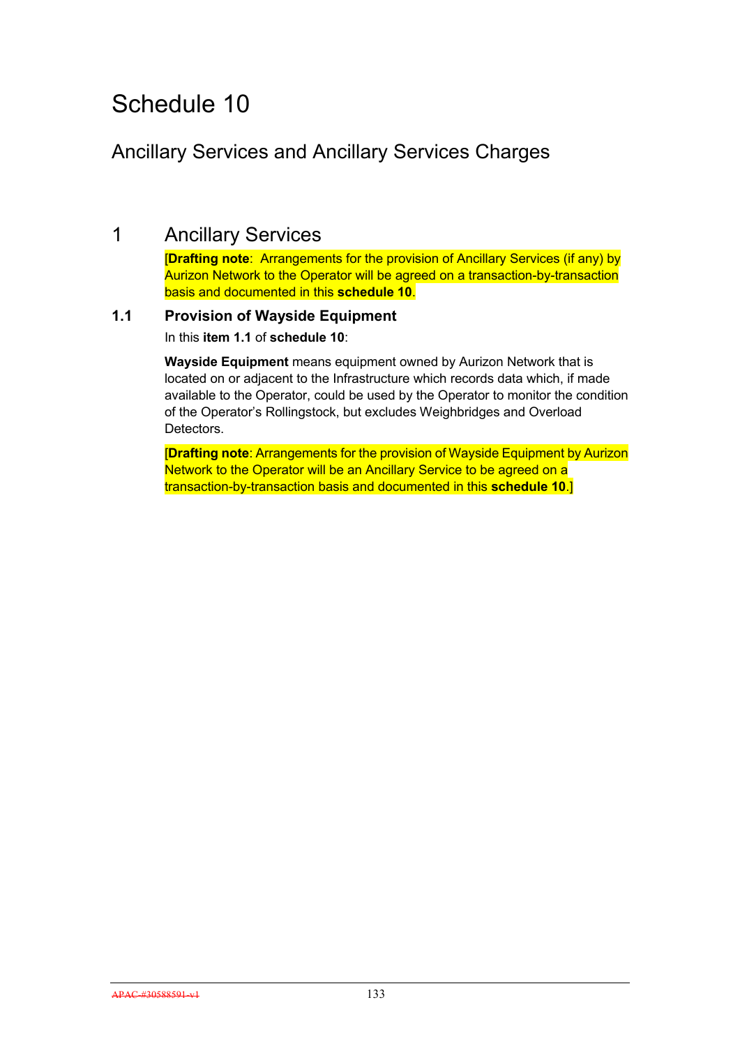# Schedule 10

## Ancillary Services and Ancillary Services Charges

## 1 Ancillary Services

[**Drafting note**: Arrangements for the provision of Ancillary Services (if any) by Aurizon Network to the Operator will be agreed on a transaction-by-transaction basis and documented in this **schedule 10**.

### 1.1 Provision of Wayside Equipment

In this **item 1.1** of **schedule 10**:

**Wayside Equipment** means equipment owned by Aurizon Network that is located on or adjacent to the Infrastructure which records data which, if made available to the Operator, could be used by the Operator to monitor the condition of the Operator's Rollingstock, but excludes Weighbridges and Overload Detectors.

[**Drafting note**: Arrangements for the provision of Wayside Equipment by Aurizon Network to the Operator will be an Ancillary Service to be agreed on a transaction-by-transaction basis and documented in this **schedule 10**.]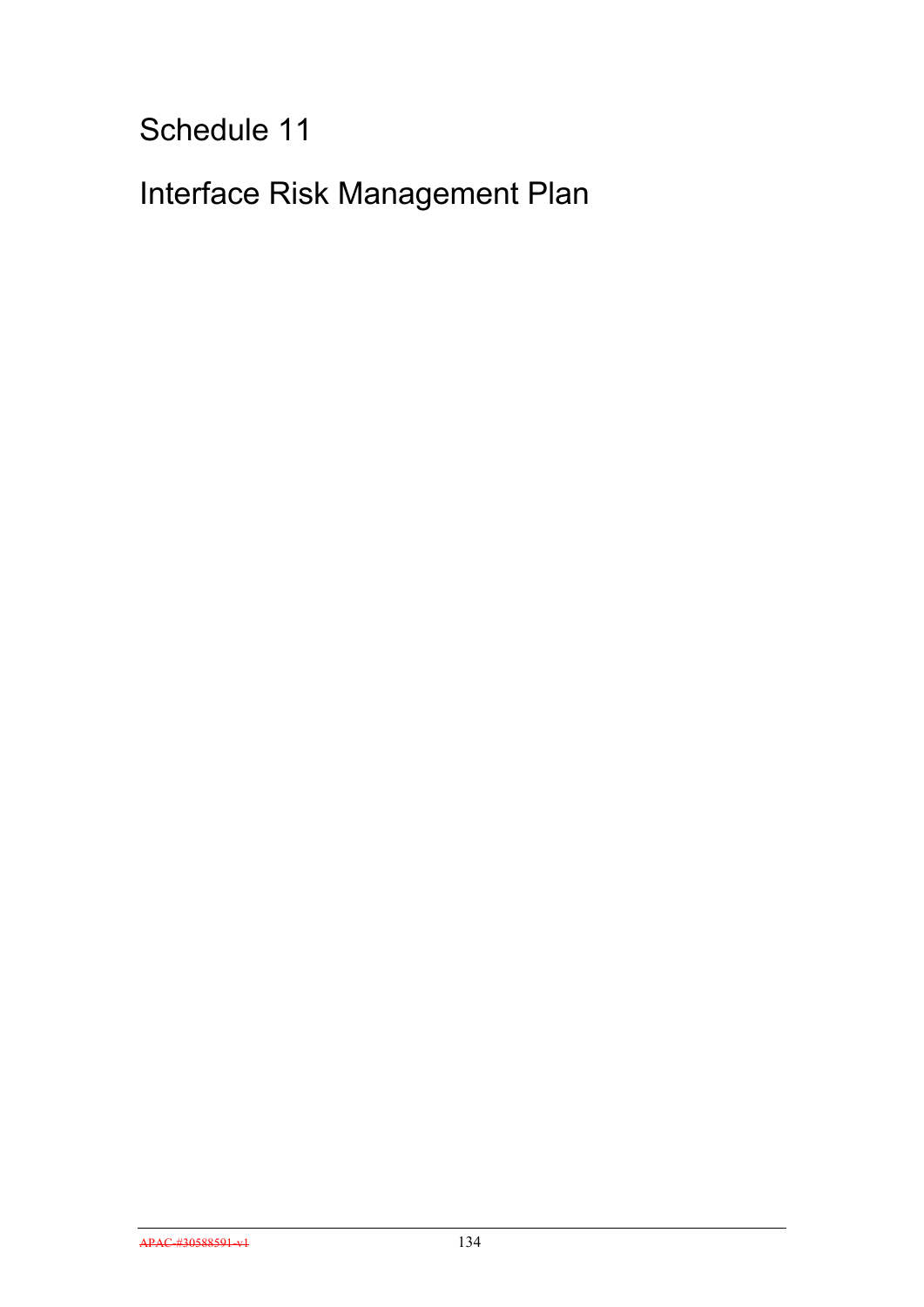# Schedule 11

# Interface Risk Management Plan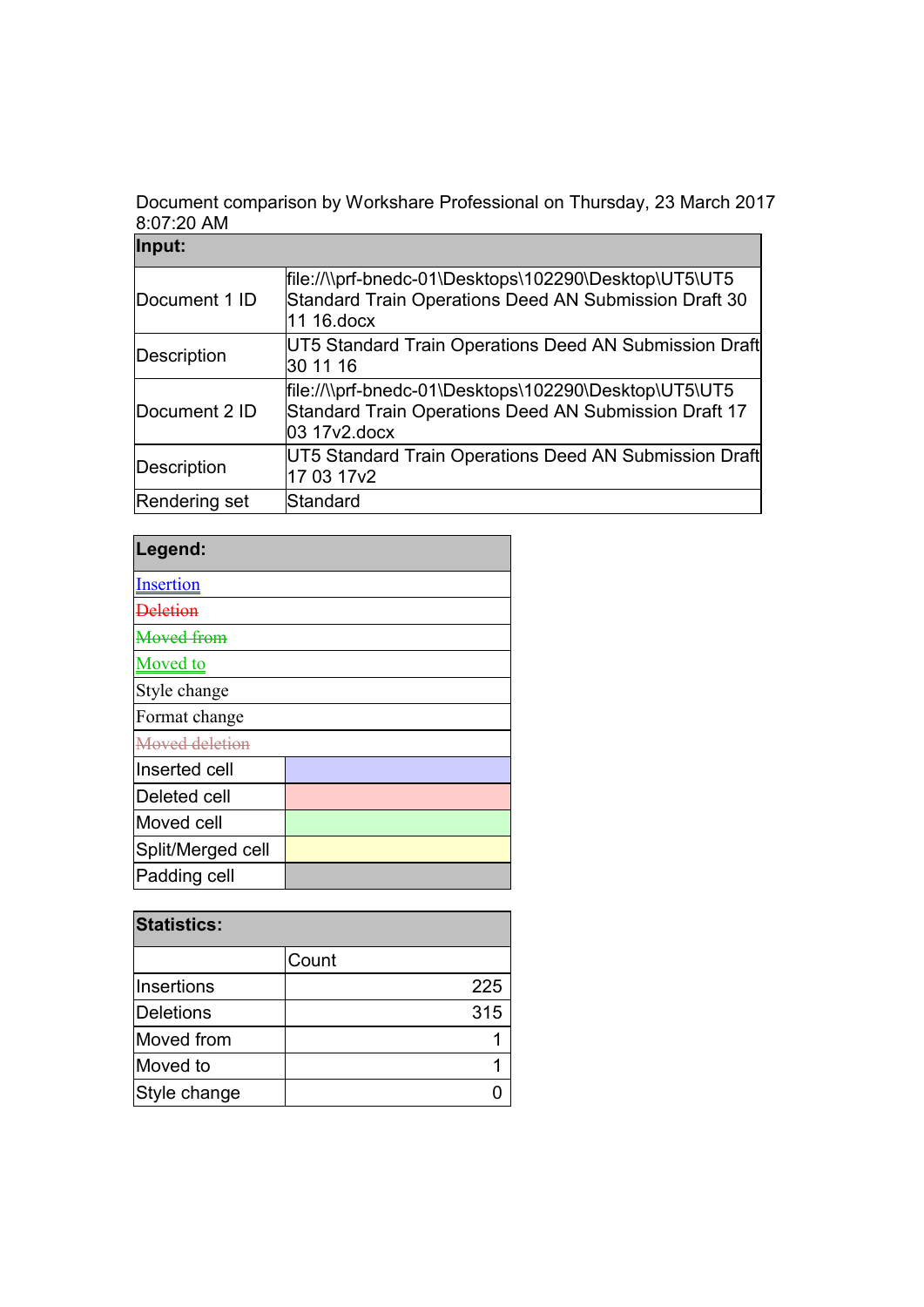Document comparison by Workshare Professional on Thursday, 23 March 2017 8:07:20 AM

| Input: | |
|---|---|
| Document 1 ID | file://\\prf-bnedc-01\Desktops\102290\Desktop\UT5\UT5 Standard Train Operations Deed AN Submission Draft 30 11 16.docx |
| Description | UT5 Standard Train Operations Deed AN Submission Draft 30 11 16 |
| Document 2 ID | file://\\prf-bnedc-01\Desktops\102290\Desktop\UT5\UT5 Standard Train Operations Deed AN Submission Draft 17 03 17v2.docx |
| Description | UT5 Standard Train Operations Deed AN Submission Draft 17 03 17v2 |
| Rendering set | Standard |

| Legend: | |
|---|---|
| Insertion | |
| ~~Deletion~~ | |
| ~~Moved from~~ | |
| Moved to | |
| Style change | |
| Format change | |
| ~~Moved deletion~~ | |
| Inserted cell | |
| Deleted cell | |
| Moved cell | |
| Split/Merged cell | |
| Padding cell | |

| Statistics: | |
|---|---|
| | Count |
| Insertions | 225 |
| Deletions | 315 |
| Moved from | 1 |
| Moved to | 1 |
| Style change | 0 |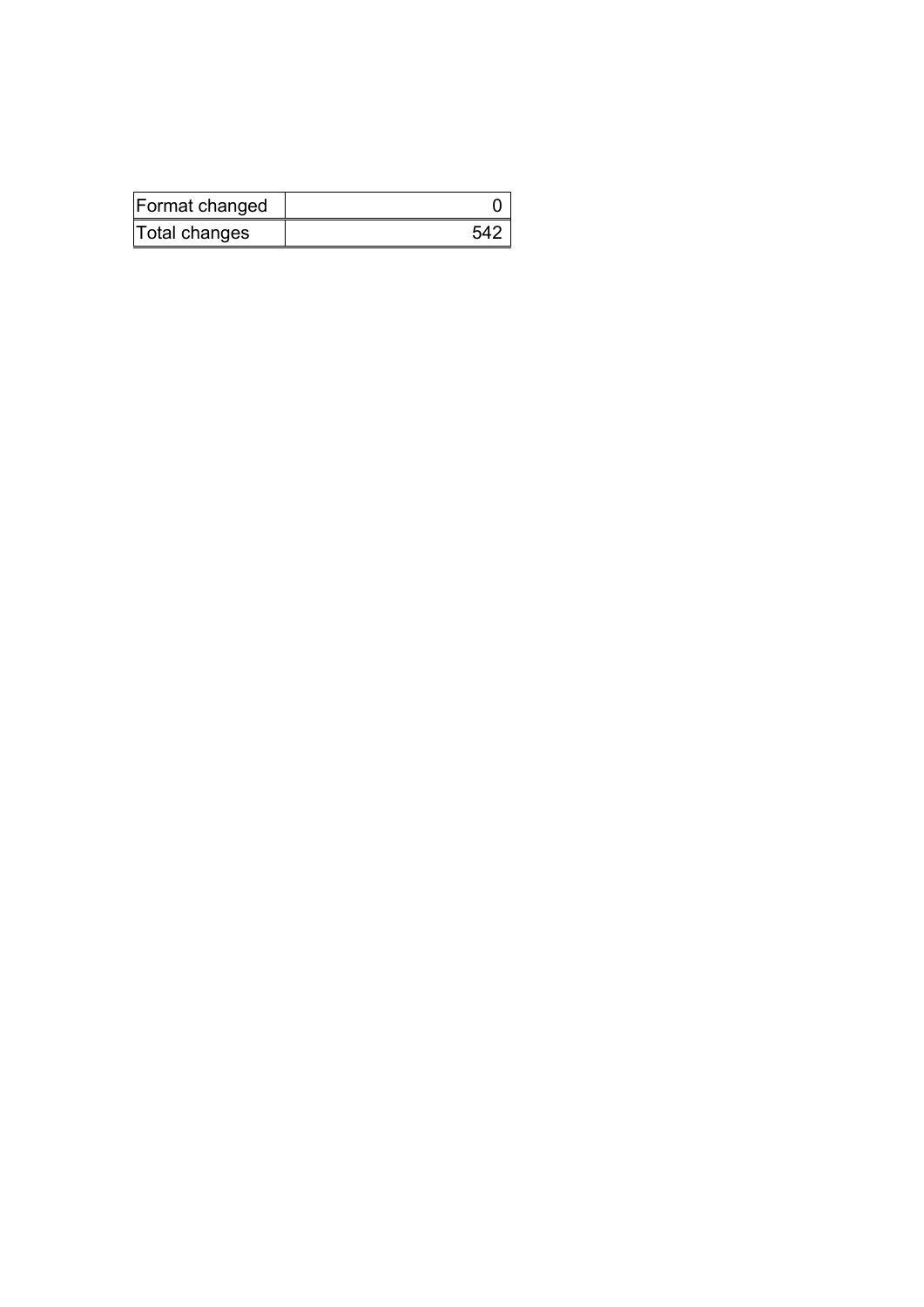| | |
|---|---|
| Format changed | 0 |
| Total changes | 542 |